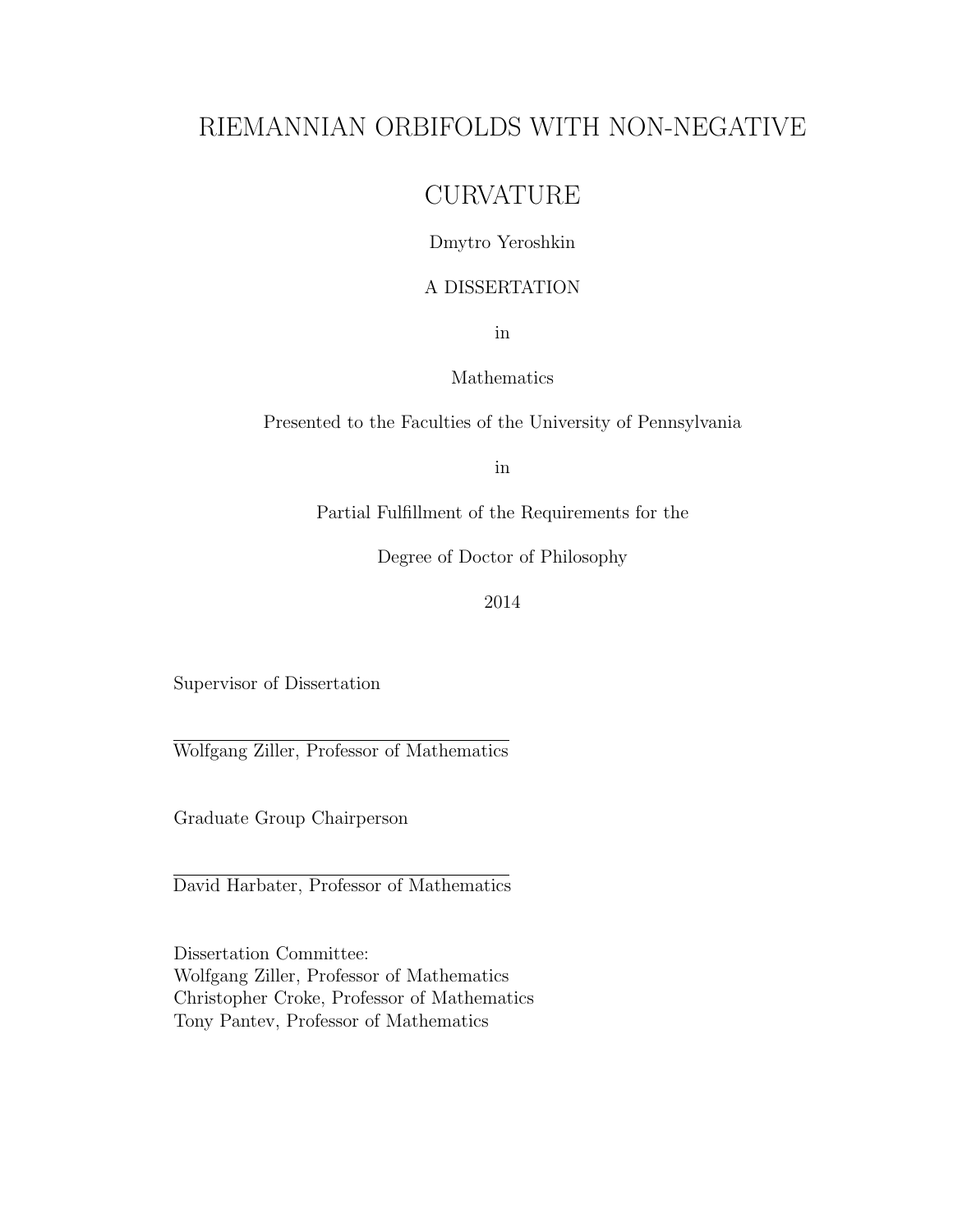# RIEMANNIAN ORBIFOLDS WITH NON-NEGATIVE CURVATURE

Dmytro Yeroshkin

A DISSERTATION

in

Mathematics

Presented to the Faculties of the University of Pennsylvania

in

Partial Fulfillment of the Requirements for the

Degree of Doctor of Philosophy

2014

Supervisor of Dissertation

Wolfgang Ziller, Professor of Mathematics

Graduate Group Chairperson

David Harbater, Professor of Mathematics

Dissertation Committee:
Wolfgang Ziller, Professor of Mathematics
Christopher Croke, Professor of Mathematics
Tony Pantev, Professor of Mathematics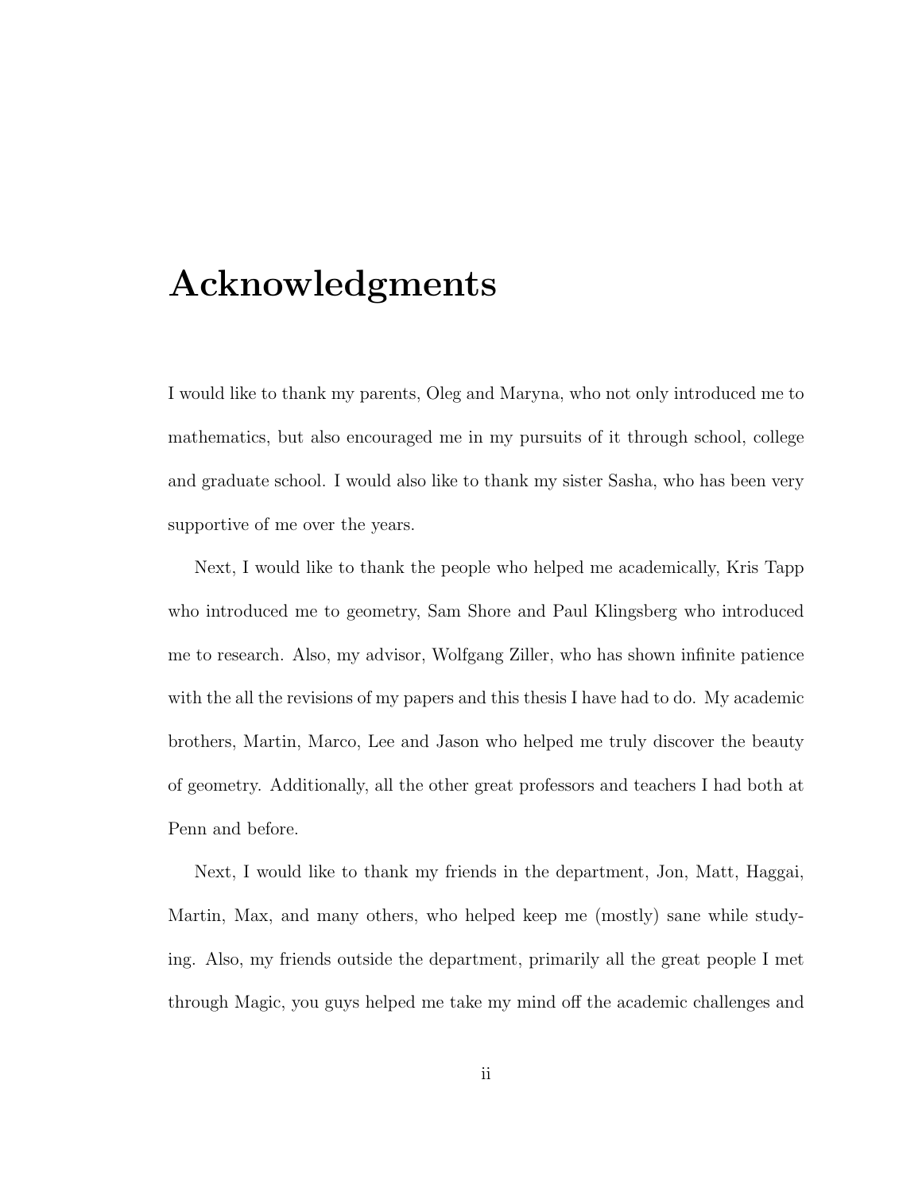# Acknowledgments

I would like to thank my parents, Oleg and Maryna, who not only introduced me to mathematics, but also encouraged me in my pursuits of it through school, college and graduate school. I would also like to thank my sister Sasha, who has been very supportive of me over the years.

Next, I would like to thank the people who helped me academically, Kris Tapp who introduced me to geometry, Sam Shore and Paul Klingsberg who introduced me to research. Also, my advisor, Wolfgang Ziller, who has shown infinite patience with the all the revisions of my papers and this thesis I have had to do. My academic brothers, Martin, Marco, Lee and Jason who helped me truly discover the beauty of geometry. Additionally, all the other great professors and teachers I had both at Penn and before.

Next, I would like to thank my friends in the department, Jon, Matt, Haggai, Martin, Max, and many others, who helped keep me (mostly) sane while studying. Also, my friends outside the department, primarily all the great people I met through Magic, you guys helped me take my mind off the academic challenges and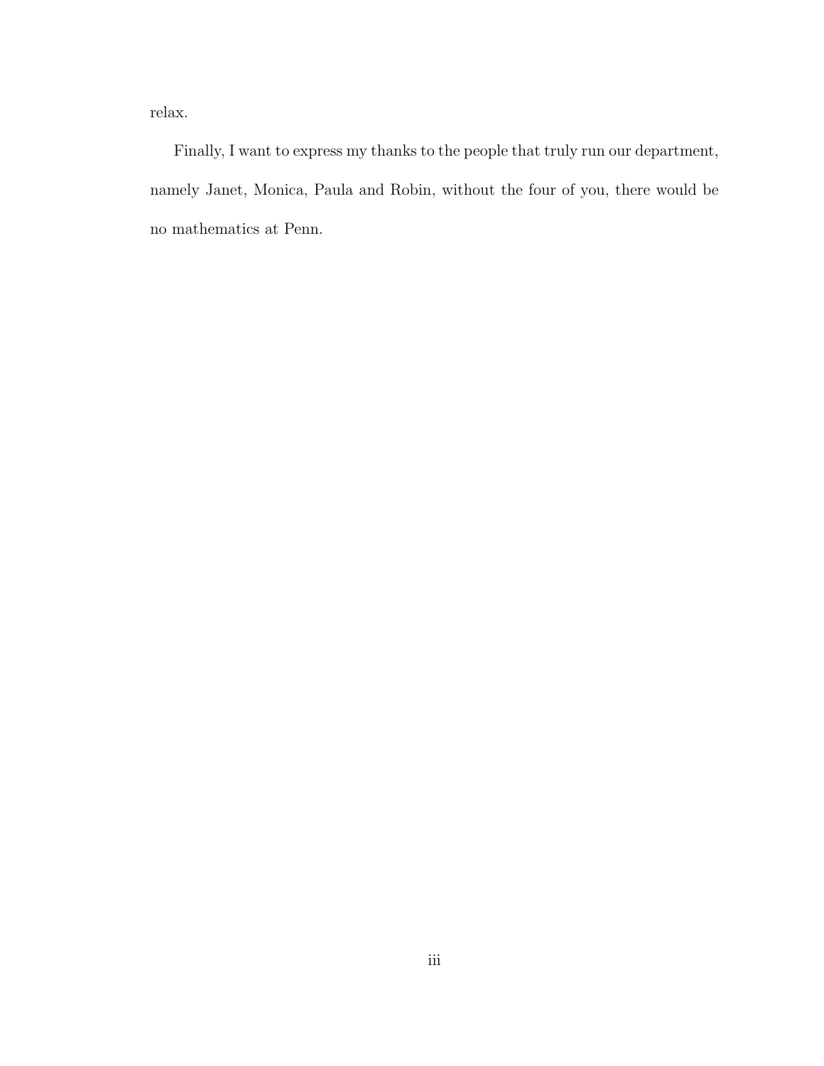relax.

Finally, I want to express my thanks to the people that truly run our department, namely Janet, Monica, Paula and Robin, without the four of you, there would be no mathematics at Penn.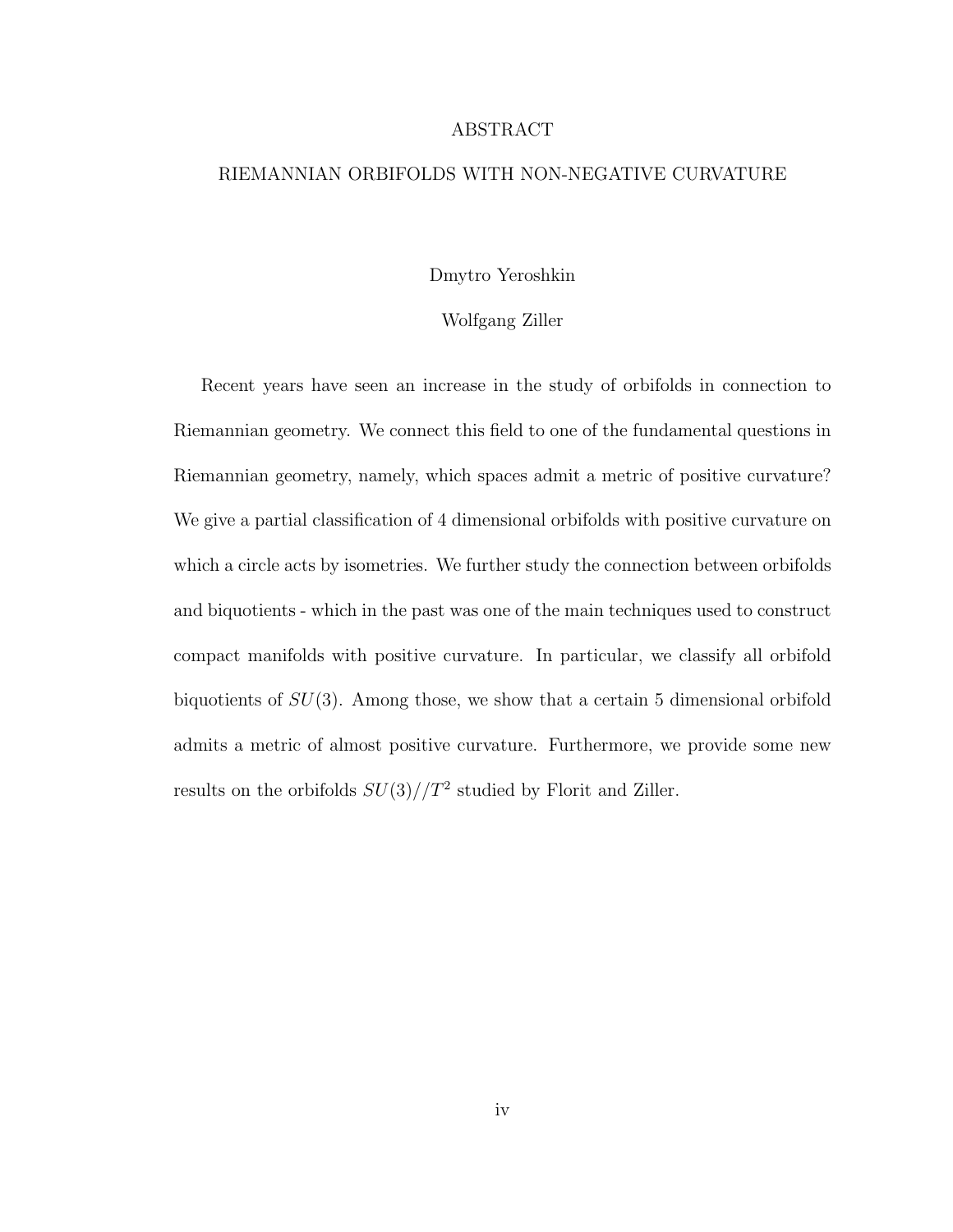# ABSTRACT

## RIEMANNIAN ORBIFOLDS WITH NON-NEGATIVE CURVATURE

Dmytro Yeroshkin

Wolfgang Ziller

Recent years have seen an increase in the study of orbifolds in connection to Riemannian geometry. We connect this field to one of the fundamental questions in Riemannian geometry, namely, which spaces admit a metric of positive curvature? We give a partial classification of 4 dimensional orbifolds with positive curvature on which a circle acts by isometries. We further study the connection between orbifolds and biquotients - which in the past was one of the main techniques used to construct compact manifolds with positive curvature. In particular, we classify all orbifold biquotients of $SU(3)$. Among those, we show that a certain 5 dimensional orbifold admits a metric of almost positive curvature. Furthermore, we provide some new results on the orbifolds $SU(3)//T^2$ studied by Florit and Ziller.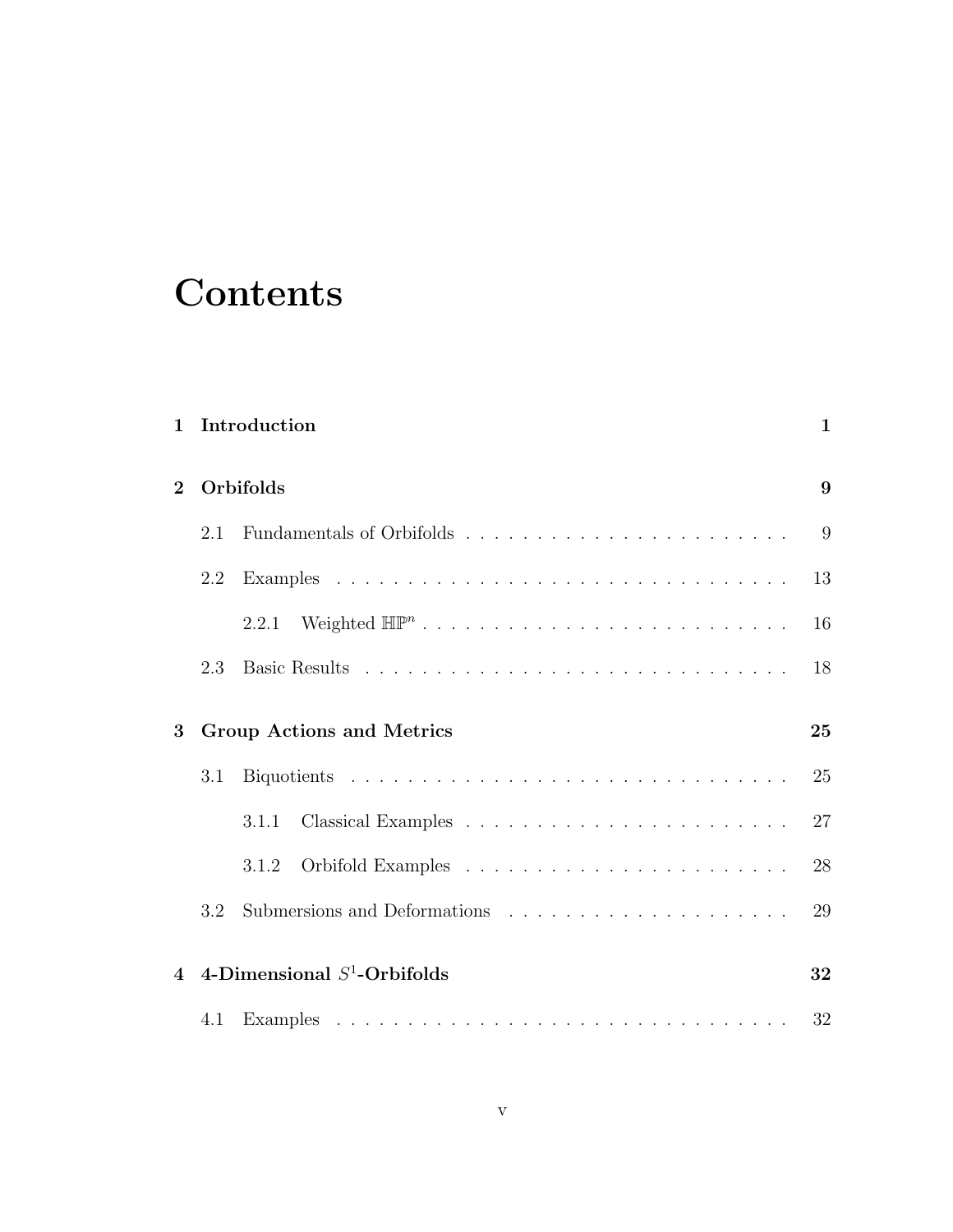# Contents

**1 Introduction** **1**

**2 Orbifolds** **9**

- 2.1 Fundamentals of Orbifolds . . . . . . . . . . . . . . . . . . . . . . . 9
- 2.2 Examples . . . . . . . . . . . . . . . . . . . . . . . . . . . . . . . . 13
  - 2.2.1 Weighted $\mathbb{HP}^n$ . . . . . . . . . . . . . . . . . . . . . . . . . . 16
- 2.3 Basic Results . . . . . . . . . . . . . . . . . . . . . . . . . . . . . 18

**3 Group Actions and Metrics** **25**

- 3.1 Biquotients . . . . . . . . . . . . . . . . . . . . . . . . . . . . . . . 25
  - 3.1.1 Classical Examples . . . . . . . . . . . . . . . . . . . . . . . 27
  - 3.1.2 Orbifold Examples . . . . . . . . . . . . . . . . . . . . . . . 28
- 3.2 Submersions and Deformations . . . . . . . . . . . . . . . . . . . . 29

**4 4-Dimensional $S^1$-Orbifolds** **32**

- 4.1 Examples . . . . . . . . . . . . . . . . . . . . . . . . . . . . . . . . 32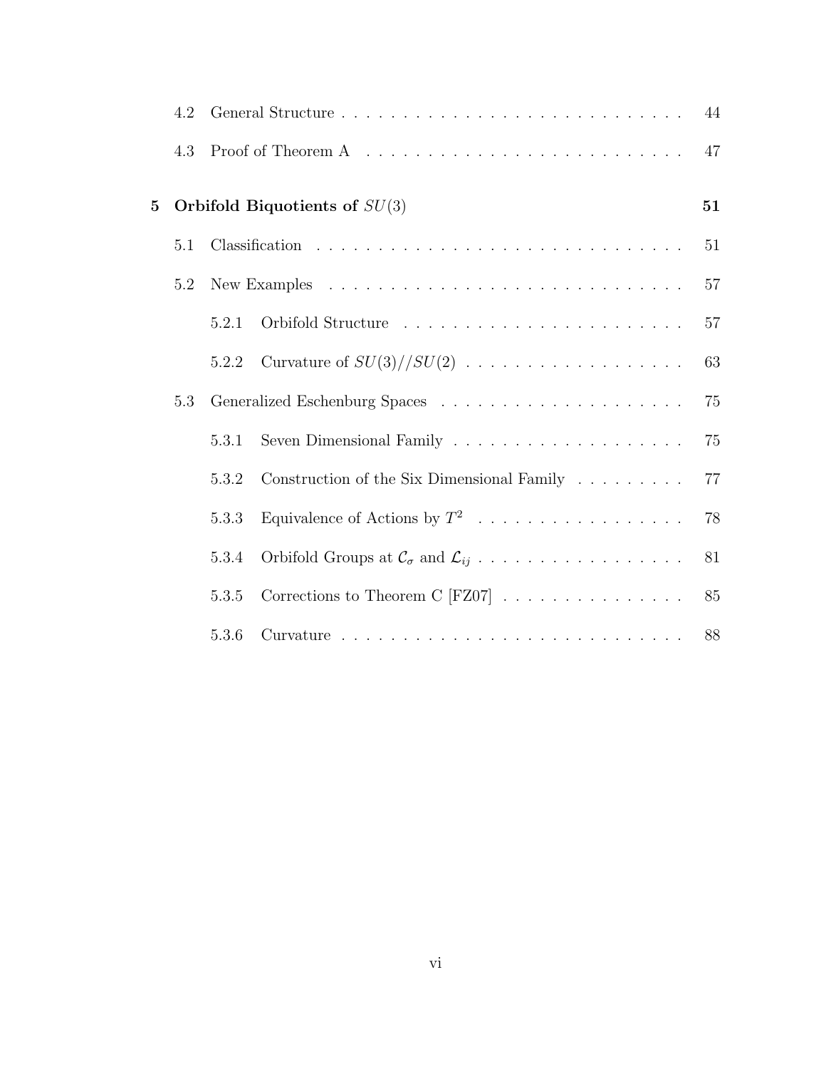4.2 General Structure . . . . . . . . . . . . . . . . . . . . . . . . . . . 44

4.3 Proof of Theorem A . . . . . . . . . . . . . . . . . . . . . . . . . . 47

**5 Orbifold Biquotients of $SU(3)$ 51**

5.1 Classification . . . . . . . . . . . . . . . . . . . . . . . . . . . . . . 51

5.2 New Examples . . . . . . . . . . . . . . . . . . . . . . . . . . . . . 57

5.2.1 Orbifold Structure . . . . . . . . . . . . . . . . . . . . . . . . 57

5.2.2 Curvature of $SU(3)//SU(2)$ . . . . . . . . . . . . . . . . . . 63

5.3 Generalized Eschenburg Spaces . . . . . . . . . . . . . . . . . . . . 75

5.3.1 Seven Dimensional Family . . . . . . . . . . . . . . . . . . . 75

5.3.2 Construction of the Six Dimensional Family . . . . . . . . . 77

5.3.3 Equivalence of Actions by $T^2$ . . . . . . . . . . . . . . . . . 78

5.3.4 Orbifold Groups at $\mathcal{C}_\sigma$ and $\mathcal{L}_{ij}$ . . . . . . . . . . . . . . . . . 81

5.3.5 Corrections to Theorem C [FZ07] . . . . . . . . . . . . . . . 85

5.3.6 Curvature . . . . . . . . . . . . . . . . . . . . . . . . . . . . 88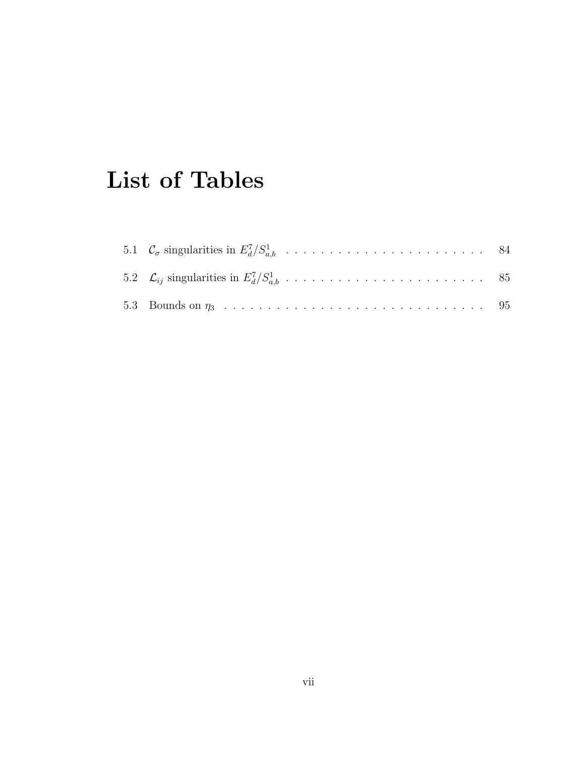# List of Tables

5.1 $\mathcal{C}_\sigma$ singularities in $E^7_d/S^1_{a,b}$ . . . . . . . . . . . . . . . . . . . . . . . . 84

5.2 $\mathcal{L}_{ij}$ singularities in $E^7_d/S^1_{a,b}$ . . . . . . . . . . . . . . . . . . . . . . . . 85

5.3 Bounds on $\eta_3$ . . . . . . . . . . . . . . . . . . . . . . . . . . . . . . . . 95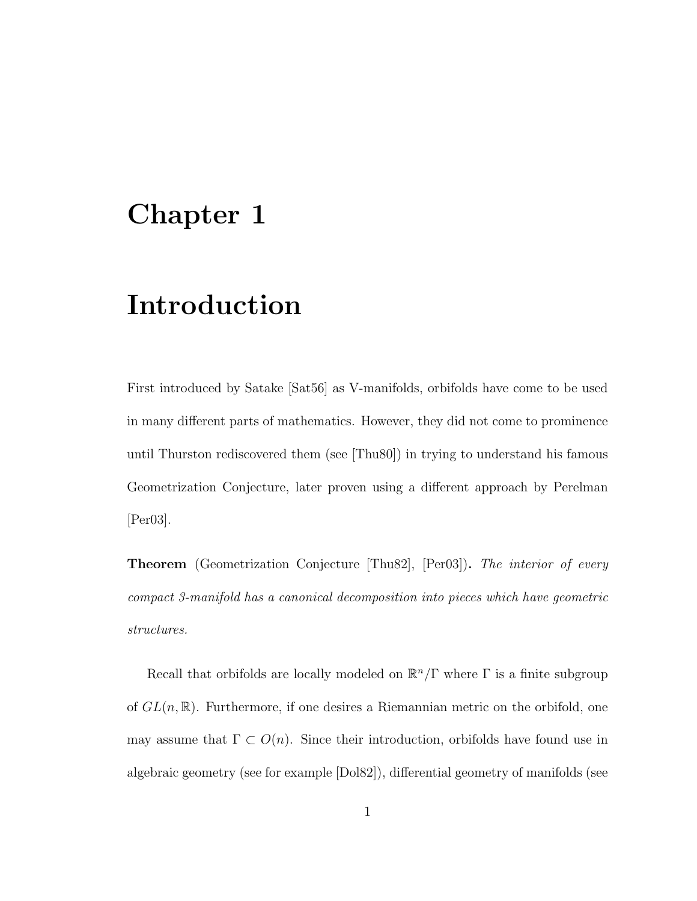# Chapter 1

# Introduction

First introduced by Satake [Sat56] as V-manifolds, orbifolds have come to be used in many different parts of mathematics. However, they did not come to prominence until Thurston rediscovered them (see [Thu80]) in trying to understand his famous Geometrization Conjecture, later proven using a different approach by Perelman [Per03].

**Theorem** (Geometrization Conjecture [Thu82], [Per03])**.** *The interior of every compact 3-manifold has a canonical decomposition into pieces which have geometric structures.*

Recall that orbifolds are locally modeled on $\mathbb{R}^n/\Gamma$ where $\Gamma$ is a finite subgroup of $GL(n, \mathbb{R})$. Furthermore, if one desires a Riemannian metric on the orbifold, one may assume that $\Gamma \subset O(n)$. Since their introduction, orbifolds have found use in algebraic geometry (see for example [Dol82]), differential geometry of manifolds (see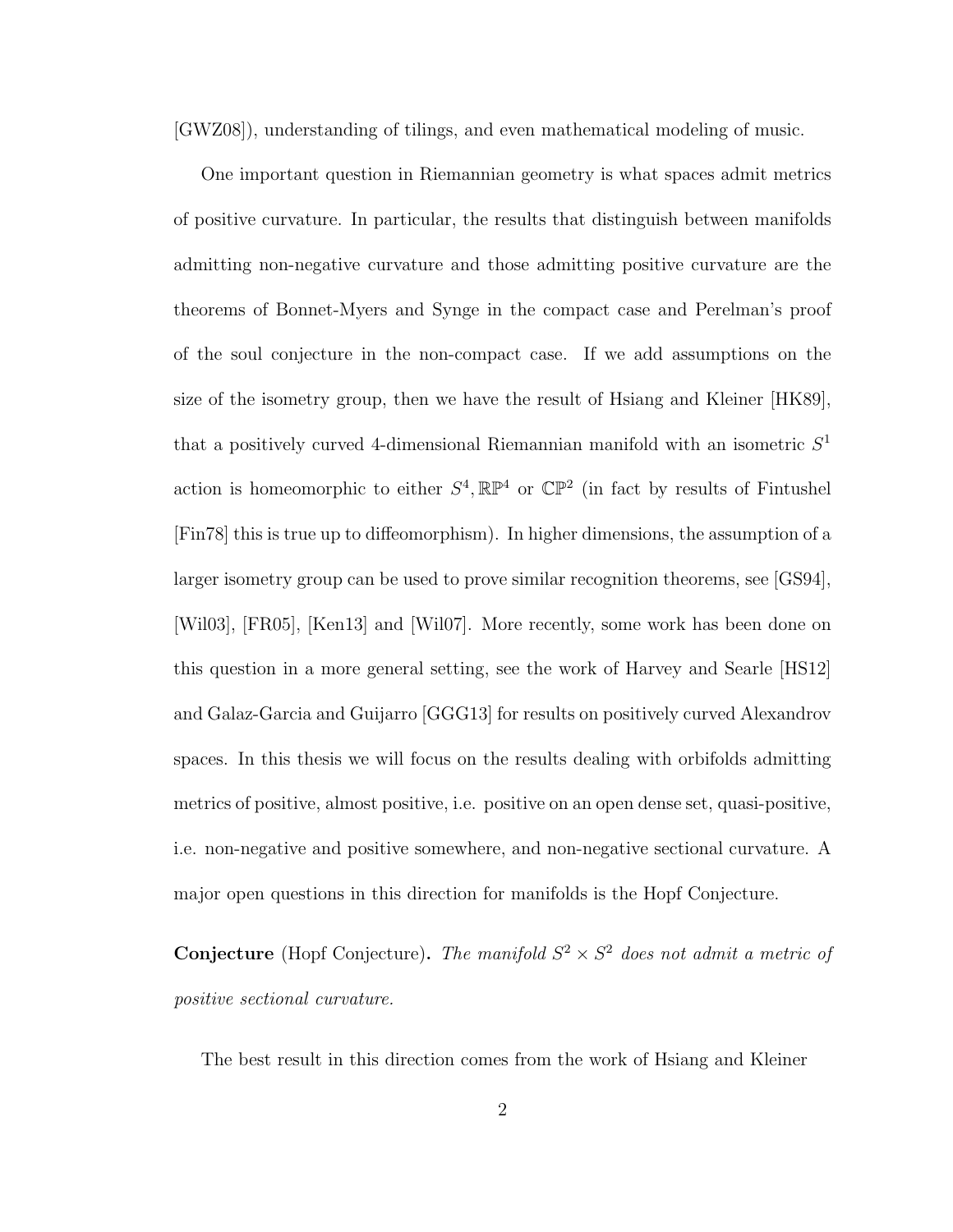[GWZ08]), understanding of tilings, and even mathematical modeling of music.

One important question in Riemannian geometry is what spaces admit metrics of positive curvature. In particular, the results that distinguish between manifolds admitting non-negative curvature and those admitting positive curvature are the theorems of Bonnet-Myers and Synge in the compact case and Perelman's proof of the soul conjecture in the non-compact case. If we add assumptions on the size of the isometry group, then we have the result of Hsiang and Kleiner [HK89], that a positively curved 4-dimensional Riemannian manifold with an isometric $S^1$ action is homeomorphic to either $S^4, \mathbb{RP}^4$ or $\mathbb{CP}^2$ (in fact by results of Fintushel [Fin78] this is true up to diffeomorphism). In higher dimensions, the assumption of a larger isometry group can be used to prove similar recognition theorems, see [GS94], [Wil03], [FR05], [Ken13] and [Wil07]. More recently, some work has been done on this question in a more general setting, see the work of Harvey and Searle [HS12] and Galaz-Garcia and Guijarro [GGG13] for results on positively curved Alexandrov spaces. In this thesis we will focus on the results dealing with orbifolds admitting metrics of positive, almost positive, i.e. positive on an open dense set, quasi-positive, i.e. non-negative and positive somewhere, and non-negative sectional curvature. A major open questions in this direction for manifolds is the Hopf Conjecture.

**Conjecture** (Hopf Conjecture)**.** *The manifold $S^2 \times S^2$ does not admit a metric of positive sectional curvature.*

The best result in this direction comes from the work of Hsiang and Kleiner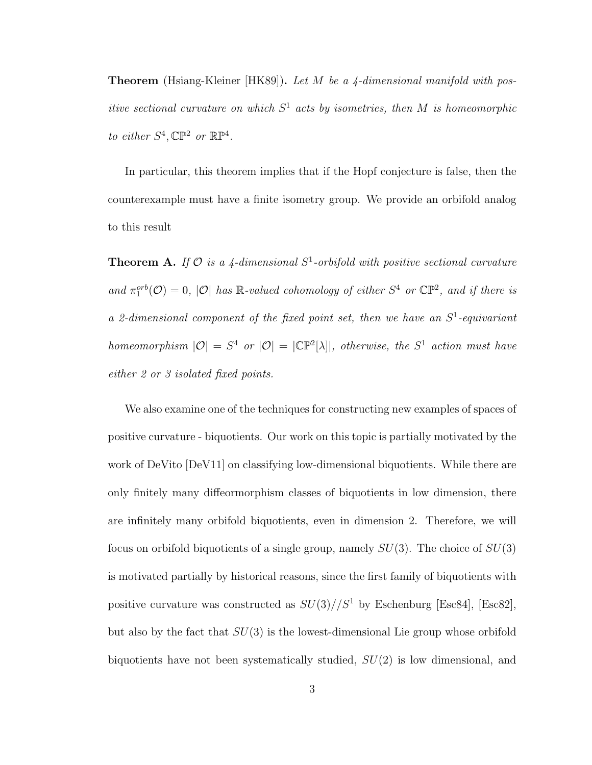**Theorem** (Hsiang-Kleiner [HK89])**.** *Let $M$ be a 4-dimensional manifold with positive sectional curvature on which $S^1$ acts by isometries, then $M$ is homeomorphic to either $S^4, \mathbb{CP}^2$ or $\mathbb{RP}^4$.*

In particular, this theorem implies that if the Hopf conjecture is false, then the counterexample must have a finite isometry group. We provide an orbifold analog to this result

**Theorem A.** *If $\mathcal{O}$ is a 4-dimensional $S^1$-orbifold with positive sectional curvature and $\pi_1^{orb}(\mathcal{O}) = 0$, $|\mathcal{O}|$ has $\mathbb{R}$-valued cohomology of either $S^4$ or $\mathbb{CP}^2$, and if there is a 2-dimensional component of the fixed point set, then we have an $S^1$-equivariant homeomorphism $|\mathcal{O}| = S^4$ or $|\mathcal{O}| = |\mathbb{CP}^2[\lambda]|$, otherwise, the $S^1$ action must have either 2 or 3 isolated fixed points.*

We also examine one of the techniques for constructing new examples of spaces of positive curvature - biquotients. Our work on this topic is partially motivated by the work of DeVito [DeV11] on classifying low-dimensional biquotients. While there are only finitely many diffeormorphism classes of biquotients in low dimension, there are infinitely many orbifold biquotients, even in dimension 2. Therefore, we will focus on orbifold biquotients of a single group, namely $SU(3)$. The choice of $SU(3)$ is motivated partially by historical reasons, since the first family of biquotients with positive curvature was constructed as $SU(3)//S^1$ by Eschenburg [Esc84], [Esc82], but also by the fact that $SU(3)$ is the lowest-dimensional Lie group whose orbifold biquotients have not been systematically studied, $SU(2)$ is low dimensional, and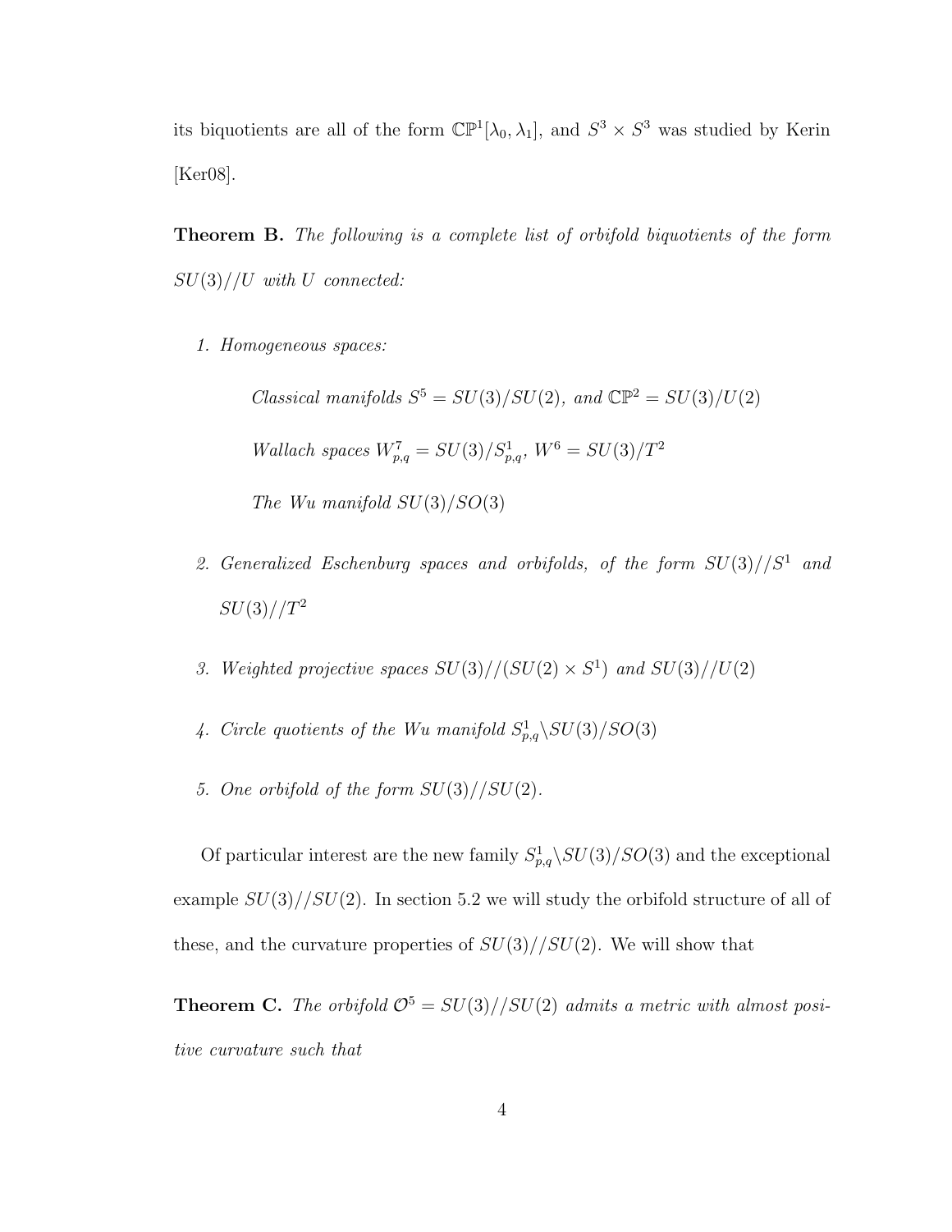its biquotients are all of the form $\mathbb{CP}^1[\lambda_0, \lambda_1]$, and $S^3 \times S^3$ was studied by Kerin [Ker08].

**Theorem B.** *The following is a complete list of orbifold biquotients of the form $SU(3)//U$ with $U$ connected:*

1. *Homogeneous spaces:*

   *Classical manifolds $S^5 = SU(3)/SU(2)$, and $\mathbb{CP}^2 = SU(3)/U(2)$*

   *Wallach spaces $W^7_{p,q} = SU(3)/S^1_{p,q}$, $W^6 = SU(3)/T^2$*

   *The Wu manifold $SU(3)/SO(3)$*

2. *Generalized Eschenburg spaces and orbifolds, of the form $SU(3)//S^1$ and $SU(3)//T^2$*

3. *Weighted projective spaces $SU(3)//(SU(2) \times S^1)$ and $SU(3)//U(2)$*

4. *Circle quotients of the Wu manifold $S^1_{p,q} \backslash SU(3)/SO(3)$*

5. *One orbifold of the form $SU(3)//SU(2)$.*

Of particular interest are the new family $S^1_{p,q} \backslash SU(3)/SO(3)$ and the exceptional example $SU(3)//SU(2)$. In section 5.2 we will study the orbifold structure of all of these, and the curvature properties of $SU(3)//SU(2)$. We will show that

**Theorem C.** *The orbifold $\mathcal{O}^5 = SU(3)//SU(2)$ admits a metric with almost positive curvature such that*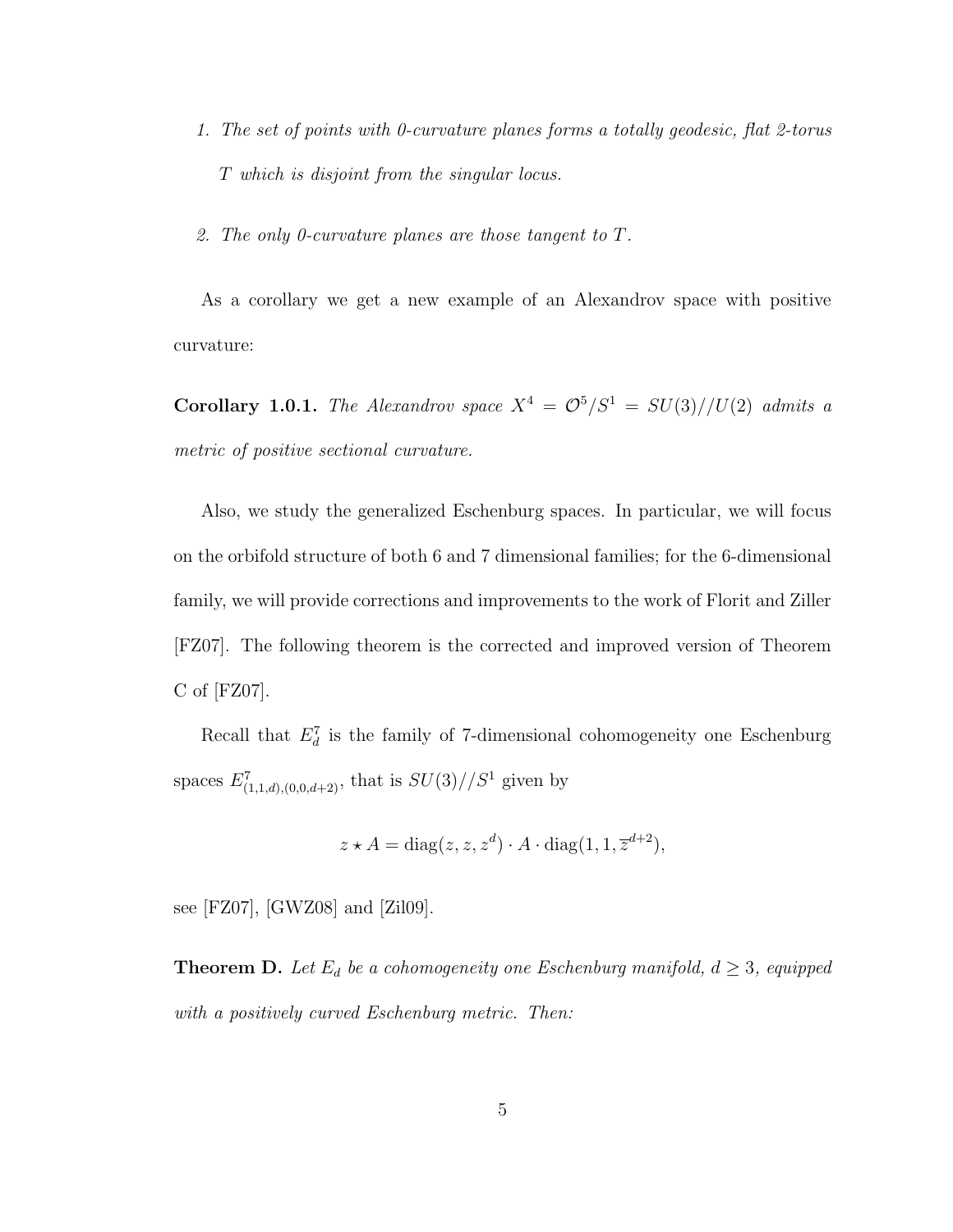1. *The set of points with 0-curvature planes forms a totally geodesic, flat 2-torus $T$ which is disjoint from the singular locus.*
2. *The only 0-curvature planes are those tangent to $T$.*

As a corollary we get a new example of an Alexandrov space with positive curvature:

**Corollary 1.0.1.** *The Alexandrov space $X^4 = \mathcal{O}^5/S^1 = SU(3)//U(2)$ admits a metric of positive sectional curvature.*

Also, we study the generalized Eschenburg spaces. In particular, we will focus on the orbifold structure of both 6 and 7 dimensional families; for the 6-dimensional family, we will provide corrections and improvements to the work of Florit and Ziller [FZ07]. The following theorem is the corrected and improved version of Theorem C of [FZ07].

Recall that $E^7_d$ is the family of 7-dimensional cohomogeneity one Eschenburg spaces $E^7_{(1,1,d),(0,0,d+2)}$, that is $SU(3)//S^1$ given by

$$z \star A = \mathrm{diag}(z, z, z^d) \cdot A \cdot \mathrm{diag}(1, 1, \overline{z}^{d+2}),$$

see [FZ07], [GWZ08] and [Zil09].

**Theorem D.** *Let $E_d$ be a cohomogeneity one Eschenburg manifold, $d \geq 3$, equipped with a positively curved Eschenburg metric. Then:*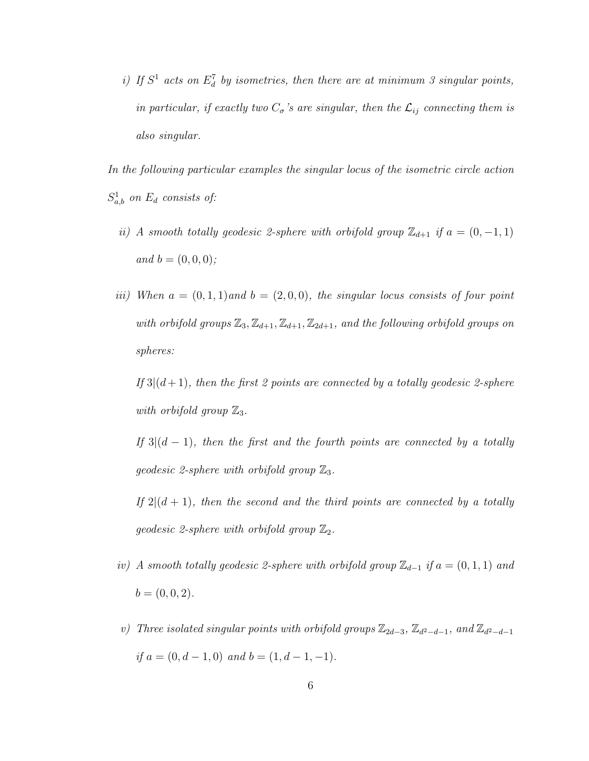*i) If $S^1$ acts on $E^7_d$ by isometries, then there are at minimum 3 singular points, in particular, if exactly two $C_\sigma$'s are singular, then the $\mathcal{L}_{ij}$ connecting them is also singular.*

*In the following particular examples the singular locus of the isometric circle action $S^1_{a,b}$ on $E_d$ consists of:*

*ii) A smooth totally geodesic 2-sphere with orbifold group $\mathbb{Z}_{d+1}$ if $a = (0, -1, 1)$ and $b = (0, 0, 0)$;*

*iii) When $a = (0, 1, 1)$and $b = (2, 0, 0)$, the singular locus consists of four point with orbifold groups $\mathbb{Z}_3, \mathbb{Z}_{d+1}, \mathbb{Z}_{d+1}, \mathbb{Z}_{2d+1}$, and the following orbifold groups on spheres:*

*If $3|(d+1)$, then the first 2 points are connected by a totally geodesic 2-sphere with orbifold group $\mathbb{Z}_3$.*

*If $3|(d-1)$, then the first and the fourth points are connected by a totally geodesic 2-sphere with orbifold group $\mathbb{Z}_3$.*

*If $2|(d+1)$, then the second and the third points are connected by a totally geodesic 2-sphere with orbifold group $\mathbb{Z}_2$.*

*iv) A smooth totally geodesic 2-sphere with orbifold group $\mathbb{Z}_{d-1}$ if $a = (0, 1, 1)$ and $b = (0, 0, 2)$.*

*v) Three isolated singular points with orbifold groups $\mathbb{Z}_{2d-3}$, $\mathbb{Z}_{d^2-d-1}$, and $\mathbb{Z}_{d^2-d-1}$ if $a = (0, d-1, 0)$ and $b = (1, d-1, -1)$.*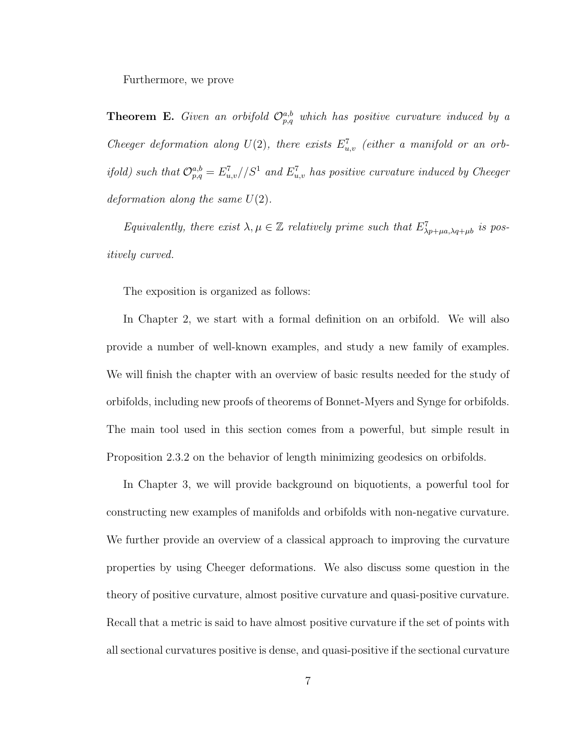Furthermore, we prove

**Theorem E.** *Given an orbifold $\mathcal{O}^{a,b}_{p,q}$ which has positive curvature induced by a Cheeger deformation along $U(2)$, there exists $E^7_{u,v}$ (either a manifold or an orbifold) such that $\mathcal{O}^{a,b}_{p,q} = E^7_{u,v}//S^1$ and $E^7_{u,v}$ has positive curvature induced by Cheeger deformation along the same $U(2)$.*

*Equivalently, there exist $\lambda, \mu \in \mathbb{Z}$ relatively prime such that $E^7_{\lambda p+\mu a, \lambda q+\mu b}$ is positively curved.*

The exposition is organized as follows:

In Chapter 2, we start with a formal definition on an orbifold. We will also provide a number of well-known examples, and study a new family of examples. We will finish the chapter with an overview of basic results needed for the study of orbifolds, including new proofs of theorems of Bonnet-Myers and Synge for orbifolds. The main tool used in this section comes from a powerful, but simple result in Proposition 2.3.2 on the behavior of length minimizing geodesics on orbifolds.

In Chapter 3, we will provide background on biquotients, a powerful tool for constructing new examples of manifolds and orbifolds with non-negative curvature. We further provide an overview of a classical approach to improving the curvature properties by using Cheeger deformations. We also discuss some question in the theory of positive curvature, almost positive curvature and quasi-positive curvature. Recall that a metric is said to have almost positive curvature if the set of points with all sectional curvatures positive is dense, and quasi-positive if the sectional curvature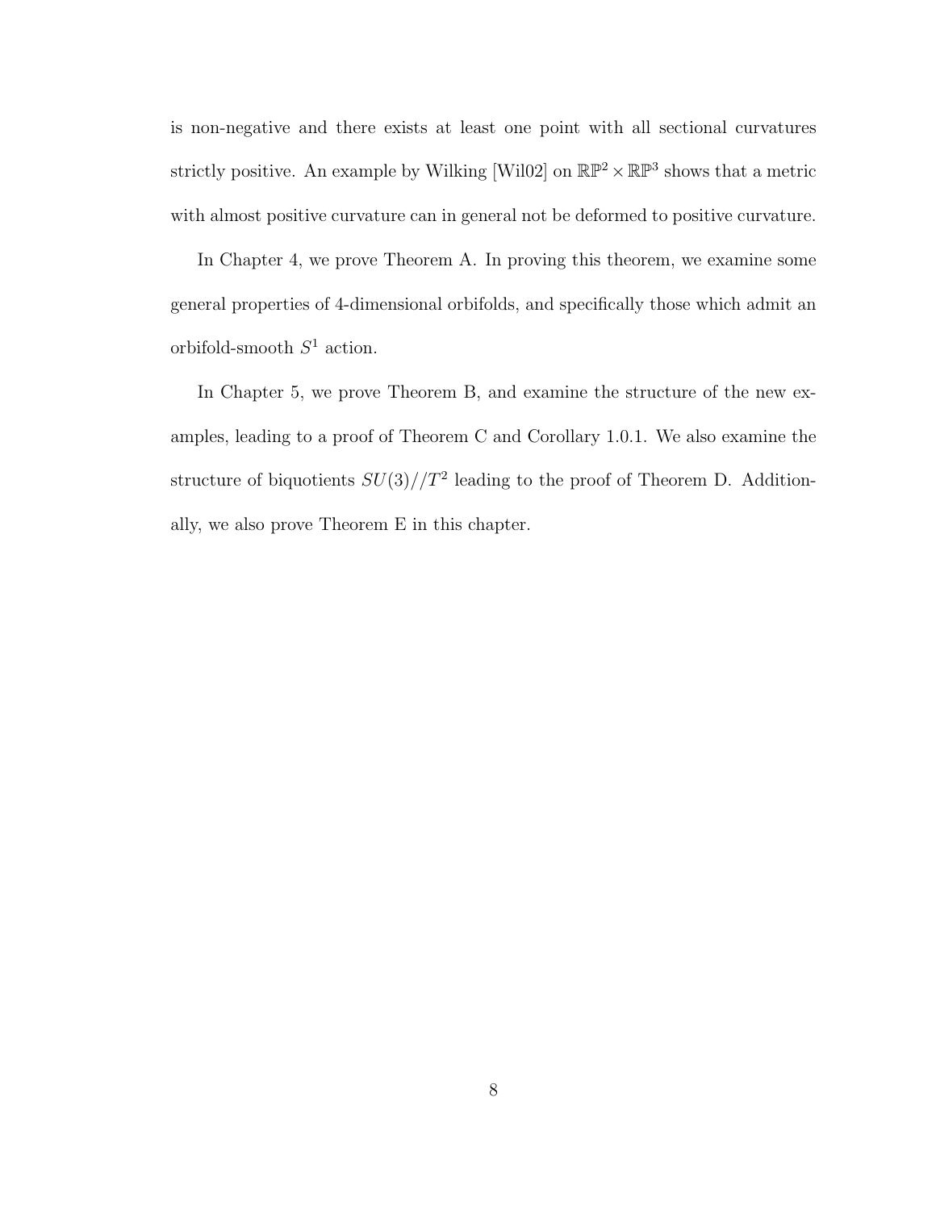is non-negative and there exists at least one point with all sectional curvatures strictly positive. An example by Wilking [Wil02] on $\mathbb{RP}^2 \times \mathbb{RP}^3$ shows that a metric with almost positive curvature can in general not be deformed to positive curvature.

In Chapter 4, we prove Theorem A. In proving this theorem, we examine some general properties of 4-dimensional orbifolds, and specifically those which admit an orbifold-smooth $S^1$ action.

In Chapter 5, we prove Theorem B, and examine the structure of the new examples, leading to a proof of Theorem C and Corollary 1.0.1. We also examine the structure of biquotients $SU(3)//T^2$ leading to the proof of Theorem D. Additionally, we also prove Theorem E in this chapter.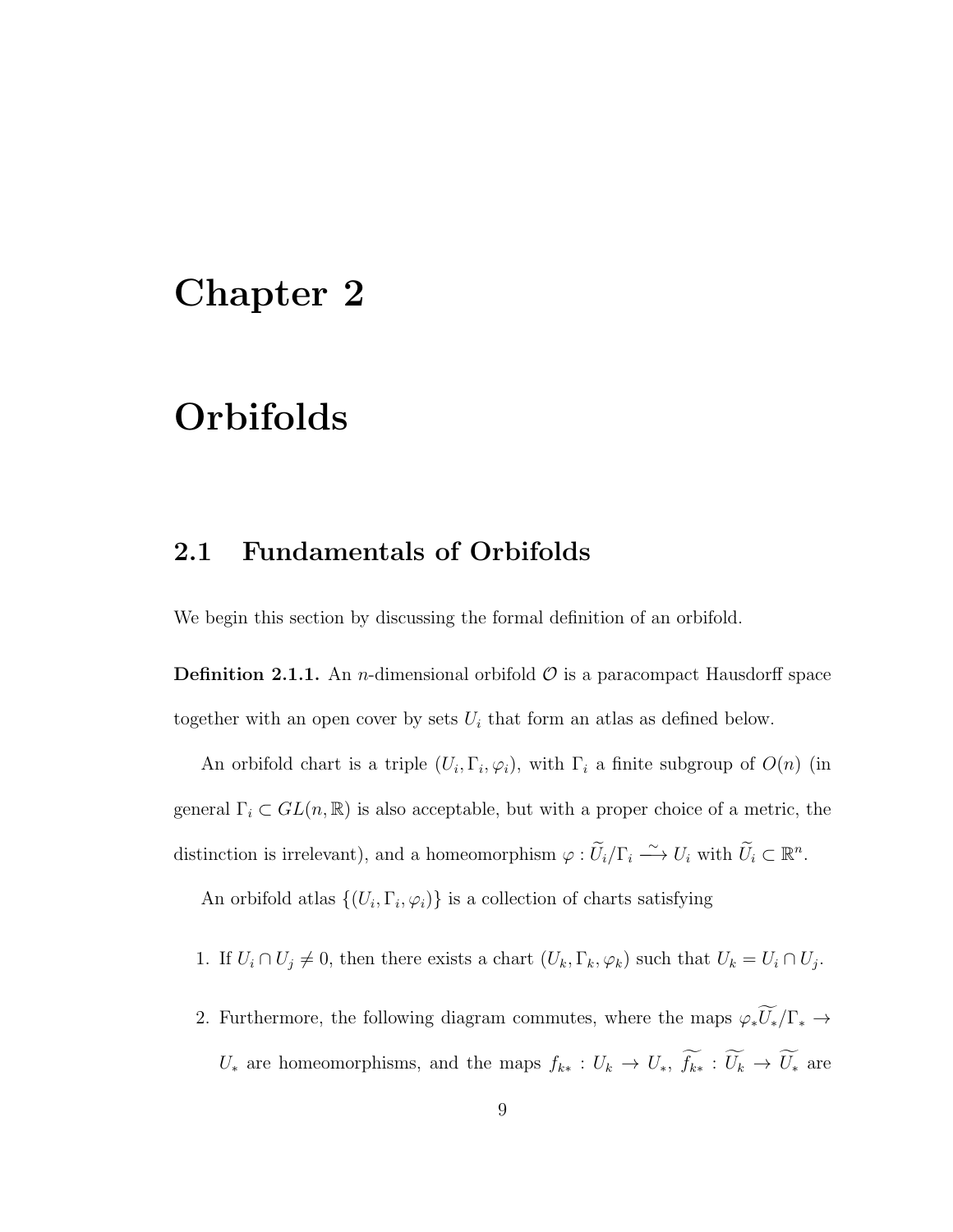# Chapter 2

# Orbifolds

## 2.1 Fundamentals of Orbifolds

We begin this section by discussing the formal definition of an orbifold.

**Definition 2.1.1.** An $n$-dimensional orbifold $\mathcal{O}$ is a paracompact Hausdorff space together with an open cover by sets $U_i$ that form an atlas as defined below.

An orbifold chart is a triple $(U_i, \Gamma_i, \varphi_i)$, with $\Gamma_i$ a finite subgroup of $O(n)$ (in general $\Gamma_i \subset GL(n, \mathbb{R})$ is also acceptable, but with a proper choice of a metric, the distinction is irrelevant), and a homeomorphism $\varphi : \widetilde{U}_i/\Gamma_i \xrightarrow{\sim} U_i$ with $\widetilde{U}_i \subset \mathbb{R}^n$.

An orbifold atlas $\{(U_i, \Gamma_i, \varphi_i)\}$ is a collection of charts satisfying

1. If $U_i \cap U_j \neq 0$, then there exists a chart $(U_k, \Gamma_k, \varphi_k)$ such that $U_k = U_i \cap U_j$.
2. Furthermore, the following diagram commutes, where the maps $\varphi_* \widetilde{U_*}/\Gamma_* \to U_*$ are homeomorphisms, and the maps $f_{k*} : U_k \to U_*$, $\widetilde{f_{k*}} : \widetilde{U_k} \to \widetilde{U_*}$ are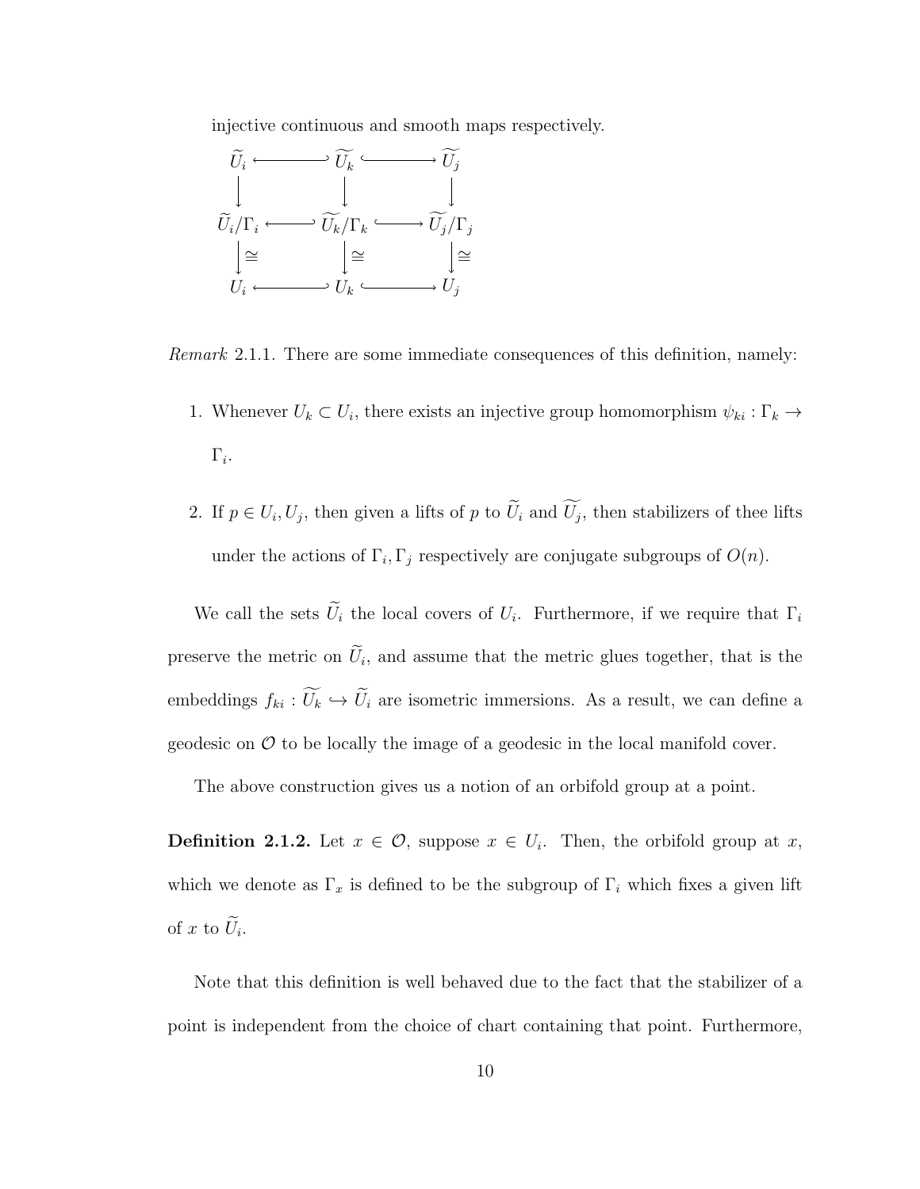injective continuous and smooth maps respectively.

$$
\begin{array}{ccccc}
\widetilde{U_i} & \hookleftarrow & \widetilde{U_k} & \hookrightarrow & \widetilde{U_j} \\
\downarrow & & \downarrow & & \downarrow \\
\widetilde{U_i}/\Gamma_i & \hookleftarrow & \widetilde{U_k}/\Gamma_k & \hookrightarrow & \widetilde{U_j}/\Gamma_j \\
\downarrow \cong & & \downarrow \cong & & \downarrow \cong \\
U_i & \hookleftarrow & U_k & \hookrightarrow & U_j
\end{array}
$$

*Remark* 2.1.1. There are some immediate consequences of this definition, namely:

1. Whenever $U_k \subset U_i$, there exists an injective group homomorphism $\psi_{ki} : \Gamma_k \to \Gamma_i$.

2. If $p \in U_i, U_j$, then given a lifts of $p$ to $\widetilde{U_i}$ and $\widetilde{U_j}$, then stabilizers of thee lifts under the actions of $\Gamma_i, \Gamma_j$ respectively are conjugate subgroups of $O(n)$.

We call the sets $\widetilde{U_i}$ the local covers of $U_i$. Furthermore, if we require that $\Gamma_i$ preserve the metric on $\widetilde{U_i}$, and assume that the metric glues together, that is the embeddings $f_{ki} : \widetilde{U_k} \hookrightarrow \widetilde{U_i}$ are isometric immersions. As a result, we can define a geodesic on $\mathcal{O}$ to be locally the image of a geodesic in the local manifold cover.

The above construction gives us a notion of an orbifold group at a point.

**Definition 2.1.2.** Let $x \in \mathcal{O}$, suppose $x \in U_i$. Then, the orbifold group at $x$, which we denote as $\Gamma_x$ is defined to be the subgroup of $\Gamma_i$ which fixes a given lift of $x$ to $\widetilde{U_i}$.

Note that this definition is well behaved due to the fact that the stabilizer of a point is independent from the choice of chart containing that point. Furthermore,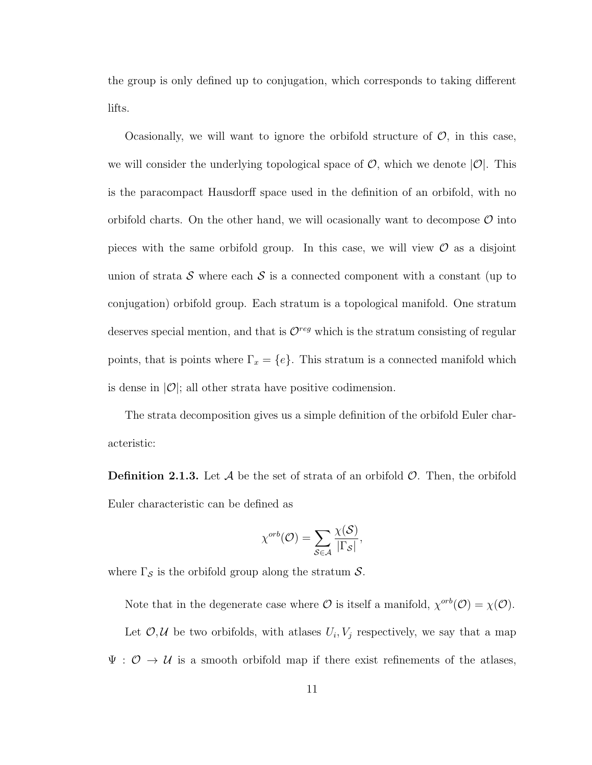the group is only defined up to conjugation, which corresponds to taking different lifts.

Ocasionally, we will want to ignore the orbifold structure of $\mathcal{O}$, in this case, we will consider the underlying topological space of $\mathcal{O}$, which we denote $|\mathcal{O}|$. This is the paracompact Hausdorff space used in the definition of an orbifold, with no orbifold charts. On the other hand, we will ocasionally want to decompose $\mathcal{O}$ into pieces with the same orbifold group. In this case, we will view $\mathcal{O}$ as a disjoint union of strata $\mathcal{S}$ where each $\mathcal{S}$ is a connected component with a constant (up to conjugation) orbifold group. Each stratum is a topological manifold. One stratum deserves special mention, and that is $\mathcal{O}^{reg}$ which is the stratum consisting of regular points, that is points where $\Gamma_x = \{e\}$. This stratum is a connected manifold which is dense in $|\mathcal{O}|$; all other strata have positive codimension.

The strata decomposition gives us a simple definition of the orbifold Euler characteristic:

**Definition 2.1.3.** Let $\mathcal{A}$ be the set of strata of an orbifold $\mathcal{O}$. Then, the orbifold Euler characteristic can be defined as

$$\chi^{orb}(\mathcal{O}) = \sum_{\mathcal{S} \in \mathcal{A}} \frac{\chi(\mathcal{S})}{|\Gamma_{\mathcal{S}}|},$$

where $\Gamma_{\mathcal{S}}$ is the orbifold group along the stratum $\mathcal{S}$.

Note that in the degenerate case where $\mathcal{O}$ is itself a manifold, $\chi^{orb}(\mathcal{O}) = \chi(\mathcal{O})$.

Let $\mathcal{O}$,$\mathcal{U}$ be two orbifolds, with atlases $U_i, V_j$ respectively, we say that a map $\Psi : \mathcal{O} \to \mathcal{U}$ is a smooth orbifold map if there exist refinements of the atlases,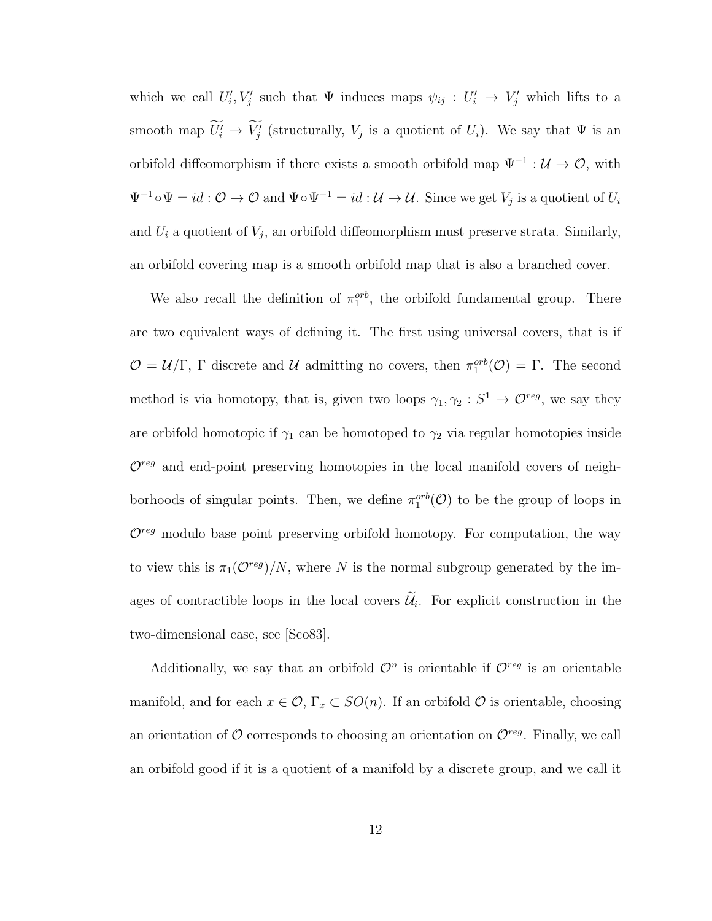which we call $U_i', V_j'$ such that $\Psi$ induces maps $\psi_{ij} : U_i' \to V_j'$ which lifts to a smooth map $\widetilde{U_i'} \to \widetilde{V_j'}$ (structurally, $V_j$ is a quotient of $U_i$). We say that $\Psi$ is an orbifold diffeomorphism if there exists a smooth orbifold map $\Psi^{-1} : \mathcal{U} \to \mathcal{O}$, with $\Psi^{-1} \circ \Psi = id : \mathcal{O} \to \mathcal{O}$ and $\Psi \circ \Psi^{-1} = id : \mathcal{U} \to \mathcal{U}$. Since we get $V_j$ is a quotient of $U_i$ and $U_i$ a quotient of $V_j$, an orbifold diffeomorphism must preserve strata. Similarly, an orbifold covering map is a smooth orbifold map that is also a branched cover.

We also recall the definition of $\pi_1^{orb}$, the orbifold fundamental group. There are two equivalent ways of defining it. The first using universal covers, that is if $\mathcal{O} = \mathcal{U}/\Gamma$, $\Gamma$ discrete and $\mathcal{U}$ admitting no covers, then $\pi_1^{orb}(\mathcal{O}) = \Gamma$. The second method is via homotopy, that is, given two loops $\gamma_1, \gamma_2 : S^1 \to \mathcal{O}^{reg}$, we say they are orbifold homotopic if $\gamma_1$ can be homotoped to $\gamma_2$ via regular homotopies inside $\mathcal{O}^{reg}$ and end-point preserving homotopies in the local manifold covers of neighborhoods of singular points. Then, we define $\pi_1^{orb}(\mathcal{O})$ to be the group of loops in $\mathcal{O}^{reg}$ modulo base point preserving orbifold homotopy. For computation, the way to view this is $\pi_1(\mathcal{O}^{reg})/N$, where $N$ is the normal subgroup generated by the images of contractible loops in the local covers $\widetilde{\mathcal{U}}_i$. For explicit construction in the two-dimensional case, see [Sco83].

Additionally, we say that an orbifold $\mathcal{O}^n$ is orientable if $\mathcal{O}^{reg}$ is an orientable manifold, and for each $x \in \mathcal{O}$, $\Gamma_x \subset SO(n)$. If an orbifold $\mathcal{O}$ is orientable, choosing an orientation of $\mathcal{O}$ corresponds to choosing an orientation on $\mathcal{O}^{reg}$. Finally, we call an orbifold good if it is a quotient of a manifold by a discrete group, and we call it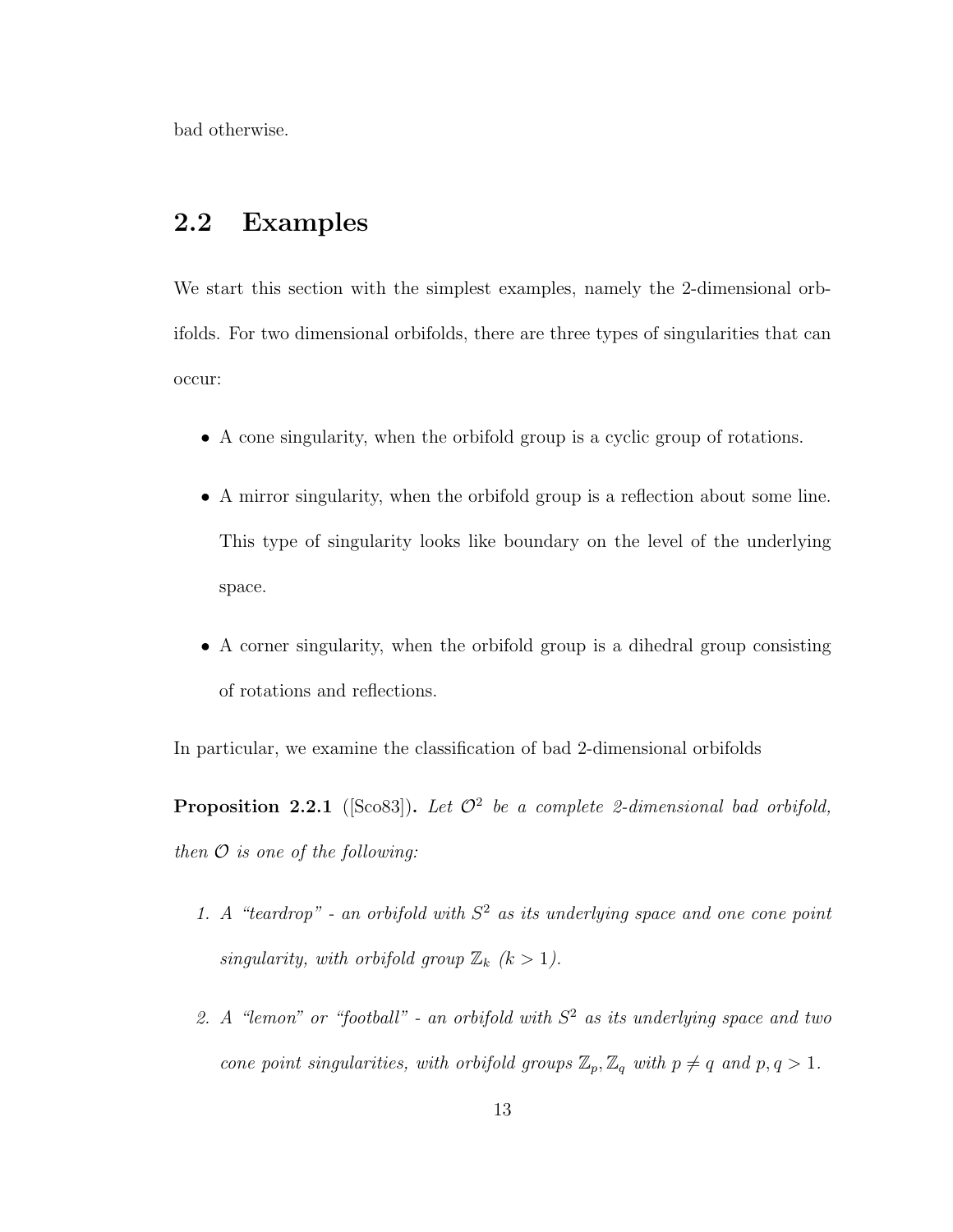bad otherwise.

## 2.2 Examples

We start this section with the simplest examples, namely the 2-dimensional orbifolds. For two dimensional orbifolds, there are three types of singularities that can occur:

- A cone singularity, when the orbifold group is a cyclic group of rotations.
- A mirror singularity, when the orbifold group is a reflection about some line. This type of singularity looks like boundary on the level of the underlying space.
- A corner singularity, when the orbifold group is a dihedral group consisting of rotations and reflections.

In particular, we examine the classification of bad 2-dimensional orbifolds

**Proposition 2.2.1** ([Sco83])**.** *Let $\mathcal{O}^2$ be a complete 2-dimensional bad orbifold, then $\mathcal{O}$ is one of the following:*

1. *A "teardrop" - an orbifold with $S^2$ as its underlying space and one cone point singularity, with orbifold group $\mathbb{Z}_k$ ($k > 1$).*
2. *A "lemon" or "football" - an orbifold with $S^2$ as its underlying space and two cone point singularities, with orbifold groups $\mathbb{Z}_p, \mathbb{Z}_q$ with $p \neq q$ and $p, q > 1$.*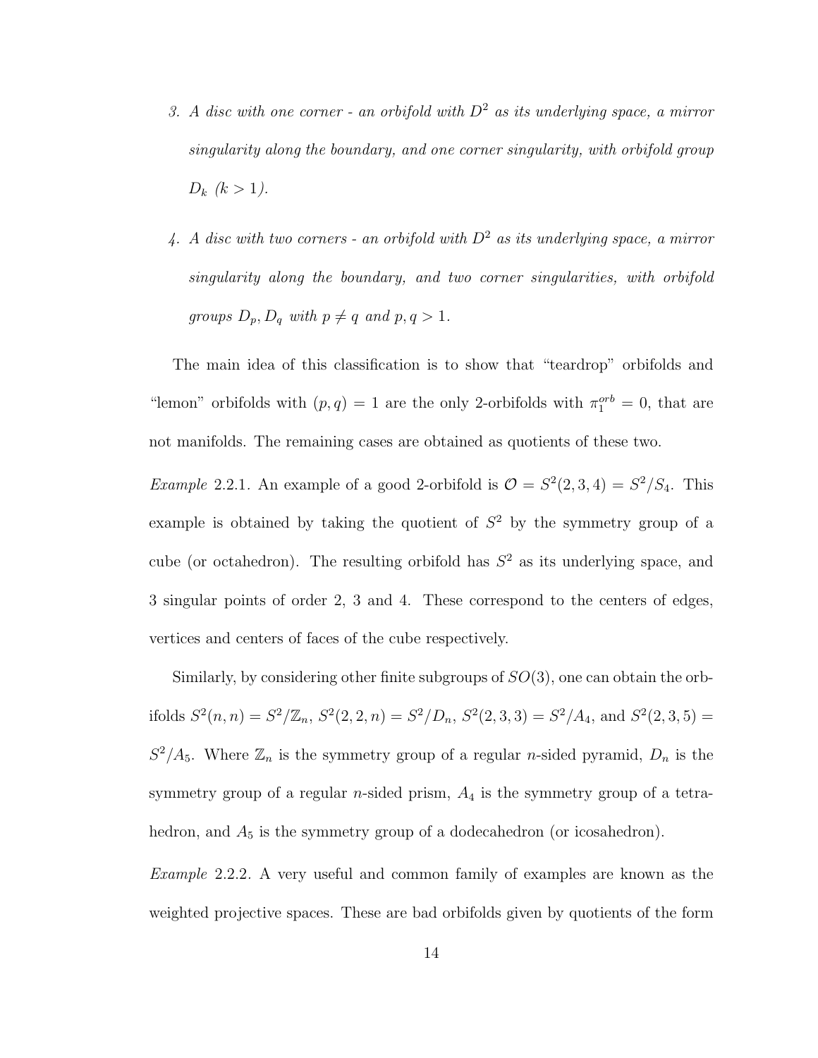3. *A disc with one corner - an orbifold with $D^2$ as its underlying space, a mirror singularity along the boundary, and one corner singularity, with orbifold group $D_k$ ($k > 1$).*

4. *A disc with two corners - an orbifold with $D^2$ as its underlying space, a mirror singularity along the boundary, and two corner singularities, with orbifold groups $D_p, D_q$ with $p \neq q$ and $p, q > 1$.*

The main idea of this classification is to show that "teardrop" orbifolds and "lemon" orbifolds with $(p, q) = 1$ are the only 2-orbifolds with $\pi_1^{orb} = 0$, that are not manifolds. The remaining cases are obtained as quotients of these two.

*Example* 2.2.1. An example of a good 2-orbifold is $\mathcal{O} = S^2(2, 3, 4) = S^2/S_4$. This example is obtained by taking the quotient of $S^2$ by the symmetry group of a cube (or octahedron). The resulting orbifold has $S^2$ as its underlying space, and 3 singular points of order 2, 3 and 4. These correspond to the centers of edges, vertices and centers of faces of the cube respectively.

Similarly, by considering other finite subgroups of $SO(3)$, one can obtain the orbifolds $S^2(n, n) = S^2/\mathbb{Z}_n$, $S^2(2, 2, n) = S^2/D_n$, $S^2(2, 3, 3) = S^2/A_4$, and $S^2(2, 3, 5) = S^2/A_5$. Where $\mathbb{Z}_n$ is the symmetry group of a regular $n$-sided pyramid, $D_n$ is the symmetry group of a regular $n$-sided prism, $A_4$ is the symmetry group of a tetrahedron, and $A_5$ is the symmetry group of a dodecahedron (or icosahedron).

*Example* 2.2.2. A very useful and common family of examples are known as the weighted projective spaces. These are bad orbifolds given by quotients of the form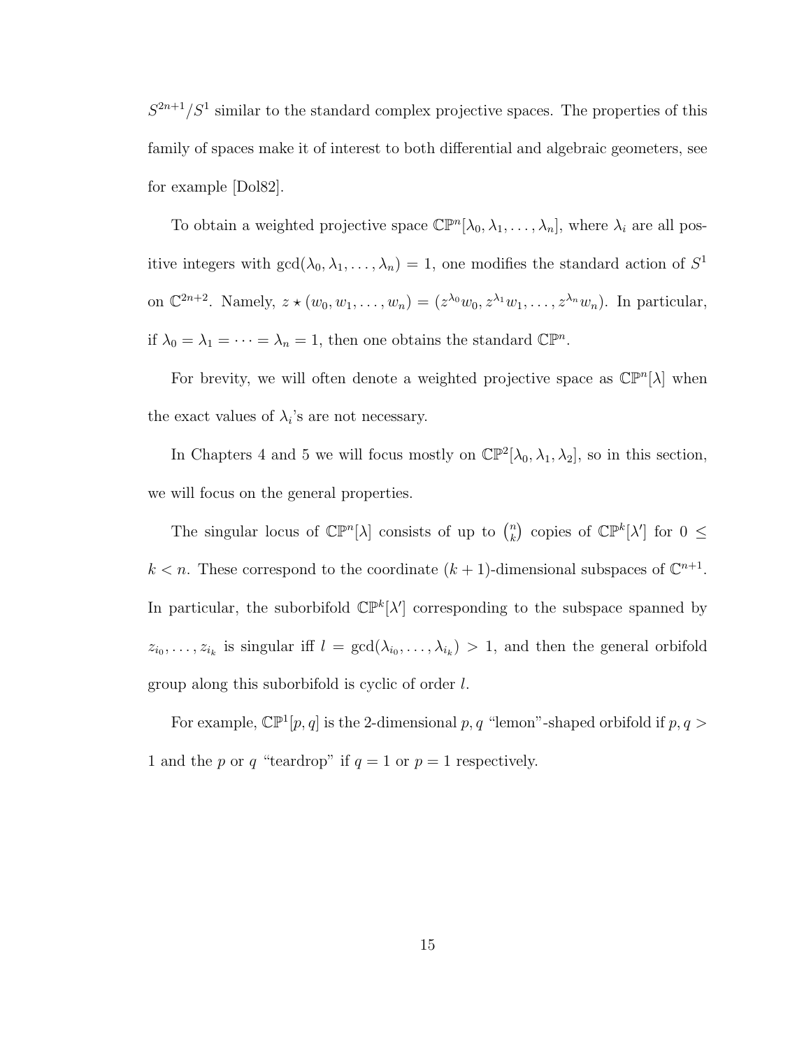$S^{2n+1}/S^1$ similar to the standard complex projective spaces. The properties of this family of spaces make it of interest to both differential and algebraic geometers, see for example [Dol82].

To obtain a weighted projective space $\mathbb{CP}^n[\lambda_0, \lambda_1, \ldots, \lambda_n]$, where $\lambda_i$ are all positive integers with $\gcd(\lambda_0, \lambda_1, \ldots, \lambda_n) = 1$, one modifies the standard action of $S^1$ on $\mathbb{C}^{2n+2}$. Namely, $z \star (w_0, w_1, \ldots, w_n) = (z^{\lambda_0} w_0, z^{\lambda_1} w_1, \ldots, z^{\lambda_n} w_n)$. In particular, if $\lambda_0 = \lambda_1 = \cdots = \lambda_n = 1$, then one obtains the standard $\mathbb{CP}^n$.

For brevity, we will often denote a weighted projective space as $\mathbb{CP}^n[\lambda]$ when the exact values of $\lambda_i$'s are not necessary.

In Chapters 4 and 5 we will focus mostly on $\mathbb{CP}^2[\lambda_0, \lambda_1, \lambda_2]$, so in this section, we will focus on the general properties.

The singular locus of $\mathbb{CP}^n[\lambda]$ consists of up to $\binom{n}{k}$ copies of $\mathbb{CP}^k[\lambda']$ for $0 \leq k < n$. These correspond to the coordinate $(k+1)$-dimensional subspaces of $\mathbb{C}^{n+1}$. In particular, the suborbifold $\mathbb{CP}^k[\lambda']$ corresponding to the subspace spanned by $z_{i_0}, \ldots, z_{i_k}$ is singular iff $l = \gcd(\lambda_{i_0}, \ldots, \lambda_{i_k}) > 1$, and then the general orbifold group along this suborbifold is cyclic of order $l$.

For example, $\mathbb{CP}^1[p, q]$ is the 2-dimensional $p, q$ "lemon"-shaped orbifold if $p, q > 1$ and the $p$ or $q$ "teardrop" if $q = 1$ or $p = 1$ respectively.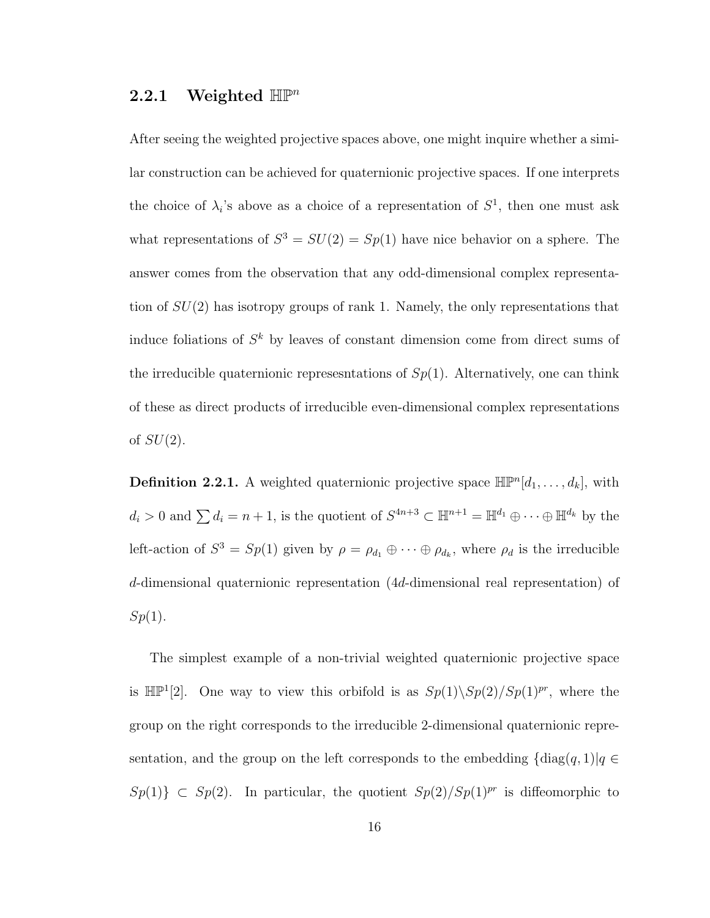### 2.2.1 Weighted $\mathbb{HP}^n$

After seeing the weighted projective spaces above, one might inquire whether a similar construction can be achieved for quaternionic projective spaces. If one interprets the choice of $\lambda_i$'s above as a choice of a representation of $S^1$, then one must ask what representations of $S^3 = SU(2) = Sp(1)$ have nice behavior on a sphere. The answer comes from the observation that any odd-dimensional complex representation of $SU(2)$ has isotropy groups of rank 1. Namely, the only representations that induce foliations of $S^k$ by leaves of constant dimension come from direct sums of the irreducible quaternionic represesntations of $Sp(1)$. Alternatively, one can think of these as direct products of irreducible even-dimensional complex representations of $SU(2)$.

**Definition 2.2.1.** A weighted quaternionic projective space $\mathbb{HP}^n[d_1, \ldots, d_k]$, with $d_i > 0$ and $\sum d_i = n + 1$, is the quotient of $S^{4n+3} \subset \mathbb{H}^{n+1} = \mathbb{H}^{d_1} \oplus \cdots \oplus \mathbb{H}^{d_k}$ by the left-action of $S^3 = Sp(1)$ given by $\rho = \rho_{d_1} \oplus \cdots \oplus \rho_{d_k}$, where $\rho_d$ is the irreducible $d$-dimensional quaternionic representation ($4d$-dimensional real representation) of $Sp(1)$.

The simplest example of a non-trivial weighted quaternionic projective space is $\mathbb{HP}^1[2]$. One way to view this orbifold is as $Sp(1)\backslash Sp(2)/Sp(1)^{pr}$, where the group on the right corresponds to the irreducible 2-dimensional quaternionic representation, and the group on the left corresponds to the embedding $\{\text{diag}(q, 1) | q \in Sp(1)\} \subset Sp(2)$. In particular, the quotient $Sp(2)/Sp(1)^{pr}$ is diffeomorphic to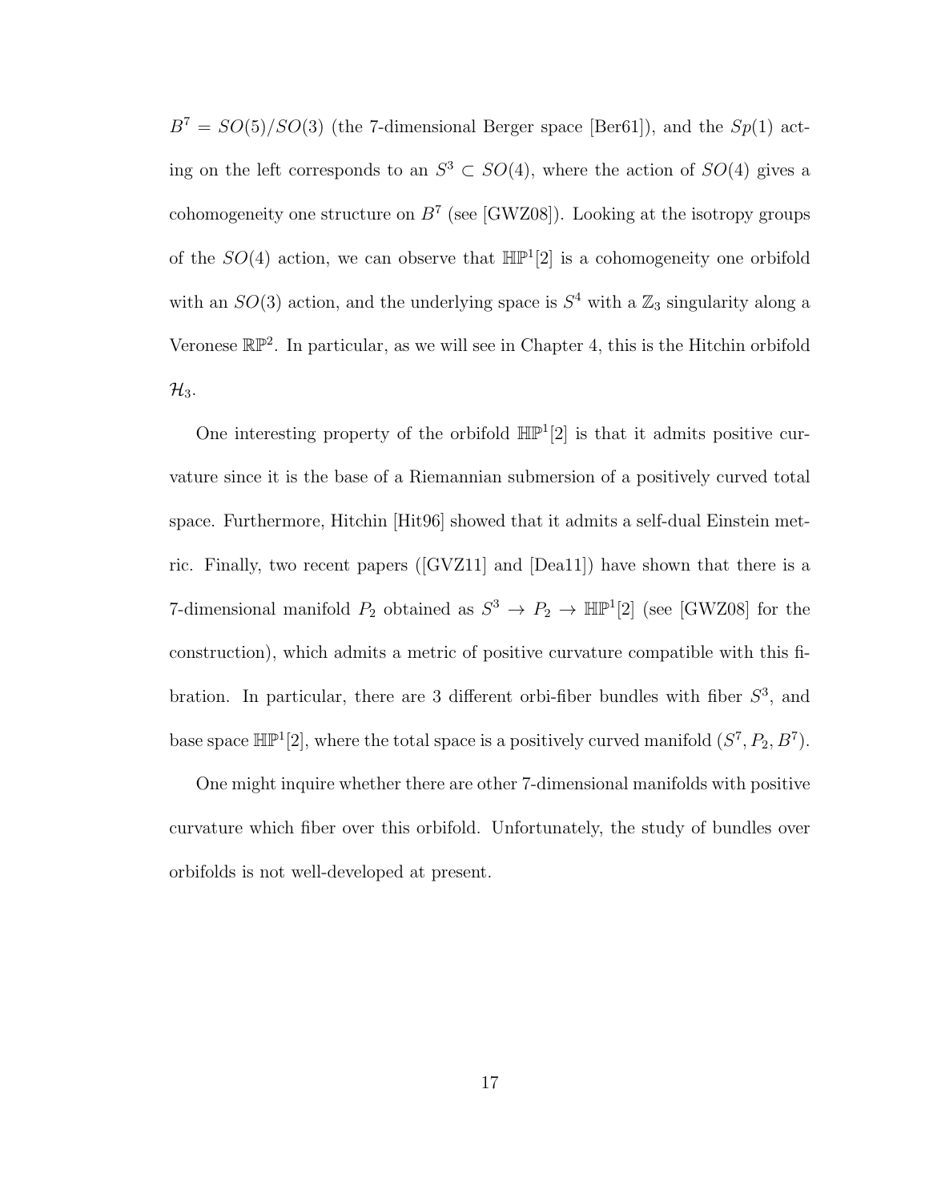$B^7 = SO(5)/SO(3)$ (the 7-dimensional Berger space [Ber61]), and the $Sp(1)$ acting on the left corresponds to an $S^3 \subset SO(4)$, where the action of $SO(4)$ gives a cohomogeneity one structure on $B^7$ (see [GWZ08]). Looking at the isotropy groups of the $SO(4)$ action, we can observe that $\mathbb{HP}^1[2]$ is a cohomogeneity one orbifold with an $SO(3)$ action, and the underlying space is $S^4$ with a $\mathbb{Z}_3$ singularity along a Veronese $\mathbb{RP}^2$. In particular, as we will see in Chapter 4, this is the Hitchin orbifold $\mathcal{H}_3$.

One interesting property of the orbifold $\mathbb{HP}^1[2]$ is that it admits positive curvature since it is the base of a Riemannian submersion of a positively curved total space. Furthermore, Hitchin [Hit96] showed that it admits a self-dual Einstein metric. Finally, two recent papers ([GVZ11] and [Dea11]) have shown that there is a 7-dimensional manifold $P_2$ obtained as $S^3 \to P_2 \to \mathbb{HP}^1[2]$ (see [GWZ08] for the construction), which admits a metric of positive curvature compatible with this fibration. In particular, there are 3 different orbi-fiber bundles with fiber $S^3$, and base space $\mathbb{HP}^1[2]$, where the total space is a positively curved manifold $(S^7, P_2, B^7)$.

One might inquire whether there are other 7-dimensional manifolds with positive curvature which fiber over this orbifold. Unfortunately, the study of bundles over orbifolds is not well-developed at present.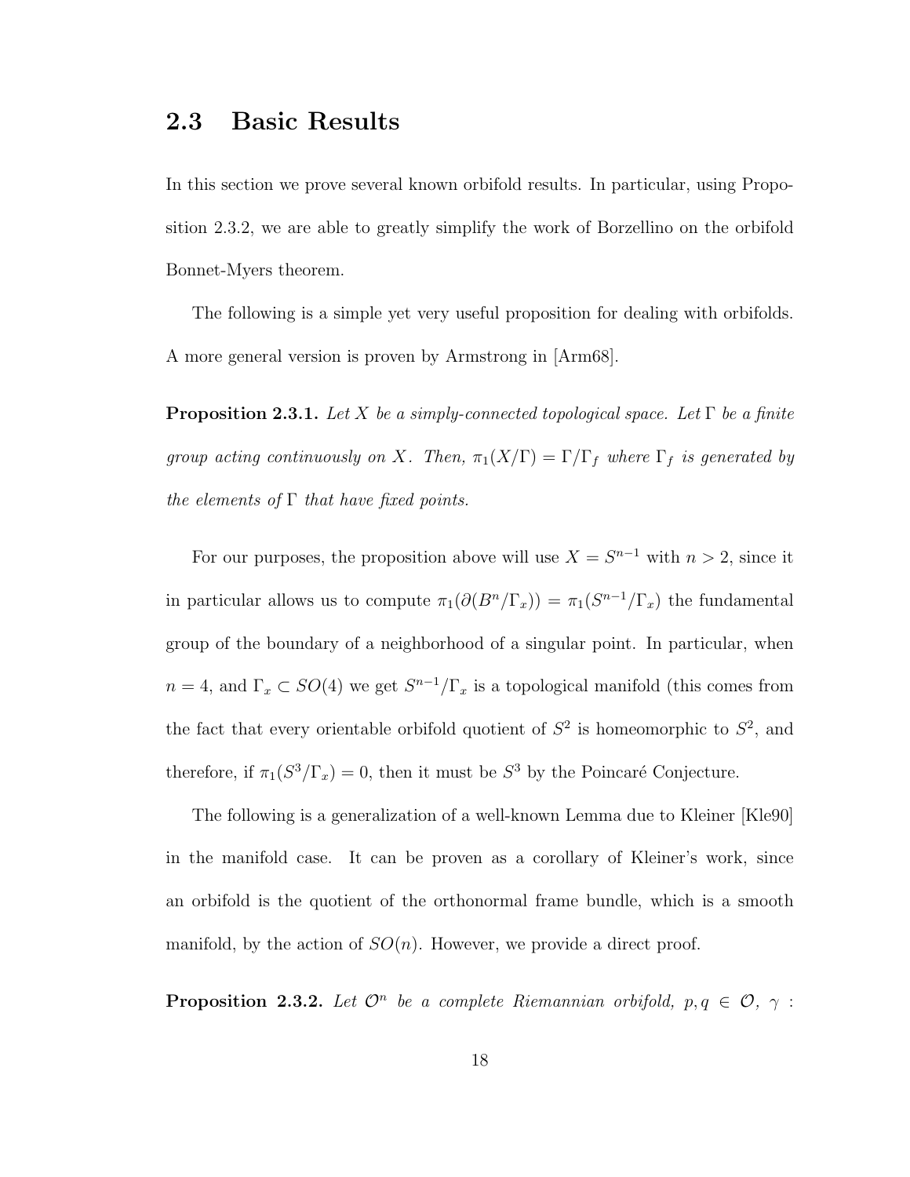## 2.3 Basic Results

In this section we prove several known orbifold results. In particular, using Proposition 2.3.2, we are able to greatly simplify the work of Borzellino on the orbifold Bonnet-Myers theorem.

The following is a simple yet very useful proposition for dealing with orbifolds. A more general version is proven by Armstrong in [Arm68].

**Proposition 2.3.1.** *Let $X$ be a simply-connected topological space. Let $\Gamma$ be a finite group acting continuously on $X$. Then, $\pi_1(X/\Gamma) = \Gamma/\Gamma_f$ where $\Gamma_f$ is generated by the elements of $\Gamma$ that have fixed points.*

For our purposes, the proposition above will use $X = S^{n-1}$ with $n > 2$, since it in particular allows us to compute $\pi_1(\partial(B^n/\Gamma_x)) = \pi_1(S^{n-1}/\Gamma_x)$ the fundamental group of the boundary of a neighborhood of a singular point. In particular, when $n = 4$, and $\Gamma_x \subset SO(4)$ we get $S^{n-1}/\Gamma_x$ is a topological manifold (this comes from the fact that every orientable orbifold quotient of $S^2$ is homeomorphic to $S^2$, and therefore, if $\pi_1(S^3/\Gamma_x) = 0$, then it must be $S^3$ by the Poincaré Conjecture.

The following is a generalization of a well-known Lemma due to Kleiner [Kle90] in the manifold case. It can be proven as a corollary of Kleiner's work, since an orbifold is the quotient of the orthonormal frame bundle, which is a smooth manifold, by the action of $SO(n)$. However, we provide a direct proof.

**Proposition 2.3.2.** *Let $\mathcal{O}^n$ be a complete Riemannian orbifold, $p, q \in \mathcal{O}$, $\gamma$ :*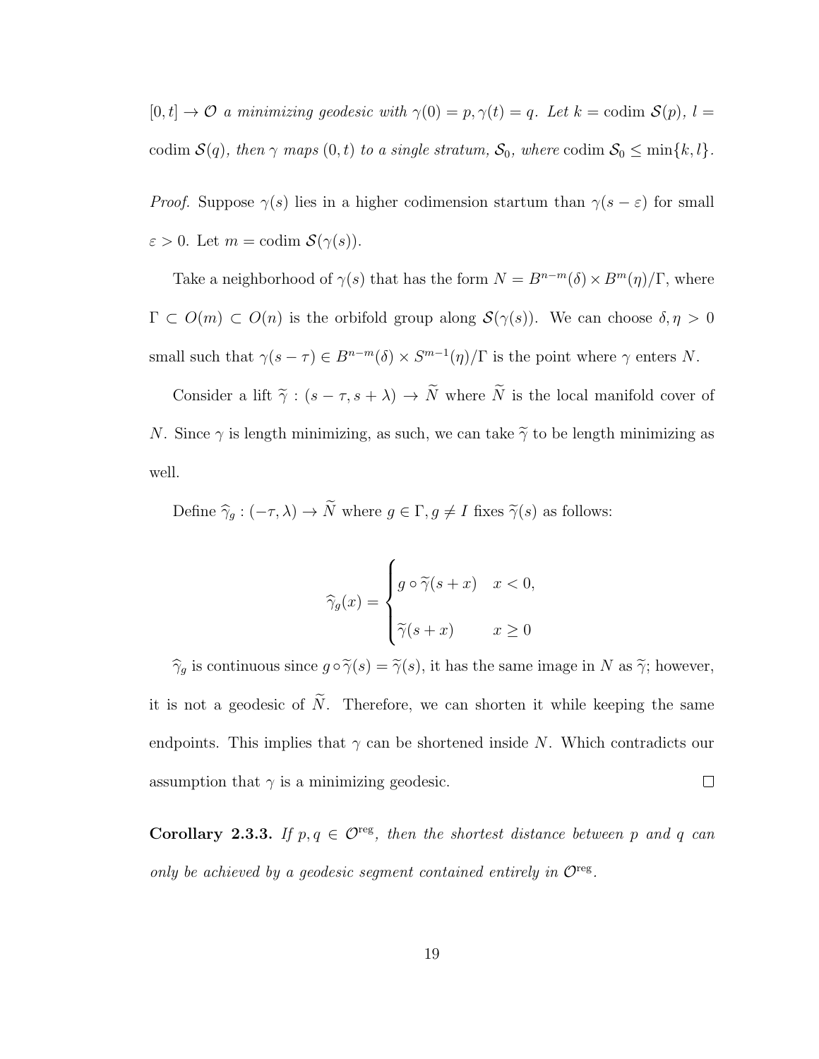$[0,t] \to \mathcal{O}$ *a minimizing geodesic with* $\gamma(0) = p, \gamma(t) = q$*. Let* $k = \operatorname{codim} \mathcal{S}(p)$*,* $l = \operatorname{codim} \mathcal{S}(q)$*, then* $\gamma$ *maps* $(0,t)$ *to a single stratum,* $\mathcal{S}_0$*, where* $\operatorname{codim} \mathcal{S}_0 \le \min\{k, l\}$*.*

*Proof.* Suppose $\gamma(s)$ lies in a higher codimension startum than $\gamma(s - \varepsilon)$ for small $\varepsilon > 0$. Let $m = \operatorname{codim} \mathcal{S}(\gamma(s))$.

Take a neighborhood of $\gamma(s)$ that has the form $N = B^{n-m}(\delta) \times B^m(\eta)/\Gamma$, where $\Gamma \subset O(m) \subset O(n)$ is the orbifold group along $\mathcal{S}(\gamma(s))$. We can choose $\delta, \eta > 0$ small such that $\gamma(s - \tau) \in B^{n-m}(\delta) \times S^{m-1}(\eta)/\Gamma$ is the point where $\gamma$ enters $N$.

Consider a lift $\widetilde{\gamma} : (s - \tau, s + \lambda) \to \widetilde{N}$ where $\widetilde{N}$ is the local manifold cover of $N$. Since $\gamma$ is length minimizing, as such, we can take $\widetilde{\gamma}$ to be length minimizing as well.

Define $\widehat{\gamma}_g : (-\tau, \lambda) \to \widetilde{N}$ where $g \in \Gamma, g \neq I$ fixes $\widetilde{\gamma}(s)$ as follows:

$$\widehat{\gamma}_g(x) = \begin{cases} g \circ \widetilde{\gamma}(s + x) & x < 0, \\ \widetilde{\gamma}(s + x) & x \ge 0 \end{cases}$$

$\widehat{\gamma}_g$ is continuous since $g \circ \widetilde{\gamma}(s) = \widetilde{\gamma}(s)$, it has the same image in $N$ as $\widetilde{\gamma}$; however, it is not a geodesic of $\widetilde{N}$. Therefore, we can shorten it while keeping the same endpoints. This implies that $\gamma$ can be shortened inside $N$. Which contradicts our assumption that $\gamma$ is a minimizing geodesic. □

**Corollary 2.3.3.** *If* $p, q \in \mathcal{O}^{\text{reg}}$*, then the shortest distance between* $p$ *and* $q$ *can only be achieved by a geodesic segment contained entirely in* $\mathcal{O}^{\text{reg}}$*.*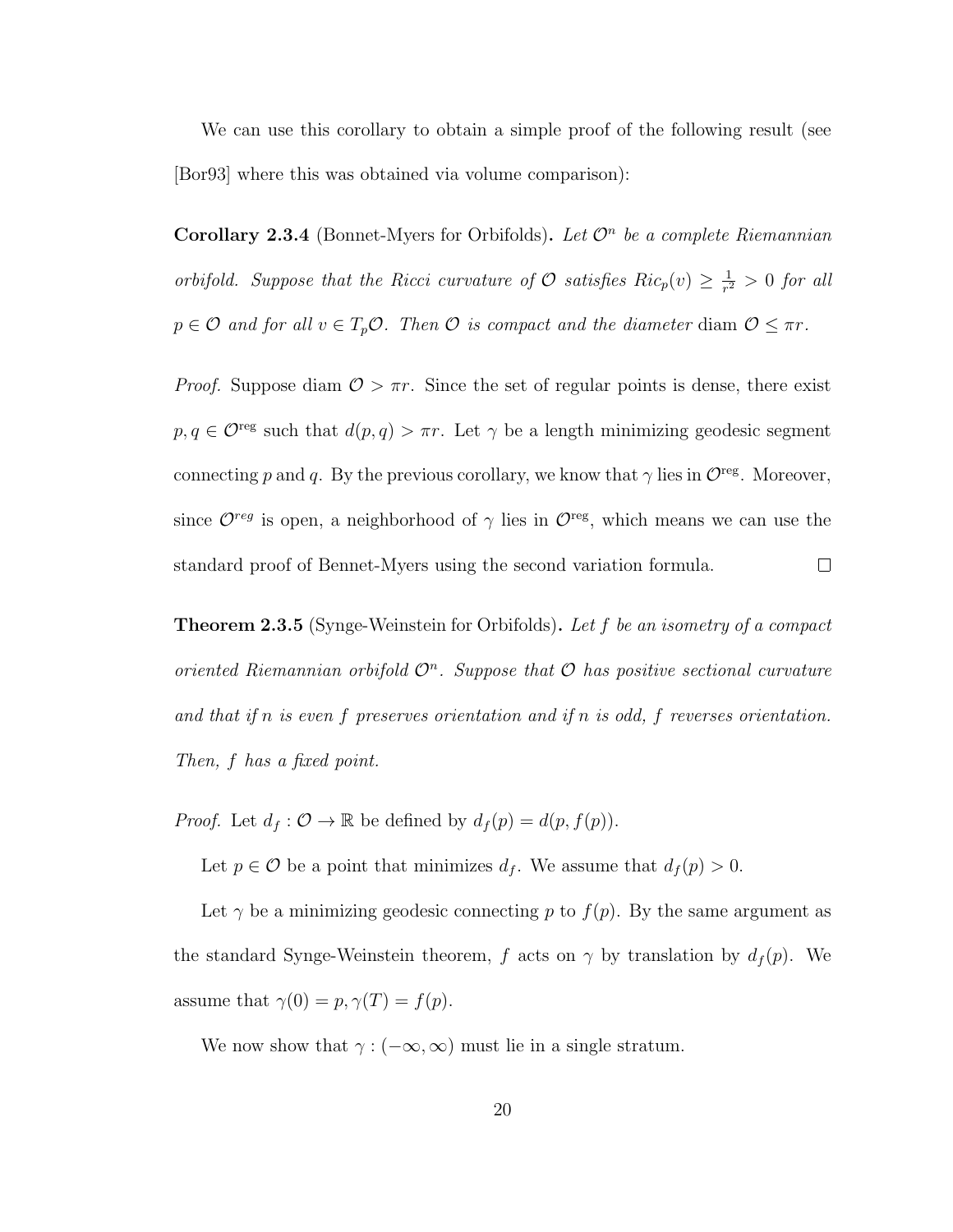We can use this corollary to obtain a simple proof of the following result (see [Bor93] where this was obtained via volume comparison):

**Corollary 2.3.4** (Bonnet-Myers for Orbifolds)**.** *Let $\mathcal{O}^n$ be a complete Riemannian orbifold. Suppose that the Ricci curvature of $\mathcal{O}$ satisfies $Ric_p(v) \geq \frac{1}{r^2} > 0$ for all $p \in \mathcal{O}$ and for all $v \in T_p\mathcal{O}$. Then $\mathcal{O}$ is compact and the diameter* diam $\mathcal{O} \leq \pi r$.

*Proof.* Suppose diam $\mathcal{O} > \pi r$. Since the set of regular points is dense, there exist $p, q \in \mathcal{O}^{\text{reg}}$ such that $d(p, q) > \pi r$. Let $\gamma$ be a length minimizing geodesic segment connecting $p$ and $q$. By the previous corollary, we know that $\gamma$ lies in $\mathcal{O}^{\text{reg}}$. Moreover, since $\mathcal{O}^{reg}$ is open, a neighborhood of $\gamma$ lies in $\mathcal{O}^{\text{reg}}$, which means we can use the standard proof of Bennet-Myers using the second variation formula. □

**Theorem 2.3.5** (Synge-Weinstein for Orbifolds)**.** *Let $f$ be an isometry of a compact oriented Riemannian orbifold $\mathcal{O}^n$. Suppose that $\mathcal{O}$ has positive sectional curvature and that if $n$ is even $f$ preserves orientation and if $n$ is odd, $f$ reverses orientation. Then, $f$ has a fixed point.*

*Proof.* Let $d_f : \mathcal{O} \to \mathbb{R}$ be defined by $d_f(p) = d(p, f(p))$.

Let $p \in \mathcal{O}$ be a point that minimizes $d_f$. We assume that $d_f(p) > 0$.

Let $\gamma$ be a minimizing geodesic connecting $p$ to $f(p)$. By the same argument as the standard Synge-Weinstein theorem, $f$ acts on $\gamma$ by translation by $d_f(p)$. We assume that $\gamma(0) = p, \gamma(T) = f(p)$.

We now show that $\gamma : (-\infty, \infty)$ must lie in a single stratum.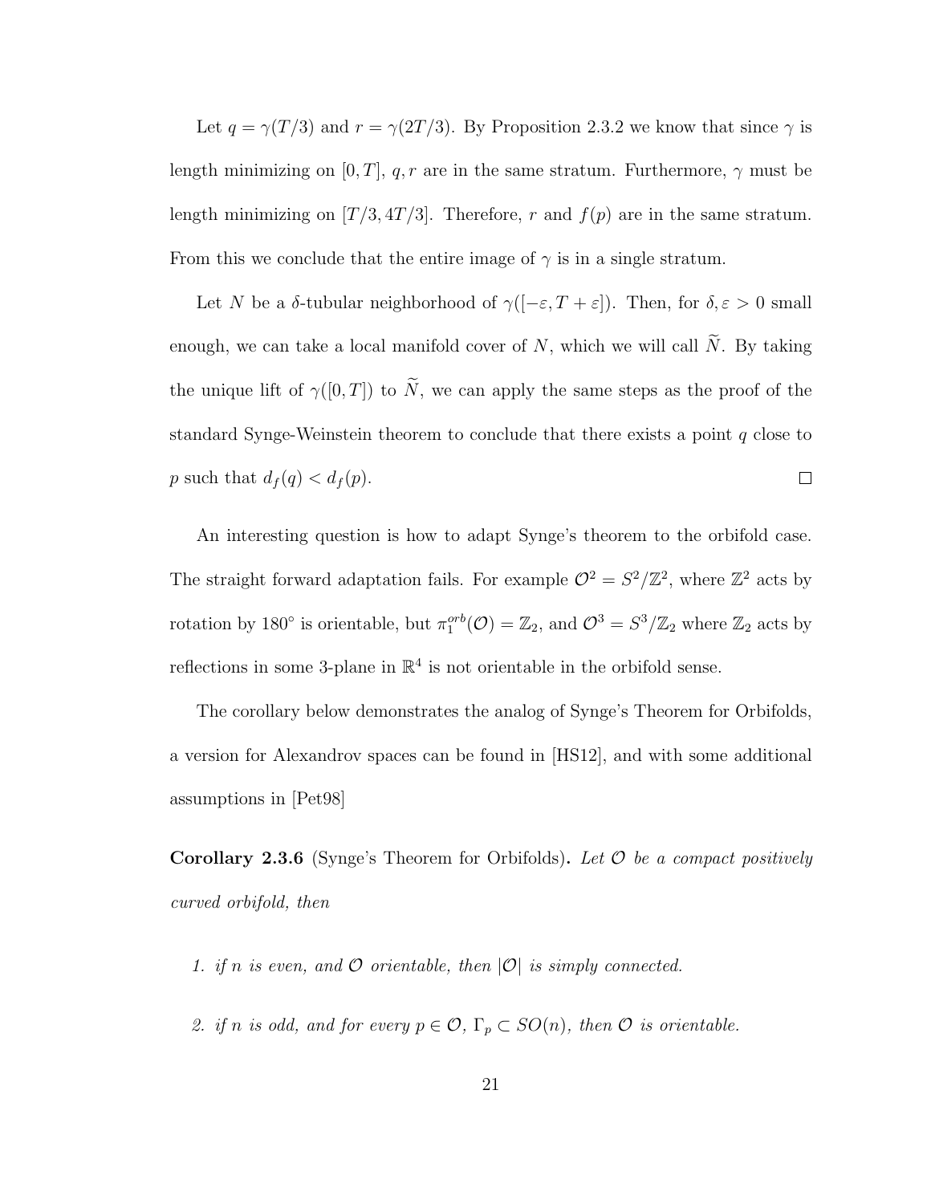Let $q = \gamma(T/3)$ and $r = \gamma(2T/3)$. By Proposition 2.3.2 we know that since $\gamma$ is length minimizing on $[0, T]$, $q, r$ are in the same stratum. Furthermore, $\gamma$ must be length minimizing on $[T/3, 4T/3]$. Therefore, $r$ and $f(p)$ are in the same stratum. From this we conclude that the entire image of $\gamma$ is in a single stratum.

Let $N$ be a $\delta$-tubular neighborhood of $\gamma([-\varepsilon, T+\varepsilon])$. Then, for $\delta, \varepsilon > 0$ small enough, we can take a local manifold cover of $N$, which we will call $\widetilde{N}$. By taking the unique lift of $\gamma([0, T])$ to $\widetilde{N}$, we can apply the same steps as the proof of the standard Synge-Weinstein theorem to conclude that there exists a point $q$ close to $p$ such that $d_f(q) < d_f(p)$. □

An interesting question is how to adapt Synge's theorem to the orbifold case. The straight forward adaptation fails. For example $\mathcal{O}^2 = S^2/\mathbb{Z}^2$, where $\mathbb{Z}^2$ acts by rotation by $180°$ is orientable, but $\pi_1^{orb}(\mathcal{O}) = \mathbb{Z}_2$, and $\mathcal{O}^3 = S^3/\mathbb{Z}_2$ where $\mathbb{Z}_2$ acts by reflections in some 3-plane in $\mathbb{R}^4$ is not orientable in the orbifold sense.

The corollary below demonstrates the analog of Synge's Theorem for Orbifolds, a version for Alexandrov spaces can be found in [HS12], and with some additional assumptions in [Pet98]

**Corollary 2.3.6** (Synge's Theorem for Orbifolds)**.** *Let $\mathcal{O}$ be a compact positively curved orbifold, then*

1. *if $n$ is even, and $\mathcal{O}$ orientable, then $|\mathcal{O}|$ is simply connected.*
2. *if $n$ is odd, and for every $p \in \mathcal{O}$, $\Gamma_p \subset SO(n)$, then $\mathcal{O}$ is orientable.*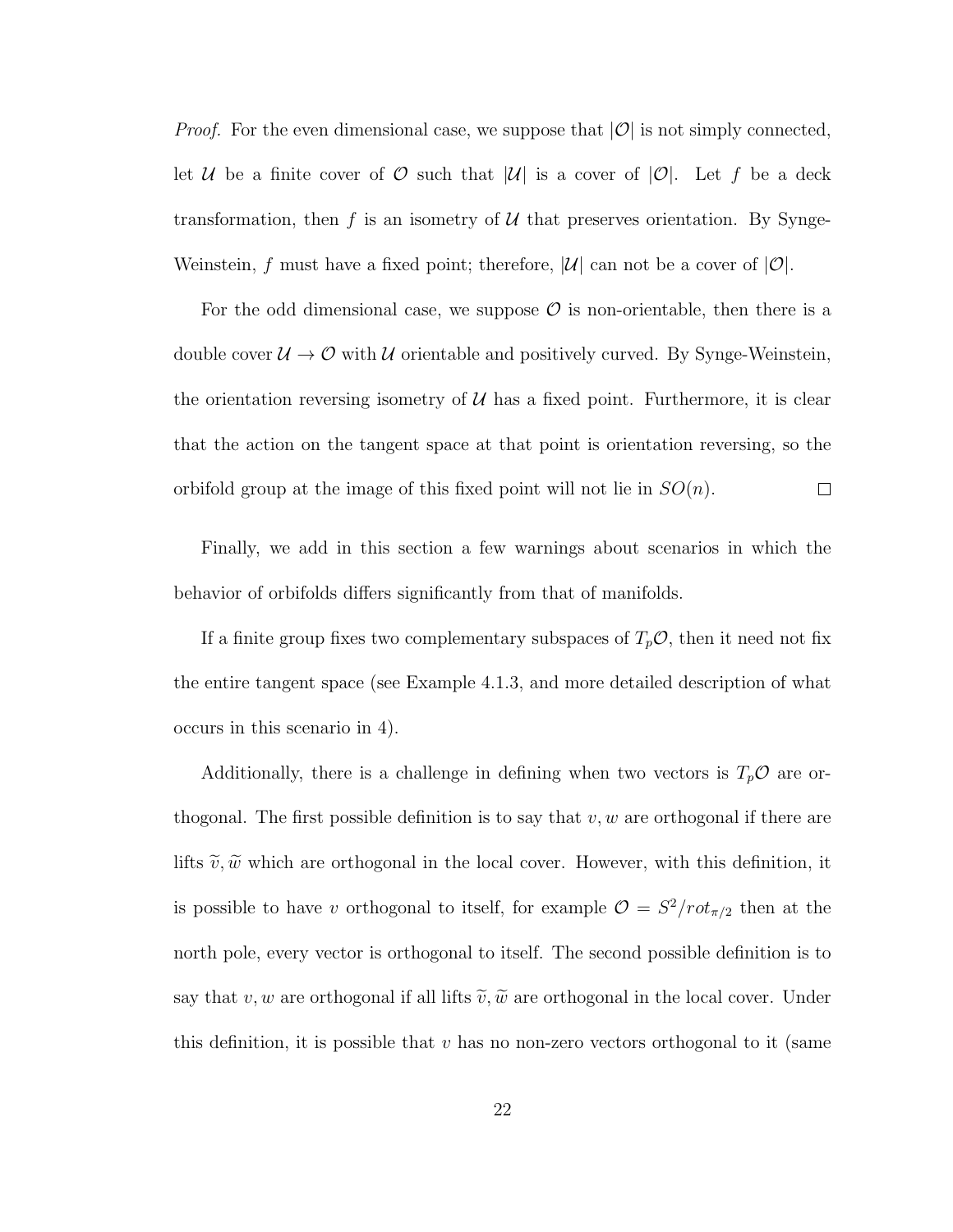*Proof.* For the even dimensional case, we suppose that $|\mathcal{O}|$ is not simply connected, let $\mathcal{U}$ be a finite cover of $\mathcal{O}$ such that $|\mathcal{U}|$ is a cover of $|\mathcal{O}|$. Let $f$ be a deck transformation, then $f$ is an isometry of $\mathcal{U}$ that preserves orientation. By Synge-Weinstein, $f$ must have a fixed point; therefore, $|\mathcal{U}|$ can not be a cover of $|\mathcal{O}|$.

For the odd dimensional case, we suppose $\mathcal{O}$ is non-orientable, then there is a double cover $\mathcal{U} \to \mathcal{O}$ with $\mathcal{U}$ orientable and positively curved. By Synge-Weinstein, the orientation reversing isometry of $\mathcal{U}$ has a fixed point. Furthermore, it is clear that the action on the tangent space at that point is orientation reversing, so the orbifold group at the image of this fixed point will not lie in $SO(n)$. $\square$

Finally, we add in this section a few warnings about scenarios in which the behavior of orbifolds differs significantly from that of manifolds.

If a finite group fixes two complementary subspaces of $T_p\mathcal{O}$, then it need not fix the entire tangent space (see Example 4.1.3, and more detailed description of what occurs in this scenario in 4).

Additionally, there is a challenge in defining when two vectors is $T_p\mathcal{O}$ are orthogonal. The first possible definition is to say that $v, w$ are orthogonal if there are lifts $\widetilde{v}, \widetilde{w}$ which are orthogonal in the local cover. However, with this definition, it is possible to have $v$ orthogonal to itself, for example $\mathcal{O} = S^2/rot_{\pi/2}$ then at the north pole, every vector is orthogonal to itself. The second possible definition is to say that $v, w$ are orthogonal if all lifts $\widetilde{v}, \widetilde{w}$ are orthogonal in the local cover. Under this definition, it is possible that $v$ has no non-zero vectors orthogonal to it (same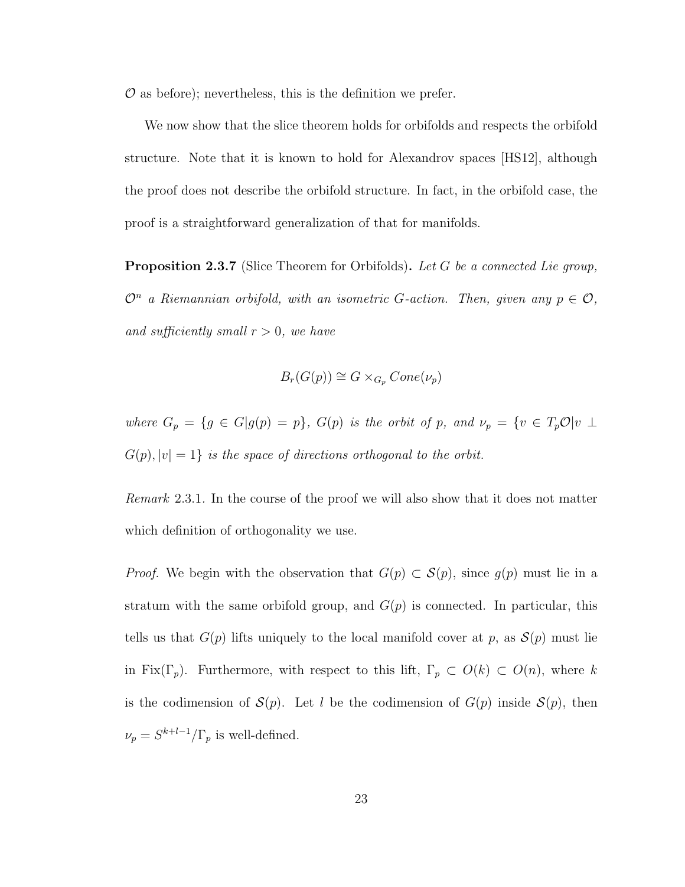$\mathcal{O}$ as before); nevertheless, this is the definition we prefer.

We now show that the slice theorem holds for orbifolds and respects the orbifold structure. Note that it is known to hold for Alexandrov spaces [HS12], although the proof does not describe the orbifold structure. In fact, in the orbifold case, the proof is a straightforward generalization of that for manifolds.

**Proposition 2.3.7** (Slice Theorem for Orbifolds)**.** *Let $G$ be a connected Lie group, $\mathcal{O}^n$ a Riemannian orbifold, with an isometric $G$-action. Then, given any $p \in \mathcal{O}$, and sufficiently small $r > 0$, we have*

$$B_r(G(p)) \cong G \times_{G_p} Cone(\nu_p)$$

*where $G_p = \{g \in G | g(p) = p\}$, $G(p)$ is the orbit of $p$, and $\nu_p = \{v \in T_p\mathcal{O} | v \perp G(p), |v| = 1\}$ is the space of directions orthogonal to the orbit.*

*Remark* 2.3.1. In the course of the proof we will also show that it does not matter which definition of orthogonality we use.

*Proof.* We begin with the observation that $G(p) \subset \mathcal{S}(p)$, since $g(p)$ must lie in a stratum with the same orbifold group, and $G(p)$ is connected. In particular, this tells us that $G(p)$ lifts uniquely to the local manifold cover at $p$, as $\mathcal{S}(p)$ must lie in $\text{Fix}(\Gamma_p)$. Furthermore, with respect to this lift, $\Gamma_p \subset O(k) \subset O(n)$, where $k$ is the codimension of $\mathcal{S}(p)$. Let $l$ be the codimension of $G(p)$ inside $\mathcal{S}(p)$, then $\nu_p = S^{k+l-1}/\Gamma_p$ is well-defined.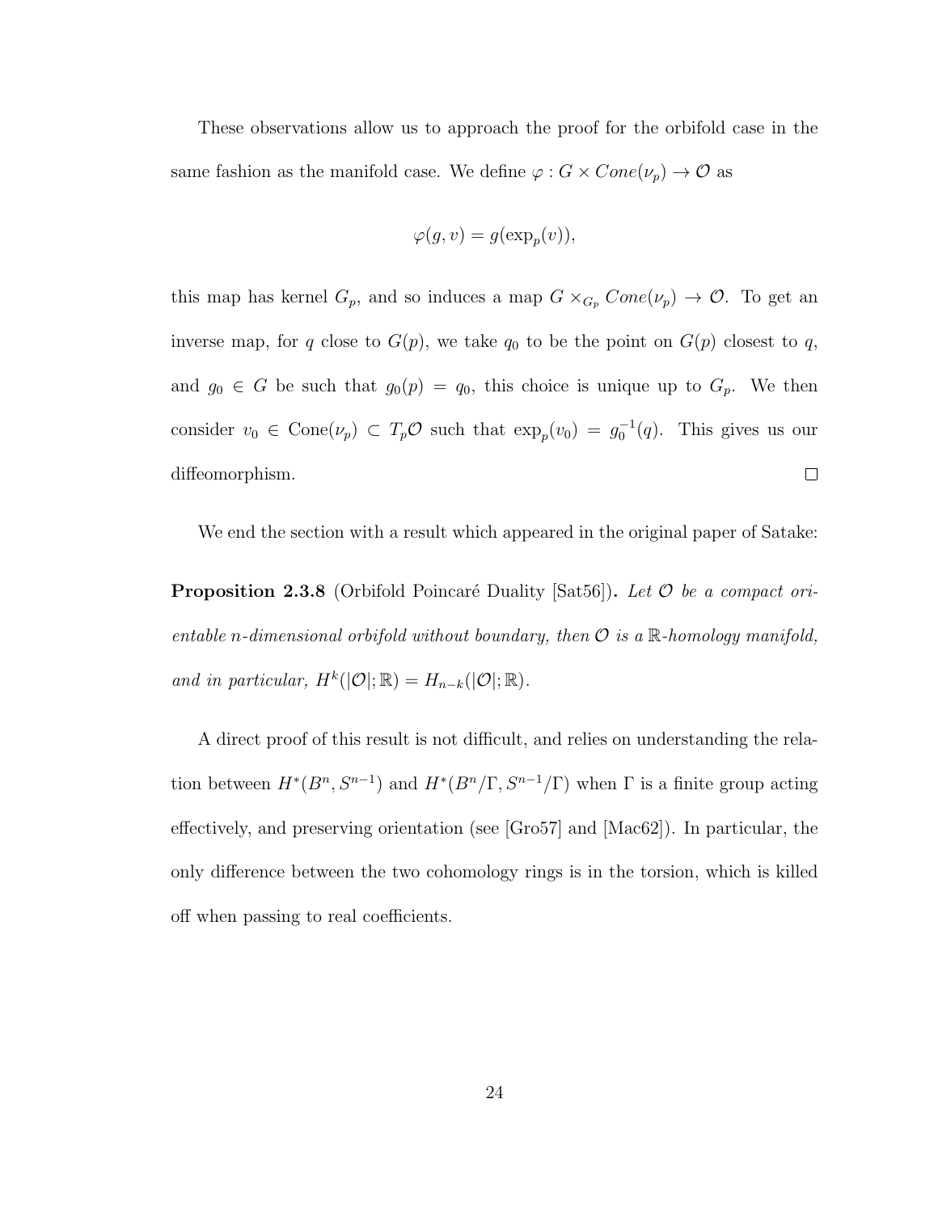These observations allow us to approach the proof for the orbifold case in the same fashion as the manifold case. We define $\varphi : G \times Cone(\nu_p) \to \mathcal{O}$ as

$$\varphi(g, v) = g(\exp_p(v)),$$

this map has kernel $G_p$, and so induces a map $G \times_{G_p} Cone(\nu_p) \to \mathcal{O}$. To get an inverse map, for $q$ close to $G(p)$, we take $q_0$ to be the point on $G(p)$ closest to $q$, and $g_0 \in G$ be such that $g_0(p) = q_0$, this choice is unique up to $G_p$. We then consider $v_0 \in \text{Cone}(\nu_p) \subset T_p\mathcal{O}$ such that $\exp_p(v_0) = g_0^{-1}(q)$. This gives us our diffeomorphism. $\square$

We end the section with a result which appeared in the original paper of Satake:

**Proposition 2.3.8** (Orbifold Poincaré Duality [Sat56]). *Let $\mathcal{O}$ be a compact orientable $n$-dimensional orbifold without boundary, then $\mathcal{O}$ is a $\mathbb{R}$-homology manifold, and in particular, $H^k(|\mathcal{O}|; \mathbb{R}) = H_{n-k}(|\mathcal{O}|; \mathbb{R})$.*

A direct proof of this result is not difficult, and relies on understanding the relation between $H^*(B^n, S^{n-1})$ and $H^*(B^n/\Gamma, S^{n-1}/\Gamma)$ when $\Gamma$ is a finite group acting effectively, and preserving orientation (see [Gro57] and [Mac62]). In particular, the only difference between the two cohomology rings is in the torsion, which is killed off when passing to real coefficients.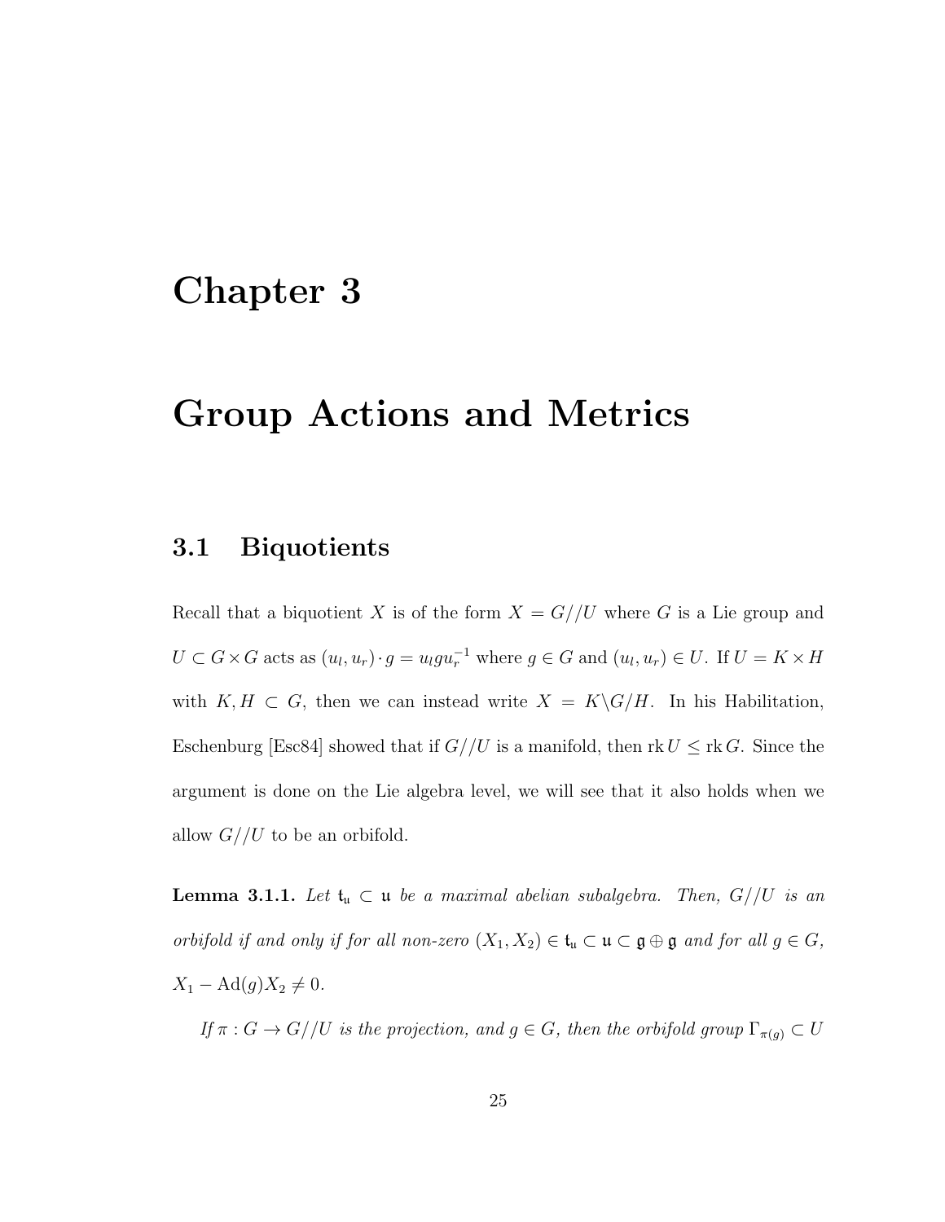# Chapter 3

# Group Actions and Metrics

## 3.1 Biquotients

Recall that a biquotient $X$ is of the form $X = G//U$ where $G$ is a Lie group and $U \subset G \times G$ acts as $(u_l, u_r) \cdot g = u_l g u_r^{-1}$ where $g \in G$ and $(u_l, u_r) \in U$. If $U = K \times H$ with $K, H \subset G$, then we can instead write $X = K\backslash G/H$. In his Habilitation, Eschenburg [Esc84] showed that if $G//U$ is a manifold, then $\operatorname{rk} U \leq \operatorname{rk} G$. Since the argument is done on the Lie algebra level, we will see that it also holds when we allow $G//U$ to be an orbifold.

**Lemma 3.1.1.** *Let $\mathfrak{t}_{\mathfrak{u}} \subset \mathfrak{u}$ be a maximal abelian subalgebra. Then, $G//U$ is an orbifold if and only if for all non-zero $(X_1, X_2) \in \mathfrak{t}_{\mathfrak{u}} \subset \mathfrak{u} \subset \mathfrak{g} \oplus \mathfrak{g}$ and for all $g \in G$, $X_1 - \operatorname{Ad}(g)X_2 \neq 0$.*

*If $\pi : G \to G//U$ is the projection, and $g \in G$, then the orbifold group $\Gamma_{\pi(g)} \subset U$*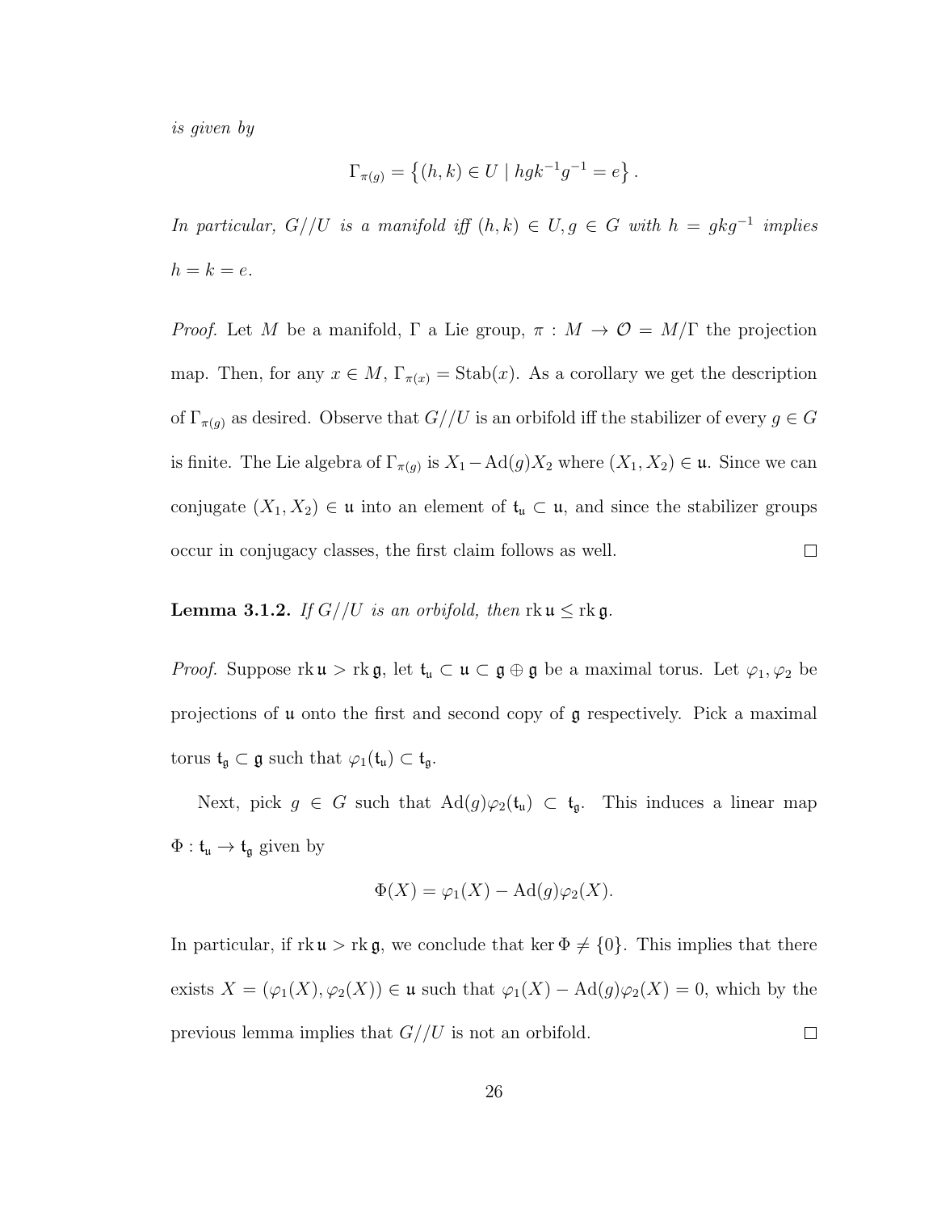*is given by*

$$\Gamma_{\pi(g)} = \left\{(h,k) \in U \mid hgk^{-1}g^{-1} = e\right\}.$$

*In particular, $G//U$ is a manifold iff $(h,k) \in U, g \in G$ with $h = gkg^{-1}$ implies $h = k = e$.*

*Proof.* Let $M$ be a manifold, $\Gamma$ a Lie group, $\pi : M \to \mathcal{O} = M/\Gamma$ the projection map. Then, for any $x \in M$, $\Gamma_{\pi(x)} = \mathrm{Stab}(x)$. As a corollary we get the description of $\Gamma_{\pi(g)}$ as desired. Observe that $G//U$ is an orbifold iff the stabilizer of every $g \in G$ is finite. The Lie algebra of $\Gamma_{\pi(g)}$ is $X_1 - \mathrm{Ad}(g)X_2$ where $(X_1, X_2) \in \mathfrak{u}$. Since we can conjugate $(X_1, X_2) \in \mathfrak{u}$ into an element of $\mathfrak{t}_\mathfrak{u} \subset \mathfrak{u}$, and since the stabilizer groups occur in conjugacy classes, the first claim follows as well. □

**Lemma 3.1.2.** *If $G//U$ is an orbifold, then* $\mathrm{rk}\,\mathfrak{u} \leq \mathrm{rk}\,\mathfrak{g}$.

*Proof.* Suppose $\mathrm{rk}\,\mathfrak{u} > \mathrm{rk}\,\mathfrak{g}$, let $\mathfrak{t}_\mathfrak{u} \subset \mathfrak{u} \subset \mathfrak{g} \oplus \mathfrak{g}$ be a maximal torus. Let $\varphi_1, \varphi_2$ be projections of $\mathfrak{u}$ onto the first and second copy of $\mathfrak{g}$ respectively. Pick a maximal torus $\mathfrak{t}_\mathfrak{g} \subset \mathfrak{g}$ such that $\varphi_1(\mathfrak{t}_\mathfrak{u}) \subset \mathfrak{t}_\mathfrak{g}$.

Next, pick $g \in G$ such that $\mathrm{Ad}(g)\varphi_2(\mathfrak{t}_\mathfrak{u}) \subset \mathfrak{t}_\mathfrak{g}$. This induces a linear map $\Phi : \mathfrak{t}_\mathfrak{u} \to \mathfrak{t}_\mathfrak{g}$ given by

$$\Phi(X) = \varphi_1(X) - \mathrm{Ad}(g)\varphi_2(X).$$

In particular, if $\mathrm{rk}\,\mathfrak{u} > \mathrm{rk}\,\mathfrak{g}$, we conclude that $\ker \Phi \neq \{0\}$. This implies that there exists $X = (\varphi_1(X), \varphi_2(X)) \in \mathfrak{u}$ such that $\varphi_1(X) - \mathrm{Ad}(g)\varphi_2(X) = 0$, which by the previous lemma implies that $G//U$ is not an orbifold. □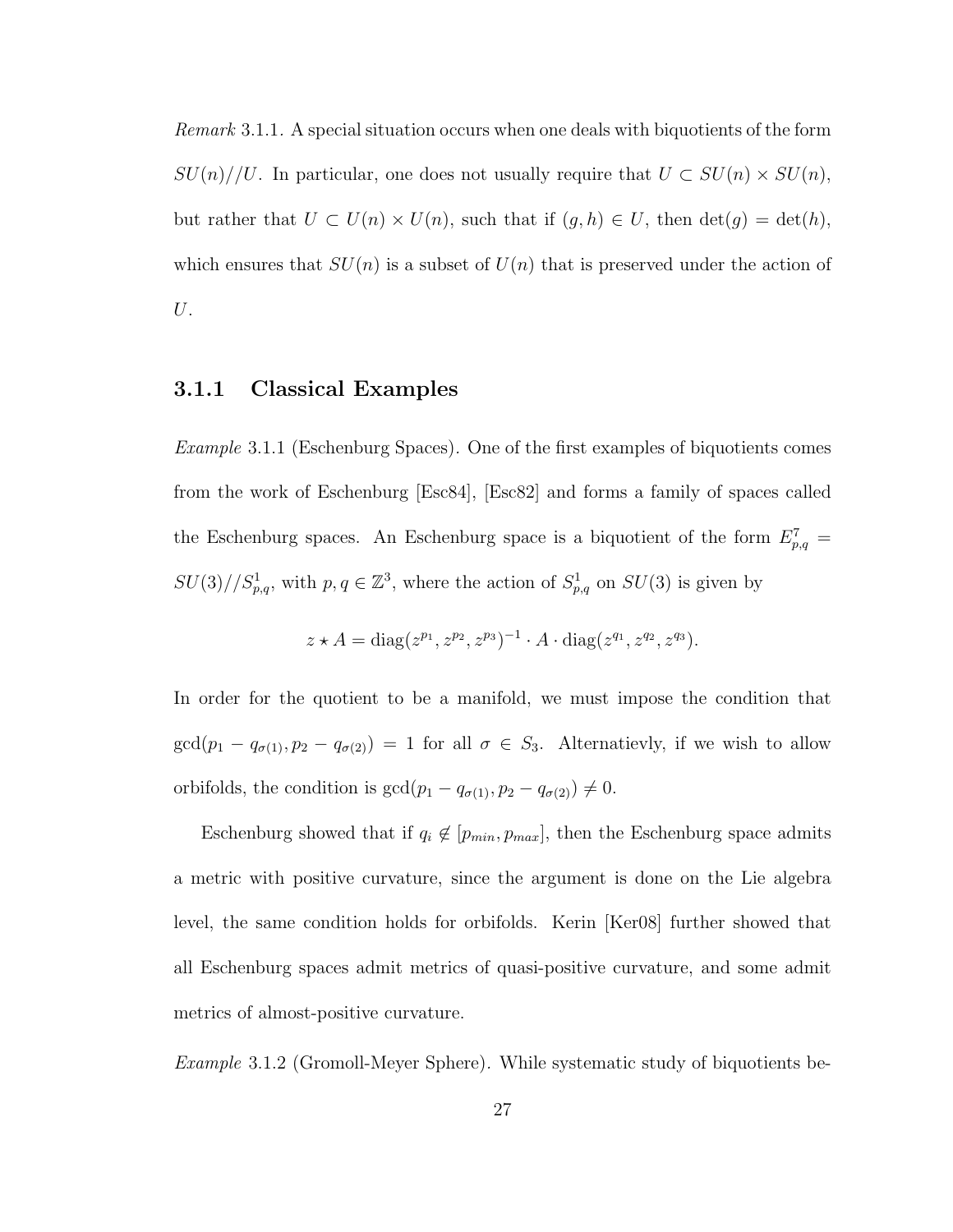*Remark* 3.1.1. A special situation occurs when one deals with biquotients of the form $SU(n)//U$. In particular, one does not usually require that $U \subset SU(n) \times SU(n)$, but rather that $U \subset U(n) \times U(n)$, such that if $(g, h) \in U$, then $\det(g) = \det(h)$, which ensures that $SU(n)$ is a subset of $U(n)$ that is preserved under the action of $U$.

### 3.1.1 Classical Examples

*Example* 3.1.1 (Eschenburg Spaces). One of the first examples of biquotients comes from the work of Eschenburg [Esc84], [Esc82] and forms a family of spaces called the Eschenburg spaces. An Eschenburg space is a biquotient of the form $E^7_{p,q} = SU(3)//S^1_{p,q}$, with $p, q \in \mathbb{Z}^3$, where the action of $S^1_{p,q}$ on $SU(3)$ is given by

$$z \star A = \operatorname{diag}(z^{p_1}, z^{p_2}, z^{p_3})^{-1} \cdot A \cdot \operatorname{diag}(z^{q_1}, z^{q_2}, z^{q_3}).$$

In order for the quotient to be a manifold, we must impose the condition that $\gcd(p_1 - q_{\sigma(1)}, p_2 - q_{\sigma(2)}) = 1$ for all $\sigma \in S_3$. Alternatievly, if we wish to allow orbifolds, the condition is $\gcd(p_1 - q_{\sigma(1)}, p_2 - q_{\sigma(2)}) \neq 0$.

Eschenburg showed that if $q_i \notin [p_{min}, p_{max}]$, then the Eschenburg space admits a metric with positive curvature, since the argument is done on the Lie algebra level, the same condition holds for orbifolds. Kerin [Ker08] further showed that all Eschenburg spaces admit metrics of quasi-positive curvature, and some admit metrics of almost-positive curvature.

*Example* 3.1.2 (Gromoll-Meyer Sphere). While systematic study of biquotients be-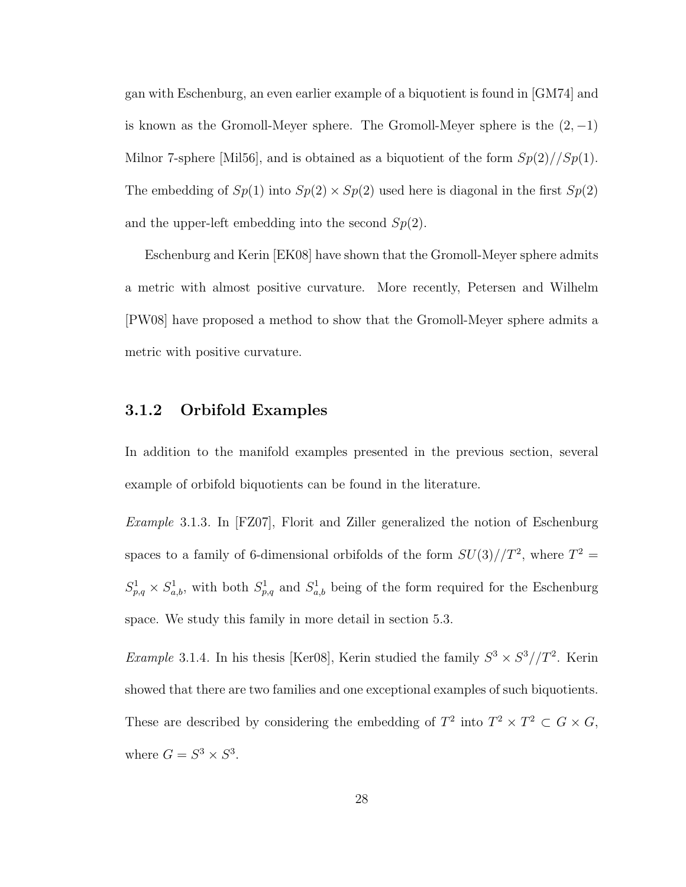gan with Eschenburg, an even earlier example of a biquotient is found in [GM74] and is known as the Gromoll-Meyer sphere. The Gromoll-Meyer sphere is the $(2, -1)$ Milnor 7-sphere [Mil56], and is obtained as a biquotient of the form $Sp(2)//Sp(1)$. The embedding of $Sp(1)$ into $Sp(2) \times Sp(2)$ used here is diagonal in the first $Sp(2)$ and the upper-left embedding into the second $Sp(2)$.

Eschenburg and Kerin [EK08] have shown that the Gromoll-Meyer sphere admits a metric with almost positive curvature. More recently, Petersen and Wilhelm [PW08] have proposed a method to show that the Gromoll-Meyer sphere admits a metric with positive curvature.

### 3.1.2 Orbifold Examples

In addition to the manifold examples presented in the previous section, several example of orbifold biquotients can be found in the literature.

*Example* 3.1.3. In [FZ07], Florit and Ziller generalized the notion of Eschenburg spaces to a family of 6-dimensional orbifolds of the form $SU(3)//T^2$, where $T^2 = S^1_{p,q} \times S^1_{a,b}$, with both $S^1_{p,q}$ and $S^1_{a,b}$ being of the form required for the Eschenburg space. We study this family in more detail in section 5.3.

*Example* 3.1.4. In his thesis [Ker08], Kerin studied the family $S^3 \times S^3//T^2$. Kerin showed that there are two families and one exceptional examples of such biquotients. These are described by considering the embedding of $T^2$ into $T^2 \times T^2 \subset G \times G$, where $G = S^3 \times S^3$.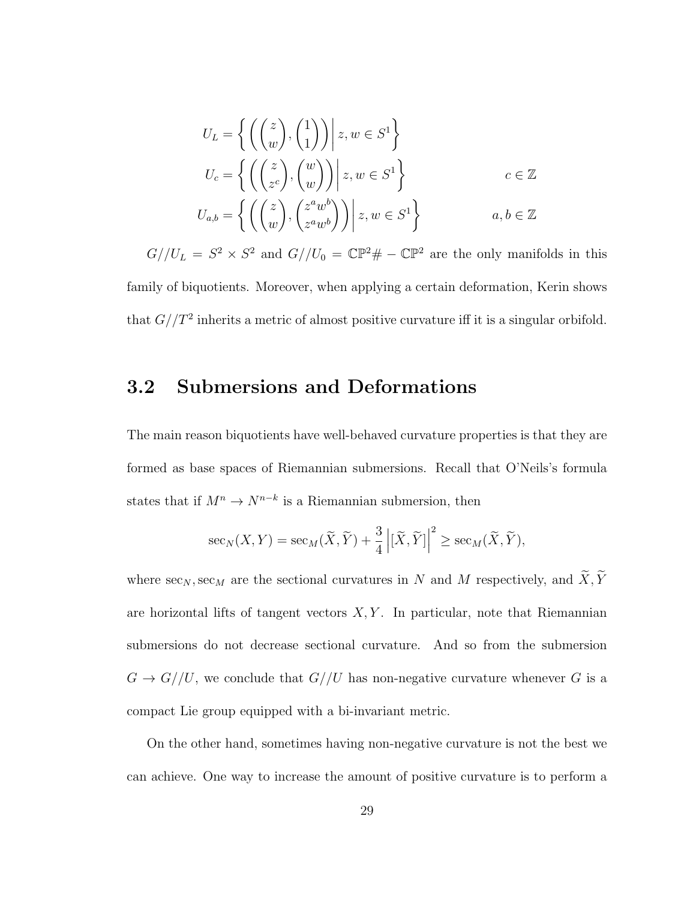$$U_L = \left\{ \left( \begin{pmatrix} z \\ w \end{pmatrix}, \begin{pmatrix} 1 \\ 1 \end{pmatrix} \right) \middle| \, z, w \in S^1 \right\}$$

$$U_c = \left\{ \left( \begin{pmatrix} z \\ z^c \end{pmatrix}, \begin{pmatrix} w \\ w \end{pmatrix} \right) \middle| \, z, w \in S^1 \right\} \qquad c \in \mathbb{Z}$$

$$U_{a,b} = \left\{ \left( \begin{pmatrix} z \\ w \end{pmatrix}, \begin{pmatrix} z^a w^b \\ z^a w^b \end{pmatrix} \right) \middle| \, z, w \in S^1 \right\} \qquad a, b \in \mathbb{Z}$$

$G//U_L = S^2 \times S^2$ and $G//U_0 = \mathbb{CP}^2 \# - \mathbb{CP}^2$ are the only manifolds in this family of biquotients. Moreover, when applying a certain deformation, Kerin shows that $G//T^2$ inherits a metric of almost positive curvature iff it is a singular orbifold.

## 3.2 Submersions and Deformations

The main reason biquotients have well-behaved curvature properties is that they are formed as base spaces of Riemannian submersions. Recall that O'Neils's formula states that if $M^n \to N^{n-k}$ is a Riemannian submersion, then

$$\sec_N(X, Y) = \sec_M(\widetilde{X}, \widetilde{Y}) + \frac{3}{4} \left| [\widetilde{X}, \widetilde{Y}] \right|^2 \geq \sec_M(\widetilde{X}, \widetilde{Y}),$$

where $\sec_N, \sec_M$ are the sectional curvatures in $N$ and $M$ respectively, and $\widetilde{X}, \widetilde{Y}$ are horizontal lifts of tangent vectors $X, Y$. In particular, note that Riemannian submersions do not decrease sectional curvature. And so from the submersion $G \to G//U$, we conclude that $G//U$ has non-negative curvature whenever $G$ is a compact Lie group equipped with a bi-invariant metric.

On the other hand, sometimes having non-negative curvature is not the best we can achieve. One way to increase the amount of positive curvature is to perform a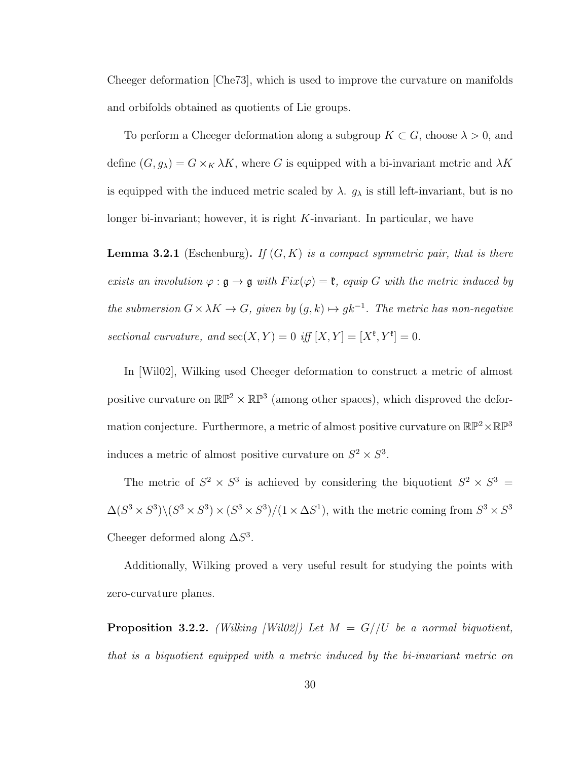Cheeger deformation [Che73], which is used to improve the curvature on manifolds and orbifolds obtained as quotients of Lie groups.

To perform a Cheeger deformation along a subgroup $K \subset G$, choose $\lambda > 0$, and define $(G, g_\lambda) = G \times_K \lambda K$, where $G$ is equipped with a bi-invariant metric and $\lambda K$ is equipped with the induced metric scaled by $\lambda$. $g_\lambda$ is still left-invariant, but is no longer bi-invariant; however, it is right $K$-invariant. In particular, we have

**Lemma 3.2.1** (Eschenburg)**.** *If $(G, K)$ is a compact symmetric pair, that is there exists an involution $\varphi : \mathfrak{g} \to \mathfrak{g}$ with $Fix(\varphi) = \mathfrak{k}$, equip $G$ with the metric induced by the submersion $G \times \lambda K \to G$, given by $(g, k) \mapsto gk^{-1}$. The metric has non-negative sectional curvature, and* $\sec(X, Y) = 0$ *iff* $[X, Y] = [X^{\mathfrak{k}}, Y^{\mathfrak{k}}] = 0$.

In [Wil02], Wilking used Cheeger deformation to construct a metric of almost positive curvature on $\mathbb{RP}^2 \times \mathbb{RP}^3$ (among other spaces), which disproved the deformation conjecture. Furthermore, a metric of almost positive curvature on $\mathbb{RP}^2 \times \mathbb{RP}^3$ induces a metric of almost positive curvature on $S^2 \times S^3$.

The metric of $S^2 \times S^3$ is achieved by considering the biquotient $S^2 \times S^3 = \Delta(S^3 \times S^3) \backslash (S^3 \times S^3) \times (S^3 \times S^3)/(1 \times \Delta S^1)$, with the metric coming from $S^3 \times S^3$ Cheeger deformed along $\Delta S^3$.

Additionally, Wilking proved a very useful result for studying the points with zero-curvature planes.

**Proposition 3.2.2.** *(Wilking [Wil02]) Let $M = G//U$ be a normal biquotient, that is a biquotient equipped with a metric induced by the bi-invariant metric on*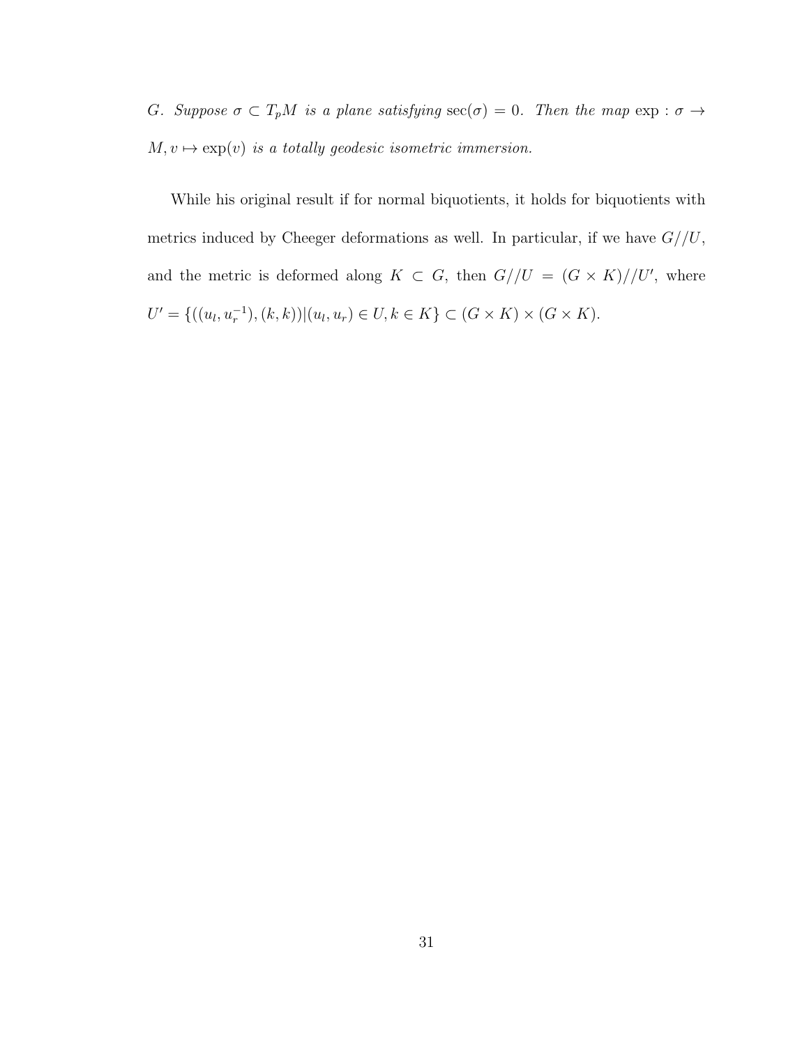*$G$. Suppose $\sigma \subset T_pM$ is a plane satisfying $\sec(\sigma) = 0$. Then the map $\exp : \sigma \to M, v \mapsto \exp(v)$ is a totally geodesic isometric immersion.*

While his original result if for normal biquotients, it holds for biquotients with metrics induced by Cheeger deformations as well. In particular, if we have $G//U$, and the metric is deformed along $K \subset G$, then $G//U = (G \times K)//U'$, where $U' = \{((u_l, u_r^{-1}), (k, k)) | (u_l, u_r) \in U, k \in K\} \subset (G \times K) \times (G \times K)$.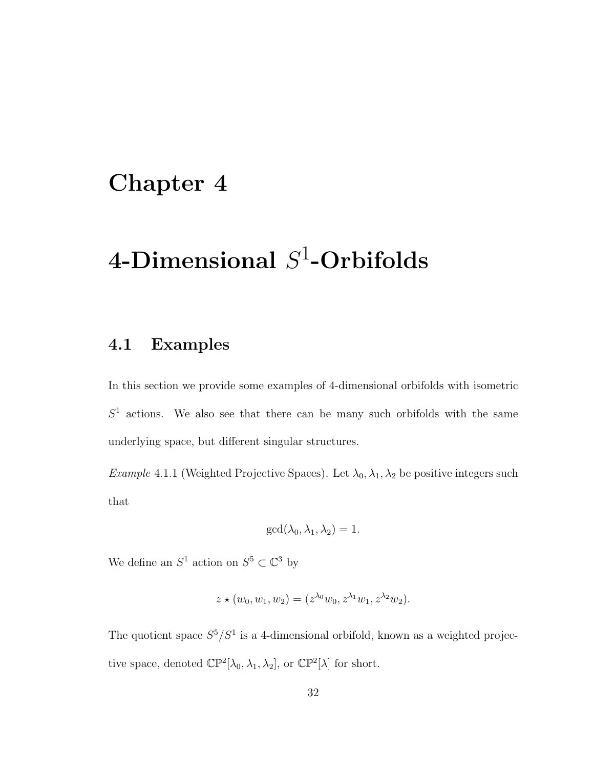# Chapter 4

# 4-Dimensional $S^1$-Orbifolds

## 4.1 Examples

In this section we provide some examples of 4-dimensional orbifolds with isometric $S^1$ actions. We also see that there can be many such orbifolds with the same underlying space, but different singular structures.

*Example* 4.1.1 (Weighted Projective Spaces). Let $\lambda_0, \lambda_1, \lambda_2$ be positive integers such that

$$\gcd(\lambda_0, \lambda_1, \lambda_2) = 1.$$

We define an $S^1$ action on $S^5 \subset \mathbb{C}^3$ by

$$z \star (w_0, w_1, w_2) = (z^{\lambda_0} w_0, z^{\lambda_1} w_1, z^{\lambda_2} w_2).$$

The quotient space $S^5/S^1$ is a 4-dimensional orbifold, known as a weighted projective space, denoted $\mathbb{CP}^2[\lambda_0, \lambda_1, \lambda_2]$, or $\mathbb{CP}^2[\lambda]$ for short.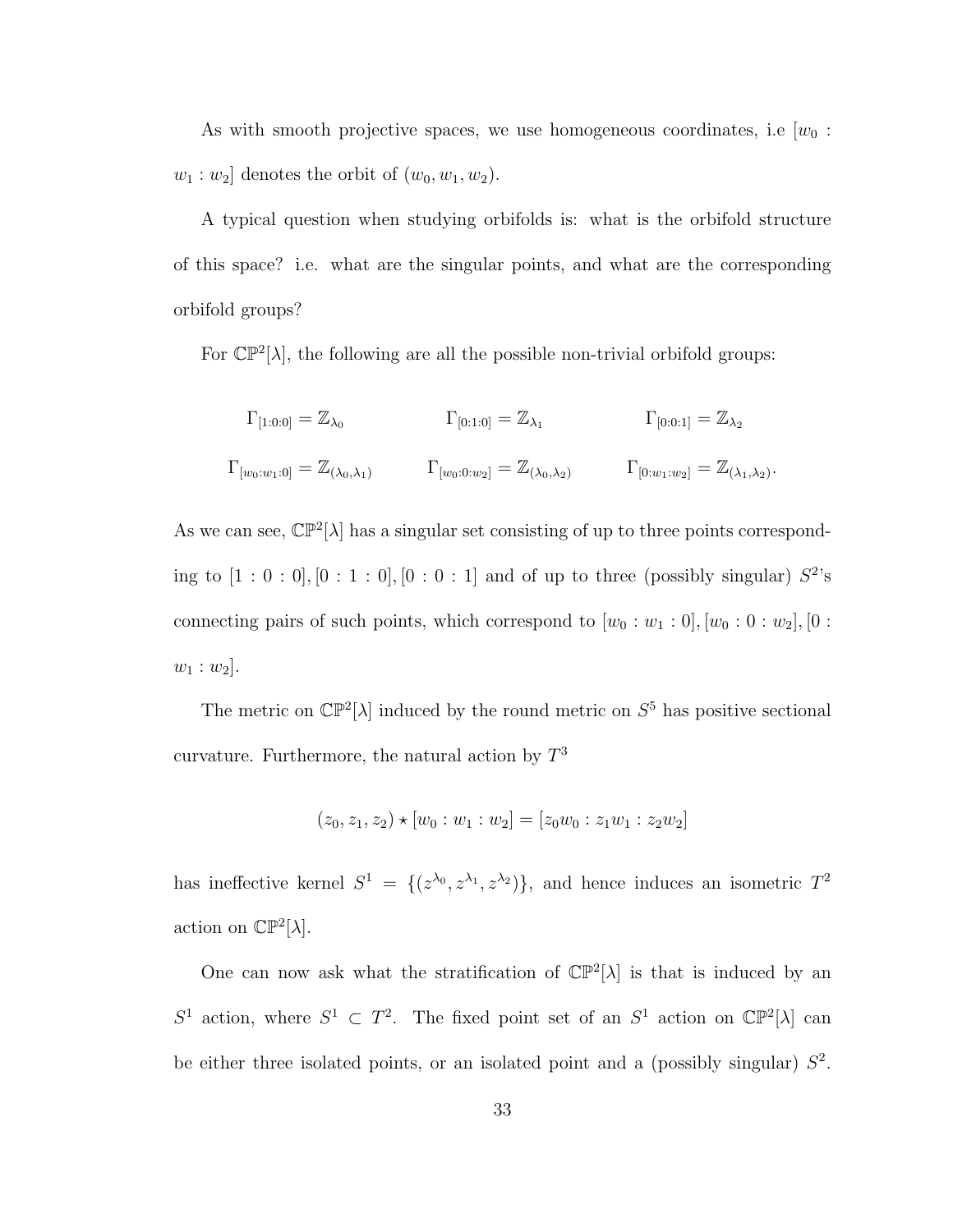As with smooth projective spaces, we use homogeneous coordinates, i.e $[w_0 : w_1 : w_2]$ denotes the orbit of $(w_0, w_1, w_2)$.

A typical question when studying orbifolds is: what is the orbifold structure of this space? i.e. what are the singular points, and what are the corresponding orbifold groups?

For $\mathbb{CP}^2[\lambda]$, the following are all the possible non-trivial orbifold groups:

$$\Gamma_{[1:0:0]} = \mathbb{Z}_{\lambda_0} \qquad \Gamma_{[0:1:0]} = \mathbb{Z}_{\lambda_1} \qquad \Gamma_{[0:0:1]} = \mathbb{Z}_{\lambda_2}$$

$$\Gamma_{[w_0:w_1:0]} = \mathbb{Z}_{(\lambda_0,\lambda_1)} \qquad \Gamma_{[w_0:0:w_2]} = \mathbb{Z}_{(\lambda_0,\lambda_2)} \qquad \Gamma_{[0:w_1:w_2]} = \mathbb{Z}_{(\lambda_1,\lambda_2)}.$$

As we can see, $\mathbb{CP}^2[\lambda]$ has a singular set consisting of up to three points corresponding to $[1 : 0 : 0], [0 : 1 : 0], [0 : 0 : 1]$ and of up to three (possibly singular) $S^2$'s connecting pairs of such points, which correspond to $[w_0 : w_1 : 0], [w_0 : 0 : w_2], [0 : w_1 : w_2]$.

The metric on $\mathbb{CP}^2[\lambda]$ induced by the round metric on $S^5$ has positive sectional curvature. Furthermore, the natural action by $T^3$

$$(z_0, z_1, z_2) \star [w_0 : w_1 : w_2] = [z_0 w_0 : z_1 w_1 : z_2 w_2]$$

has ineffective kernel $S^1 = \{(z^{\lambda_0}, z^{\lambda_1}, z^{\lambda_2})\}$, and hence induces an isometric $T^2$ action on $\mathbb{CP}^2[\lambda]$.

One can now ask what the stratification of $\mathbb{CP}^2[\lambda]$ is that is induced by an $S^1$ action, where $S^1 \subset T^2$. The fixed point set of an $S^1$ action on $\mathbb{CP}^2[\lambda]$ can be either three isolated points, or an isolated point and a (possibly singular) $S^2$.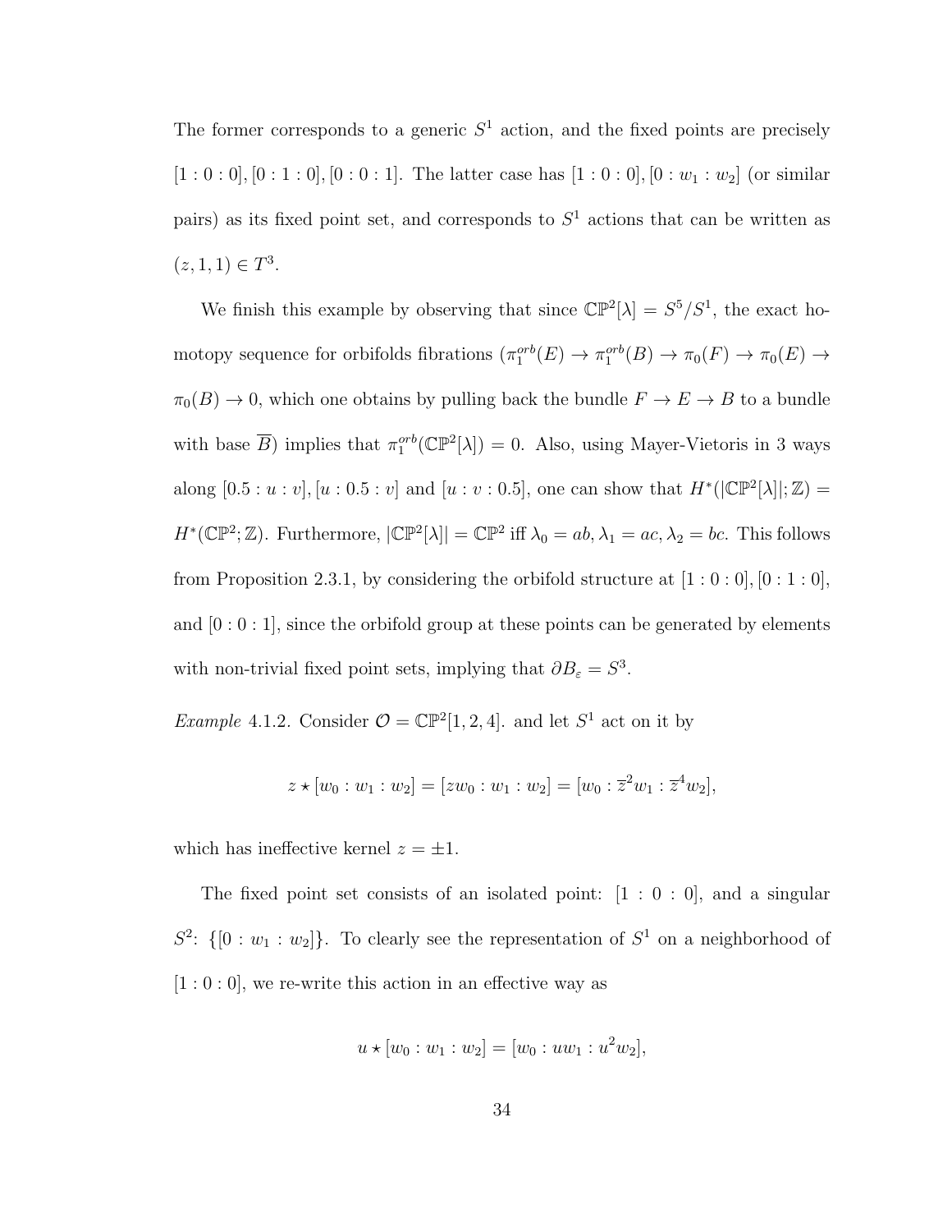The former corresponds to a generic $S^1$ action, and the fixed points are precisely $[1:0:0], [0:1:0], [0:0:1]$. The latter case has $[1:0:0], [0:w_1:w_2]$ (or similar pairs) as its fixed point set, and corresponds to $S^1$ actions that can be written as $(z, 1, 1) \in T^3$.

We finish this example by observing that since $\mathbb{CP}^2[\lambda] = S^5/S^1$, the exact homotopy sequence for orbifolds fibrations ($\pi_1^{orb}(E) \to \pi_1^{orb}(B) \to \pi_0(F) \to \pi_0(E) \to \pi_0(B) \to 0$, which one obtains by pulling back the bundle $F \to E \to B$ to a bundle with base $\overline{B}$) implies that $\pi_1^{orb}(\mathbb{CP}^2[\lambda]) = 0$. Also, using Mayer-Vietoris in 3 ways along $[0.5:u:v], [u:0.5:v]$ and $[u:v:0.5]$, one can show that $H^*(|\mathbb{CP}^2[\lambda]|;\mathbb{Z}) = H^*(\mathbb{CP}^2;\mathbb{Z})$. Furthermore, $|\mathbb{CP}^2[\lambda]| = \mathbb{CP}^2$ iff $\lambda_0 = ab, \lambda_1 = ac, \lambda_2 = bc$. This follows from Proposition 2.3.1, by considering the orbifold structure at $[1:0:0], [0:1:0]$, and $[0:0:1]$, since the orbifold group at these points can be generated by elements with non-trivial fixed point sets, implying that $\partial B_\varepsilon = S^3$.

*Example* 4.1.2. Consider $\mathcal{O} = \mathbb{CP}^2[1, 2, 4]$. and let $S^1$ act on it by

$$z \star [w_0 : w_1 : w_2] = [zw_0 : w_1 : w_2] = [w_0 : \overline{z}^2 w_1 : \overline{z}^4 w_2],$$

which has ineffective kernel $z = \pm 1$.

The fixed point set consists of an isolated point: $[1:0:0]$, and a singular $S^2$: $\{[0:w_1:w_2]\}$. To clearly see the representation of $S^1$ on a neighborhood of $[1:0:0]$, we re-write this action in an effective way as

$$u \star [w_0 : w_1 : w_2] = [w_0 : uw_1 : u^2 w_2],$$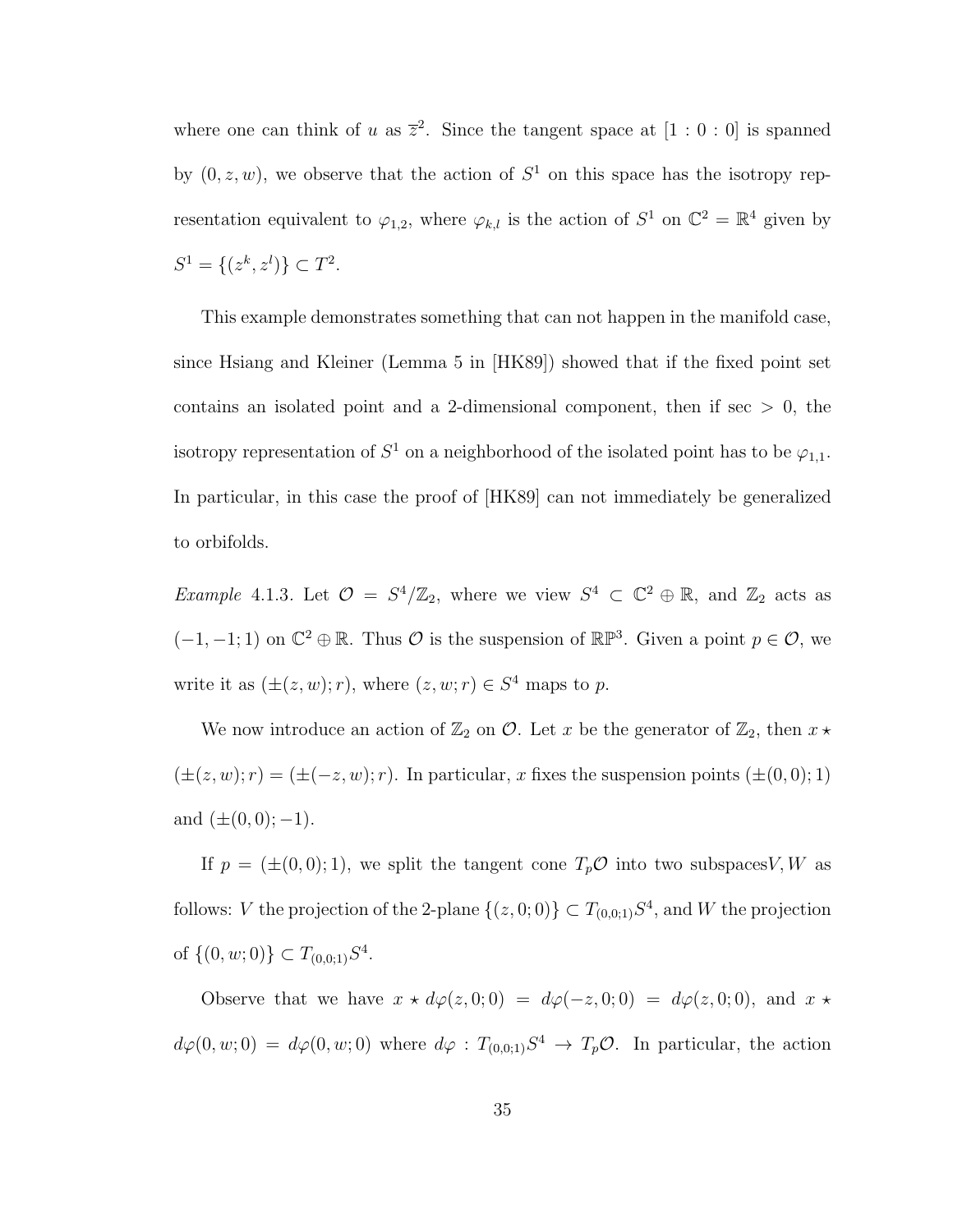where one can think of $u$ as $\overline{z}^2$. Since the tangent space at $[1:0:0]$ is spanned by $(0, z, w)$, we observe that the action of $S^1$ on this space has the isotropy representation equivalent to $\varphi_{1,2}$, where $\varphi_{k,l}$ is the action of $S^1$ on $\mathbb{C}^2 = \mathbb{R}^4$ given by $S^1 = \{(z^k, z^l)\} \subset T^2$.

This example demonstrates something that can not happen in the manifold case, since Hsiang and Kleiner (Lemma 5 in [HK89]) showed that if the fixed point set contains an isolated point and a 2-dimensional component, then if $\sec > 0$, the isotropy representation of $S^1$ on a neighborhood of the isolated point has to be $\varphi_{1,1}$. In particular, in this case the proof of [HK89] can not immediately be generalized to orbifolds.

*Example* 4.1.3. Let $\mathcal{O} = S^4/\mathbb{Z}_2$, where we view $S^4 \subset \mathbb{C}^2 \oplus \mathbb{R}$, and $\mathbb{Z}_2$ acts as $(-1, -1; 1)$ on $\mathbb{C}^2 \oplus \mathbb{R}$. Thus $\mathcal{O}$ is the suspension of $\mathbb{RP}^3$. Given a point $p \in \mathcal{O}$, we write it as $(\pm(z, w); r)$, where $(z, w; r) \in S^4$ maps to $p$.

We now introduce an action of $\mathbb{Z}_2$ on $\mathcal{O}$. Let $x$ be the generator of $\mathbb{Z}_2$, then $x \star (\pm(z, w); r) = (\pm(-z, w); r)$. In particular, $x$ fixes the suspension points $(\pm(0, 0); 1)$ and $(\pm(0, 0); -1)$.

If $p = (\pm(0, 0); 1)$, we split the tangent cone $T_p\mathcal{O}$ into two subspaces$V, W$ as follows: $V$ the projection of the 2-plane $\{(z, 0; 0)\} \subset T_{(0,0;1)}S^4$, and $W$ the projection of $\{(0, w; 0)\} \subset T_{(0,0;1)}S^4$.

Observe that we have $x \star d\varphi(z, 0; 0) = d\varphi(-z, 0; 0) = d\varphi(z, 0; 0)$, and $x \star d\varphi(0, w; 0) = d\varphi(0, w; 0)$ where $d\varphi : T_{(0,0;1)}S^4 \to T_p\mathcal{O}$. In particular, the action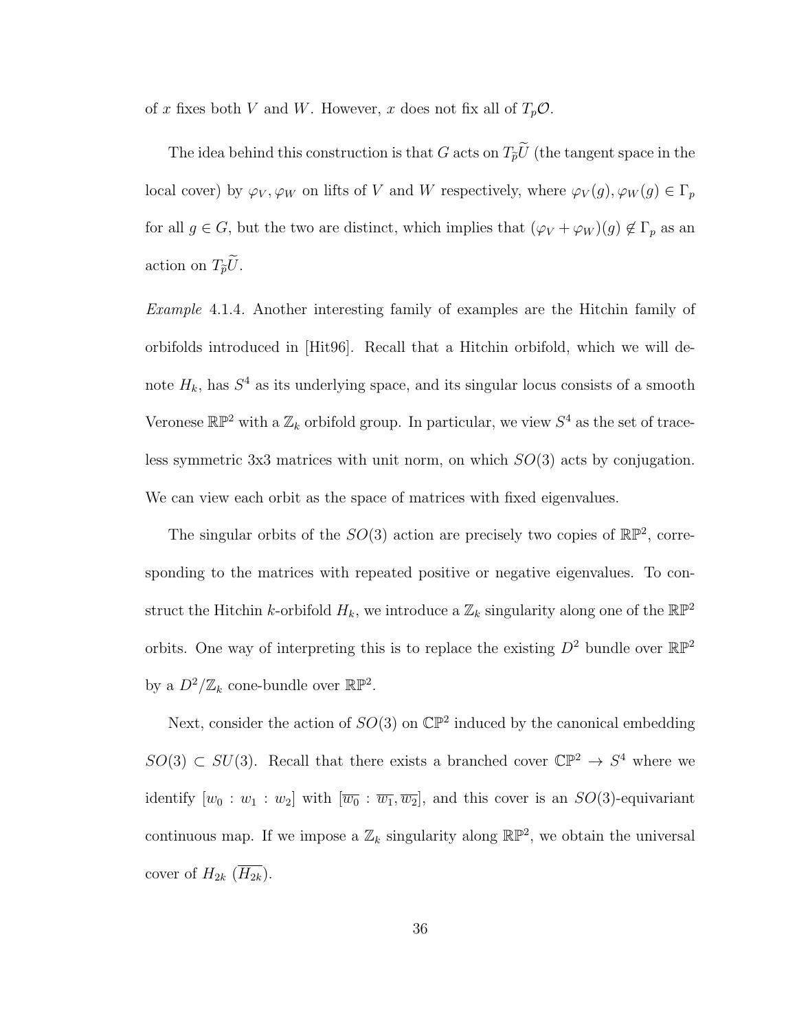of $x$ fixes both $V$ and $W$. However, $x$ does not fix all of $T_p\mathcal{O}$.

The idea behind this construction is that $G$ acts on $T_{\widetilde{p}}\widetilde{U}$ (the tangent space in the local cover) by $\varphi_V, \varphi_W$ on lifts of $V$ and $W$ respectively, where $\varphi_V(g), \varphi_W(g) \in \Gamma_p$ for all $g \in G$, but the two are distinct, which implies that $(\varphi_V + \varphi_W)(g) \notin \Gamma_p$ as an action on $T_{\widetilde{p}}\widetilde{U}$.

*Example* 4.1.4. Another interesting family of examples are the Hitchin family of orbifolds introduced in [Hit96]. Recall that a Hitchin orbifold, which we will denote $H_k$, has $S^4$ as its underlying space, and its singular locus consists of a smooth Veronese $\mathbb{RP}^2$ with a $\mathbb{Z}_k$ orbifold group. In particular, we view $S^4$ as the set of traceless symmetric 3x3 matrices with unit norm, on which $SO(3)$ acts by conjugation. We can view each orbit as the space of matrices with fixed eigenvalues.

The singular orbits of the $SO(3)$ action are precisely two copies of $\mathbb{RP}^2$, corresponding to the matrices with repeated positive or negative eigenvalues. To construct the Hitchin $k$-orbifold $H_k$, we introduce a $\mathbb{Z}_k$ singularity along one of the $\mathbb{RP}^2$ orbits. One way of interpreting this is to replace the existing $D^2$ bundle over $\mathbb{RP}^2$ by a $D^2/\mathbb{Z}_k$ cone-bundle over $\mathbb{RP}^2$.

Next, consider the action of $SO(3)$ on $\mathbb{CP}^2$ induced by the canonical embedding $SO(3) \subset SU(3)$. Recall that there exists a branched cover $\mathbb{CP}^2 \to S^4$ where we identify $[w_0 : w_1 : w_2]$ with $[\overline{w_0} : \overline{w_1}, \overline{w_2}]$, and this cover is an $SO(3)$-equivariant continuous map. If we impose a $\mathbb{Z}_k$ singularity along $\mathbb{RP}^2$, we obtain the universal cover of $H_{2k}$ ($\overline{H_{2k}}$).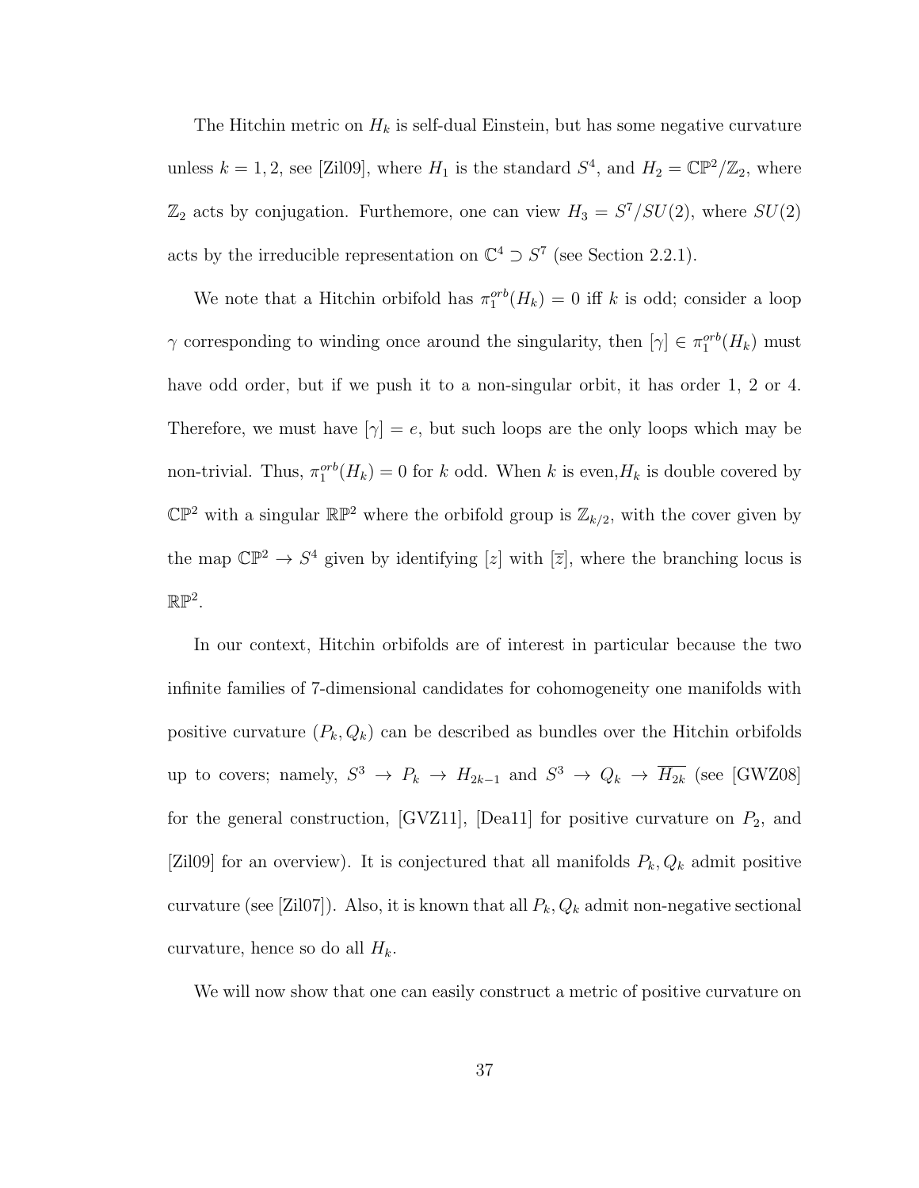The Hitchin metric on $H_k$ is self-dual Einstein, but has some negative curvature unless $k = 1, 2$, see [Zil09], where $H_1$ is the standard $S^4$, and $H_2 = \mathbb{CP}^2/\mathbb{Z}_2$, where $\mathbb{Z}_2$ acts by conjugation. Furthemore, one can view $H_3 = S^7/SU(2)$, where $SU(2)$ acts by the irreducible representation on $\mathbb{C}^4 \supset S^7$ (see Section 2.2.1).

We note that a Hitchin orbifold has $\pi_1^{orb}(H_k) = 0$ iff $k$ is odd; consider a loop $\gamma$ corresponding to winding once around the singularity, then $[\gamma] \in \pi_1^{orb}(H_k)$ must have odd order, but if we push it to a non-singular orbit, it has order 1, 2 or 4. Therefore, we must have $[\gamma] = e$, but such loops are the only loops which may be non-trivial. Thus, $\pi_1^{orb}(H_k) = 0$ for $k$ odd. When $k$ is even,$H_k$ is double covered by $\mathbb{CP}^2$ with a singular $\mathbb{RP}^2$ where the orbifold group is $\mathbb{Z}_{k/2}$, with the cover given by the map $\mathbb{CP}^2 \to S^4$ given by identifying $[z]$ with $[\overline{z}]$, where the branching locus is $\mathbb{RP}^2$.

In our context, Hitchin orbifolds are of interest in particular because the two infinite families of 7-dimensional candidates for cohomogeneity one manifolds with positive curvature $(P_k, Q_k)$ can be described as bundles over the Hitchin orbifolds up to covers; namely, $S^3 \to P_k \to H_{2k-1}$ and $S^3 \to Q_k \to \overline{H_{2k}}$ (see [GWZ08] for the general construction, [GVZ11], [Dea11] for positive curvature on $P_2$, and [Zil09] for an overview). It is conjectured that all manifolds $P_k, Q_k$ admit positive curvature (see [Zil07]). Also, it is known that all $P_k, Q_k$ admit non-negative sectional curvature, hence so do all $H_k$.

We will now show that one can easily construct a metric of positive curvature on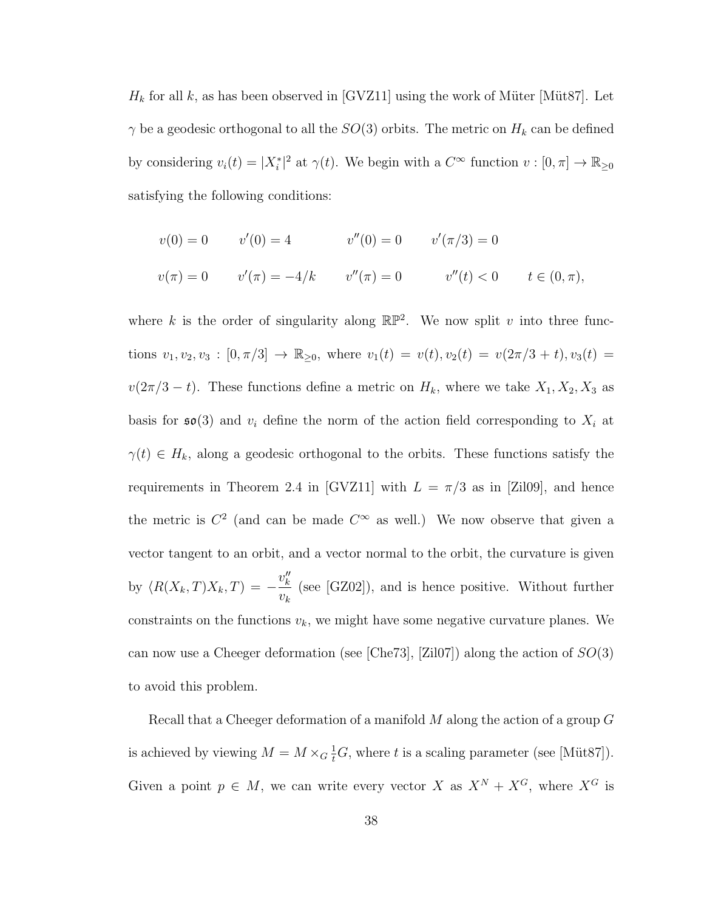$H_k$ for all $k$, as has been observed in [GVZ11] using the work of Müter [Müt87]. Let $\gamma$ be a geodesic orthogonal to all the $SO(3)$ orbits. The metric on $H_k$ can be defined by considering $v_i(t) = |X_i^*|^2$ at $\gamma(t)$. We begin with a $C^\infty$ function $v : [0, \pi] \to \mathbb{R}_{\geq 0}$ satisfying the following conditions:

$$
\begin{array}{lllll}
v(0) = 0 & v'(0) = 4 & v''(0) = 0 & v'(\pi/3) = 0 & \\
v(\pi) = 0 & v'(\pi) = -4/k & v''(\pi) = 0 & v''(t) < 0 & t \in (0, \pi),
\end{array}
$$

where $k$ is the order of singularity along $\mathbb{RP}^2$. We now split $v$ into three functions $v_1, v_2, v_3 : [0, \pi/3] \to \mathbb{R}_{\geq 0}$, where $v_1(t) = v(t), v_2(t) = v(2\pi/3 + t), v_3(t) = v(2\pi/3 - t)$. These functions define a metric on $H_k$, where we take $X_1, X_2, X_3$ as basis for $\mathfrak{so}(3)$ and $v_i$ define the norm of the action field corresponding to $X_i$ at $\gamma(t) \in H_k$, along a geodesic orthogonal to the orbits. These functions satisfy the requirements in Theorem 2.4 in [GVZ11] with $L = \pi/3$ as in [Zil09], and hence the metric is $C^2$ (and can be made $C^\infty$ as well.) We now observe that given a vector tangent to an orbit, and a vector normal to the orbit, the curvature is given by $\langle R(X_k, T)X_k, T\rangle = -\dfrac{v_k''}{v_k}$ (see [GZ02]), and is hence positive. Without further constraints on the functions $v_k$, we might have some negative curvature planes. We can now use a Cheeger deformation (see [Che73], [Zil07]) along the action of $SO(3)$ to avoid this problem.

Recall that a Cheeger deformation of a manifold $M$ along the action of a group $G$ is achieved by viewing $M = M \times_G \frac{1}{t}G$, where $t$ is a scaling parameter (see [Müt87]). Given a point $p \in M$, we can write every vector $X$ as $X^N + X^G$, where $X^G$ is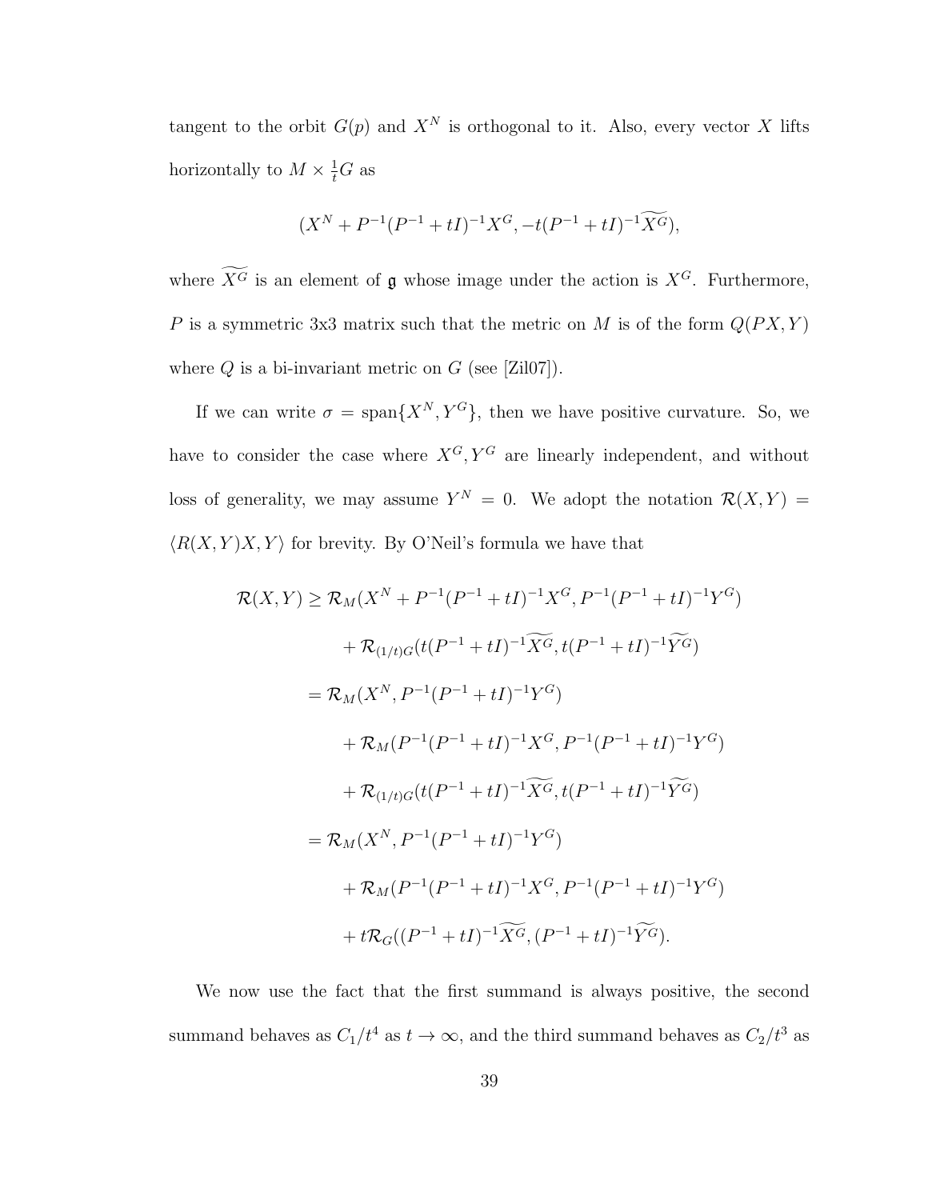tangent to the orbit $G(p)$ and $X^N$ is orthogonal to it. Also, every vector $X$ lifts horizontally to $M \times \frac{1}{t}G$ as

$$(X^N + P^{-1}(P^{-1} + tI)^{-1}X^G, -t(P^{-1} + tI)^{-1}\widetilde{X^G}),$$

where $\widetilde{X^G}$ is an element of $\mathfrak{g}$ whose image under the action is $X^G$. Furthermore, $P$ is a symmetric 3x3 matrix such that the metric on $M$ is of the form $Q(PX, Y)$ where $Q$ is a bi-invariant metric on $G$ (see [Zil07]).

If we can write $\sigma = \text{span}\{X^N, Y^G\}$, then we have positive curvature. So, we have to consider the case where $X^G, Y^G$ are linearly independent, and without loss of generality, we may assume $Y^N = 0$. We adopt the notation $\mathcal{R}(X, Y) = \langle R(X, Y)X, Y\rangle$ for brevity. By O'Neil's formula we have that

$$\begin{aligned}
\mathcal{R}(X, Y) &\geq \mathcal{R}_M(X^N + P^{-1}(P^{-1} + tI)^{-1}X^G, P^{-1}(P^{-1} + tI)^{-1}Y^G) \\
&\quad + \mathcal{R}_{(1/t)G}(t(P^{-1} + tI)^{-1}\widetilde{X^G}, t(P^{-1} + tI)^{-1}\widetilde{Y^G}) \\
&= \mathcal{R}_M(X^N, P^{-1}(P^{-1} + tI)^{-1}Y^G) \\
&\quad + \mathcal{R}_M(P^{-1}(P^{-1} + tI)^{-1}X^G, P^{-1}(P^{-1} + tI)^{-1}Y^G) \\
&\quad + \mathcal{R}_{(1/t)G}(t(P^{-1} + tI)^{-1}\widetilde{X^G}, t(P^{-1} + tI)^{-1}\widetilde{Y^G}) \\
&= \mathcal{R}_M(X^N, P^{-1}(P^{-1} + tI)^{-1}Y^G) \\
&\quad + \mathcal{R}_M(P^{-1}(P^{-1} + tI)^{-1}X^G, P^{-1}(P^{-1} + tI)^{-1}Y^G) \\
&\quad + t\mathcal{R}_G((P^{-1} + tI)^{-1}\widetilde{X^G}, (P^{-1} + tI)^{-1}\widetilde{Y^G}).
\end{aligned}$$

We now use the fact that the first summand is always positive, the second summand behaves as $C_1/t^4$ as $t \to \infty$, and the third summand behaves as $C_2/t^3$ as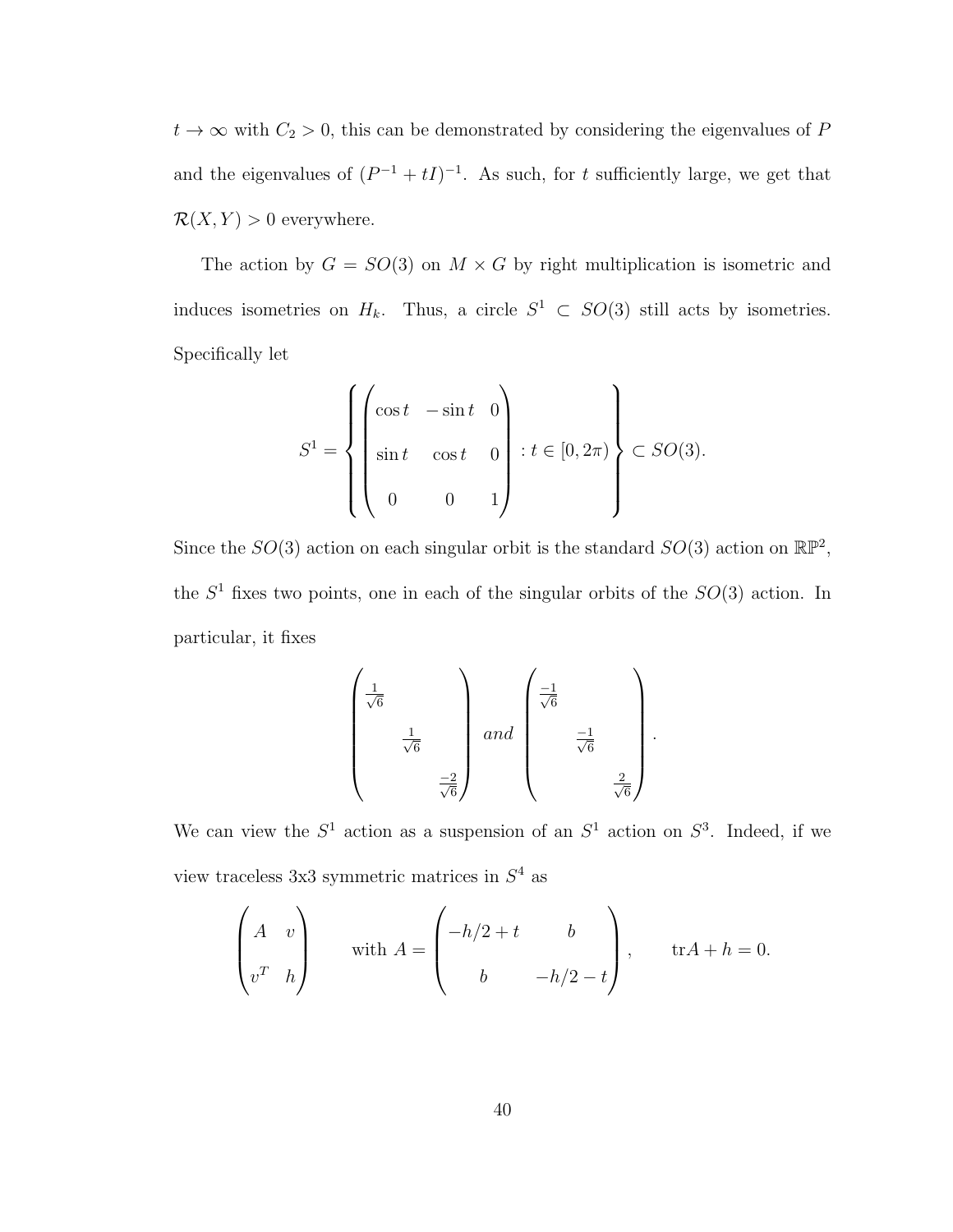$t \to \infty$ with $C_2 > 0$, this can be demonstrated by considering the eigenvalues of $P$ and the eigenvalues of $(P^{-1} + tI)^{-1}$. As such, for $t$ sufficiently large, we get that $\mathcal{R}(X,Y) > 0$ everywhere.

The action by $G = SO(3)$ on $M \times G$ by right multiplication is isometric and induces isometries on $H_k$. Thus, a circle $S^1 \subset SO(3)$ still acts by isometries. Specifically let

$$S^1 = \left\{ \begin{pmatrix} \cos t & -\sin t & 0 \\ \sin t & \cos t & 0 \\ 0 & 0 & 1 \end{pmatrix} : t \in [0, 2\pi) \right\} \subset SO(3).$$

Since the $SO(3)$ action on each singular orbit is the standard $SO(3)$ action on $\mathbb{RP}^2$, the $S^1$ fixes two points, one in each of the singular orbits of the $SO(3)$ action. In particular, it fixes

$$\begin{pmatrix} \frac{1}{\sqrt{6}} & & \\ & \frac{1}{\sqrt{6}} & \\ & & \frac{-2}{\sqrt{6}} \end{pmatrix} \; and \; \begin{pmatrix} \frac{-1}{\sqrt{6}} & & \\ & \frac{-1}{\sqrt{6}} & \\ & & \frac{2}{\sqrt{6}} \end{pmatrix}.$$

We can view the $S^1$ action as a suspension of an $S^1$ action on $S^3$. Indeed, if we view traceless 3x3 symmetric matrices in $S^4$ as

$$\begin{pmatrix} A & v \\ v^T & h \end{pmatrix} \qquad \text{with } A = \begin{pmatrix} -h/2 + t & b \\ b & -h/2 - t \end{pmatrix}, \qquad \text{tr}A + h = 0.$$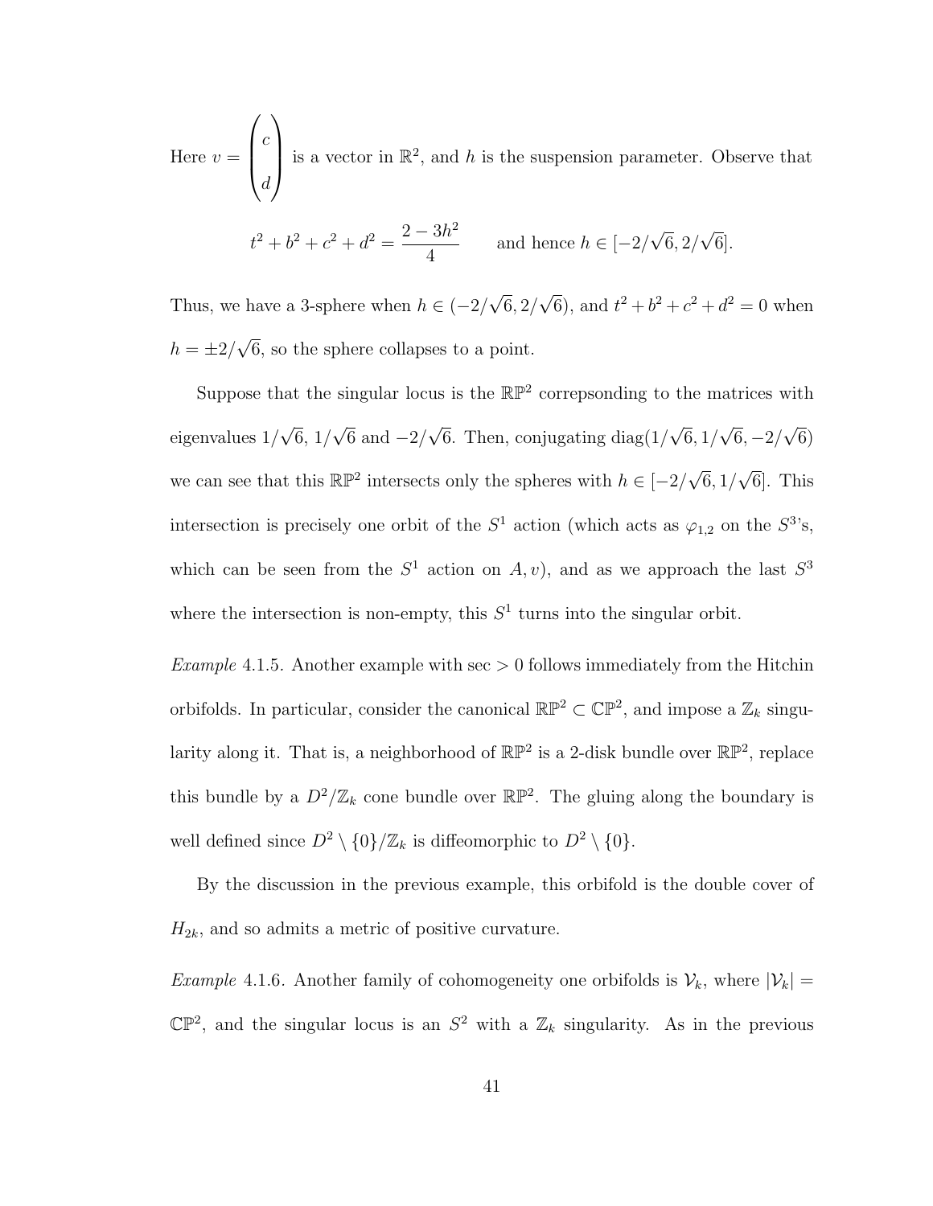Here $v = \begin{pmatrix} c \\ d \end{pmatrix}$ is a vector in $\mathbb{R}^2$, and $h$ is the suspension parameter. Observe that

$$t^2 + b^2 + c^2 + d^2 = \frac{2 - 3h^2}{4} \qquad \text{and hence } h \in [-2/\sqrt{6}, 2/\sqrt{6}].$$

Thus, we have a 3-sphere when $h \in (-2/\sqrt{6}, 2/\sqrt{6})$, and $t^2 + b^2 + c^2 + d^2 = 0$ when $h = \pm 2/\sqrt{6}$, so the sphere collapses to a point.

Suppose that the singular locus is the $\mathbb{RP}^2$ correpsonding to the matrices with eigenvalues $1/\sqrt{6}$, $1/\sqrt{6}$ and $-2/\sqrt{6}$. Then, conjugating $\operatorname{diag}(1/\sqrt{6}, 1/\sqrt{6}, -2/\sqrt{6})$ we can see that this $\mathbb{RP}^2$ intersects only the spheres with $h \in [-2/\sqrt{6}, 1/\sqrt{6}]$. This intersection is precisely one orbit of the $S^1$ action (which acts as $\varphi_{1,2}$ on the $S^3$'s, which can be seen from the $S^1$ action on $A, v$), and as we approach the last $S^3$ where the intersection is non-empty, this $S^1$ turns into the singular orbit.

*Example* 4.1.5. Another example with $\sec > 0$ follows immediately from the Hitchin orbifolds. In particular, consider the canonical $\mathbb{RP}^2 \subset \mathbb{CP}^2$, and impose a $\mathbb{Z}_k$ singularity along it. That is, a neighborhood of $\mathbb{RP}^2$ is a 2-disk bundle over $\mathbb{RP}^2$, replace this bundle by a $D^2/\mathbb{Z}_k$ cone bundle over $\mathbb{RP}^2$. The gluing along the boundary is well defined since $D^2 \setminus \{0\}/\mathbb{Z}_k$ is diffeomorphic to $D^2 \setminus \{0\}$.

By the discussion in the previous example, this orbifold is the double cover of $H_{2k}$, and so admits a metric of positive curvature.

*Example* 4.1.6. Another family of cohomogeneity one orbifolds is $\mathcal{V}_k$, where $|\mathcal{V}_k| = \mathbb{CP}^2$, and the singular locus is an $S^2$ with a $\mathbb{Z}_k$ singularity. As in the previous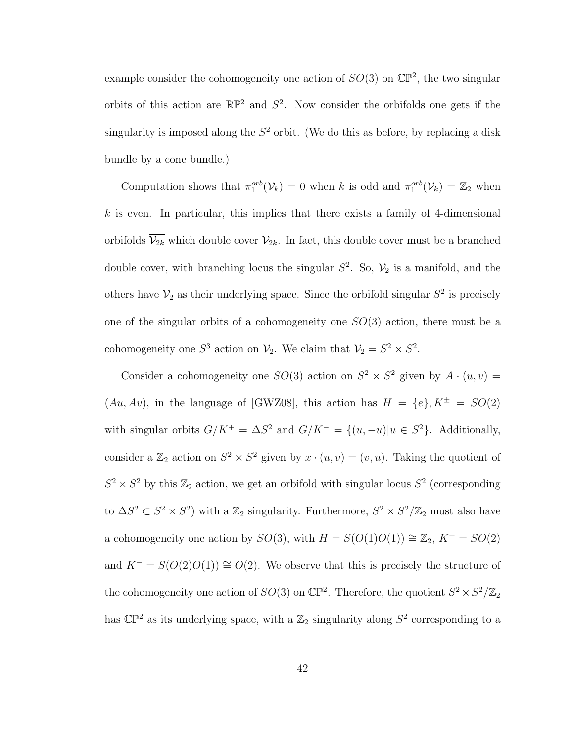example consider the cohomogeneity one action of $SO(3)$ on $\mathbb{CP}^2$, the two singular orbits of this action are $\mathbb{RP}^2$ and $S^2$. Now consider the orbifolds one gets if the singularity is imposed along the $S^2$ orbit. (We do this as before, by replacing a disk bundle by a cone bundle.)

Computation shows that $\pi_1^{orb}(\mathcal{V}_k) = 0$ when $k$ is odd and $\pi_1^{orb}(\mathcal{V}_k) = \mathbb{Z}_2$ when $k$ is even. In particular, this implies that there exists a family of 4-dimensional orbifolds $\overline{\mathcal{V}_{2k}}$ which double cover $\mathcal{V}_{2k}$. In fact, this double cover must be a branched double cover, with branching locus the singular $S^2$. So, $\overline{\mathcal{V}_2}$ is a manifold, and the others have $\overline{\mathcal{V}_2}$ as their underlying space. Since the orbifold singular $S^2$ is precisely one of the singular orbits of a cohomogeneity one $SO(3)$ action, there must be a cohomogeneity one $S^3$ action on $\overline{\mathcal{V}_2}$. We claim that $\overline{\mathcal{V}_2} = S^2 \times S^2$.

Consider a cohomogeneity one $SO(3)$ action on $S^2 \times S^2$ given by $A \cdot (u, v) = (Au, Av)$, in the language of [GWZ08], this action has $H = \{e\}, K^{\pm} = SO(2)$ with singular orbits $G/K^+ = \Delta S^2$ and $G/K^- = \{(u, -u) | u \in S^2\}$. Additionally, consider a $\mathbb{Z}_2$ action on $S^2 \times S^2$ given by $x \cdot (u, v) = (v, u)$. Taking the quotient of $S^2 \times S^2$ by this $\mathbb{Z}_2$ action, we get an orbifold with singular locus $S^2$ (corresponding to $\Delta S^2 \subset S^2 \times S^2$) with a $\mathbb{Z}_2$ singularity. Furthermore, $S^2 \times S^2/\mathbb{Z}_2$ must also have a cohomogeneity one action by $SO(3)$, with $H = S(O(1)O(1)) \cong \mathbb{Z}_2$, $K^+ = SO(2)$ and $K^- = S(O(2)O(1)) \cong O(2)$. We observe that this is precisely the structure of the cohomogeneity one action of $SO(3)$ on $\mathbb{CP}^2$. Therefore, the quotient $S^2 \times S^2/\mathbb{Z}_2$ has $\mathbb{CP}^2$ as its underlying space, with a $\mathbb{Z}_2$ singularity along $S^2$ corresponding to a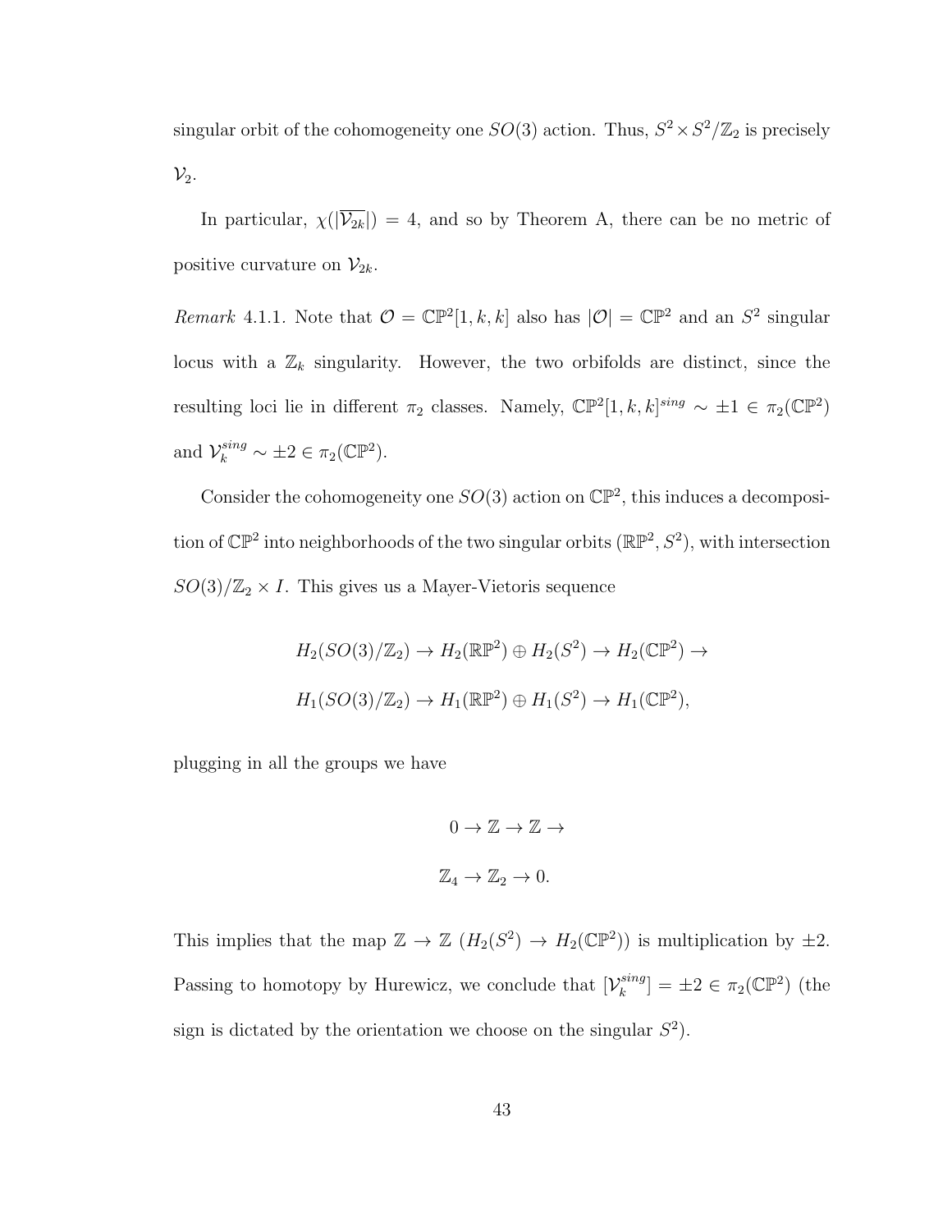singular orbit of the cohomogeneity one $SO(3)$ action. Thus, $S^2 \times S^2/\mathbb{Z}_2$ is precisely $\mathcal{V}_2$.

In particular, $\chi(|\overline{\mathcal{V}_{2k}}|) = 4$, and so by Theorem A, there can be no metric of positive curvature on $\mathcal{V}_{2k}$.

*Remark* 4.1.1. Note that $\mathcal{O} = \mathbb{CP}^2[1, k, k]$ also has $|\mathcal{O}| = \mathbb{CP}^2$ and an $S^2$ singular locus with a $\mathbb{Z}_k$ singularity. However, the two orbifolds are distinct, since the resulting loci lie in different $\pi_2$ classes. Namely, $\mathbb{CP}^2[1, k, k]^{sing} \sim \pm 1 \in \pi_2(\mathbb{CP}^2)$ and $\mathcal{V}_k^{sing} \sim \pm 2 \in \pi_2(\mathbb{CP}^2)$.

Consider the cohomogeneity one $SO(3)$ action on $\mathbb{CP}^2$, this induces a decomposition of $\mathbb{CP}^2$ into neighborhoods of the two singular orbits $(\mathbb{RP}^2, S^2)$, with intersection $SO(3)/\mathbb{Z}_2 \times I$. This gives us a Mayer-Vietoris sequence

$$H_2(SO(3)/\mathbb{Z}_2) \to H_2(\mathbb{RP}^2) \oplus H_2(S^2) \to H_2(\mathbb{CP}^2) \to$$

$$H_1(SO(3)/\mathbb{Z}_2) \to H_1(\mathbb{RP}^2) \oplus H_1(S^2) \to H_1(\mathbb{CP}^2),$$

plugging in all the groups we have

$$0 \to \mathbb{Z} \to \mathbb{Z} \to$$

$$\mathbb{Z}_4 \to \mathbb{Z}_2 \to 0.$$

This implies that the map $\mathbb{Z} \to \mathbb{Z}$ $(H_2(S^2) \to H_2(\mathbb{CP}^2))$ is multiplication by $\pm 2$. Passing to homotopy by Hurewicz, we conclude that $[\mathcal{V}_k^{sing}] = \pm 2 \in \pi_2(\mathbb{CP}^2)$ (the sign is dictated by the orientation we choose on the singular $S^2$).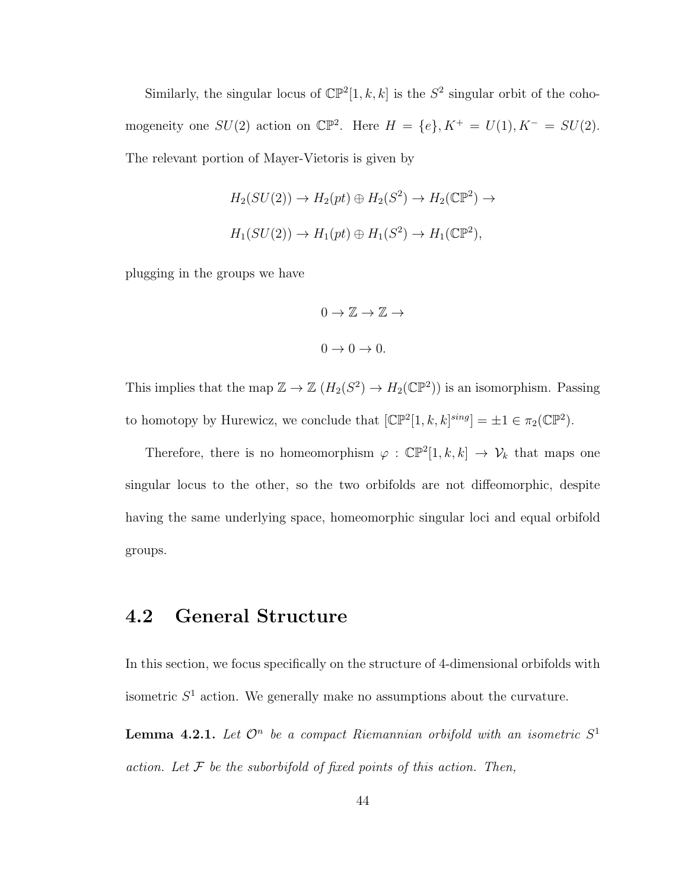Similarly, the singular locus of $\mathbb{CP}^2[1,k,k]$ is the $S^2$ singular orbit of the cohomogeneity one $SU(2)$ action on $\mathbb{CP}^2$. Here $H = \{e\}, K^+ = U(1), K^- = SU(2)$. The relevant portion of Mayer-Vietoris is given by

$$H_2(SU(2)) \to H_2(pt) \oplus H_2(S^2) \to H_2(\mathbb{CP}^2) \to$$

$$H_1(SU(2)) \to H_1(pt) \oplus H_1(S^2) \to H_1(\mathbb{CP}^2),$$

plugging in the groups we have

$$0 \to \mathbb{Z} \to \mathbb{Z} \to$$

$$0 \to 0 \to 0.$$

This implies that the map $\mathbb{Z} \to \mathbb{Z}$ ($H_2(S^2) \to H_2(\mathbb{CP}^2)$) is an isomorphism. Passing to homotopy by Hurewicz, we conclude that $[\mathbb{CP}^2[1,k,k]^{sing}] = \pm 1 \in \pi_2(\mathbb{CP}^2)$.

Therefore, there is no homeomorphism $\varphi : \mathbb{CP}^2[1,k,k] \to \mathcal{V}_k$ that maps one singular locus to the other, so the two orbifolds are not diffeomorphic, despite having the same underlying space, homeomorphic singular loci and equal orbifold groups.

## 4.2 General Structure

In this section, we focus specifically on the structure of 4-dimensional orbifolds with isometric $S^1$ action. We generally make no assumptions about the curvature.

**Lemma 4.2.1.** *Let $\mathcal{O}^n$ be a compact Riemannian orbifold with an isometric $S^1$ action. Let $\mathcal{F}$ be the suborbifold of fixed points of this action. Then,*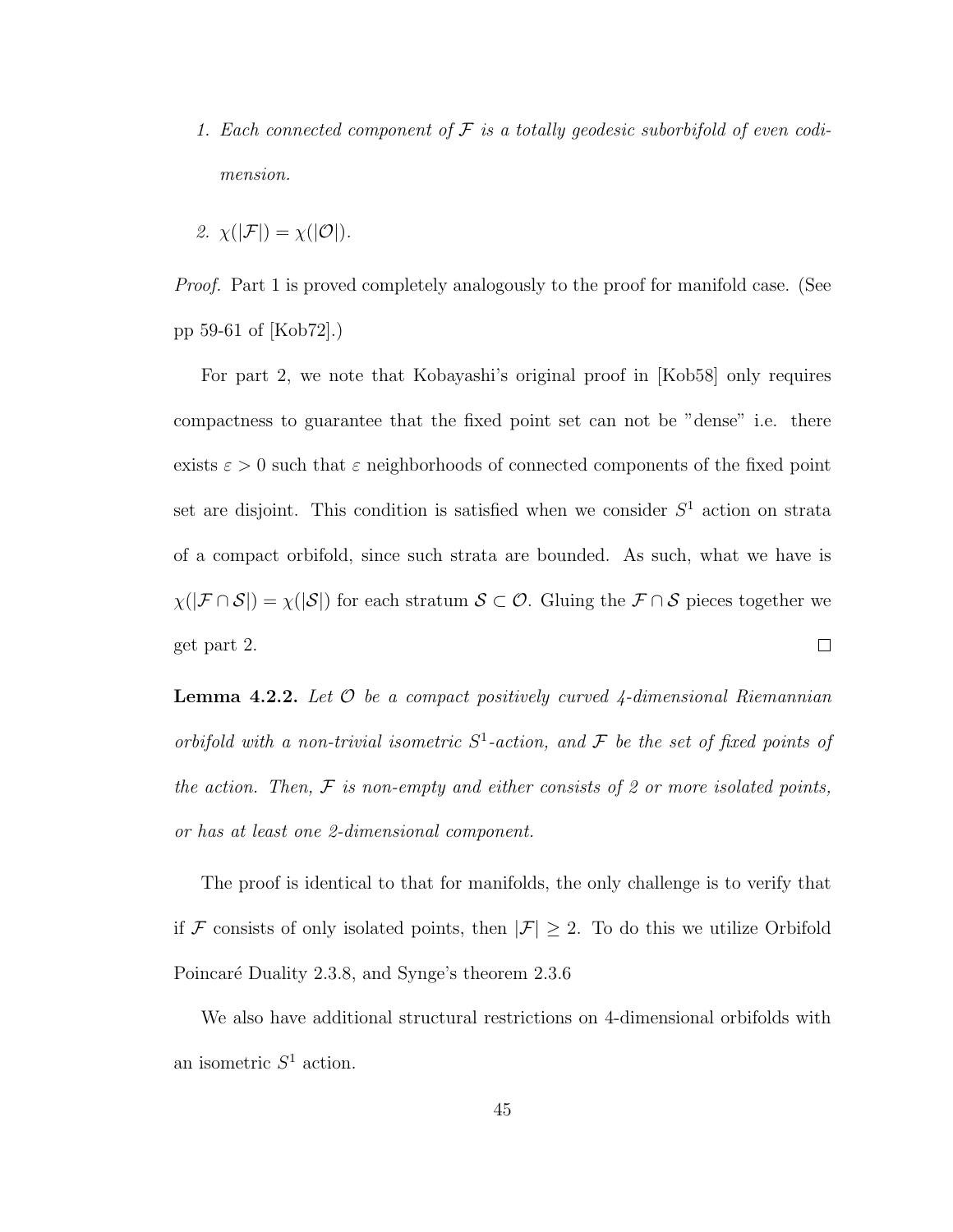1. *Each connected component of $\mathcal{F}$ is a totally geodesic suborbifold of even codimension.*

2. $\chi(|\mathcal{F}|) = \chi(|\mathcal{O}|)$.

*Proof.* Part 1 is proved completely analogously to the proof for manifold case. (See pp 59-61 of [Kob72].)

For part 2, we note that Kobayashi's original proof in [Kob58] only requires compactness to guarantee that the fixed point set can not be "dense" i.e. there exists $\varepsilon > 0$ such that $\varepsilon$ neighborhoods of connected components of the fixed point set are disjoint. This condition is satisfied when we consider $S^1$ action on strata of a compact orbifold, since such strata are bounded. As such, what we have is $\chi(|\mathcal{F} \cap \mathcal{S}|) = \chi(|\mathcal{S}|)$ for each stratum $\mathcal{S} \subset \mathcal{O}$. Gluing the $\mathcal{F} \cap \mathcal{S}$ pieces together we get part 2. $\square$

**Lemma 4.2.2.** *Let $\mathcal{O}$ be a compact positively curved 4-dimensional Riemannian orbifold with a non-trivial isometric $S^1$-action, and $\mathcal{F}$ be the set of fixed points of the action. Then, $\mathcal{F}$ is non-empty and either consists of 2 or more isolated points, or has at least one 2-dimensional component.*

The proof is identical to that for manifolds, the only challenge is to verify that if $\mathcal{F}$ consists of only isolated points, then $|\mathcal{F}| \geq 2$. To do this we utilize Orbifold Poincaré Duality 2.3.8, and Synge's theorem 2.3.6

We also have additional structural restrictions on 4-dimensional orbifolds with an isometric $S^1$ action.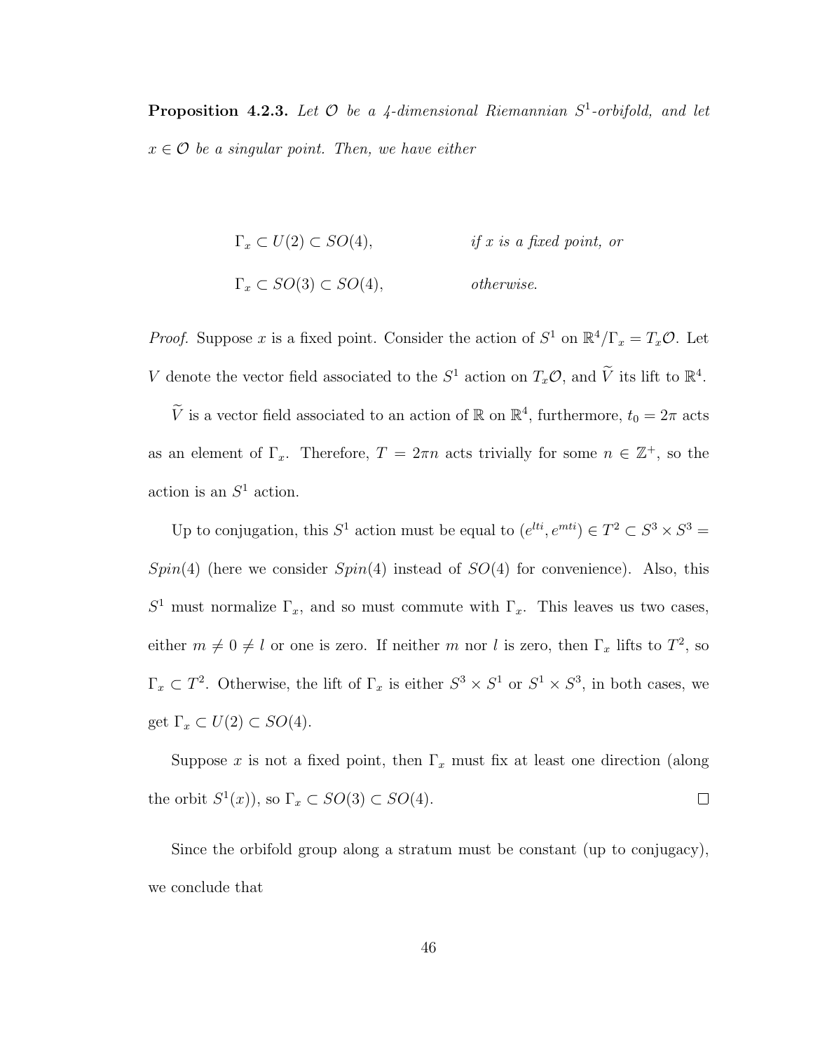**Proposition 4.2.3.** *Let $\mathcal{O}$ be a 4-dimensional Riemannian $S^1$-orbifold, and let $x \in \mathcal{O}$ be a singular point. Then, we have either*

$$\Gamma_x \subset U(2) \subset SO(4), \qquad \textit{if } x \textit{ is a fixed point, or}$$

$$\Gamma_x \subset SO(3) \subset SO(4), \qquad \textit{otherwise.}$$

*Proof.* Suppose $x$ is a fixed point. Consider the action of $S^1$ on $\mathbb{R}^4/\Gamma_x = T_x\mathcal{O}$. Let $V$ denote the vector field associated to the $S^1$ action on $T_x\mathcal{O}$, and $\widetilde{V}$ its lift to $\mathbb{R}^4$.

$\widetilde{V}$ is a vector field associated to an action of $\mathbb{R}$ on $\mathbb{R}^4$, furthermore, $t_0 = 2\pi$ acts as an element of $\Gamma_x$. Therefore, $T = 2\pi n$ acts trivially for some $n \in \mathbb{Z}^+$, so the action is an $S^1$ action.

Up to conjugation, this $S^1$ action must be equal to $(e^{lti}, e^{mti}) \in T^2 \subset S^3 \times S^3 = Spin(4)$ (here we consider $Spin(4)$ instead of $SO(4)$ for convenience). Also, this $S^1$ must normalize $\Gamma_x$, and so must commute with $\Gamma_x$. This leaves us two cases, either $m \neq 0 \neq l$ or one is zero. If neither $m$ nor $l$ is zero, then $\Gamma_x$ lifts to $T^2$, so $\Gamma_x \subset T^2$. Otherwise, the lift of $\Gamma_x$ is either $S^3 \times S^1$ or $S^1 \times S^3$, in both cases, we get $\Gamma_x \subset U(2) \subset SO(4)$.

Suppose $x$ is not a fixed point, then $\Gamma_x$ must fix at least one direction (along the orbit $S^1(x)$), so $\Gamma_x \subset SO(3) \subset SO(4)$. $\square$

Since the orbifold group along a stratum must be constant (up to conjugacy), we conclude that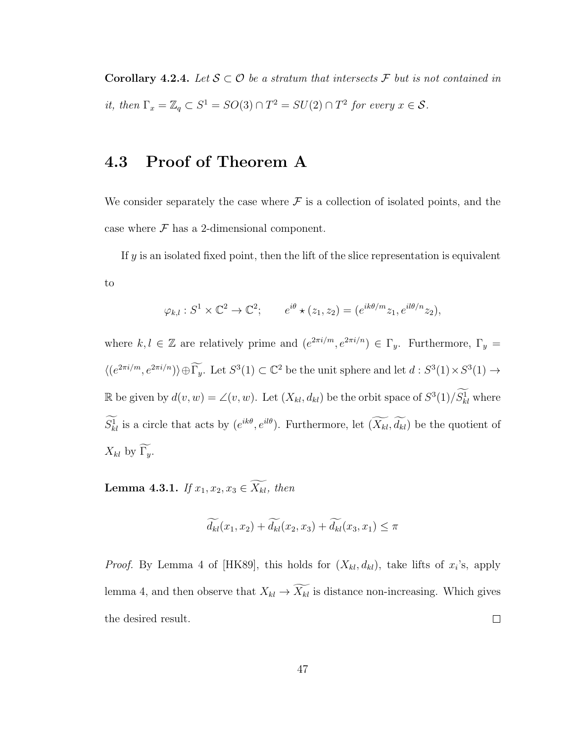**Corollary 4.2.4.** *Let $\mathcal{S} \subset \mathcal{O}$ be a stratum that intersects $\mathcal{F}$ but is not contained in it, then $\Gamma_x = \mathbb{Z}_q \subset S^1 = SO(3) \cap T^2 = SU(2) \cap T^2$ for every $x \in \mathcal{S}$.*

## 4.3 Proof of Theorem A

We consider separately the case where $\mathcal{F}$ is a collection of isolated points, and the case where $\mathcal{F}$ has a 2-dimensional component.

If $y$ is an isolated fixed point, then the lift of the slice representation is equivalent to

$$\varphi_{k,l} : S^1 \times \mathbb{C}^2 \to \mathbb{C}^2; \qquad e^{i\theta} \star (z_1, z_2) = (e^{ik\theta/m} z_1, e^{il\theta/n} z_2),$$

where $k, l \in \mathbb{Z}$ are relatively prime and $(e^{2\pi i/m}, e^{2\pi i/n}) \in \Gamma_y$. Furthermore, $\Gamma_y = \langle (e^{2\pi i/m}, e^{2\pi i/n}) \rangle \oplus \widetilde{\Gamma_y}$. Let $S^3(1) \subset \mathbb{C}^2$ be the unit sphere and let $d : S^3(1) \times S^3(1) \to \mathbb{R}$ be given by $d(v, w) = \angle(v, w)$. Let $(X_{kl}, d_{kl})$ be the orbit space of $S^3(1)/\widetilde{S^1_{kl}}$ where $\widetilde{S^1_{kl}}$ is a circle that acts by $(e^{ik\theta}, e^{il\theta})$. Furthermore, let $(\widetilde{X_{kl}}, \widetilde{d_{kl}})$ be the quotient of $X_{kl}$ by $\widetilde{\Gamma_y}$.

**Lemma 4.3.1.** *If $x_1, x_2, x_3 \in \widetilde{X_{kl}}$, then*

$$\widetilde{d_{kl}}(x_1, x_2) + \widetilde{d_{kl}}(x_2, x_3) + \widetilde{d_{kl}}(x_3, x_1) \leq \pi$$

*Proof.* By Lemma 4 of [HK89], this holds for $(X_{kl}, d_{kl})$, take lifts of $x_i$'s, apply lemma 4, and then observe that $X_{kl} \to \widetilde{X_{kl}}$ is distance non-increasing. Which gives the desired result. □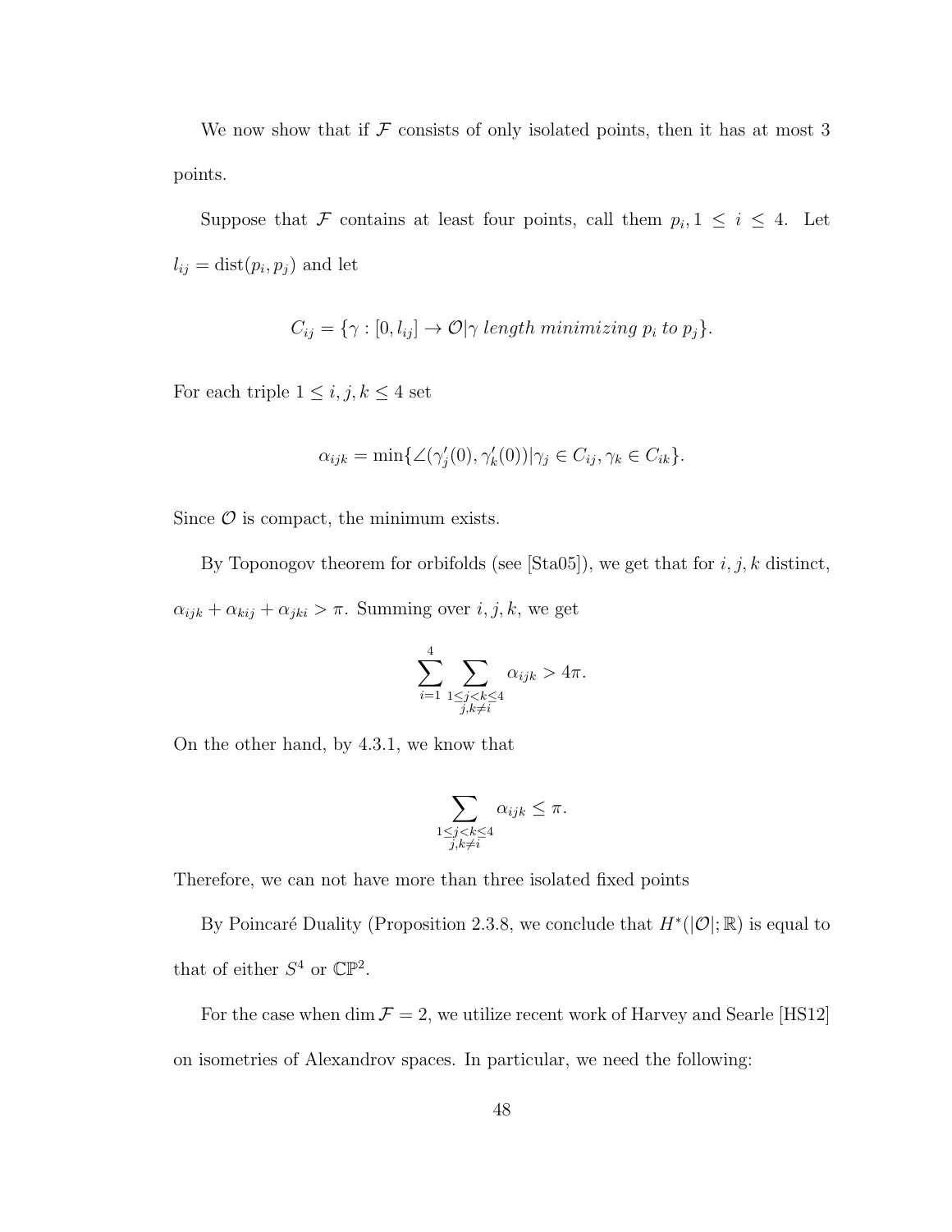We now show that if $\mathcal{F}$ consists of only isolated points, then it has at most 3 points.

Suppose that $\mathcal{F}$ contains at least four points, call them $p_i, 1 \leq i \leq 4$. Let $l_{ij} = \text{dist}(p_i, p_j)$ and let

$$C_{ij} = \{\gamma : [0, l_{ij}] \to \mathcal{O} | \gamma \textit{ length minimizing } p_i \textit{ to } p_j\}.$$

For each triple $1 \leq i, j, k \leq 4$ set

$$\alpha_{ijk} = \min\{\angle(\gamma_j'(0), \gamma_k'(0)) | \gamma_j \in C_{ij}, \gamma_k \in C_{ik}\}.$$

Since $\mathcal{O}$ is compact, the minimum exists.

By Toponogov theorem for orbifolds (see [Sta05]), we get that for $i, j, k$ distinct, $\alpha_{ijk} + \alpha_{kij} + \alpha_{jki} > \pi$. Summing over $i, j, k$, we get

$$\sum_{i=1}^{4} \sum_{\substack{1 \leq j < k \leq 4 \\ j,k \neq i}} \alpha_{ijk} > 4\pi.$$

On the other hand, by 4.3.1, we know that

$$\sum_{\substack{1 \leq j < k \leq 4 \\ j,k \neq i}} \alpha_{ijk} \leq \pi.$$

Therefore, we can not have more than three isolated fixed points

By Poincaré Duality (Proposition 2.3.8, we conclude that $H^*(|\mathcal{O}|; \mathbb{R})$ is equal to that of either $S^4$ or $\mathbb{CP}^2$.

For the case when $\dim \mathcal{F} = 2$, we utilize recent work of Harvey and Searle [HS12] on isometries of Alexandrov spaces. In particular, we need the following: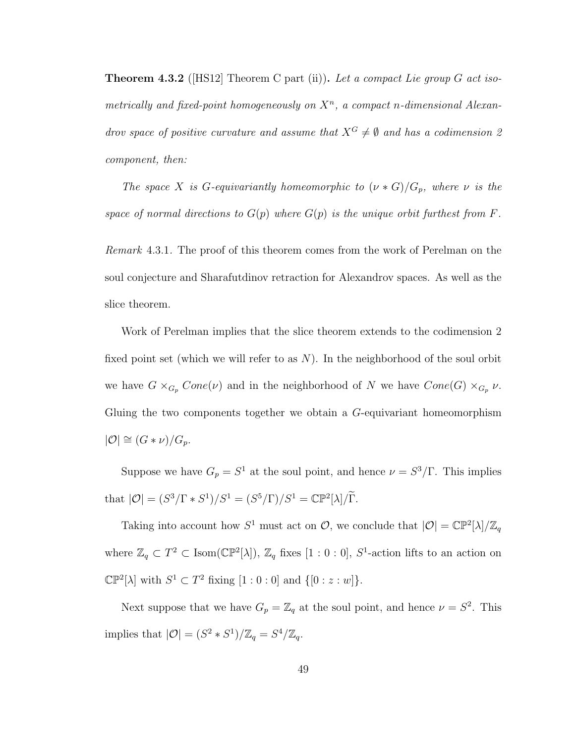**Theorem 4.3.2** ([HS12] Theorem C part (ii))**.** *Let a compact Lie group $G$ act isometrically and fixed-point homogeneously on $X^n$, a compact $n$-dimensional Alexandrov space of positive curvature and assume that $X^G \neq \emptyset$ and has a codimension 2 component, then:*

*The space $X$ is $G$-equivariantly homeomorphic to $(\nu * G)/G_p$, where $\nu$ is the space of normal directions to $G(p)$ where $G(p)$ is the unique orbit furthest from $F$.*

*Remark* 4.3.1. The proof of this theorem comes from the work of Perelman on the soul conjecture and Sharafutdinov retraction for Alexandrov spaces. As well as the slice theorem.

Work of Perelman implies that the slice theorem extends to the codimension 2 fixed point set (which we will refer to as $N$). In the neighborhood of the soul orbit we have $G \times_{G_p} Cone(\nu)$ and in the neighborhood of $N$ we have $Cone(G) \times_{G_p} \nu$. Gluing the two components together we obtain a $G$-equivariant homeomorphism $|\mathcal{O}| \cong (G * \nu)/G_p$.

Suppose we have $G_p = S^1$ at the soul point, and hence $\nu = S^3/\Gamma$. This implies that $|\mathcal{O}| = (S^3/\Gamma * S^1)/S^1 = (S^5/\Gamma)/S^1 = \mathbb{CP}^2[\lambda]/\widetilde{\Gamma}$.

Taking into account how $S^1$ must act on $\mathcal{O}$, we conclude that $|\mathcal{O}| = \mathbb{CP}^2[\lambda]/\mathbb{Z}_q$ where $\mathbb{Z}_q \subset T^2 \subset \mathrm{Isom}(\mathbb{CP}^2[\lambda])$, $\mathbb{Z}_q$ fixes $[1:0:0]$, $S^1$-action lifts to an action on $\mathbb{CP}^2[\lambda]$ with $S^1 \subset T^2$ fixing $[1:0:0]$ and $\{[0:z:w]\}$.

Next suppose that we have $G_p = \mathbb{Z}_q$ at the soul point, and hence $\nu = S^2$. This implies that $|\mathcal{O}| = (S^2 * S^1)/\mathbb{Z}_q = S^4/\mathbb{Z}_q$.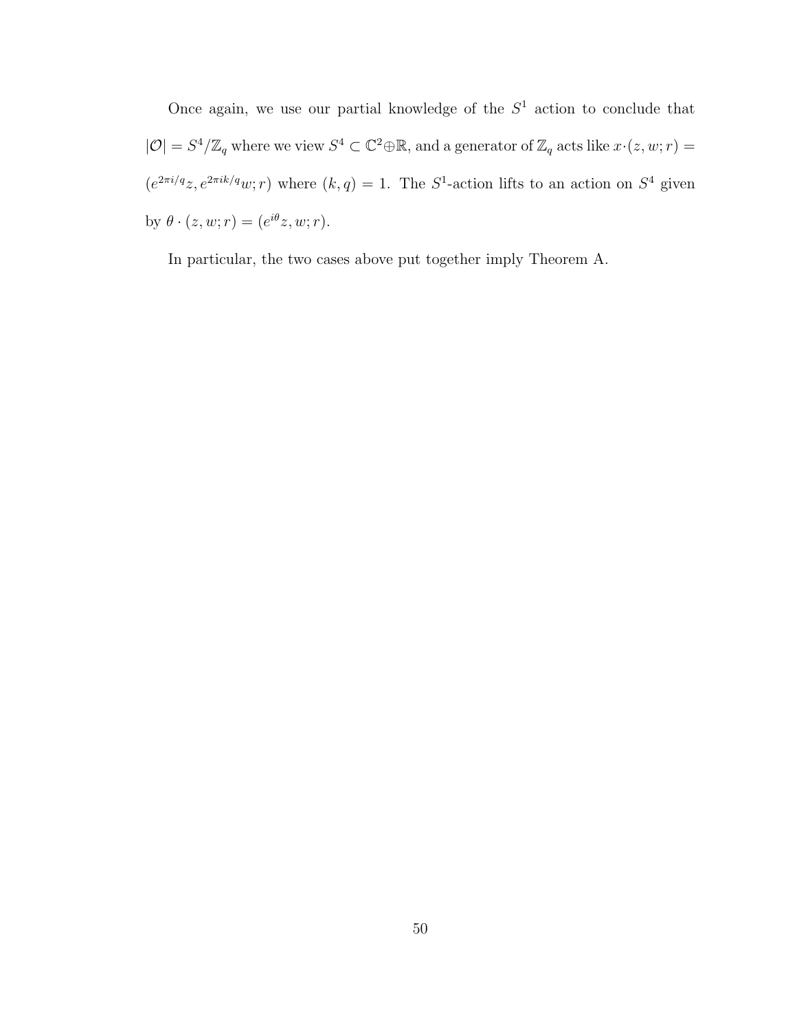Once again, we use our partial knowledge of the $S^1$ action to conclude that $|\mathcal{O}| = S^4/\mathbb{Z}_q$ where we view $S^4 \subset \mathbb{C}^2 \oplus \mathbb{R}$, and a generator of $\mathbb{Z}_q$ acts like $x \cdot (z, w; r) = (e^{2\pi i/q} z, e^{2\pi i k/q} w; r)$ where $(k, q) = 1$. The $S^1$-action lifts to an action on $S^4$ given by $\theta \cdot (z, w; r) = (e^{i\theta} z, w; r)$.

In particular, the two cases above put together imply Theorem A.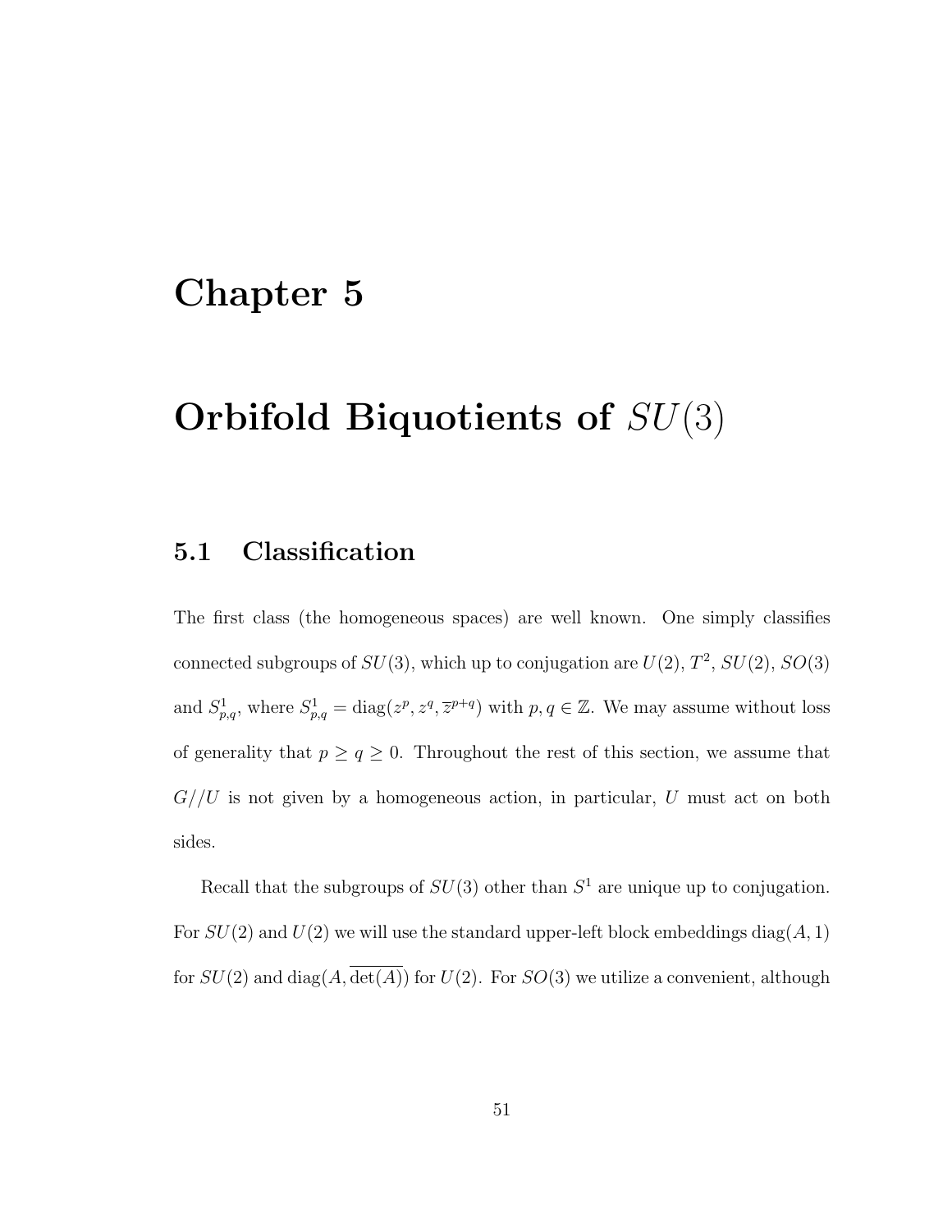# Chapter 5

# Orbifold Biquotients of $SU(3)$

## 5.1 Classification

The first class (the homogeneous spaces) are well known. One simply classifies connected subgroups of $SU(3)$, which up to conjugation are $U(2)$, $T^2$, $SU(2)$, $SO(3)$ and $S^1_{p,q}$, where $S^1_{p,q} = \mathrm{diag}(z^p, z^q, \overline{z}^{p+q})$ with $p, q \in \mathbb{Z}$. We may assume without loss of generality that $p \geq q \geq 0$. Throughout the rest of this section, we assume that $G//U$ is not given by a homogeneous action, in particular, $U$ must act on both sides.

Recall that the subgroups of $SU(3)$ other than $S^1$ are unique up to conjugation. For $SU(2)$ and $U(2)$ we will use the standard upper-left block embeddings $\mathrm{diag}(A, 1)$ for $SU(2)$ and $\mathrm{diag}(A, \overline{\det(A)})$ for $U(2)$. For $SO(3)$ we utilize a convenient, although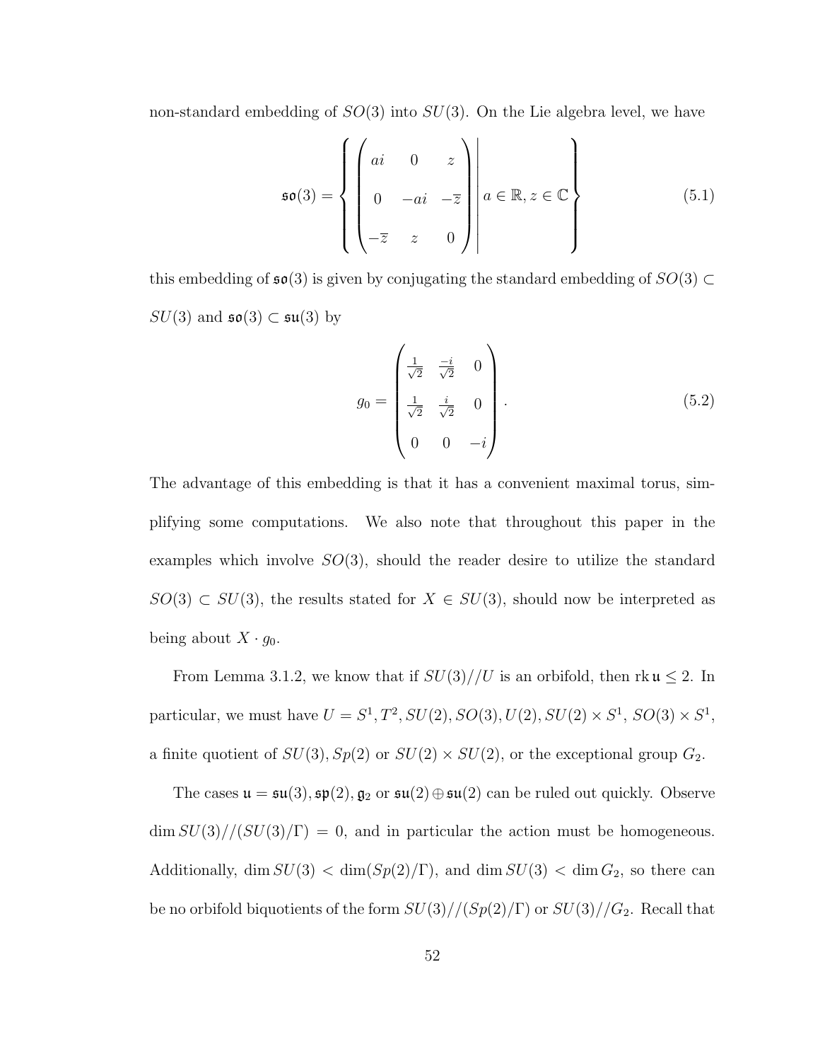non-standard embedding of $SO(3)$ into $SU(3)$. On the Lie algebra level, we have

$$\mathfrak{so}(3) = \left\{ \begin{pmatrix} ai & 0 & z \\ 0 & -ai & -\overline{z} \\ -\overline{z} & z & 0 \end{pmatrix} \middle| \, a \in \mathbb{R}, z \in \mathbb{C} \right\} \tag{5.1}$$

this embedding of $\mathfrak{so}(3)$ is given by conjugating the standard embedding of $SO(3) \subset SU(3)$ and $\mathfrak{so}(3) \subset \mathfrak{su}(3)$ by

$$g_0 = \begin{pmatrix} \frac{1}{\sqrt{2}} & \frac{-i}{\sqrt{2}} & 0 \\ \frac{1}{\sqrt{2}} & \frac{i}{\sqrt{2}} & 0 \\ 0 & 0 & -i \end{pmatrix}. \tag{5.2}$$

The advantage of this embedding is that it has a convenient maximal torus, simplifying some computations. We also note that throughout this paper in the examples which involve $SO(3)$, should the reader desire to utilize the standard $SO(3) \subset SU(3)$, the results stated for $X \in SU(3)$, should now be interpreted as being about $X \cdot g_0$.

From Lemma 3.1.2, we know that if $SU(3)//U$ is an orbifold, then $\operatorname{rk} \mathfrak{u} \leq 2$. In particular, we must have $U = S^1, T^2, SU(2), SO(3), U(2), SU(2) \times S^1$, $SO(3) \times S^1$, a finite quotient of $SU(3), Sp(2)$ or $SU(2) \times SU(2)$, or the exceptional group $G_2$.

The cases $\mathfrak{u} = \mathfrak{su}(3), \mathfrak{sp}(2), \mathfrak{g}_2$ or $\mathfrak{su}(2) \oplus \mathfrak{su}(2)$ can be ruled out quickly. Observe $\dim SU(3)//(SU(3)/\Gamma) = 0$, and in particular the action must be homogeneous. Additionally, $\dim SU(3) < \dim(Sp(2)/\Gamma)$, and $\dim SU(3) < \dim G_2$, so there can be no orbifold biquotients of the form $SU(3)//(Sp(2)/\Gamma)$ or $SU(3)//G_2$. Recall that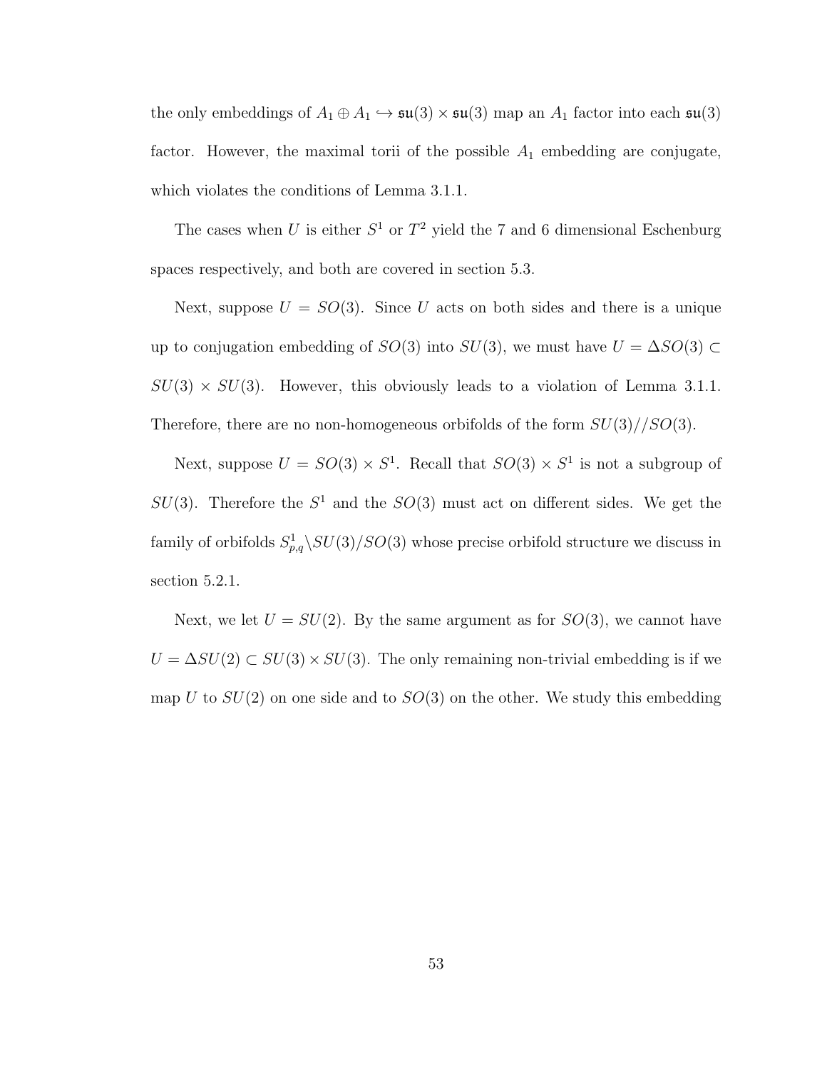the only embeddings of $A_1 \oplus A_1 \hookrightarrow \mathfrak{su}(3) \times \mathfrak{su}(3)$ map an $A_1$ factor into each $\mathfrak{su}(3)$ factor. However, the maximal torii of the possible $A_1$ embedding are conjugate, which violates the conditions of Lemma 3.1.1.

The cases when $U$ is either $S^1$ or $T^2$ yield the 7 and 6 dimensional Eschenburg spaces respectively, and both are covered in section 5.3.

Next, suppose $U = SO(3)$. Since $U$ acts on both sides and there is a unique up to conjugation embedding of $SO(3)$ into $SU(3)$, we must have $U = \Delta SO(3) \subset SU(3) \times SU(3)$. However, this obviously leads to a violation of Lemma 3.1.1. Therefore, there are no non-homogeneous orbifolds of the form $SU(3)//SO(3)$.

Next, suppose $U = SO(3) \times S^1$. Recall that $SO(3) \times S^1$ is not a subgroup of $SU(3)$. Therefore the $S^1$ and the $SO(3)$ must act on different sides. We get the family of orbifolds $S^1_{p,q}\backslash SU(3)/SO(3)$ whose precise orbifold structure we discuss in section 5.2.1.

Next, we let $U = SU(2)$. By the same argument as for $SO(3)$, we cannot have $U = \Delta SU(2) \subset SU(3) \times SU(3)$. The only remaining non-trivial embedding is if we map $U$ to $SU(2)$ on one side and to $SO(3)$ on the other. We study this embedding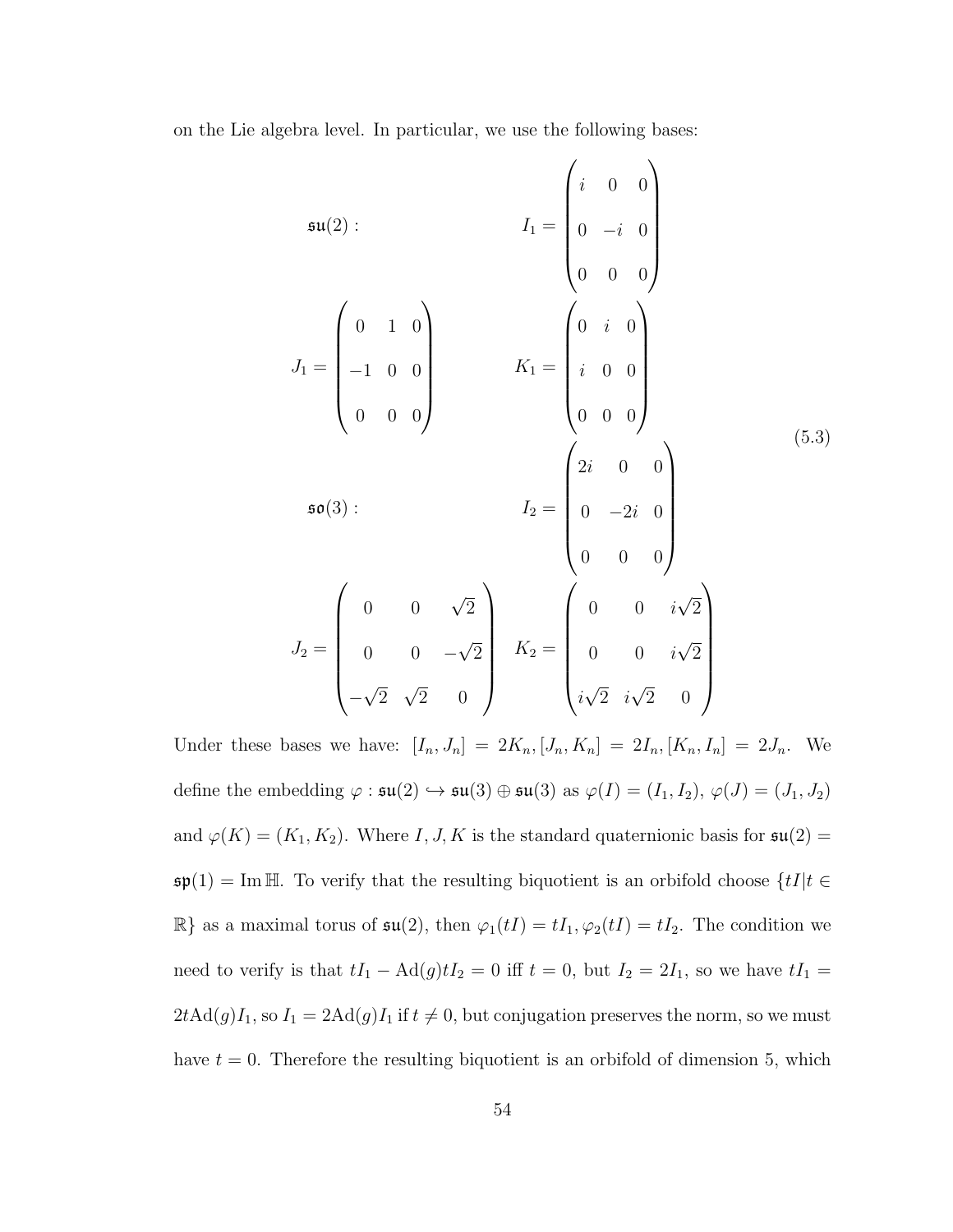on the Lie algebra level. In particular, we use the following bases:

$$
\begin{aligned}
&\mathfrak{su}(2): \qquad\qquad I_1 = \begin{pmatrix} i & 0 & 0 \\ 0 & -i & 0 \\ 0 & 0 & 0 \end{pmatrix} \\
&J_1 = \begin{pmatrix} 0 & 1 & 0 \\ -1 & 0 & 0 \\ 0 & 0 & 0 \end{pmatrix} \qquad K_1 = \begin{pmatrix} 0 & i & 0 \\ i & 0 & 0 \\ 0 & 0 & 0 \end{pmatrix} \\
&\mathfrak{so}(3): \qquad\qquad I_2 = \begin{pmatrix} 2i & 0 & 0 \\ 0 & -2i & 0 \\ 0 & 0 & 0 \end{pmatrix} \\
&J_2 = \begin{pmatrix} 0 & 0 & \sqrt{2} \\ 0 & 0 & -\sqrt{2} \\ -\sqrt{2} & \sqrt{2} & 0 \end{pmatrix} \quad K_2 = \begin{pmatrix} 0 & 0 & i\sqrt{2} \\ 0 & 0 & i\sqrt{2} \\ i\sqrt{2} & i\sqrt{2} & 0 \end{pmatrix}
\end{aligned}
\tag{5.3}
$$

Under these bases we have: $[I_n, J_n] = 2K_n, [J_n, K_n] = 2I_n, [K_n, I_n] = 2J_n$. We define the embedding $\varphi : \mathfrak{su}(2) \hookrightarrow \mathfrak{su}(3) \oplus \mathfrak{su}(3)$ as $\varphi(I) = (I_1, I_2)$, $\varphi(J) = (J_1, J_2)$ and $\varphi(K) = (K_1, K_2)$. Where $I, J, K$ is the standard quaternionic basis for $\mathfrak{su}(2) = \mathfrak{sp}(1) = \operatorname{Im}\mathbb{H}$. To verify that the resulting biquotient is an orbifold choose $\{tI | t \in \mathbb{R}\}$ as a maximal torus of $\mathfrak{su}(2)$, then $\varphi_1(tI) = tI_1, \varphi_2(tI) = tI_2$. The condition we need to verify is that $tI_1 - \operatorname{Ad}(g)tI_2 = 0$ iff $t = 0$, but $I_2 = 2I_1$, so we have $tI_1 = 2t\operatorname{Ad}(g)I_1$, so $I_1 = 2\operatorname{Ad}(g)I_1$ if $t \neq 0$, but conjugation preserves the norm, so we must have $t = 0$. Therefore the resulting biquotient is an orbifold of dimension 5, which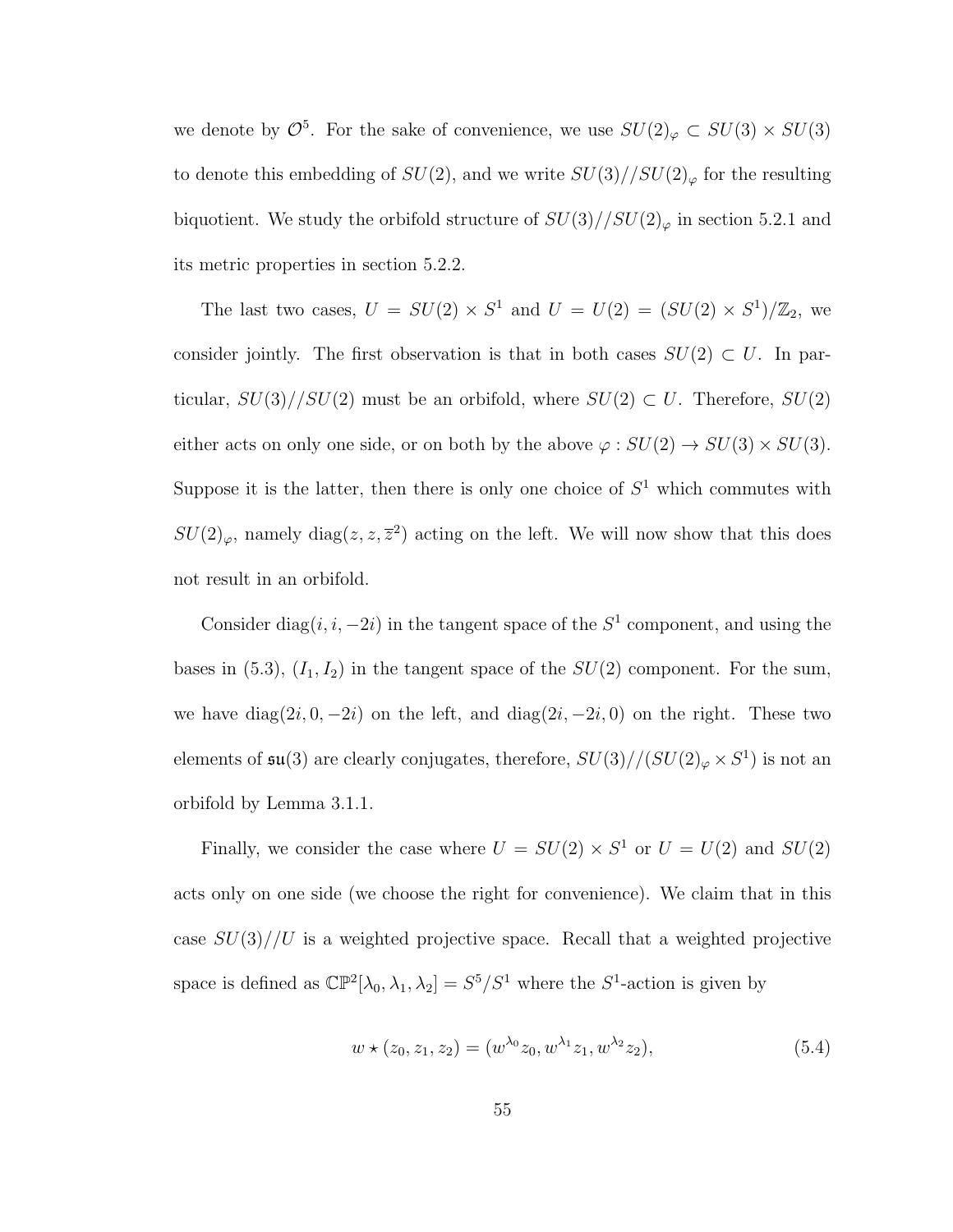we denote by $\mathcal{O}^5$. For the sake of convenience, we use $SU(2)_\varphi \subset SU(3) \times SU(3)$ to denote this embedding of $SU(2)$, and we write $SU(3)//SU(2)_\varphi$ for the resulting biquotient. We study the orbifold structure of $SU(3)//SU(2)_\varphi$ in section 5.2.1 and its metric properties in section 5.2.2.

The last two cases, $U = SU(2) \times S^1$ and $U = U(2) = (SU(2) \times S^1)/\mathbb{Z}_2$, we consider jointly. The first observation is that in both cases $SU(2) \subset U$. In particular, $SU(3)//SU(2)$ must be an orbifold, where $SU(2) \subset U$. Therefore, $SU(2)$ either acts on only one side, or on both by the above $\varphi : SU(2) \to SU(3) \times SU(3)$. Suppose it is the latter, then there is only one choice of $S^1$ which commutes with $SU(2)_\varphi$, namely $\text{diag}(z, z, \overline{z}^2)$ acting on the left. We will now show that this does not result in an orbifold.

Consider $\text{diag}(i, i, -2i)$ in the tangent space of the $S^1$ component, and using the bases in (5.3), $(I_1, I_2)$ in the tangent space of the $SU(2)$ component. For the sum, we have $\text{diag}(2i, 0, -2i)$ on the left, and $\text{diag}(2i, -2i, 0)$ on the right. These two elements of $\mathfrak{su}(3)$ are clearly conjugates, therefore, $SU(3)//(SU(2)_\varphi \times S^1)$ is not an orbifold by Lemma 3.1.1.

Finally, we consider the case where $U = SU(2) \times S^1$ or $U = U(2)$ and $SU(2)$ acts only on one side (we choose the right for convenience). We claim that in this case $SU(3)//U$ is a weighted projective space. Recall that a weighted projective space is defined as $\mathbb{CP}^2[\lambda_0, \lambda_1, \lambda_2] = S^5/S^1$ where the $S^1$-action is given by

$$w \star (z_0, z_1, z_2) = (w^{\lambda_0} z_0, w^{\lambda_1} z_1, w^{\lambda_2} z_2), \tag{5.4}$$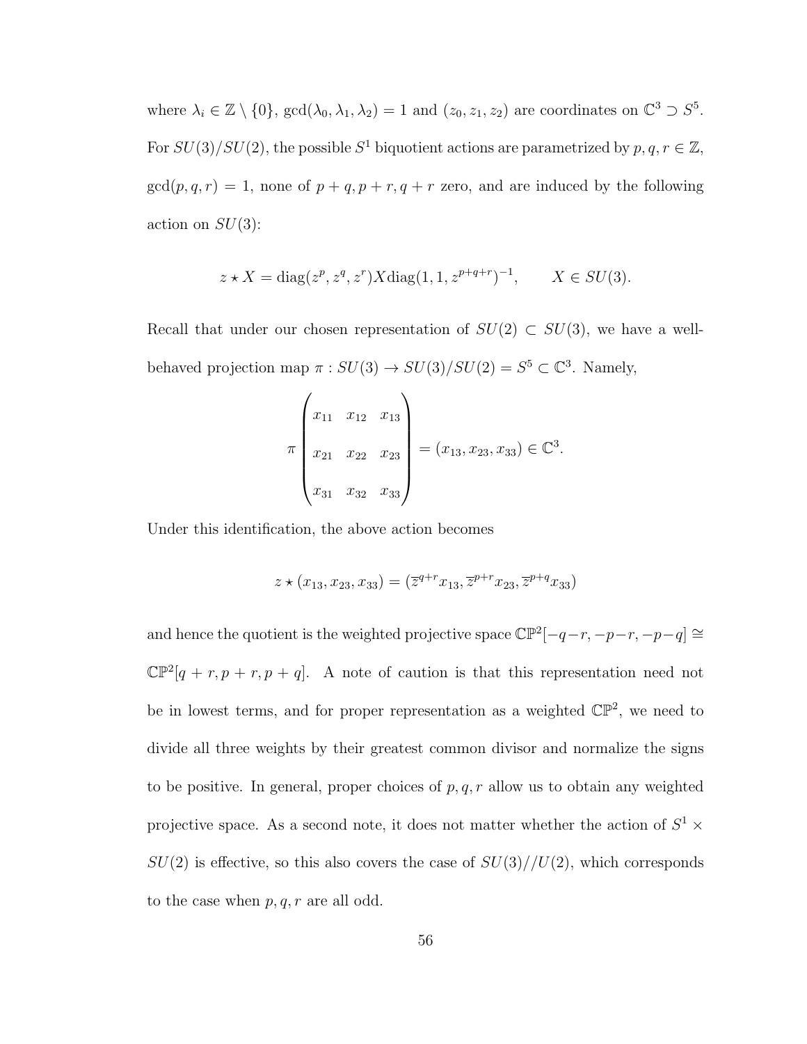where $\lambda_i \in \mathbb{Z} \setminus \{0\}$, $\gcd(\lambda_0, \lambda_1, \lambda_2) = 1$ and $(z_0, z_1, z_2)$ are coordinates on $\mathbb{C}^3 \supset S^5$. For $SU(3)/SU(2)$, the possible $S^1$ biquotient actions are parametrized by $p, q, r \in \mathbb{Z}$, $\gcd(p, q, r) = 1$, none of $p+q, p+r, q+r$ zero, and are induced by the following action on $SU(3)$:

$$z \star X = \mathrm{diag}(z^p, z^q, z^r) X \mathrm{diag}(1, 1, z^{p+q+r})^{-1}, \qquad X \in SU(3).$$

Recall that under our chosen representation of $SU(2) \subset SU(3)$, we have a well-behaved projection map $\pi : SU(3) \to SU(3)/SU(2) = S^5 \subset \mathbb{C}^3$. Namely,

$$\pi \begin{pmatrix} x_{11} & x_{12} & x_{13} \\ x_{21} & x_{22} & x_{23} \\ x_{31} & x_{32} & x_{33} \end{pmatrix} = (x_{13}, x_{23}, x_{33}) \in \mathbb{C}^3.$$

Under this identification, the above action becomes

$$z \star (x_{13}, x_{23}, x_{33}) = (\overline{z}^{q+r} x_{13}, \overline{z}^{p+r} x_{23}, \overline{z}^{p+q} x_{33})$$

and hence the quotient is the weighted projective space $\mathbb{CP}^2[-q-r, -p-r, -p-q] \cong \mathbb{CP}^2[q+r, p+r, p+q]$. A note of caution is that this representation need not be in lowest terms, and for proper representation as a weighted $\mathbb{CP}^2$, we need to divide all three weights by their greatest common divisor and normalize the signs to be positive. In general, proper choices of $p, q, r$ allow us to obtain any weighted projective space. As a second note, it does not matter whether the action of $S^1 \times SU(2)$ is effective, so this also covers the case of $SU(3)//U(2)$, which corresponds to the case when $p, q, r$ are all odd.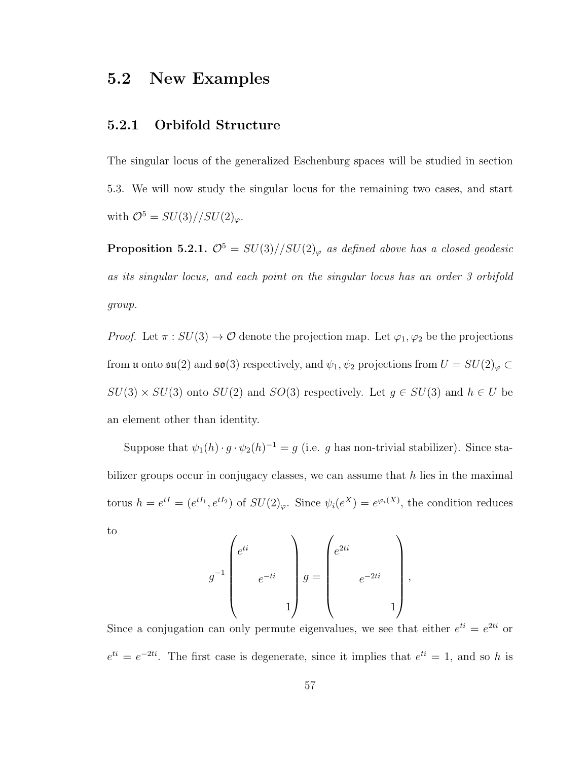## 5.2 New Examples

### 5.2.1 Orbifold Structure

The singular locus of the generalized Eschenburg spaces will be studied in section 5.3. We will now study the singular locus for the remaining two cases, and start with $\mathcal{O}^5 = SU(3)//SU(2)_\varphi$.

**Proposition 5.2.1.** *$\mathcal{O}^5 = SU(3)//SU(2)_\varphi$ as defined above has a closed geodesic as its singular locus, and each point on the singular locus has an order 3 orbifold group.*

*Proof.* Let $\pi : SU(3) \to \mathcal{O}$ denote the projection map. Let $\varphi_1, \varphi_2$ be the projections from $\mathfrak{u}$ onto $\mathfrak{su}(2)$ and $\mathfrak{so}(3)$ respectively, and $\psi_1, \psi_2$ projections from $U = SU(2)_\varphi \subset SU(3) \times SU(3)$ onto $SU(2)$ and $SO(3)$ respectively. Let $g \in SU(3)$ and $h \in U$ be an element other than identity.

Suppose that $\psi_1(h) \cdot g \cdot \psi_2(h)^{-1} = g$ (i.e. $g$ has non-trivial stabilizer). Since stabilizer groups occur in conjugacy classes, we can assume that $h$ lies in the maximal torus $h = e^{tI} = (e^{tI_1}, e^{tI_2})$ of $SU(2)_\varphi$. Since $\psi_i(e^X) = e^{\varphi_i(X)}$, the condition reduces to

$$g^{-1} \begin{pmatrix} e^{ti} & & \\ & e^{-ti} & \\ & & 1 \end{pmatrix} g = \begin{pmatrix} e^{2ti} & & \\ & e^{-2ti} & \\ & & 1 \end{pmatrix},$$

Since a conjugation can only permute eigenvalues, we see that either $e^{ti} = e^{2ti}$ or $e^{ti} = e^{-2ti}$. The first case is degenerate, since it implies that $e^{ti} = 1$, and so $h$ is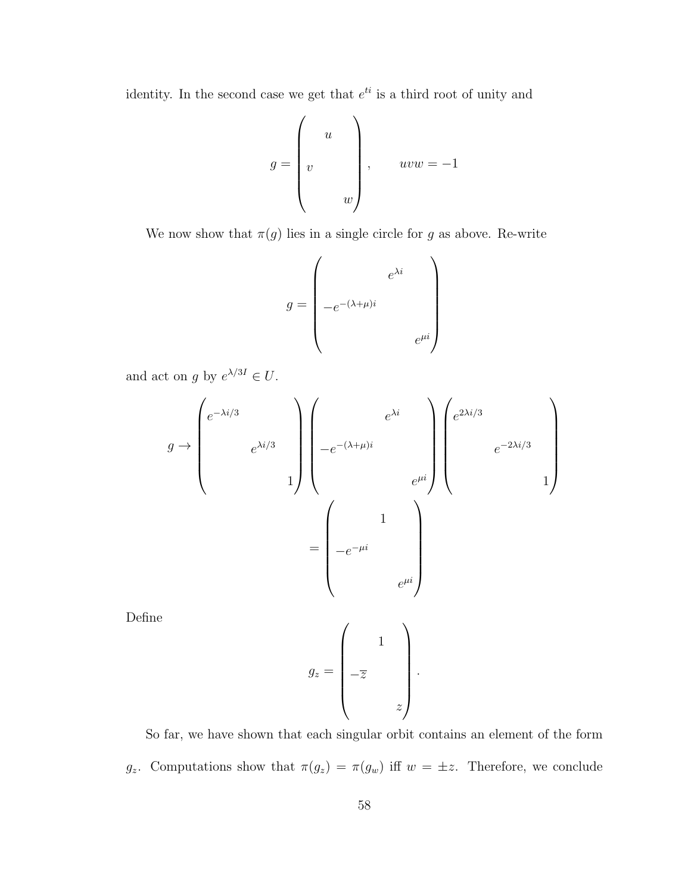identity. In the second case we get that $e^{ti}$ is a third root of unity and

$$
g = \begin{pmatrix} & u & \\ v & & \\ & & w \end{pmatrix}, \qquad uvw = -1
$$

We now show that $\pi(g)$ lies in a single circle for $g$ as above. Re-write

$$
g = \begin{pmatrix} & e^{\lambda i} & \\ -e^{-(\lambda+\mu)i} & & \\ & & e^{\mu i} \end{pmatrix}
$$

and act on $g$ by $e^{\lambda/3I} \in U$.

$$
g \to \begin{pmatrix} e^{-\lambda i/3} & & \\ & e^{\lambda i/3} & \\ & & 1 \end{pmatrix} \begin{pmatrix} & e^{\lambda i} & \\ -e^{-(\lambda+\mu)i} & & \\ & & e^{\mu i} \end{pmatrix} \begin{pmatrix} e^{2\lambda i/3} & & \\ & e^{-2\lambda i/3} & \\ & & 1 \end{pmatrix}
$$

$$
= \begin{pmatrix} & 1 & \\ -e^{-\mu i} & & \\ & & e^{\mu i} \end{pmatrix}
$$

Define

$$
g_z = \begin{pmatrix} & 1 & \\ -\overline{z} & & \\ & & z \end{pmatrix}.
$$

So far, we have shown that each singular orbit contains an element of the form $g_z$. Computations show that $\pi(g_z) = \pi(g_w)$ iff $w = \pm z$. Therefore, we conclude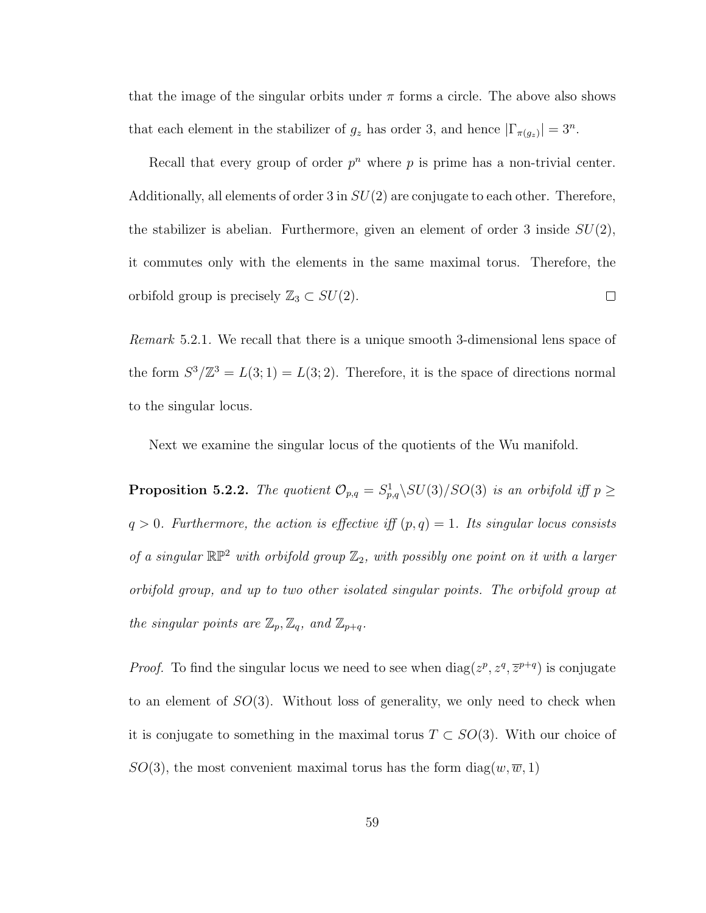that the image of the singular orbits under $\pi$ forms a circle. The above also shows that each element in the stabilizer of $g_z$ has order 3, and hence $|\Gamma_{\pi(g_z)}| = 3^n$.

Recall that every group of order $p^n$ where $p$ is prime has a non-trivial center. Additionally, all elements of order 3 in $SU(2)$ are conjugate to each other. Therefore, the stabilizer is abelian. Furthermore, given an element of order 3 inside $SU(2)$, it commutes only with the elements in the same maximal torus. Therefore, the orbifold group is precisely $\mathbb{Z}_3 \subset SU(2)$. $\square$

*Remark* 5.2.1. We recall that there is a unique smooth 3-dimensional lens space of the form $S^3/\mathbb{Z}^3 = L(3;1) = L(3;2)$. Therefore, it is the space of directions normal to the singular locus.

Next we examine the singular locus of the quotients of the Wu manifold.

**Proposition 5.2.2.** *The quotient $\mathcal{O}_{p,q} = S^1_{p,q}\backslash SU(3)/SO(3)$ is an orbifold iff $p \geq q > 0$. Furthermore, the action is effective iff $(p,q) = 1$. Its singular locus consists of a singular $\mathbb{RP}^2$ with orbifold group $\mathbb{Z}_2$, with possibly one point on it with a larger orbifold group, and up to two other isolated singular points. The orbifold group at the singular points are $\mathbb{Z}_p, \mathbb{Z}_q$, and $\mathbb{Z}_{p+q}$.*

*Proof.* To find the singular locus we need to see when $\mathrm{diag}(z^p, z^q, \overline{z}^{p+q})$ is conjugate to an element of $SO(3)$. Without loss of generality, we only need to check when it is conjugate to something in the maximal torus $T \subset SO(3)$. With our choice of $SO(3)$, the most convenient maximal torus has the form $\mathrm{diag}(w, \overline{w}, 1)$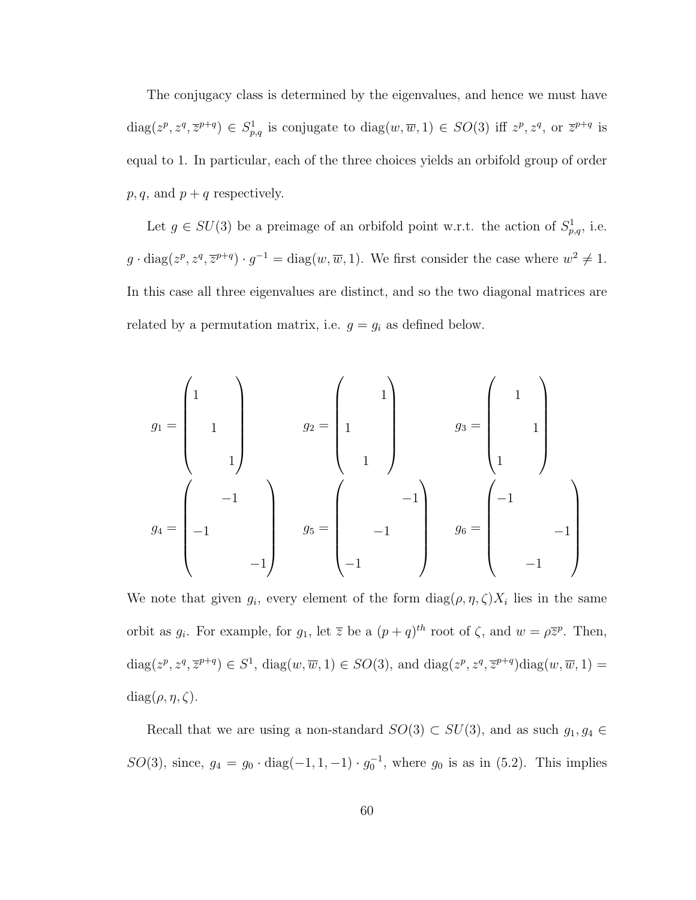The conjugacy class is determined by the eigenvalues, and hence we must have $\text{diag}(z^p, z^q, \overline{z}^{p+q}) \in S^1_{p,q}$ is conjugate to $\text{diag}(w, \overline{w}, 1) \in SO(3)$ iff $z^p, z^q$, or $\overline{z}^{p+q}$ is equal to 1. In particular, each of the three choices yields an orbifold group of order $p, q$, and $p+q$ respectively.

Let $g \in SU(3)$ be a preimage of an orbifold point w.r.t. the action of $S^1_{p,q}$, i.e. $g \cdot \text{diag}(z^p, z^q, \overline{z}^{p+q}) \cdot g^{-1} = \text{diag}(w, \overline{w}, 1)$. We first consider the case where $w^2 \neq 1$. In this case all three eigenvalues are distinct, and so the two diagonal matrices are related by a permutation matrix, i.e. $g = g_i$ as defined below.

$$g_1 = \begin{pmatrix} 1 & & \\ & 1 & \\ & & 1 \end{pmatrix} \qquad g_2 = \begin{pmatrix} & & 1 \\ 1 & & \\ & 1 & \end{pmatrix} \qquad g_3 = \begin{pmatrix} & 1 & \\ & & 1 \\ 1 & & \end{pmatrix}$$

$$g_4 = \begin{pmatrix} & -1 & \\ -1 & & \\ & & -1 \end{pmatrix} \qquad g_5 = \begin{pmatrix} & & -1 \\ & -1 & \\ -1 & & \end{pmatrix} \qquad g_6 = \begin{pmatrix} -1 & & \\ & & -1 \\ & -1 & \end{pmatrix}$$

We note that given $g_i$, every element of the form $\text{diag}(\rho, \eta, \zeta)X_i$ lies in the same orbit as $g_i$. For example, for $g_1$, let $\overline{z}$ be a $(p+q)^{th}$ root of $\zeta$, and $w = \rho\overline{z}^p$. Then, $\text{diag}(z^p, z^q, \overline{z}^{p+q}) \in S^1$, $\text{diag}(w, \overline{w}, 1) \in SO(3)$, and $\text{diag}(z^p, z^q, \overline{z}^{p+q})\text{diag}(w, \overline{w}, 1) = \text{diag}(\rho, \eta, \zeta)$.

Recall that we are using a non-standard $SO(3) \subset SU(3)$, and as such $g_1, g_4 \in SO(3)$, since, $g_4 = g_0 \cdot \text{diag}(-1, 1, -1) \cdot g_0^{-1}$, where $g_0$ is as in (5.2). This implies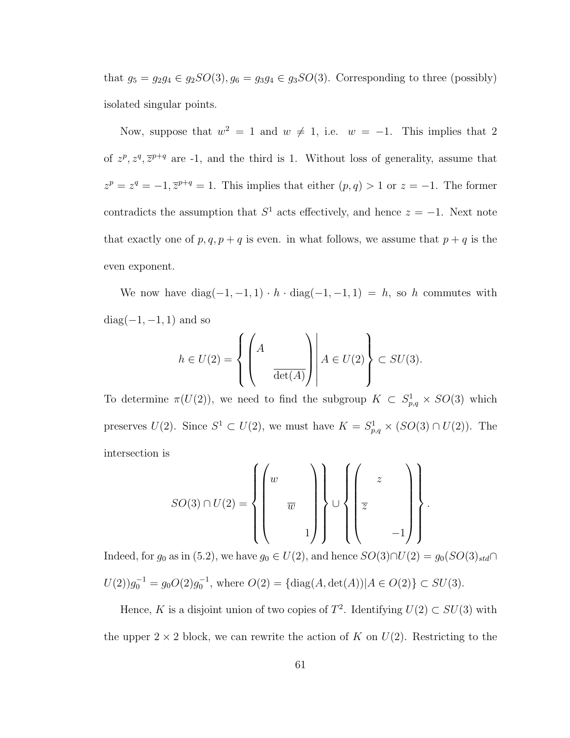that $g_5 = g_2 g_4 \in g_2 SO(3), g_6 = g_3 g_4 \in g_3 SO(3)$. Corresponding to three (possibly) isolated singular points.

Now, suppose that $w^2 = 1$ and $w \neq 1$, i.e. $w = -1$. This implies that 2 of $z^p, z^q, \overline{z}^{p+q}$ are -1, and the third is 1. Without loss of generality, assume that $z^p = z^q = -1, \overline{z}^{p+q} = 1$. This implies that either $(p, q) > 1$ or $z = -1$. The former contradicts the assumption that $S^1$ acts effectively, and hence $z = -1$. Next note that exactly one of $p, q, p + q$ is even. in what follows, we assume that $p + q$ is the even exponent.

We now have $\mathrm{diag}(-1, -1, 1) \cdot h \cdot \mathrm{diag}(-1, -1, 1) = h$, so $h$ commutes with $\mathrm{diag}(-1, -1, 1)$ and so

$$h \in U(2) = \left\{ \begin{pmatrix} A & \\ & \overline{\det(A)} \end{pmatrix} \middle| A \in U(2) \right\} \subset SU(3).$$

To determine $\pi(U(2))$, we need to find the subgroup $K \subset S^1_{p,q} \times SO(3)$ which preserves $U(2)$. Since $S^1 \subset U(2)$, we must have $K = S^1_{p,q} \times (SO(3) \cap U(2))$. The intersection is

$$SO(3) \cap U(2) = \left\{ \begin{pmatrix} w & & \\ & \overline{w} & \\ & & 1 \end{pmatrix} \right\} \cup \left\{ \begin{pmatrix} & z & \\ \overline{z} & & \\ & & -1 \end{pmatrix} \right\}.$$

Indeed, for $g_0$ as in (5.2), we have $g_0 \in U(2)$, and hence $SO(3) \cap U(2) = g_0(SO(3)_{std} \cap U(2))g_0^{-1} = g_0 O(2) g_0^{-1}$, where $O(2) = \{\mathrm{diag}(A, \det(A)) | A \in O(2)\} \subset SU(3)$.

Hence, $K$ is a disjoint union of two copies of $T^2$. Identifying $U(2) \subset SU(3)$ with the upper $2 \times 2$ block, we can rewrite the action of $K$ on $U(2)$. Restricting to the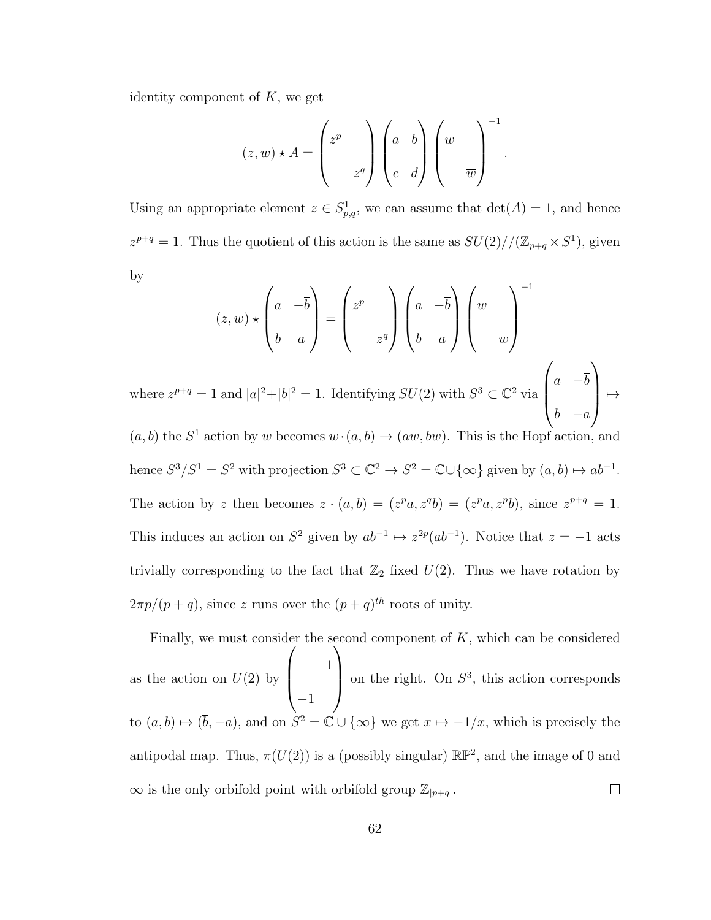identity component of $K$, we get

$$(z, w) \star A = \begin{pmatrix} z^p & \\ & z^q \end{pmatrix} \begin{pmatrix} a & b \\ c & d \end{pmatrix} \begin{pmatrix} w & \\ & \overline{w} \end{pmatrix}^{-1}.$$

Using an appropriate element $z \in S^1_{p,q}$, we can assume that $\det(A) = 1$, and hence $z^{p+q} = 1$. Thus the quotient of this action is the same as $SU(2)//(\mathbb{Z}_{p+q} \times S^1)$, given by

$$(z, w) \star \begin{pmatrix} a & -\overline{b} \\ b & \overline{a} \end{pmatrix} = \begin{pmatrix} z^p & \\ & z^q \end{pmatrix} \begin{pmatrix} a & -\overline{b} \\ b & \overline{a} \end{pmatrix} \begin{pmatrix} w & \\ & \overline{w} \end{pmatrix}^{-1}$$

where $z^{p+q} = 1$ and $|a|^2 + |b|^2 = 1$. Identifying $SU(2)$ with $S^3 \subset \mathbb{C}^2$ via $\begin{pmatrix} a & -\overline{b} \\ b & -a \end{pmatrix} \mapsto (a, b)$ the $S^1$ action by $w$ becomes $w \cdot (a, b) \to (aw, bw)$. This is the Hopf action, and hence $S^3/S^1 = S^2$ with projection $S^3 \subset \mathbb{C}^2 \to S^2 = \mathbb{C} \cup \{\infty\}$ given by $(a, b) \mapsto ab^{-1}$. The action by $z$ then becomes $z \cdot (a, b) = (z^p a, z^q b) = (z^p a, \overline{z}^p b)$, since $z^{p+q} = 1$. This induces an action on $S^2$ given by $ab^{-1} \mapsto z^{2p}(ab^{-1})$. Notice that $z = -1$ acts trivially corresponding to the fact that $\mathbb{Z}_2$ fixed $U(2)$. Thus we have rotation by $2\pi p/(p + q)$, since $z$ runs over the $(p + q)^{th}$ roots of unity.

Finally, we must consider the second component of $K$, which can be considered as the action on $U(2)$ by $\begin{pmatrix} & 1 \\ -1 & \end{pmatrix}$ on the right. On $S^3$, this action corresponds to $(a, b) \mapsto (\overline{b}, -\overline{a})$, and on $S^2 = \mathbb{C} \cup \{\infty\}$ we get $x \mapsto -1/\overline{x}$, which is precisely the antipodal map. Thus, $\pi(U(2))$ is a (possibly singular) $\mathbb{RP}^2$, and the image of 0 and $\infty$ is the only orbifold point with orbifold group $\mathbb{Z}_{|p+q|}$. $\square$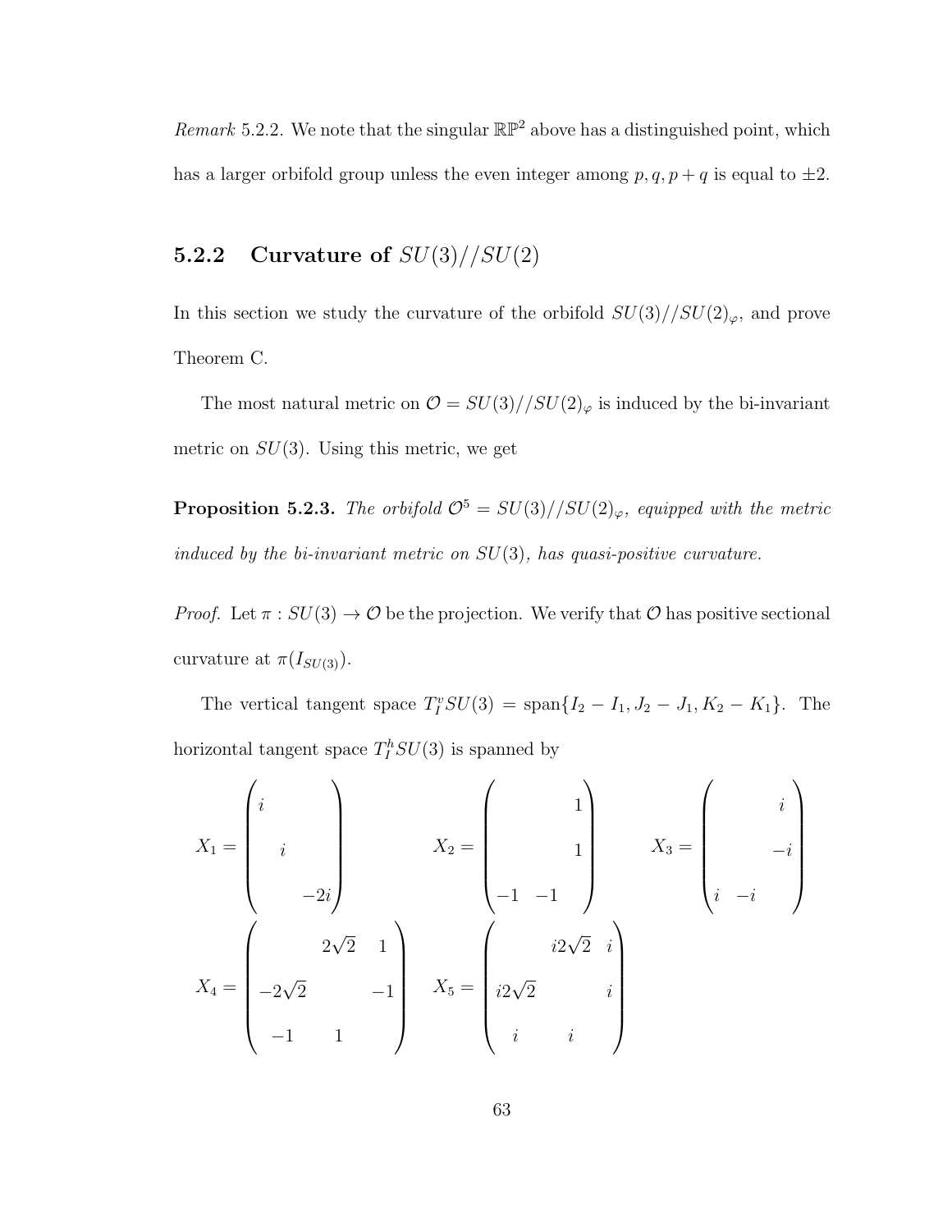*Remark* 5.2.2. We note that the singular $\mathbb{RP}^2$ above has a distinguished point, which has a larger orbifold group unless the even integer among $p, q, p+q$ is equal to $\pm 2$.

### 5.2.2 Curvature of $SU(3)//SU(2)$

In this section we study the curvature of the orbifold $SU(3)//SU(2)_\varphi$, and prove Theorem C.

The most natural metric on $\mathcal{O} = SU(3)//SU(2)_\varphi$ is induced by the bi-invariant metric on $SU(3)$. Using this metric, we get

**Proposition 5.2.3.** *The orbifold $\mathcal{O}^5 = SU(3)//SU(2)_\varphi$, equipped with the metric induced by the bi-invariant metric on $SU(3)$, has quasi-positive curvature.*

*Proof.* Let $\pi : SU(3) \to \mathcal{O}$ be the projection. We verify that $\mathcal{O}$ has positive sectional curvature at $\pi(I_{SU(3)})$.

The vertical tangent space $T_I^v SU(3) = \text{span}\{I_2 - I_1, J_2 - J_1, K_2 - K_1\}$. The horizontal tangent space $T_I^h SU(3)$ is spanned by

$$X_1 = \begin{pmatrix} i & & \\ & i & \\ & & -2i \end{pmatrix} \qquad X_2 = \begin{pmatrix} & & 1 \\ & & 1 \\ -1 & -1 & \end{pmatrix} \qquad X_3 = \begin{pmatrix} & & i \\ & & -i \\ i & -i & \end{pmatrix}$$

$$X_4 = \begin{pmatrix} & 2\sqrt{2} & 1 \\ -2\sqrt{2} & & -1 \\ -1 & 1 & \end{pmatrix} \qquad X_5 = \begin{pmatrix} & i2\sqrt{2} & i \\ i2\sqrt{2} & & i \\ i & i & \end{pmatrix}$$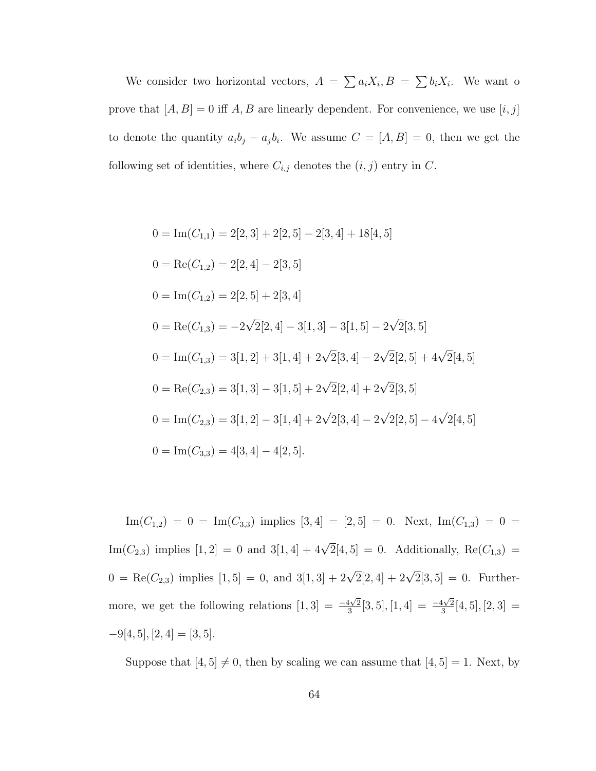We consider two horizontal vectors, $A = \sum a_i X_i, B = \sum b_i X_i$. We want o prove that $[A, B] = 0$ iff $A, B$ are linearly dependent. For convenience, we use $[i, j]$ to denote the quantity $a_i b_j - a_j b_i$. We assume $C = [A, B] = 0$, then we get the following set of identities, where $C_{i,j}$ denotes the $(i, j)$ entry in $C$.

$$0 = \text{Im}(C_{1,1}) = 2[2,3] + 2[2,5] - 2[3,4] + 18[4,5]$$

$$0 = \text{Re}(C_{1,2}) = 2[2,4] - 2[3,5]$$

$$0 = \text{Im}(C_{1,2}) = 2[2,5] + 2[3,4]$$

$$0 = \text{Re}(C_{1,3}) = -2\sqrt{2}[2,4] - 3[1,3] - 3[1,5] - 2\sqrt{2}[3,5]$$

$$0 = \text{Im}(C_{1,3}) = 3[1,2] + 3[1,4] + 2\sqrt{2}[3,4] - 2\sqrt{2}[2,5] + 4\sqrt{2}[4,5]$$

$$0 = \text{Re}(C_{2,3}) = 3[1,3] - 3[1,5] + 2\sqrt{2}[2,4] + 2\sqrt{2}[3,5]$$

$$0 = \text{Im}(C_{2,3}) = 3[1,2] - 3[1,4] + 2\sqrt{2}[3,4] - 2\sqrt{2}[2,5] - 4\sqrt{2}[4,5]$$

$$0 = \text{Im}(C_{3,3}) = 4[3,4] - 4[2,5].$$

$\text{Im}(C_{1,2}) = 0 = \text{Im}(C_{3,3})$ implies $[3,4] = [2,5] = 0$. Next, $\text{Im}(C_{1,3}) = 0 = \text{Im}(C_{2,3})$ implies $[1,2] = 0$ and $3[1,4] + 4\sqrt{2}[4,5] = 0$. Additionally, $\text{Re}(C_{1,3}) = 0 = \text{Re}(C_{2,3})$ implies $[1,5] = 0$, and $3[1,3] + 2\sqrt{2}[2,4] + 2\sqrt{2}[3,5] = 0$. Furthermore, we get the following relations $[1,3] = \frac{-4\sqrt{2}}{3}[3,5], [1,4] = \frac{-4\sqrt{2}}{3}[4,5], [2,3] = -9[4,5], [2,4] = [3,5]$.

Suppose that $[4,5] \neq 0$, then by scaling we can assume that $[4,5] = 1$. Next, by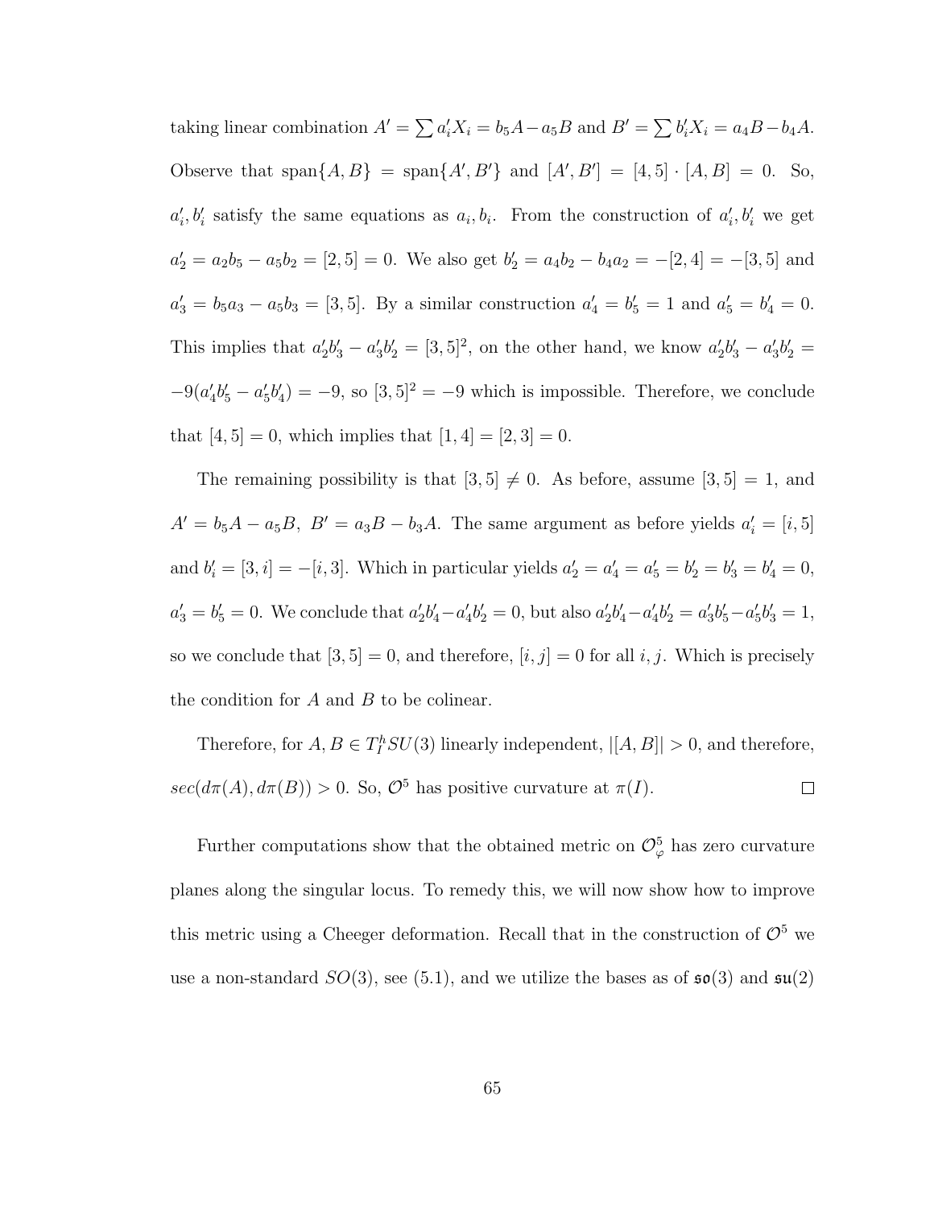taking linear combination $A' = \sum a_i' X_i = b_5 A - a_5 B$ and $B' = \sum b_i' X_i = a_4 B - b_4 A$. Observe that $\text{span}\{A, B\} = \text{span}\{A', B'\}$ and $[A', B'] = [4,5] \cdot [A, B] = 0$. So, $a_i', b_i'$ satisfy the same equations as $a_i, b_i$. From the construction of $a_i', b_i'$ we get $a_2' = a_2 b_5 - a_5 b_2 = [2,5] = 0$. We also get $b_2' = a_4 b_2 - b_4 a_2 = -[2,4] = -[3,5]$ and $a_3' = b_5 a_3 - a_5 b_3 = [3,5]$. By a similar construction $a_4' = b_5' = 1$ and $a_5' = b_4' = 0$. This implies that $a_2' b_3' - a_3' b_2' = [3,5]^2$, on the other hand, we know $a_2' b_3' - a_3' b_2' = -9(a_4' b_5' - a_5' b_4') = -9$, so $[3,5]^2 = -9$ which is impossible. Therefore, we conclude that $[4,5] = 0$, which implies that $[1,4] = [2,3] = 0$.

The remaining possibility is that $[3,5] \neq 0$. As before, assume $[3,5] = 1$, and $A' = b_5 A - a_5 B,\ B' = a_3 B - b_3 A$. The same argument as before yields $a_i' = [i,5]$ and $b_i' = [3,i] = -[i,3]$. Which in particular yields $a_2' = a_4' = a_5' = b_2' = b_3' = b_4' = 0$, $a_3' = b_5' = 0$. We conclude that $a_2' b_4' - a_4' b_2' = 0$, but also $a_2' b_4' - a_4' b_2' = a_3' b_5' - a_5' b_3' = 1$, so we conclude that $[3,5] = 0$, and therefore, $[i,j] = 0$ for all $i, j$. Which is precisely the condition for $A$ and $B$ to be colinear.

Therefore, for $A, B \in T_I^h SU(3)$ linearly independent, $|[A, B]| > 0$, and therefore, $sec(d\pi(A), d\pi(B)) > 0$. So, $\mathcal{O}^5$ has positive curvature at $\pi(I)$. □

Further computations show that the obtained metric on $\mathcal{O}^5_\varphi$ has zero curvature planes along the singular locus. To remedy this, we will now show how to improve this metric using a Cheeger deformation. Recall that in the construction of $\mathcal{O}^5$ we use a non-standard $SO(3)$, see (5.1), and we utilize the bases as of $\mathfrak{so}(3)$ and $\mathfrak{su}(2)$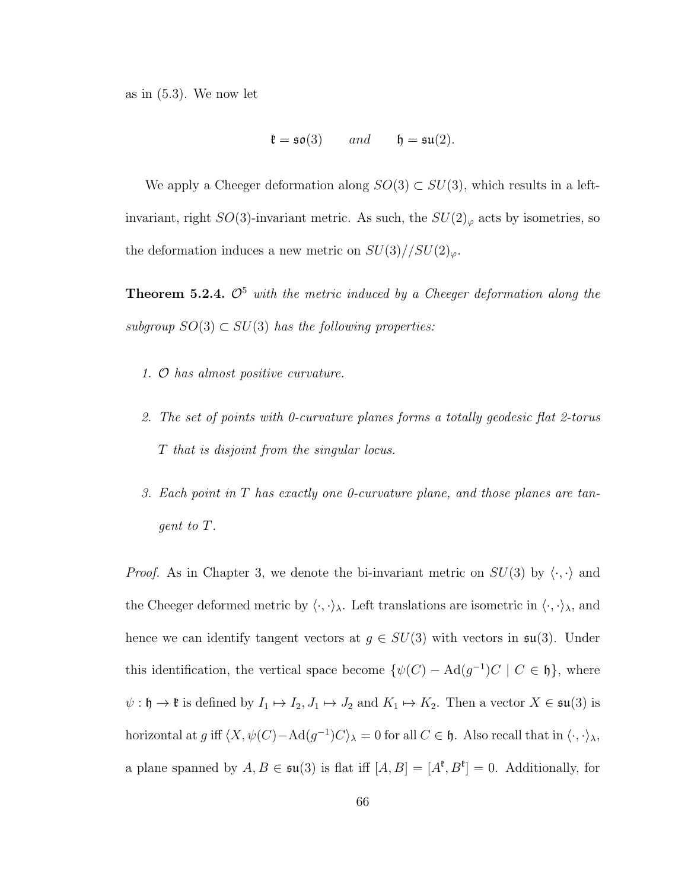as in (5.3). We now let

$$\mathfrak{k} = \mathfrak{so}(3) \qquad \textit{and} \qquad \mathfrak{h} = \mathfrak{su}(2).$$

We apply a Cheeger deformation along $SO(3) \subset SU(3)$, which results in a left-invariant, right $SO(3)$-invariant metric. As such, the $SU(2)_\varphi$ acts by isometries, so the deformation induces a new metric on $SU(3)//SU(2)_\varphi$.

**Theorem 5.2.4.** *$\mathcal{O}^5$ with the metric induced by a Cheeger deformation along the subgroup $SO(3) \subset SU(3)$ has the following properties:*

1. *$\mathcal{O}$ has almost positive curvature.*
2. *The set of points with 0-curvature planes forms a totally geodesic flat 2-torus $T$ that is disjoint from the singular locus.*
3. *Each point in $T$ has exactly one 0-curvature plane, and those planes are tangent to $T$.*

*Proof.* As in Chapter 3, we denote the bi-invariant metric on $SU(3)$ by $\langle \cdot, \cdot \rangle$ and the Cheeger deformed metric by $\langle \cdot, \cdot \rangle_\lambda$. Left translations are isometric in $\langle \cdot, \cdot \rangle_\lambda$, and hence we can identify tangent vectors at $g \in SU(3)$ with vectors in $\mathfrak{su}(3)$. Under this identification, the vertical space become $\{\psi(C) - \mathrm{Ad}(g^{-1})C \mid C \in \mathfrak{h}\}$, where $\psi : \mathfrak{h} \to \mathfrak{k}$ is defined by $I_1 \mapsto I_2$, $J_1 \mapsto J_2$ and $K_1 \mapsto K_2$. Then a vector $X \in \mathfrak{su}(3)$ is horizontal at $g$ iff $\langle X, \psi(C) - \mathrm{Ad}(g^{-1})C \rangle_\lambda = 0$ for all $C \in \mathfrak{h}$. Also recall that in $\langle \cdot, \cdot \rangle_\lambda$, a plane spanned by $A, B \in \mathfrak{su}(3)$ is flat iff $[A, B] = [A^{\mathfrak{k}}, B^{\mathfrak{k}}] = 0$. Additionally, for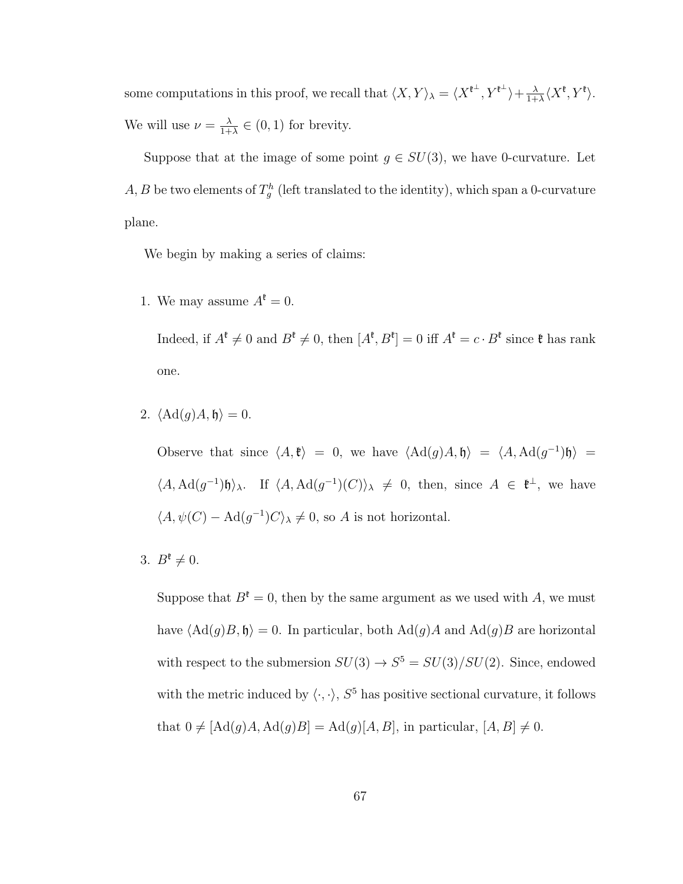some computations in this proof, we recall that $\langle X, Y\rangle_\lambda = \langle X^{\mathfrak{k}^\perp}, Y^{\mathfrak{k}^\perp}\rangle + \frac{\lambda}{1+\lambda}\langle X^{\mathfrak{k}}, Y^{\mathfrak{k}}\rangle$. We will use $\nu = \frac{\lambda}{1+\lambda} \in (0,1)$ for brevity.

Suppose that at the image of some point $g \in SU(3)$, we have 0-curvature. Let $A, B$ be two elements of $T_g^h$ (left translated to the identity), which span a 0-curvature plane.

We begin by making a series of claims:

1. We may assume $A^{\mathfrak{k}} = 0$.

   Indeed, if $A^{\mathfrak{k}} \neq 0$ and $B^{\mathfrak{k}} \neq 0$, then $[A^{\mathfrak{k}}, B^{\mathfrak{k}}] = 0$ iff $A^{\mathfrak{k}} = c \cdot B^{\mathfrak{k}}$ since $\mathfrak{k}$ has rank one.

2. $\langle \mathrm{Ad}(g)A, \mathfrak{h}\rangle = 0$.

   Observe that since $\langle A, \mathfrak{k}\rangle = 0$, we have $\langle \mathrm{Ad}(g)A, \mathfrak{h}\rangle = \langle A, \mathrm{Ad}(g^{-1})\mathfrak{h}\rangle = \langle A, \mathrm{Ad}(g^{-1})\mathfrak{h}\rangle_\lambda$. If $\langle A, \mathrm{Ad}(g^{-1})(C)\rangle_\lambda \neq 0$, then, since $A \in \mathfrak{k}^\perp$, we have $\langle A, \psi(C) - \mathrm{Ad}(g^{-1})C\rangle_\lambda \neq 0$, so $A$ is not horizontal.

3. $B^{\mathfrak{k}} \neq 0$.

   Suppose that $B^{\mathfrak{k}} = 0$, then by the same argument as we used with $A$, we must have $\langle \mathrm{Ad}(g)B, \mathfrak{h}\rangle = 0$. In particular, both $\mathrm{Ad}(g)A$ and $\mathrm{Ad}(g)B$ are horizontal with respect to the submersion $SU(3) \to S^5 = SU(3)/SU(2)$. Since, endowed with the metric induced by $\langle\cdot,\cdot\rangle$, $S^5$ has positive sectional curvature, it follows that $0 \neq [\mathrm{Ad}(g)A, \mathrm{Ad}(g)B] = \mathrm{Ad}(g)[A, B]$, in particular, $[A, B] \neq 0$.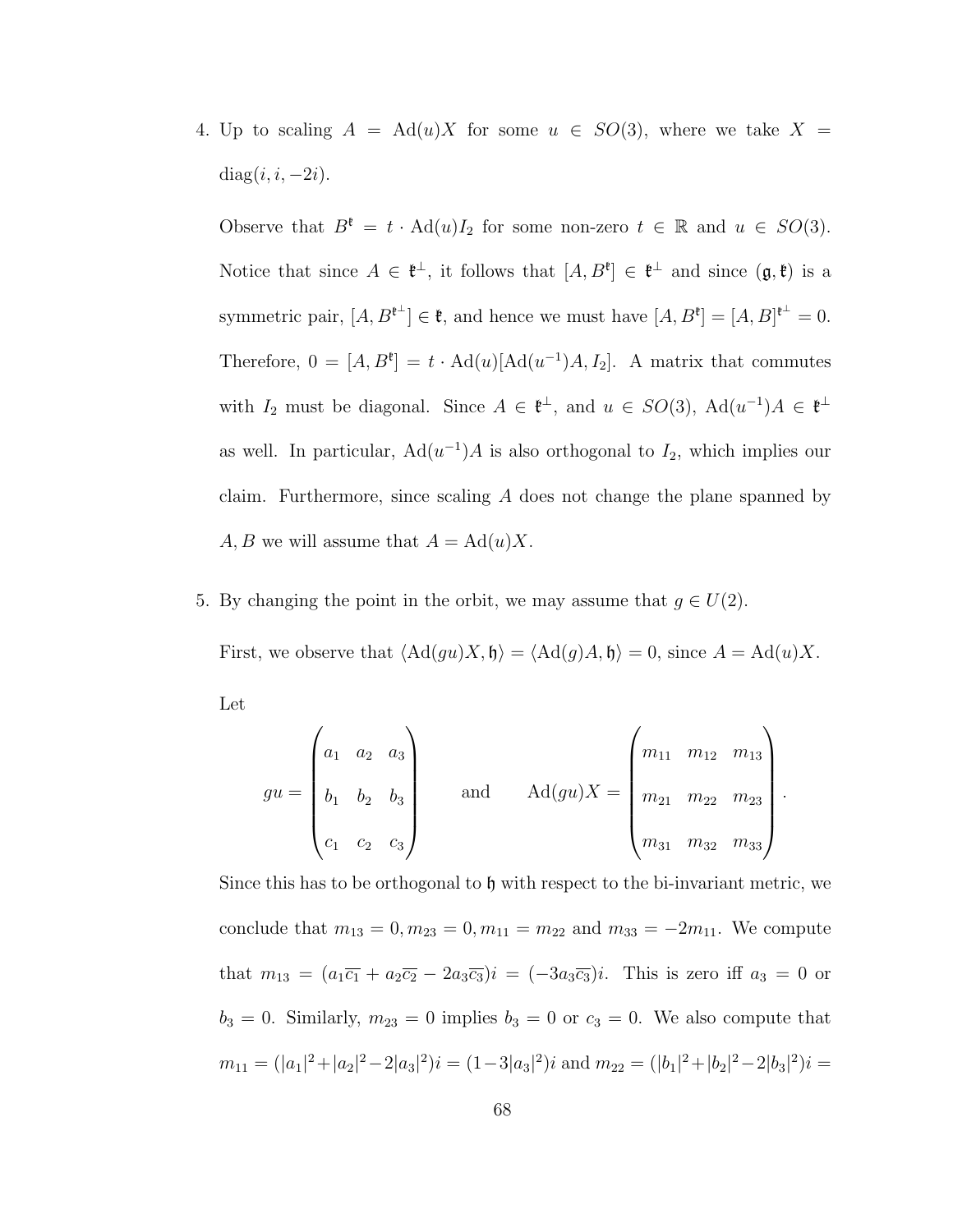4. Up to scaling $A = \mathrm{Ad}(u)X$ for some $u \in SO(3)$, where we take $X = \mathrm{diag}(i, i, -2i)$.

   Observe that $B^{\mathfrak{k}} = t \cdot \mathrm{Ad}(u)I_2$ for some non-zero $t \in \mathbb{R}$ and $u \in SO(3)$. Notice that since $A \in \mathfrak{k}^{\perp}$, it follows that $[A, B^{\mathfrak{k}}] \in \mathfrak{k}^{\perp}$ and since $(\mathfrak{g}, \mathfrak{k})$ is a symmetric pair, $[A, B^{\mathfrak{k}^{\perp}}] \in \mathfrak{k}$, and hence we must have $[A, B^{\mathfrak{k}}] = [A, B]^{\mathfrak{k}^{\perp}} = 0$. Therefore, $0 = [A, B^{\mathfrak{k}}] = t \cdot \mathrm{Ad}(u)[\mathrm{Ad}(u^{-1})A, I_2]$. A matrix that commutes with $I_2$ must be diagonal. Since $A \in \mathfrak{k}^{\perp}$, and $u \in SO(3)$, $\mathrm{Ad}(u^{-1})A \in \mathfrak{k}^{\perp}$ as well. In particular, $\mathrm{Ad}(u^{-1})A$ is also orthogonal to $I_2$, which implies our claim. Furthermore, since scaling $A$ does not change the plane spanned by $A, B$ we will assume that $A = \mathrm{Ad}(u)X$.

5. By changing the point in the orbit, we may assume that $g \in U(2)$.

   First, we observe that $\langle \mathrm{Ad}(gu)X, \mathfrak{h} \rangle = \langle \mathrm{Ad}(g)A, \mathfrak{h} \rangle = 0$, since $A = \mathrm{Ad}(u)X$.

   Let

$$gu = \begin{pmatrix} a_1 & a_2 & a_3 \\ b_1 & b_2 & b_3 \\ c_1 & c_2 & c_3 \end{pmatrix} \qquad \text{and} \qquad \mathrm{Ad}(gu)X = \begin{pmatrix} m_{11} & m_{12} & m_{13} \\ m_{21} & m_{22} & m_{23} \\ m_{31} & m_{32} & m_{33} \end{pmatrix}.$$

   Since this has to be orthogonal to $\mathfrak{h}$ with respect to the bi-invariant metric, we conclude that $m_{13} = 0, m_{23} = 0, m_{11} = m_{22}$ and $m_{33} = -2m_{11}$. We compute that $m_{13} = (a_1\overline{c_1} + a_2\overline{c_2} - 2a_3\overline{c_3})i = (-3a_3\overline{c_3})i$. This is zero iff $a_3 = 0$ or $b_3 = 0$. Similarly, $m_{23} = 0$ implies $b_3 = 0$ or $c_3 = 0$. We also compute that $m_{11} = (|a_1|^2 + |a_2|^2 - 2|a_3|^2)i = (1 - 3|a_3|^2)i$ and $m_{22} = (|b_1|^2 + |b_2|^2 - 2|b_3|^2)i =$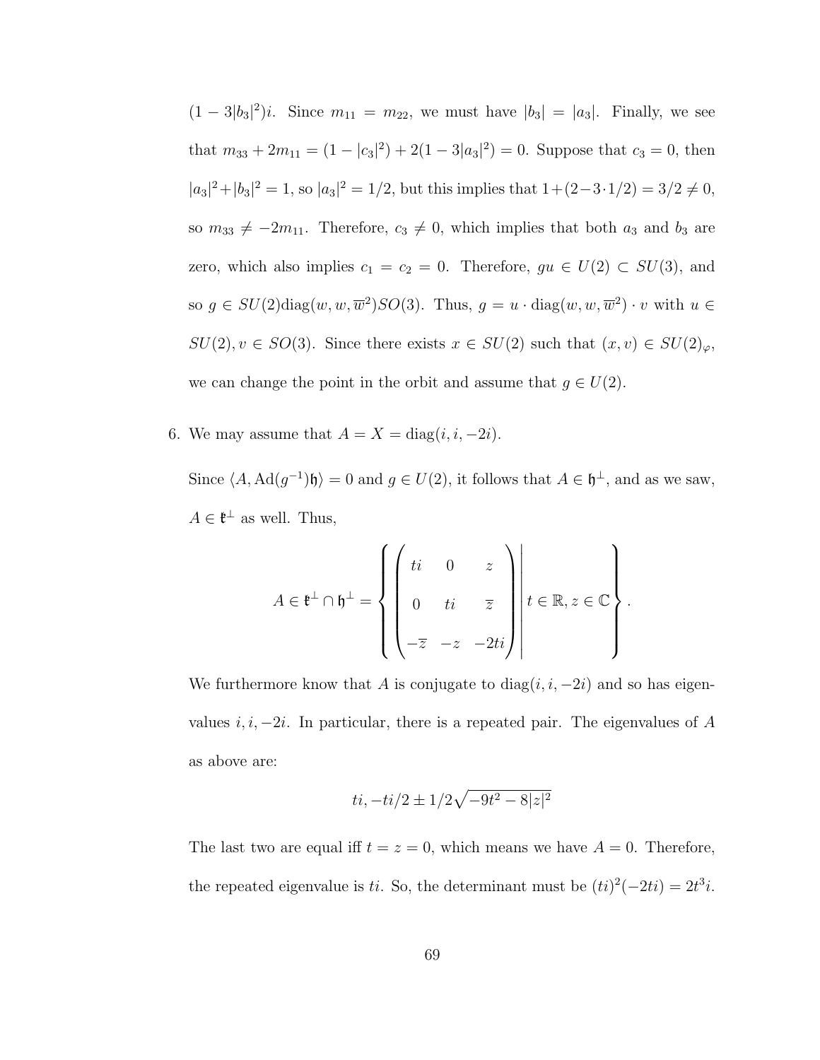$(1 - 3|b_3|^2)i$. Since $m_{11} = m_{22}$, we must have $|b_3| = |a_3|$. Finally, we see that $m_{33} + 2m_{11} = (1 - |c_3|^2) + 2(1 - 3|a_3|^2) = 0$. Suppose that $c_3 = 0$, then $|a_3|^2 + |b_3|^2 = 1$, so $|a_3|^2 = 1/2$, but this implies that $1 + (2 - 3 \cdot 1/2) = 3/2 \neq 0$, so $m_{33} \neq -2m_{11}$. Therefore, $c_3 \neq 0$, which implies that both $a_3$ and $b_3$ are zero, which also implies $c_1 = c_2 = 0$. Therefore, $gu \in U(2) \subset SU(3)$, and so $g \in SU(2)\mathrm{diag}(w, w, \overline{w}^2)SO(3)$. Thus, $g = u \cdot \mathrm{diag}(w, w, \overline{w}^2) \cdot v$ with $u \in SU(2), v \in SO(3)$. Since there exists $x \in SU(2)$ such that $(x, v) \in SU(2)_\varphi$, we can change the point in the orbit and assume that $g \in U(2)$.

6. We may assume that $A = X = \mathrm{diag}(i, i, -2i)$.

   Since $\langle A, \mathrm{Ad}(g^{-1})\mathfrak{h}\rangle = 0$ and $g \in U(2)$, it follows that $A \in \mathfrak{h}^\perp$, and as we saw, $A \in \mathfrak{k}^\perp$ as well. Thus,

$$A \in \mathfrak{k}^\perp \cap \mathfrak{h}^\perp = \left\{ \begin{pmatrix} ti & 0 & z \\ 0 & ti & \overline{z} \\ -\overline{z} & -z & -2ti \end{pmatrix} \middle| \; t \in \mathbb{R}, z \in \mathbb{C} \right\}.$$

   We furthermore know that $A$ is conjugate to $\mathrm{diag}(i, i, -2i)$ and so has eigenvalues $i, i, -2i$. In particular, there is a repeated pair. The eigenvalues of $A$ as above are:

$$ti, -ti/2 \pm 1/2\sqrt{-9t^2 - 8|z|^2}$$

   The last two are equal iff $t = z = 0$, which means we have $A = 0$. Therefore, the repeated eigenvalue is $ti$. So, the determinant must be $(ti)^2(-2ti) = 2t^3 i$.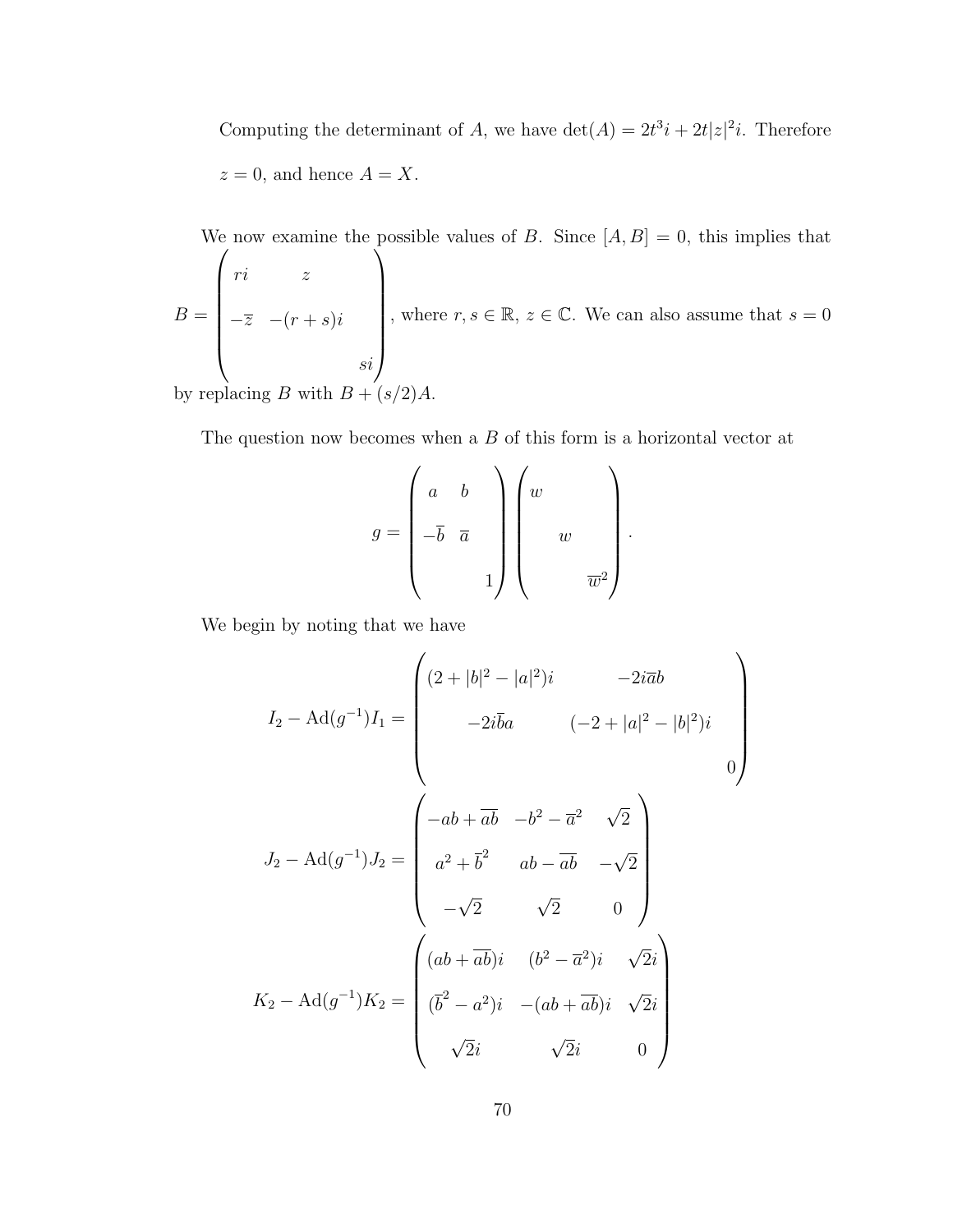Computing the determinant of $A$, we have $\det(A) = 2t^3 i + 2t|z|^2 i$. Therefore $z = 0$, and hence $A = X$.

We now examine the possible values of $B$. Since $[A, B] = 0$, this implies that

$$B = \begin{pmatrix} ri & z & \\ -\overline{z} & -(r+s)i & \\ & & si \end{pmatrix},$$

where $r, s \in \mathbb{R}$, $z \in \mathbb{C}$. We can also assume that $s = 0$ by replacing $B$ with $B + (s/2)A$.

The question now becomes when a $B$ of this form is a horizontal vector at

$$g = \begin{pmatrix} a & b & \\ -\overline{b} & \overline{a} & \\ & & 1 \end{pmatrix} \begin{pmatrix} w & & \\ & w & \\ & & \overline{w}^2 \end{pmatrix}.$$

We begin by noting that we have

$$I_2 - \mathrm{Ad}(g^{-1})I_1 = \begin{pmatrix} (2 + |b|^2 - |a|^2)i & -2i\overline{a}b & \\ -2i\overline{b}a & (-2 + |a|^2 - |b|^2)i & \\ & & 0 \end{pmatrix}$$

$$J_2 - \mathrm{Ad}(g^{-1})J_2 = \begin{pmatrix} -ab + \overline{ab} & -b^2 - \overline{a}^2 & \sqrt{2} \\ a^2 + \overline{b}^2 & ab - \overline{ab} & -\sqrt{2} \\ -\sqrt{2} & \sqrt{2} & 0 \end{pmatrix}$$

$$K_2 - \mathrm{Ad}(g^{-1})K_2 = \begin{pmatrix} (ab + \overline{ab})i & (b^2 - \overline{a}^2)i & \sqrt{2}i \\ (\overline{b}^2 - a^2)i & -(ab + \overline{ab})i & \sqrt{2}i \\ \sqrt{2}i & \sqrt{2}i & 0 \end{pmatrix}$$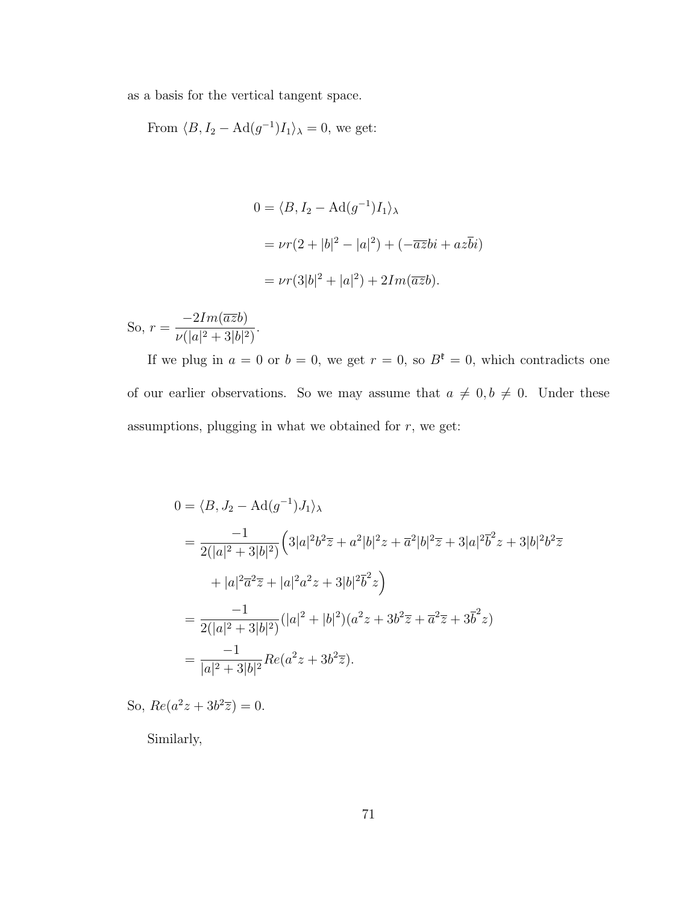as a basis for the vertical tangent space.

From $\langle B, I_2 - \mathrm{Ad}(g^{-1})I_1\rangle_\lambda = 0$, we get:

$$
\begin{aligned}
0 &= \langle B, I_2 - \mathrm{Ad}(g^{-1})I_1\rangle_\lambda \\
&= \nu r(2 + |b|^2 - |a|^2) + (-\overline{a}\overline{z}bi + az\overline{b}i) \\
&= \nu r(3|b|^2 + |a|^2) + 2Im(\overline{a}\overline{z}b).
\end{aligned}
$$

So, $r = \dfrac{-2Im(\overline{a}\overline{z}b)}{\nu(|a|^2 + 3|b|^2)}$.

If we plug in $a = 0$ or $b = 0$, we get $r = 0$, so $B^{\mathfrak{k}} = 0$, which contradicts one of our earlier observations. So we may assume that $a \neq 0, b \neq 0$. Under these assumptions, plugging in what we obtained for $r$, we get:

$$
\begin{aligned}
0 &= \langle B, J_2 - \mathrm{Ad}(g^{-1})J_1\rangle_\lambda \\
&= \frac{-1}{2(|a|^2 + 3|b|^2)}\Big(3|a|^2b^2\overline{z} + a^2|b|^2z + \overline{a}^2|b|^2\overline{z} + 3|a|^2\overline{b}^2z + 3|b|^2b^2\overline{z} \\
&\quad + |a|^2\overline{a}^2\overline{z} + |a|^2a^2z + 3|b|^2\overline{b}^2z\Big) \\
&= \frac{-1}{2(|a|^2 + 3|b|^2)}(|a|^2 + |b|^2)(a^2z + 3b^2\overline{z} + \overline{a}^2\overline{z} + 3\overline{b}^2z) \\
&= \frac{-1}{|a|^2 + 3|b|^2}Re(a^2z + 3b^2\overline{z}).
\end{aligned}
$$

So, $Re(a^2z + 3b^2\overline{z}) = 0$.

Similarly,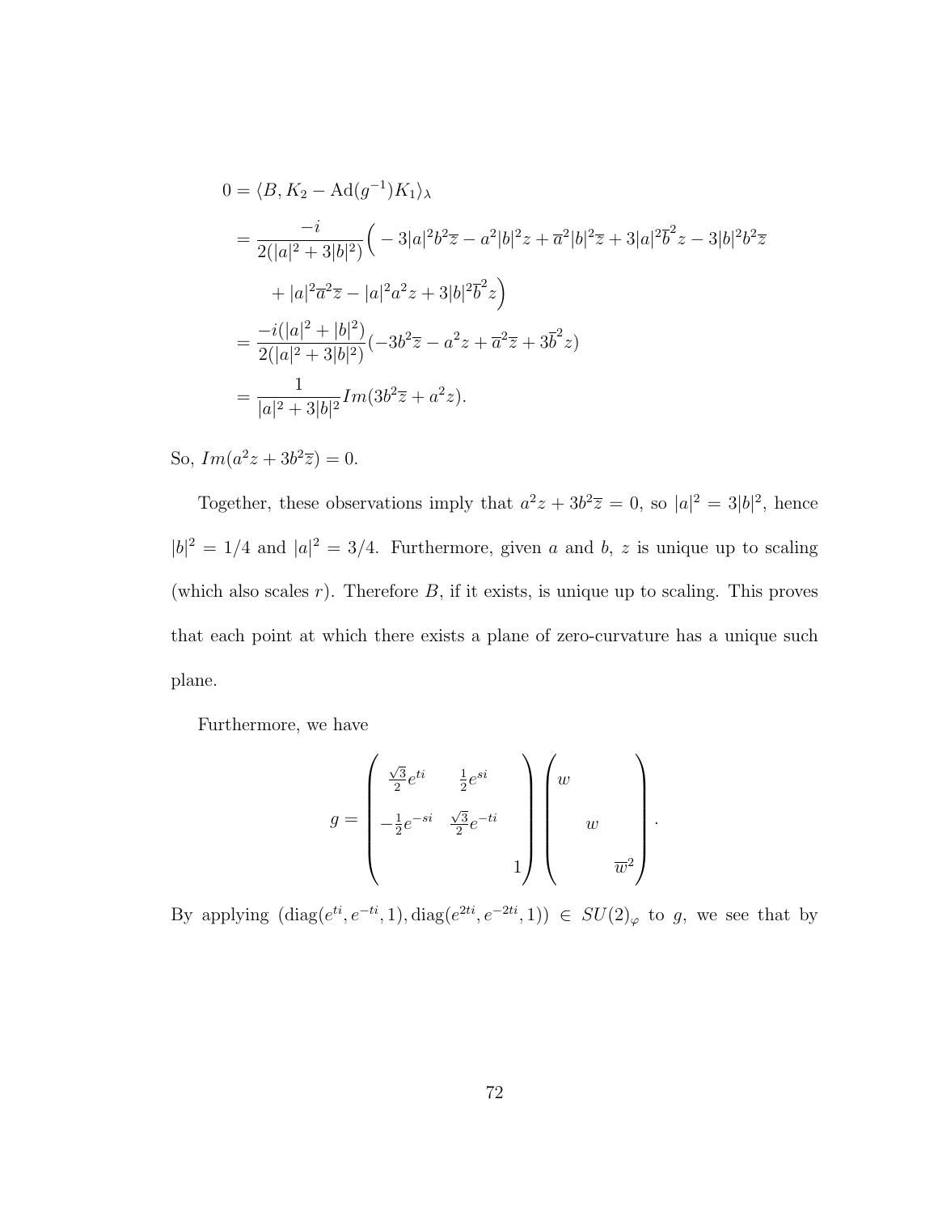$$
\begin{aligned}
0 &= \langle B, K_2 - \mathrm{Ad}(g^{-1})K_1\rangle_\lambda \\
&= \frac{-i}{2(|a|^2+3|b|^2)}\Big( -3|a|^2b^2\overline{z} - a^2|b|^2z + \overline{a}^2|b|^2\overline{z} + 3|a|^2\overline{b}^2z - 3|b|^2b^2\overline{z} \\
&\qquad + |a|^2\overline{a}^2\overline{z} - |a|^2a^2z + 3|b|^2\overline{b}^2z\Big) \\
&= \frac{-i(|a|^2+|b|^2)}{2(|a|^2+3|b|^2)}(-3b^2\overline{z} - a^2z + \overline{a}^2\overline{z} + 3\overline{b}^2z) \\
&= \frac{1}{|a|^2+3|b|^2} Im(3b^2\overline{z} + a^2z).
\end{aligned}
$$

So, $Im(a^2z + 3b^2\overline{z}) = 0$.

Together, these observations imply that $a^2z + 3b^2\overline{z} = 0$, so $|a|^2 = 3|b|^2$, hence $|b|^2 = 1/4$ and $|a|^2 = 3/4$. Furthermore, given $a$ and $b$, $z$ is unique up to scaling (which also scales $r$). Therefore $B$, if it exists, is unique up to scaling. This proves that each point at which there exists a plane of zero-curvature has a unique such plane.

Furthermore, we have

$$
g = \begin{pmatrix} \frac{\sqrt{3}}{2}e^{ti} & \frac{1}{2}e^{si} & \\ -\frac{1}{2}e^{-si} & \frac{\sqrt{3}}{2}e^{-ti} & \\ & & 1 \end{pmatrix} \begin{pmatrix} w & & \\ & w & \\ & & \overline{w}^2 \end{pmatrix}.
$$

By applying $(\mathrm{diag}(e^{ti}, e^{-ti}, 1), \mathrm{diag}(e^{2ti}, e^{-2ti}, 1)) \in SU(2)_\varphi$ to $g$, we see that by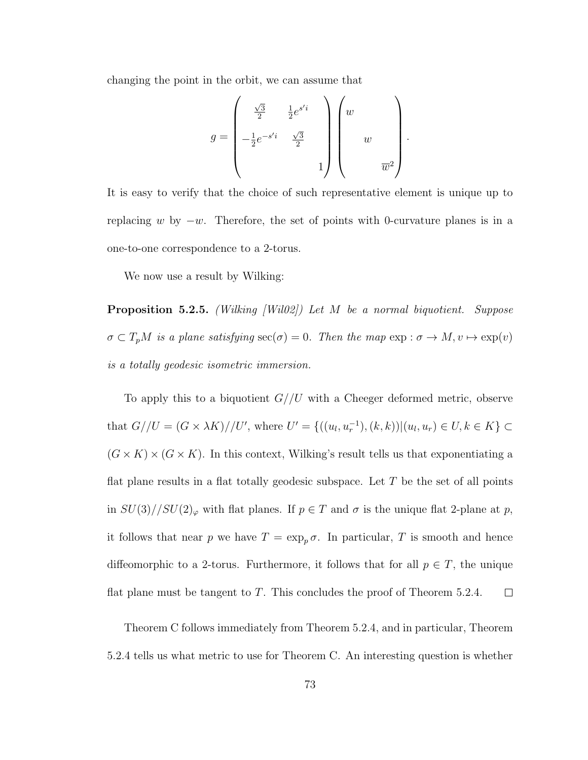changing the point in the orbit, we can assume that

$$g = \begin{pmatrix} \frac{\sqrt{3}}{2} & \frac{1}{2}e^{s'i} & \\ -\frac{1}{2}e^{-s'i} & \frac{\sqrt{3}}{2} & \\ & & 1 \end{pmatrix} \begin{pmatrix} w & & \\ & w & \\ & & \overline{w}^2 \end{pmatrix}.$$

It is easy to verify that the choice of such representative element is unique up to replacing $w$ by $-w$. Therefore, the set of points with 0-curvature planes is in a one-to-one correspondence to a 2-torus.

We now use a result by Wilking:

**Proposition 5.2.5.** *(Wilking [Wil02]) Let $M$ be a normal biquotient. Suppose $\sigma \subset T_pM$ is a plane satisfying $\sec(\sigma) = 0$. Then the map $\exp : \sigma \to M, v \mapsto \exp(v)$ is a totally geodesic isometric immersion.*

To apply this to a biquotient $G//U$ with a Cheeger deformed metric, observe that $G//U = (G \times \lambda K)//U'$, where $U' = \{((u_l, u_r^{-1}), (k, k)) | (u_l, u_r) \in U, k \in K\} \subset (G \times K) \times (G \times K)$. In this context, Wilking's result tells us that exponentiating a flat plane results in a flat totally geodesic subspace. Let $T$ be the set of all points in $SU(3)//SU(2)_\varphi$ with flat planes. If $p \in T$ and $\sigma$ is the unique flat 2-plane at $p$, it follows that near $p$ we have $T = \exp_p \sigma$. In particular, $T$ is smooth and hence diffeomorphic to a 2-torus. Furthermore, it follows that for all $p \in T$, the unique flat plane must be tangent to $T$. This concludes the proof of Theorem 5.2.4. □

Theorem C follows immediately from Theorem 5.2.4, and in particular, Theorem 5.2.4 tells us what metric to use for Theorem C. An interesting question is whether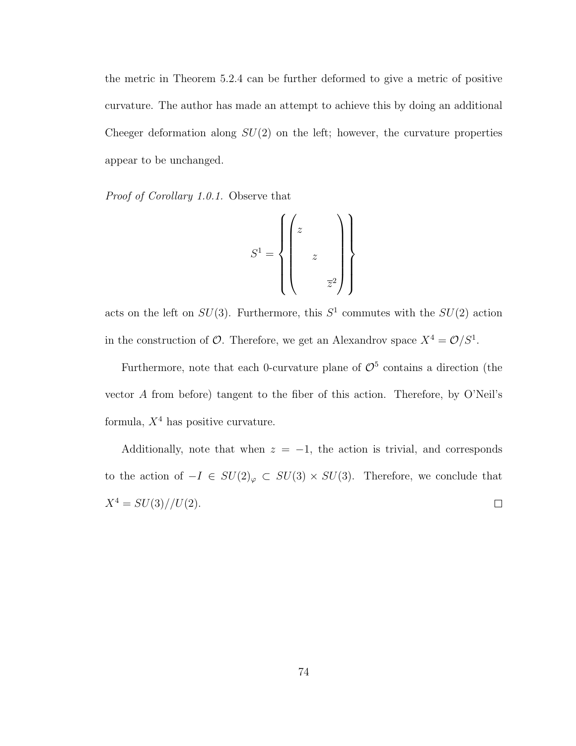the metric in Theorem 5.2.4 can be further deformed to give a metric of positive curvature. The author has made an attempt to achieve this by doing an additional Cheeger deformation along $SU(2)$ on the left; however, the curvature properties appear to be unchanged.

*Proof of Corollary 1.0.1.* Observe that

$$S^1 = \left\{ \begin{pmatrix} z & & \\ & z & \\ & & \overline{z}^2 \end{pmatrix} \right\}$$

acts on the left on $SU(3)$. Furthermore, this $S^1$ commutes with the $SU(2)$ action in the construction of $\mathcal{O}$. Therefore, we get an Alexandrov space $X^4 = \mathcal{O}/S^1$.

Furthermore, note that each 0-curvature plane of $\mathcal{O}^5$ contains a direction (the vector $A$ from before) tangent to the fiber of this action. Therefore, by O'Neil's formula, $X^4$ has positive curvature.

Additionally, note that when $z = -1$, the action is trivial, and corresponds to the action of $-I \in SU(2)_\varphi \subset SU(3) \times SU(3)$. Therefore, we conclude that $X^4 = SU(3)//U(2)$. $\square$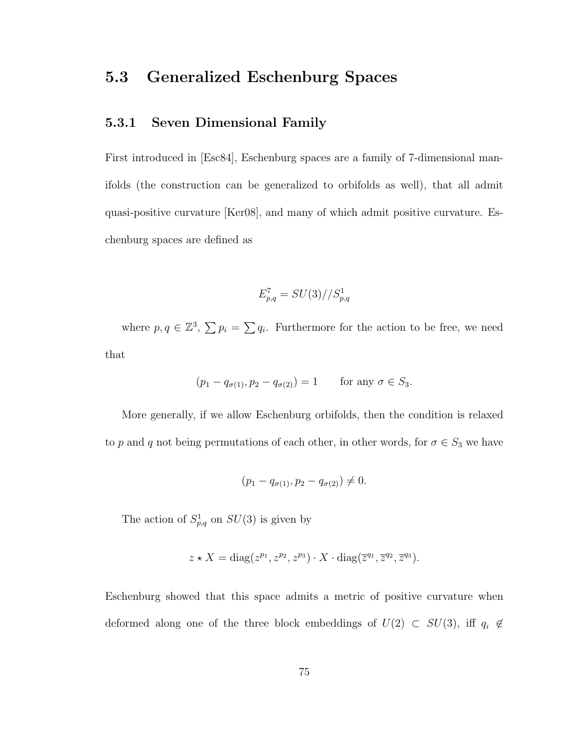## 5.3 Generalized Eschenburg Spaces

### 5.3.1 Seven Dimensional Family

First introduced in [Esc84], Eschenburg spaces are a family of 7-dimensional manifolds (the construction can be generalized to orbifolds as well), that all admit quasi-positive curvature [Ker08], and many of which admit positive curvature. Eschenburg spaces are defined as

$$E^7_{p,q} = SU(3)//S^1_{p,q}$$

where $p, q \in \mathbb{Z}^3$, $\sum p_i = \sum q_i$. Furthermore for the action to be free, we need that

$$(p_1 - q_{\sigma(1)}, p_2 - q_{\sigma(2)}) = 1 \qquad \text{for any } \sigma \in S_3.$$

More generally, if we allow Eschenburg orbifolds, then the condition is relaxed to $p$ and $q$ not being permutations of each other, in other words, for $\sigma \in S_3$ we have

$$(p_1 - q_{\sigma(1)}, p_2 - q_{\sigma(2)}) \neq 0.$$

The action of $S^1_{p,q}$ on $SU(3)$ is given by

$$z \star X = \operatorname{diag}(z^{p_1}, z^{p_2}, z^{p_3}) \cdot X \cdot \operatorname{diag}(\overline{z}^{q_1}, \overline{z}^{q_2}, \overline{z}^{q_3}).$$

Eschenburg showed that this space admits a metric of positive curvature when deformed along one of the three block embeddings of $U(2) \subset SU(3)$, iff $q_i \notin$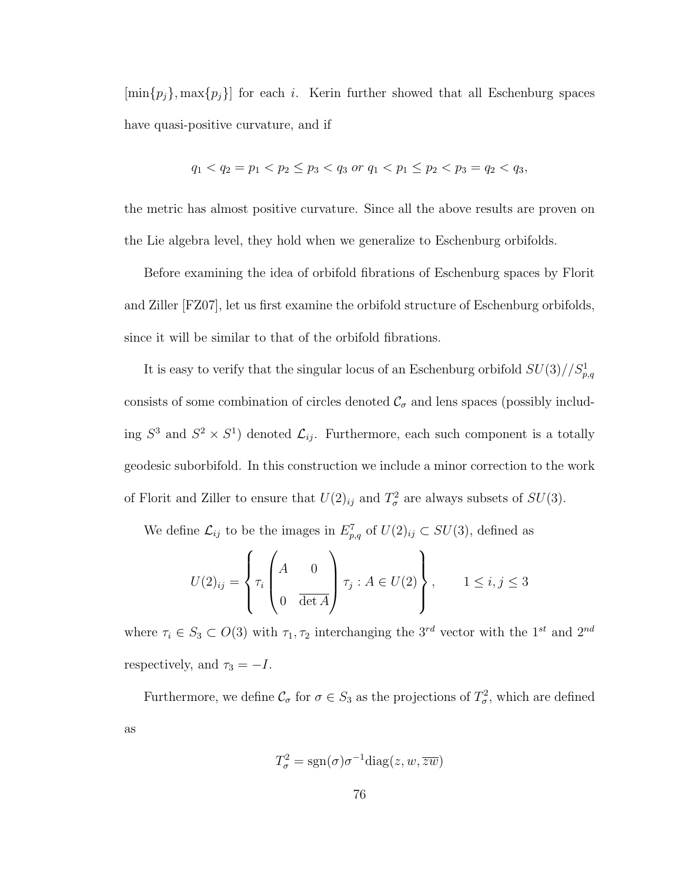$[\min\{p_j\}, \max\{p_j\}]$ for each $i$. Kerin further showed that all Eschenburg spaces have quasi-positive curvature, and if

$$q_1 < q_2 = p_1 < p_2 \leq p_3 < q_3 \text{ or } q_1 < p_1 \leq p_2 < p_3 = q_2 < q_3,$$

the metric has almost positive curvature. Since all the above results are proven on the Lie algebra level, they hold when we generalize to Eschenburg orbifolds.

Before examining the idea of orbifold fibrations of Eschenburg spaces by Florit and Ziller [FZ07], let us first examine the orbifold structure of Eschenburg orbifolds, since it will be similar to that of the orbifold fibrations.

It is easy to verify that the singular locus of an Eschenburg orbifold $SU(3)//S^1_{p,q}$ consists of some combination of circles denoted $\mathcal{C}_\sigma$ and lens spaces (possibly including $S^3$ and $S^2 \times S^1$) denoted $\mathcal{L}_{ij}$. Furthermore, each such component is a totally geodesic suborbifold. In this construction we include a minor correction to the work of Florit and Ziller to ensure that $U(2)_{ij}$ and $T^2_\sigma$ are always subsets of $SU(3)$.

We define $\mathcal{L}_{ij}$ to be the images in $E^7_{p,q}$ of $U(2)_{ij} \subset SU(3)$, defined as

$$U(2)_{ij} = \left\{ \tau_i \begin{pmatrix} A & 0 \\ 0 & \overline{\det A} \end{pmatrix} \tau_j : A \in U(2) \right\}, \qquad 1 \leq i, j \leq 3$$

where $\tau_i \in S_3 \subset O(3)$ with $\tau_1, \tau_2$ interchanging the $3^{rd}$ vector with the $1^{st}$ and $2^{nd}$ respectively, and $\tau_3 = -I$.

Furthermore, we define $\mathcal{C}_\sigma$ for $\sigma \in S_3$ as the projections of $T^2_\sigma$, which are defined as

$$T^2_\sigma = \operatorname{sgn}(\sigma)\sigma^{-1}\operatorname{diag}(z, w, \overline{zw})$$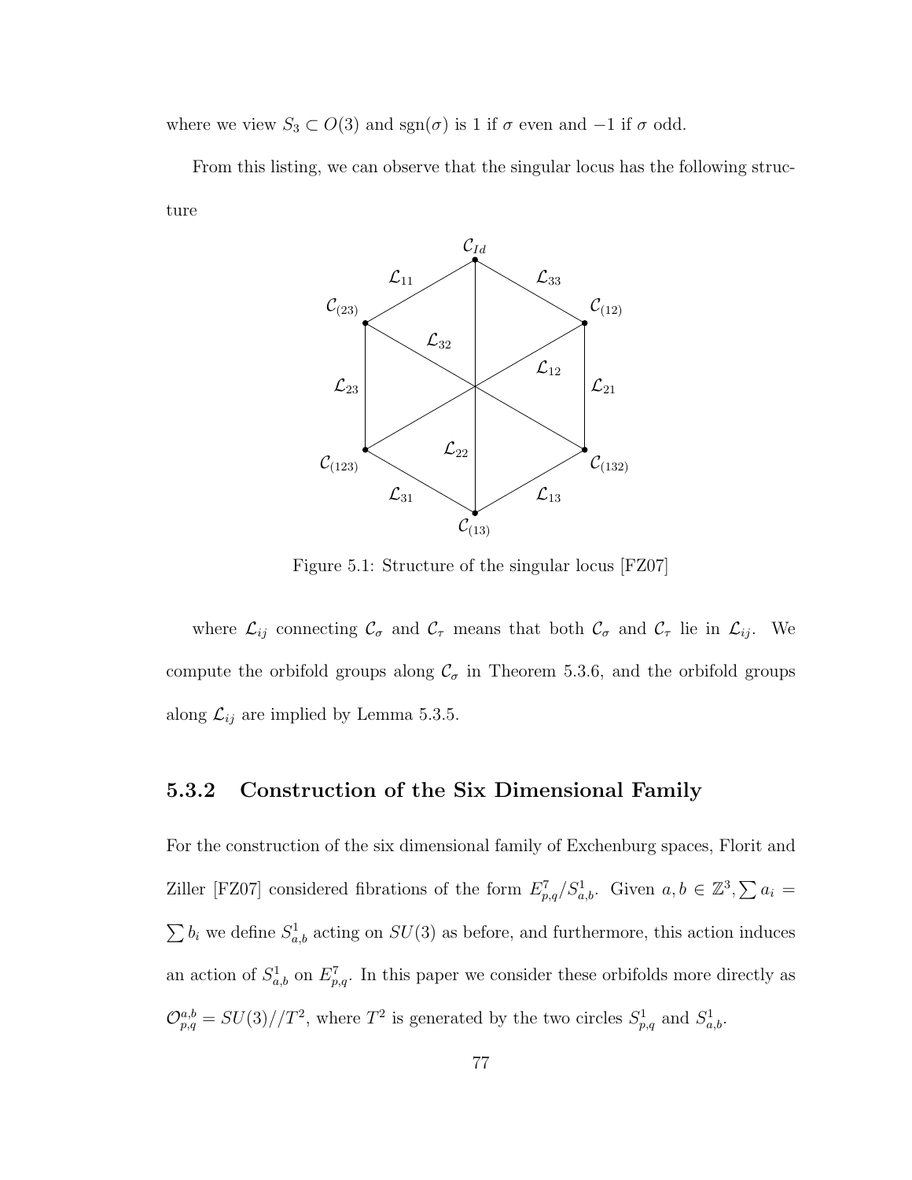where we view $S_3 \subset O(3)$ and $\text{sgn}(\sigma)$ is 1 if $\sigma$ even and $-1$ if $\sigma$ odd.

From this listing, we can observe that the singular locus has the following structure

Figure 5.1: Structure of the singular locus [FZ07]

where $\mathcal{L}_{ij}$ connecting $\mathcal{C}_\sigma$ and $\mathcal{C}_\tau$ means that both $\mathcal{C}_\sigma$ and $\mathcal{C}_\tau$ lie in $\mathcal{L}_{ij}$. We compute the orbifold groups along $\mathcal{C}_\sigma$ in Theorem 5.3.6, and the orbifold groups along $\mathcal{L}_{ij}$ are implied by Lemma 5.3.5.

### 5.3.2 Construction of the Six Dimensional Family

For the construction of the six dimensional family of Exchenburg spaces, Florit and Ziller [FZ07] considered fibrations of the form $E^7_{p,q}/S^1_{a,b}$. Given $a, b \in \mathbb{Z}^3, \sum a_i = \sum b_i$ we define $S^1_{a,b}$ acting on $SU(3)$ as before, and furthermore, this action induces an action of $S^1_{a,b}$ on $E^7_{p,q}$. In this paper we consider these orbifolds more directly as $\mathcal{O}^{a,b}_{p,q} = SU(3)//T^2$, where $T^2$ is generated by the two circles $S^1_{p,q}$ and $S^1_{a,b}$.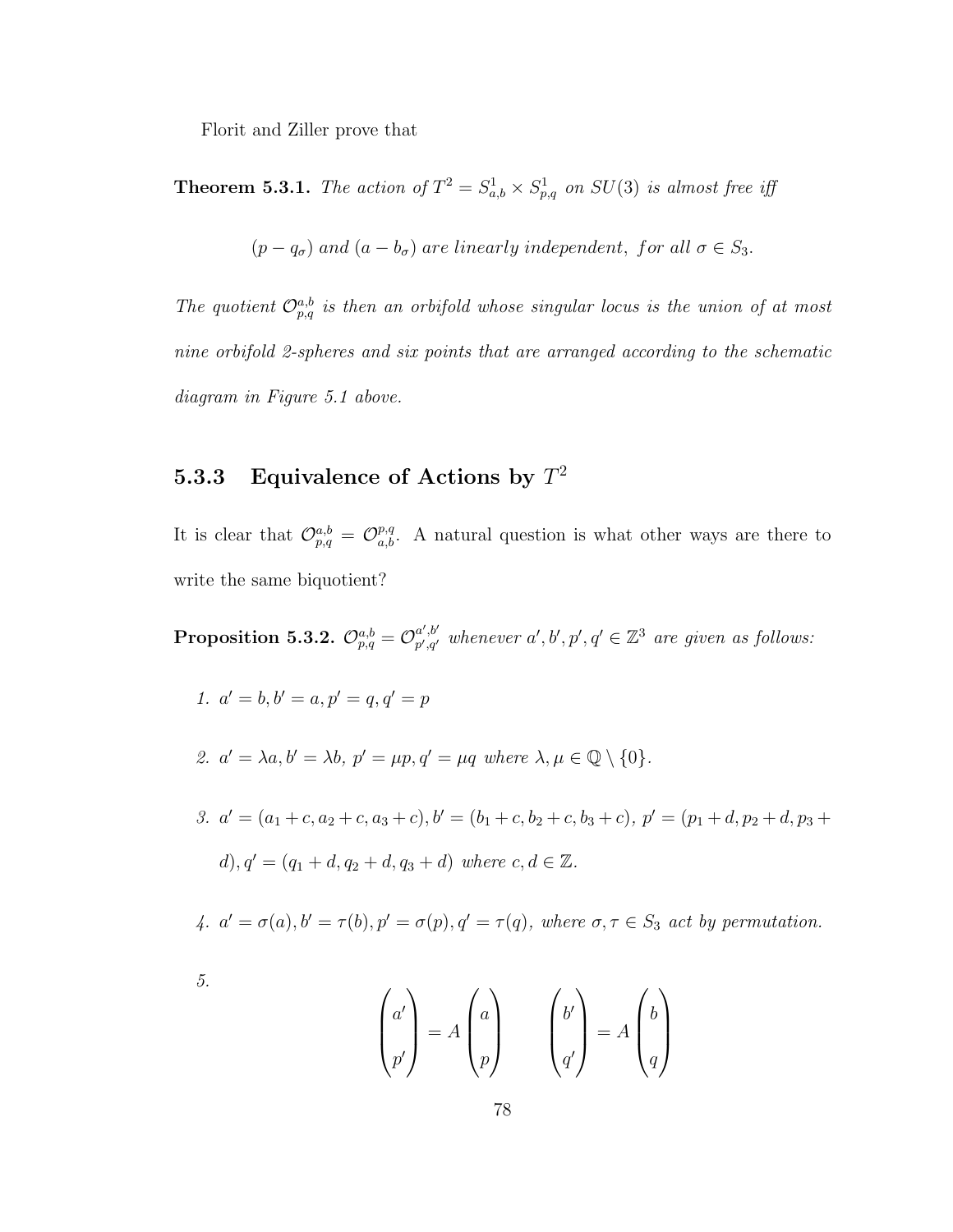Florit and Ziller prove that

**Theorem 5.3.1.** *The action of $T^2 = S^1_{a,b} \times S^1_{p,q}$ on $SU(3)$ is almost free iff*

$$(p - q_\sigma) \text{ and } (a - b_\sigma) \text{ are linearly independent}, \text{ for all } \sigma \in S_3.$$

*The quotient $\mathcal{O}^{a,b}_{p,q}$ is then an orbifold whose singular locus is the union of at most nine orbifold 2-spheres and six points that are arranged according to the schematic diagram in Figure 5.1 above.*

### 5.3.3 Equivalence of Actions by $T^2$

It is clear that $\mathcal{O}^{a,b}_{p,q} = \mathcal{O}^{p,q}_{a,b}$. A natural question is what other ways are there to write the same biquotient?

**Proposition 5.3.2.** *$\mathcal{O}^{a,b}_{p,q} = \mathcal{O}^{a',b'}_{p',q'}$ whenever $a', b', p', q' \in \mathbb{Z}^3$ are given as follows:*

1. *$a' = b, b' = a, p' = q, q' = p$*

2. *$a' = \lambda a, b' = \lambda b,\ p' = \mu p, q' = \mu q$ where $\lambda, \mu \in \mathbb{Q} \setminus \{0\}$.*

3. *$a' = (a_1 + c, a_2 + c, a_3 + c), b' = (b_1 + c, b_2 + c, b_3 + c),\ p' = (p_1 + d, p_2 + d, p_3 + d), q' = (q_1 + d, q_2 + d, q_3 + d)$ where $c, d \in \mathbb{Z}$.*

4. *$a' = \sigma(a), b' = \tau(b), p' = \sigma(p), q' = \tau(q)$, where $\sigma, \tau \in S_3$ act by permutation.*

5. $$\begin{pmatrix} a' \\ p' \end{pmatrix} = A \begin{pmatrix} a \\ p \end{pmatrix} \qquad \begin{pmatrix} b' \\ q' \end{pmatrix} = A \begin{pmatrix} b \\ q \end{pmatrix}$$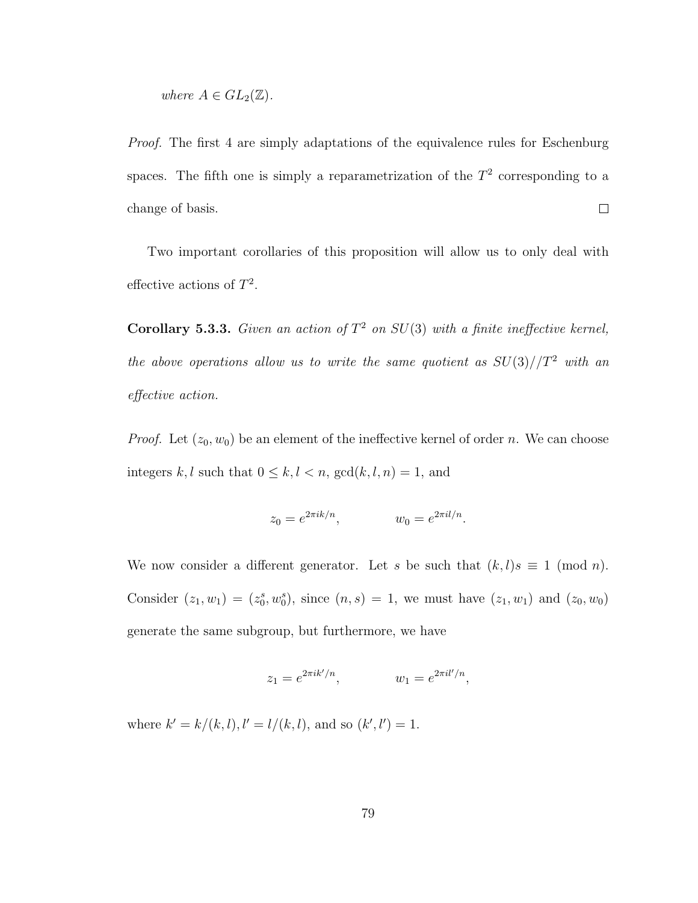*where $A \in GL_2(\mathbb{Z})$.*

*Proof.* The first 4 are simply adaptations of the equivalence rules for Eschenburg spaces. The fifth one is simply a reparametrization of the $T^2$ corresponding to a change of basis. $\square$

Two important corollaries of this proposition will allow us to only deal with effective actions of $T^2$.

**Corollary 5.3.3.** *Given an action of $T^2$ on $SU(3)$ with a finite ineffective kernel, the above operations allow us to write the same quotient as $SU(3)//T^2$ with an effective action.*

*Proof.* Let $(z_0, w_0)$ be an element of the ineffective kernel of order $n$. We can choose integers $k, l$ such that $0 \leq k, l < n$, $\gcd(k, l, n) = 1$, and

$$z_0 = e^{2\pi ik/n}, \qquad w_0 = e^{2\pi il/n}.$$

We now consider a different generator. Let $s$ be such that $(k, l)s \equiv 1 \pmod{n}$. Consider $(z_1, w_1) = (z_0^s, w_0^s)$, since $(n, s) = 1$, we must have $(z_1, w_1)$ and $(z_0, w_0)$ generate the same subgroup, but furthermore, we have

$$z_1 = e^{2\pi ik'/n}, \qquad w_1 = e^{2\pi il'/n},$$

where $k' = k/(k, l), l' = l/(k, l)$, and so $(k', l') = 1$.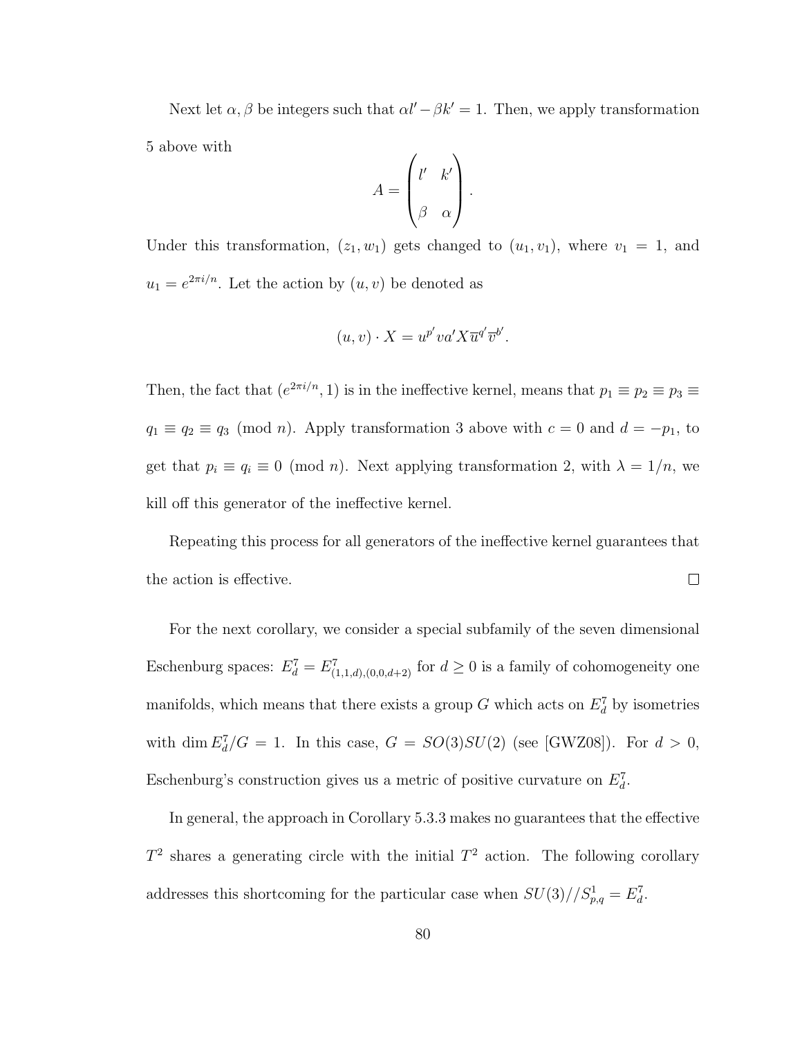Next let $\alpha, \beta$ be integers such that $\alpha l' - \beta k' = 1$. Then, we apply transformation 5 above with

$$A = \begin{pmatrix} l' & k' \\ \beta & \alpha \end{pmatrix}.$$

Under this transformation, $(z_1, w_1)$ gets changed to $(u_1, v_1)$, where $v_1 = 1$, and $u_1 = e^{2\pi i/n}$. Let the action by $(u, v)$ be denoted as

$$(u, v) \cdot X = u^{p'} v a' X \overline{u}^{q'} \overline{v}^{b'}.$$

Then, the fact that $(e^{2\pi i/n}, 1)$ is in the ineffective kernel, means that $p_1 \equiv p_2 \equiv p_3 \equiv q_1 \equiv q_2 \equiv q_3 \pmod{n}$. Apply transformation 3 above with $c = 0$ and $d = -p_1$, to get that $p_i \equiv q_i \equiv 0 \pmod{n}$. Next applying transformation 2, with $\lambda = 1/n$, we kill off this generator of the ineffective kernel.

Repeating this process for all generators of the ineffective kernel guarantees that the action is effective. $\square$

For the next corollary, we consider a special subfamily of the seven dimensional Eschenburg spaces: $E^7_d = E^7_{(1,1,d),(0,0,d+2)}$ for $d \geq 0$ is a family of cohomogeneity one manifolds, which means that there exists a group $G$ which acts on $E^7_d$ by isometries with $\dim E^7_d/G = 1$. In this case, $G = SO(3)SU(2)$ (see [GWZ08]). For $d > 0$, Eschenburg's construction gives us a metric of positive curvature on $E^7_d$.

In general, the approach in Corollary 5.3.3 makes no guarantees that the effective $T^2$ shares a generating circle with the initial $T^2$ action. The following corollary addresses this shortcoming for the particular case when $SU(3)//S^1_{p,q} = E^7_d$.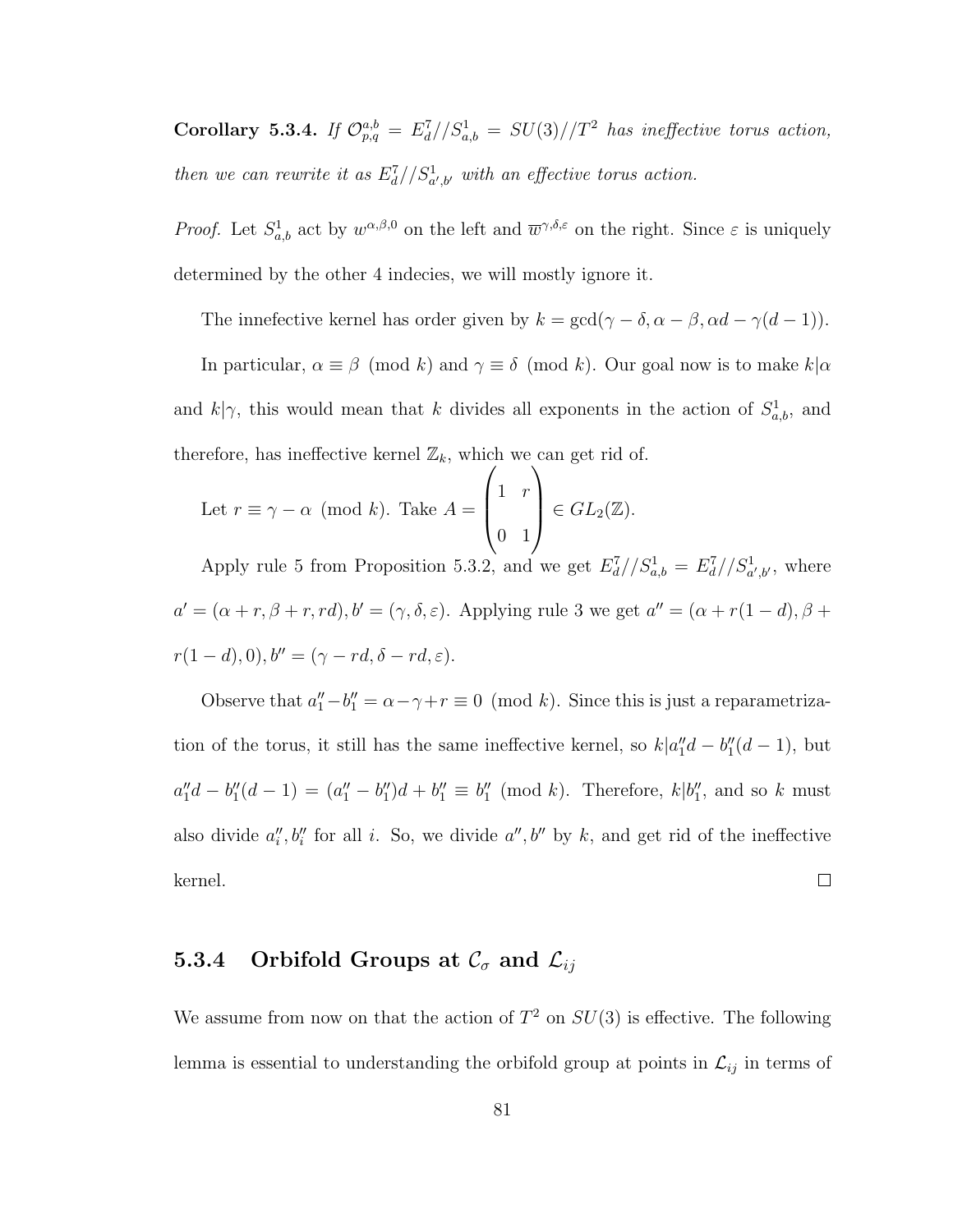**Corollary 5.3.4.** *If $\mathcal{O}^{a,b}_{p,q} = E^7_d//S^1_{a,b} = SU(3)//T^2$ has ineffective torus action, then we can rewrite it as $E^7_d//S^1_{a',b'}$ with an effective torus action.*

*Proof.* Let $S^1_{a,b}$ act by $w^{\alpha,\beta,0}$ on the left and $\overline{w}^{\gamma,\delta,\varepsilon}$ on the right. Since $\varepsilon$ is uniquely determined by the other 4 indecies, we will mostly ignore it.

The innefective kernel has order given by $k = \gcd(\gamma - \delta, \alpha - \beta, \alpha d - \gamma(d-1))$.

In particular, $\alpha \equiv \beta \pmod{k}$ and $\gamma \equiv \delta \pmod{k}$. Our goal now is to make $k|\alpha$ and $k|\gamma$, this would mean that $k$ divides all exponents in the action of $S^1_{a,b}$, and therefore, has ineffective kernel $\mathbb{Z}_k$, which we can get rid of.

Let $r \equiv \gamma - \alpha \pmod{k}$. Take $A = \begin{pmatrix} 1 & r \\ 0 & 1 \end{pmatrix} \in GL_2(\mathbb{Z})$.

Apply rule 5 from Proposition 5.3.2, and we get $E^7_d//S^1_{a,b} = E^7_d//S^1_{a',b'}$, where $a' = (\alpha + r, \beta + r, rd), b' = (\gamma, \delta, \varepsilon)$. Applying rule 3 we get $a'' = (\alpha + r(1-d), \beta + r(1-d), 0), b'' = (\gamma - rd, \delta - rd, \varepsilon)$.

Observe that $a''_1 - b''_1 = \alpha - \gamma + r \equiv 0 \pmod{k}$. Since this is just a reparametrization of the torus, it still has the same ineffective kernel, so $k|a''_1 d - b''_1(d-1)$, but $a''_1 d - b''_1(d-1) = (a''_1 - b''_1)d + b''_1 \equiv b''_1 \pmod{k}$. Therefore, $k|b''_1$, and so $k$ must also divide $a''_i, b''_i$ for all $i$. So, we divide $a'', b''$ by $k$, and get rid of the ineffective kernel. $\square$

### 5.3.4 Orbifold Groups at $\mathcal{C}_\sigma$ and $\mathcal{L}_{ij}$

We assume from now on that the action of $T^2$ on $SU(3)$ is effective. The following lemma is essential to understanding the orbifold group at points in $\mathcal{L}_{ij}$ in terms of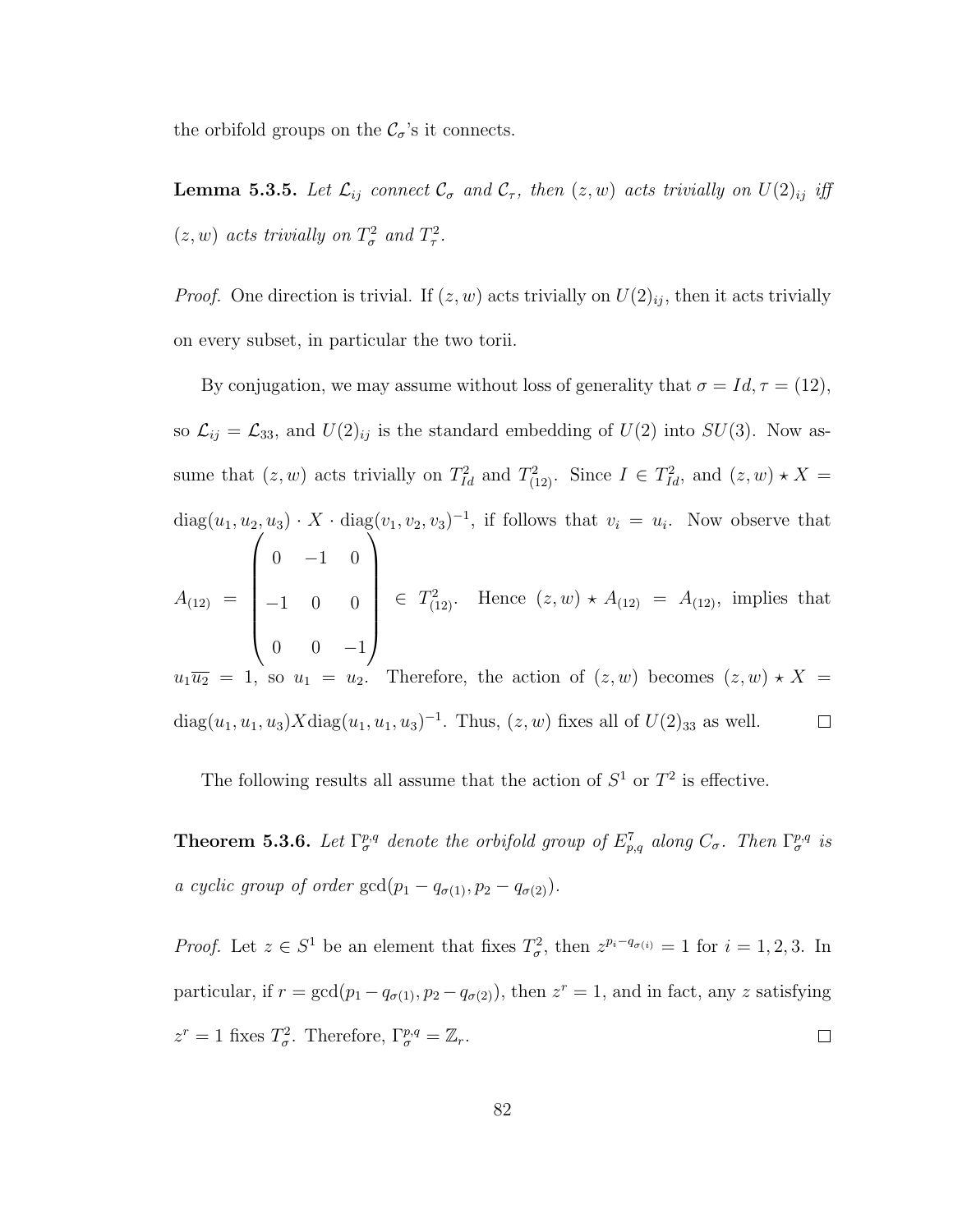the orbifold groups on the $\mathcal{C}_\sigma$'s it connects.

**Lemma 5.3.5.** *Let $\mathcal{L}_{ij}$ connect $\mathcal{C}_\sigma$ and $\mathcal{C}_\tau$, then $(z,w)$ acts trivially on $U(2)_{ij}$ iff $(z,w)$ acts trivially on $T^2_\sigma$ and $T^2_\tau$.*

*Proof.* One direction is trivial. If $(z,w)$ acts trivially on $U(2)_{ij}$, then it acts trivially on every subset, in particular the two torii.

By conjugation, we may assume without loss of generality that $\sigma = Id, \tau = (12)$, so $\mathcal{L}_{ij} = \mathcal{L}_{33}$, and $U(2)_{ij}$ is the standard embedding of $U(2)$ into $SU(3)$. Now assume that $(z,w)$ acts trivially on $T^2_{Id}$ and $T^2_{(12)}$. Since $I \in T^2_{Id}$, and $(z,w) \star X = \mathrm{diag}(u_1,u_2,u_3) \cdot X \cdot \mathrm{diag}(v_1,v_2,v_3)^{-1}$, if follows that $v_i = u_i$. Now observe that $A_{(12)} = \begin{pmatrix} 0 & -1 & 0 \\ -1 & 0 & 0 \\ 0 & 0 & -1 \end{pmatrix} \in T^2_{(12)}$. Hence $(z,w) \star A_{(12)} = A_{(12)}$, implies that $u_1\overline{u_2} = 1$, so $u_1 = u_2$. Therefore, the action of $(z,w)$ becomes $(z,w) \star X = \mathrm{diag}(u_1,u_1,u_3) X \mathrm{diag}(u_1,u_1,u_3)^{-1}$. Thus, $(z,w)$ fixes all of $U(2)_{33}$ as well. $\square$

The following results all assume that the action of $S^1$ or $T^2$ is effective.

**Theorem 5.3.6.** *Let $\Gamma^{p,q}_\sigma$ denote the orbifold group of $E^7_{p,q}$ along $C_\sigma$. Then $\Gamma^{p,q}_\sigma$ is a cyclic group of order $\gcd(p_1 - q_{\sigma(1)}, p_2 - q_{\sigma(2)})$.*

*Proof.* Let $z \in S^1$ be an element that fixes $T^2_\sigma$, then $z^{p_i - q_{\sigma(i)}} = 1$ for $i = 1,2,3$. In particular, if $r = \gcd(p_1 - q_{\sigma(1)}, p_2 - q_{\sigma(2)})$, then $z^r = 1$, and in fact, any $z$ satisfying $z^r = 1$ fixes $T^2_\sigma$. Therefore, $\Gamma^{p,q}_\sigma = \mathbb{Z}_r$. $\square$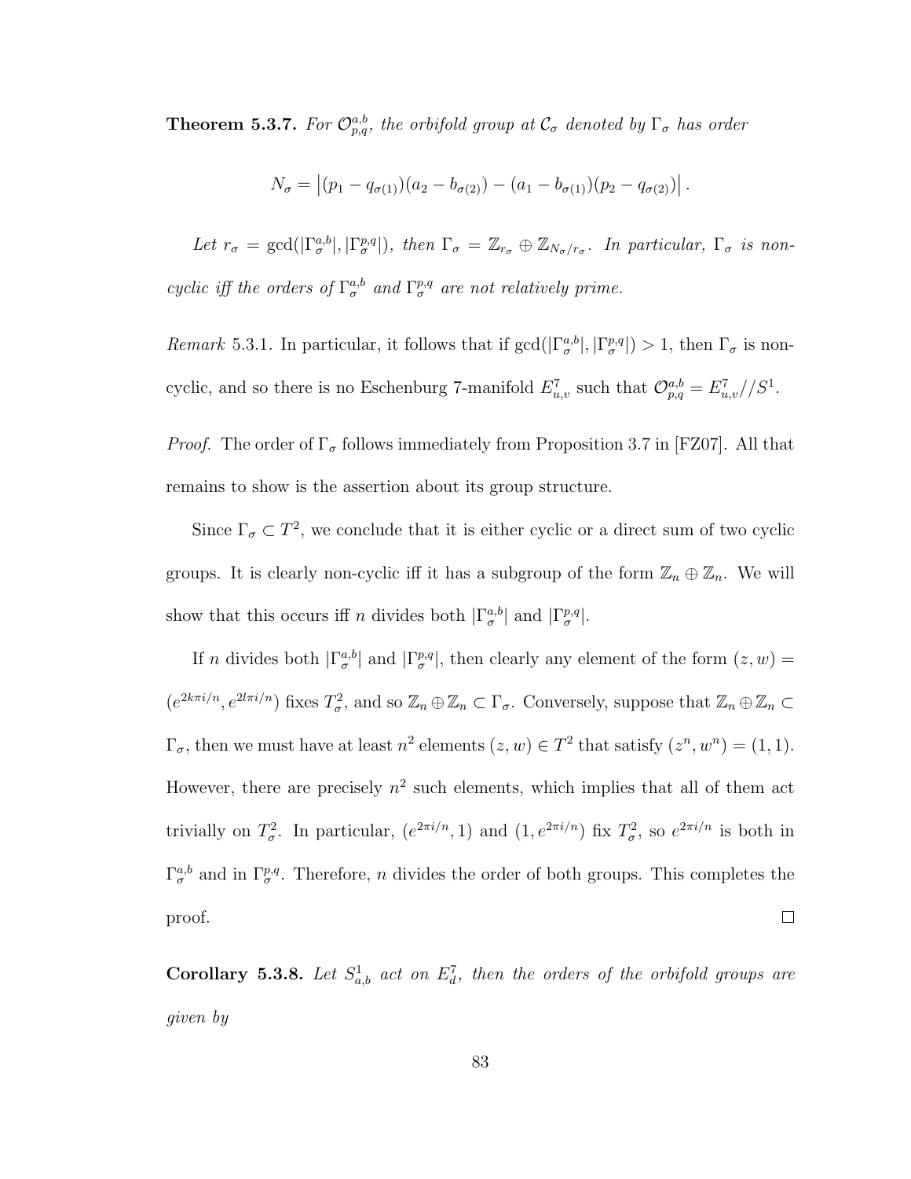**Theorem 5.3.7.** *For $\mathcal{O}_{p,q}^{a,b}$, the orbifold group at $\mathcal{C}_\sigma$ denoted by $\Gamma_\sigma$ has order*

$$N_\sigma = \left|(p_1 - q_{\sigma(1)})(a_2 - b_{\sigma(2)}) - (a_1 - b_{\sigma(1)})(p_2 - q_{\sigma(2)})\right|.$$

*Let $r_\sigma = \gcd(|\Gamma_\sigma^{a,b}|, |\Gamma_\sigma^{p,q}|)$, then $\Gamma_\sigma = \mathbb{Z}_{r_\sigma} \oplus \mathbb{Z}_{N_\sigma/r_\sigma}$. In particular, $\Gamma_\sigma$ is non-cyclic iff the orders of $\Gamma_\sigma^{a,b}$ and $\Gamma_\sigma^{p,q}$ are not relatively prime.*

*Remark* 5.3.1. In particular, it follows that if $\gcd(|\Gamma_\sigma^{a,b}|, |\Gamma_\sigma^{p,q}|) > 1$, then $\Gamma_\sigma$ is non-cyclic, and so there is no Eschenburg 7-manifold $E_{u,v}^7$ such that $\mathcal{O}_{p,q}^{a,b} = E_{u,v}^7 // S^1$.

*Proof.* The order of $\Gamma_\sigma$ follows immediately from Proposition 3.7 in [FZ07]. All that remains to show is the assertion about its group structure.

Since $\Gamma_\sigma \subset T^2$, we conclude that it is either cyclic or a direct sum of two cyclic groups. It is clearly non-cyclic iff it has a subgroup of the form $\mathbb{Z}_n \oplus \mathbb{Z}_n$. We will show that this occurs iff $n$ divides both $|\Gamma_\sigma^{a,b}|$ and $|\Gamma_\sigma^{p,q}|$.

If $n$ divides both $|\Gamma_\sigma^{a,b}|$ and $|\Gamma_\sigma^{p,q}|$, then clearly any element of the form $(z, w) = (e^{2k\pi i/n}, e^{2l\pi i/n})$ fixes $T_\sigma^2$, and so $\mathbb{Z}_n \oplus \mathbb{Z}_n \subset \Gamma_\sigma$. Conversely, suppose that $\mathbb{Z}_n \oplus \mathbb{Z}_n \subset \Gamma_\sigma$, then we must have at least $n^2$ elements $(z, w) \in T^2$ that satisfy $(z^n, w^n) = (1, 1)$. However, there are precisely $n^2$ such elements, which implies that all of them act trivially on $T_\sigma^2$. In particular, $(e^{2\pi i/n}, 1)$ and $(1, e^{2\pi i/n})$ fix $T_\sigma^2$, so $e^{2\pi i/n}$ is both in $\Gamma_\sigma^{a,b}$ and in $\Gamma_\sigma^{p,q}$. Therefore, $n$ divides the order of both groups. This completes the proof. ∎

**Corollary 5.3.8.** *Let $S_{a,b}^1$ act on $E_d^7$, then the orders of the orbifold groups are given by*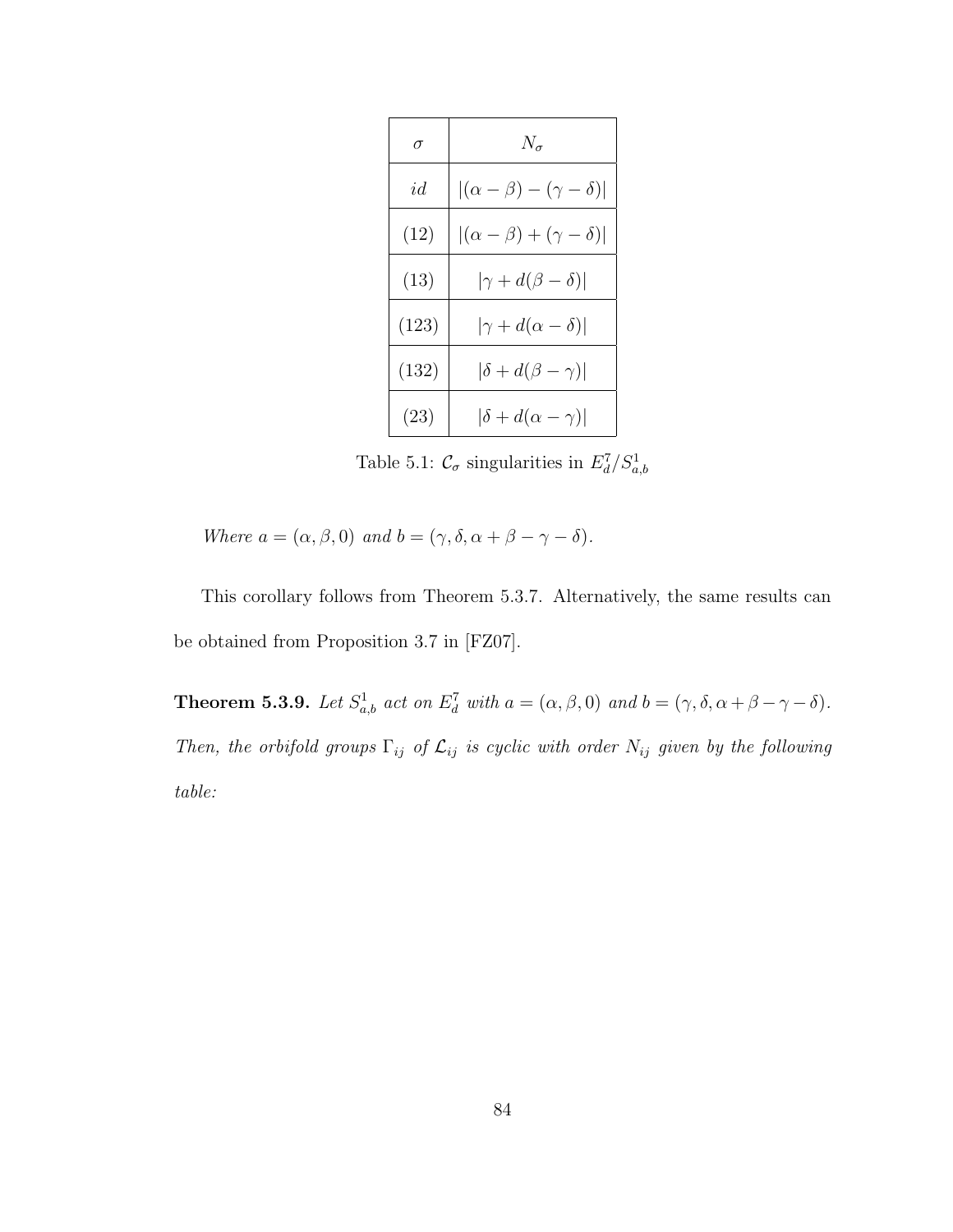| $\sigma$ | $N_\sigma$ |
|---|---|
| $id$ | $\lvert(\alpha-\beta)-(\gamma-\delta)\rvert$ |
| $(12)$ | $\lvert(\alpha-\beta)+(\gamma-\delta)\rvert$ |
| $(13)$ | $\lvert\gamma+d(\beta-\delta)\rvert$ |
| $(123)$ | $\lvert\gamma+d(\alpha-\delta)\rvert$ |
| $(132)$ | $\lvert\delta+d(\beta-\gamma)\rvert$ |
| $(23)$ | $\lvert\delta+d(\alpha-\gamma)\rvert$ |

Table 5.1: $\mathcal{C}_\sigma$ singularities in $E_d^7/S_{a,b}^1$

*Where* $a=(\alpha,\beta,0)$ *and* $b=(\gamma,\delta,\alpha+\beta-\gamma-\delta)$.

This corollary follows from Theorem 5.3.7. Alternatively, the same results can be obtained from Proposition 3.7 in [FZ07].

**Theorem 5.3.9.** *Let* $S_{a,b}^1$ *act on* $E_d^7$ *with* $a=(\alpha,\beta,0)$ *and* $b=(\gamma,\delta,\alpha+\beta-\gamma-\delta)$. *Then, the orbifold groups* $\Gamma_{ij}$ *of* $\mathcal{L}_{ij}$ *is cyclic with order* $N_{ij}$ *given by the following table:*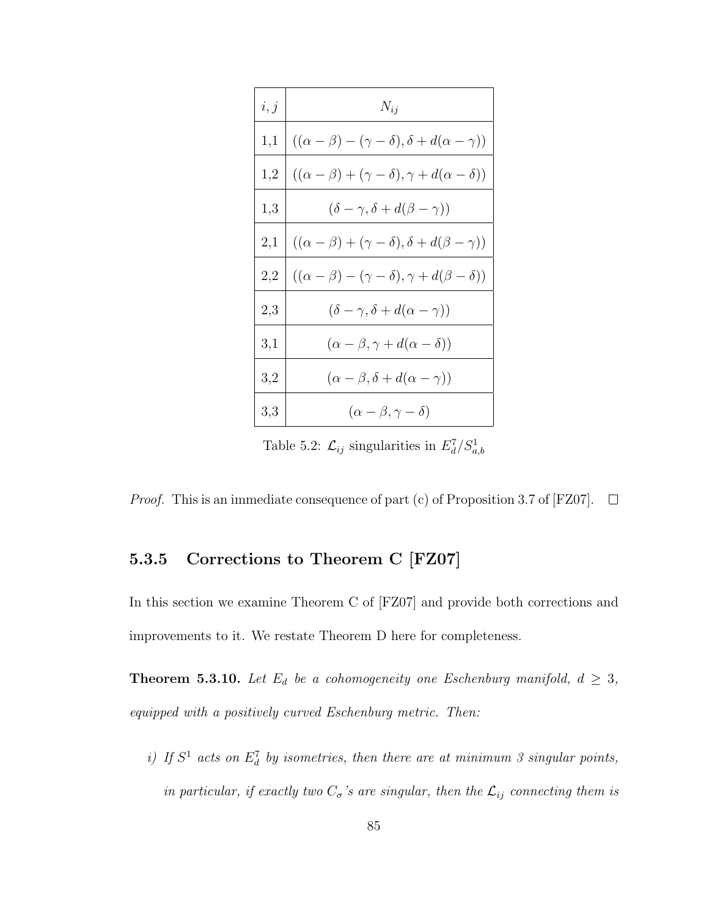| $i,j$ | $N_{ij}$ |
|---|---|
| 1,1 | $((\alpha-\beta)-(\gamma-\delta),\delta+d(\alpha-\gamma))$ |
| 1,2 | $((\alpha-\beta)+(\gamma-\delta),\gamma+d(\alpha-\delta))$ |
| 1,3 | $(\delta-\gamma,\delta+d(\beta-\gamma))$ |
| 2,1 | $((\alpha-\beta)+(\gamma-\delta),\delta+d(\beta-\gamma))$ |
| 2,2 | $((\alpha-\beta)-(\gamma-\delta),\gamma+d(\beta-\delta))$ |
| 2,3 | $(\delta-\gamma,\delta+d(\alpha-\gamma))$ |
| 3,1 | $(\alpha-\beta,\gamma+d(\alpha-\delta))$ |
| 3,2 | $(\alpha-\beta,\delta+d(\alpha-\gamma))$ |
| 3,3 | $(\alpha-\beta,\gamma-\delta)$ |

Table 5.2: $\mathcal{L}_{ij}$ singularities in $E^7_d/S^1_{a,b}$

*Proof.* This is an immediate consequence of part (c) of Proposition 3.7 of [FZ07]. □

### 5.3.5 Corrections to Theorem C [FZ07]

In this section we examine Theorem C of [FZ07] and provide both corrections and improvements to it. We restate Theorem D here for completeness.

**Theorem 5.3.10.** *Let $E_d$ be a cohomogeneity one Eschenburg manifold, $d \geq 3$, equipped with a positively curved Eschenburg metric. Then:*

*i) If $S^1$ acts on $E^7_d$ by isometries, then there are at minimum 3 singular points, in particular, if exactly two $C_\sigma$'s are singular, then the $\mathcal{L}_{ij}$ connecting them is*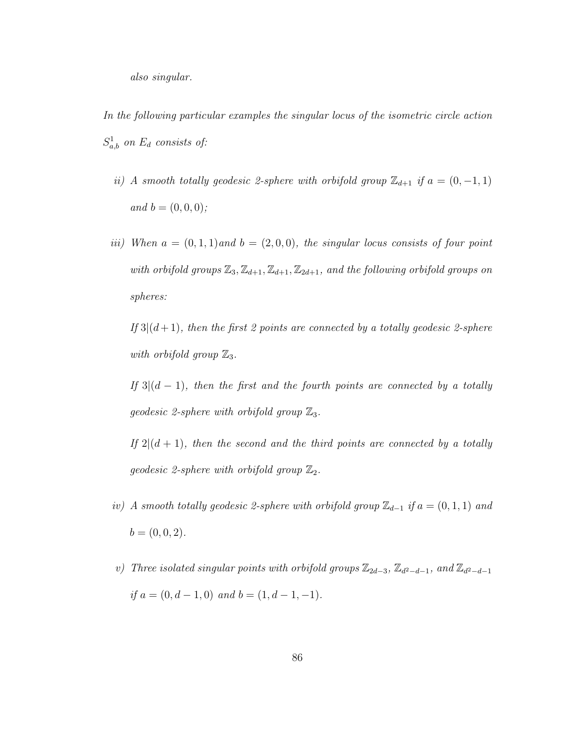*also singular.*

*In the following particular examples the singular locus of the isometric circle action $S^1_{a,b}$ on $E_d$ consists of:*

*ii) A smooth totally geodesic 2-sphere with orbifold group $\mathbb{Z}_{d+1}$ if $a = (0, -1, 1)$ and $b = (0, 0, 0)$;*

*iii) When $a = (0, 1, 1)$ and $b = (2, 0, 0)$, the singular locus consists of four point with orbifold groups $\mathbb{Z}_3, \mathbb{Z}_{d+1}, \mathbb{Z}_{d+1}, \mathbb{Z}_{2d+1}$, and the following orbifold groups on spheres:*

*If $3|(d+1)$, then the first 2 points are connected by a totally geodesic 2-sphere with orbifold group $\mathbb{Z}_3$.*

*If $3|(d-1)$, then the first and the fourth points are connected by a totally geodesic 2-sphere with orbifold group $\mathbb{Z}_3$.*

*If $2|(d+1)$, then the second and the third points are connected by a totally geodesic 2-sphere with orbifold group $\mathbb{Z}_2$.*

*iv) A smooth totally geodesic 2-sphere with orbifold group $\mathbb{Z}_{d-1}$ if $a = (0, 1, 1)$ and $b = (0, 0, 2)$.*

*v) Three isolated singular points with orbifold groups $\mathbb{Z}_{2d-3}$, $\mathbb{Z}_{d^2-d-1}$, and $\mathbb{Z}_{d^2-d-1}$ if $a = (0, d-1, 0)$ and $b = (1, d-1, -1)$.*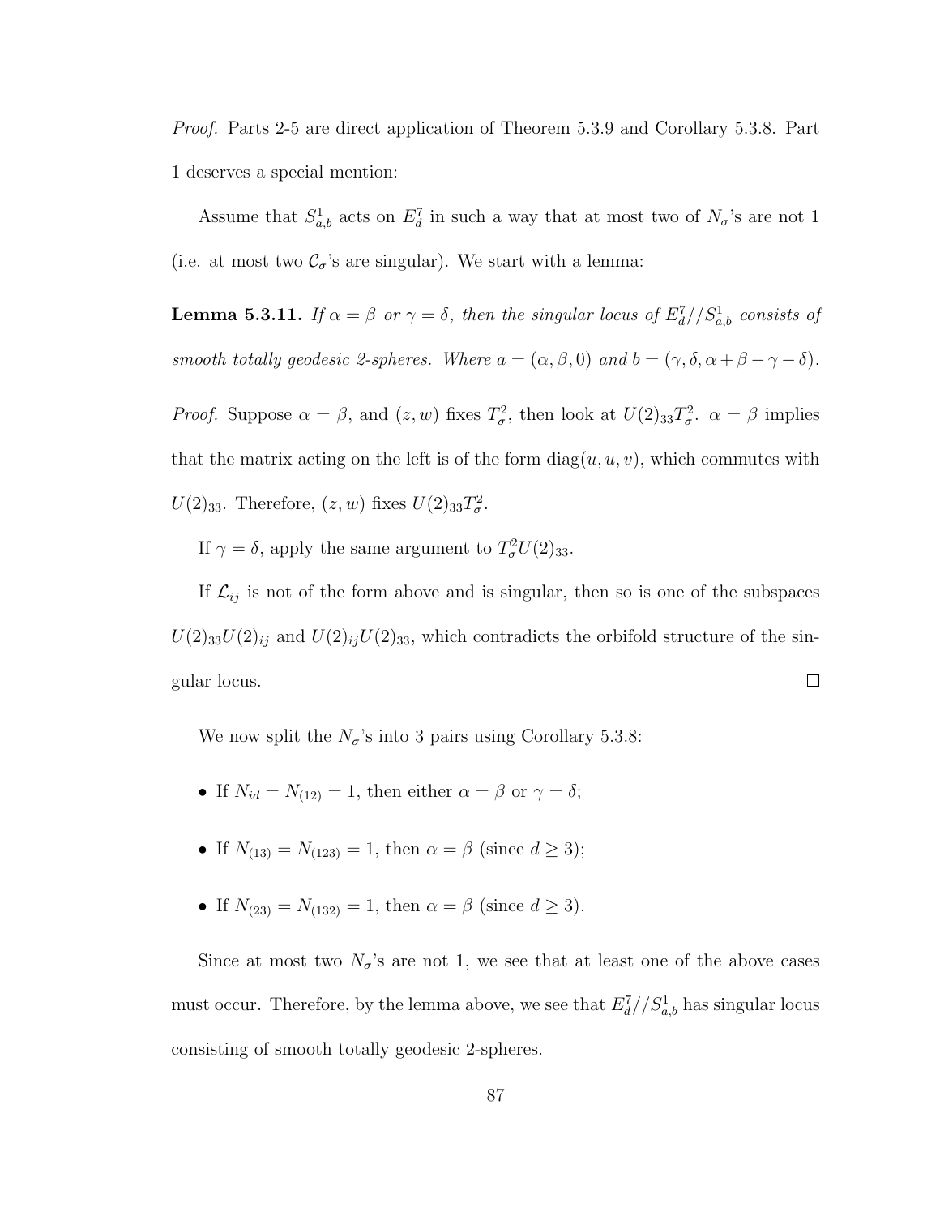*Proof.* Parts 2-5 are direct application of Theorem 5.3.9 and Corollary 5.3.8. Part 1 deserves a special mention:

Assume that $S^1_{a,b}$ acts on $E^7_d$ in such a way that at most two of $N_\sigma$'s are not 1 (i.e. at most two $\mathcal{C}_\sigma$'s are singular). We start with a lemma:

**Lemma 5.3.11.** *If $\alpha = \beta$ or $\gamma = \delta$, then the singular locus of $E^7_d//S^1_{a,b}$ consists of smooth totally geodesic 2-spheres. Where $a = (\alpha, \beta, 0)$ and $b = (\gamma, \delta, \alpha + \beta - \gamma - \delta)$.*

*Proof.* Suppose $\alpha = \beta$, and $(z, w)$ fixes $T^2_\sigma$, then look at $U(2)_{33}T^2_\sigma$. $\alpha = \beta$ implies that the matrix acting on the left is of the form $\operatorname{diag}(u, u, v)$, which commutes with $U(2)_{33}$. Therefore, $(z, w)$ fixes $U(2)_{33}T^2_\sigma$.

If $\gamma = \delta$, apply the same argument to $T^2_\sigma U(2)_{33}$.

If $\mathcal{L}_{ij}$ is not of the form above and is singular, then so is one of the subspaces $U(2)_{33}U(2)_{ij}$ and $U(2)_{ij}U(2)_{33}$, which contradicts the orbifold structure of the singular locus. $\square$

We now split the $N_\sigma$'s into 3 pairs using Corollary 5.3.8:

- If $N_{id} = N_{(12)} = 1$, then either $\alpha = \beta$ or $\gamma = \delta$;
- If $N_{(13)} = N_{(123)} = 1$, then $\alpha = \beta$ (since $d \geq 3$);
- If $N_{(23)} = N_{(132)} = 1$, then $\alpha = \beta$ (since $d \geq 3$).

Since at most two $N_\sigma$'s are not 1, we see that at least one of the above cases must occur. Therefore, by the lemma above, we see that $E^7_d//S^1_{a,b}$ has singular locus consisting of smooth totally geodesic 2-spheres.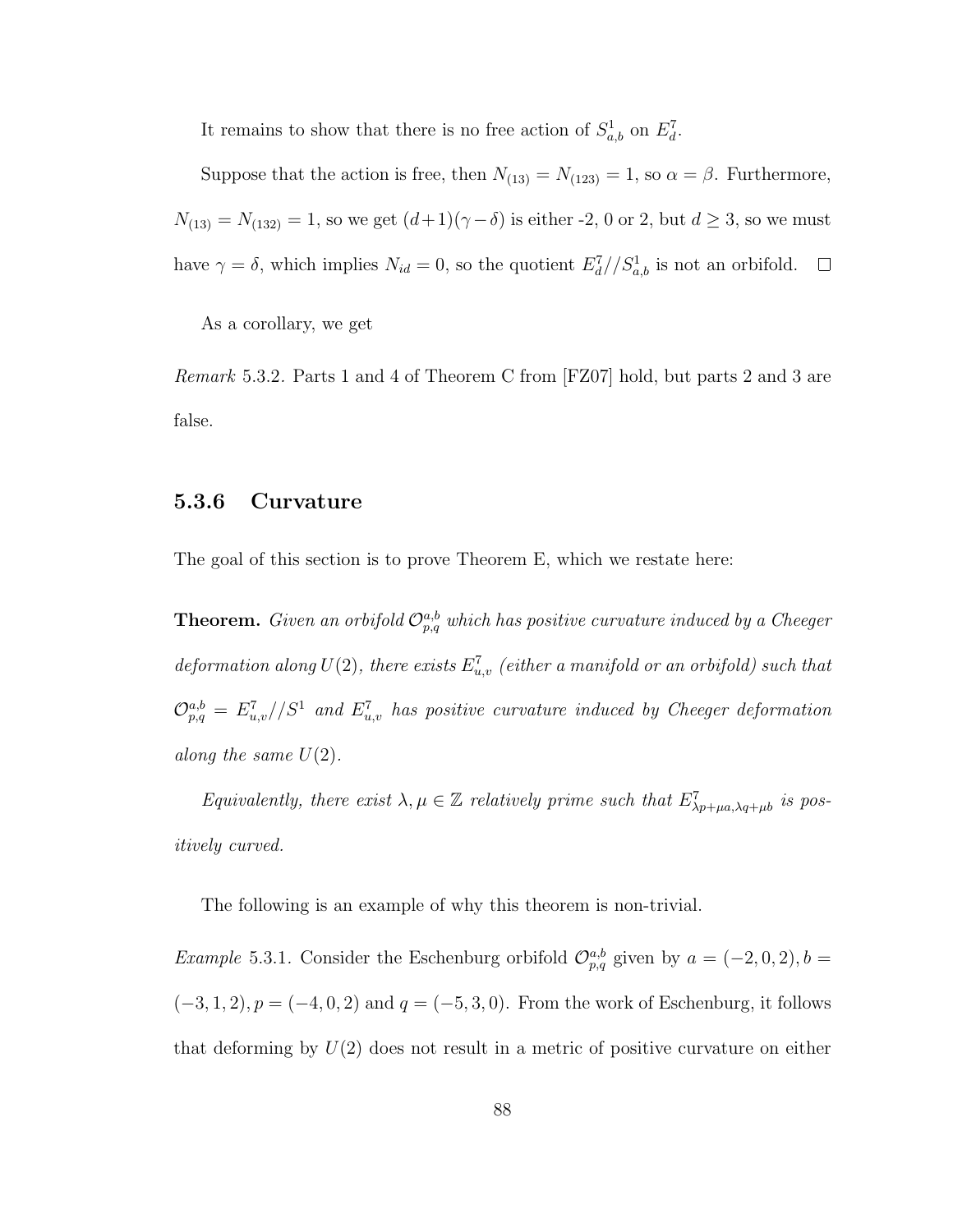It remains to show that there is no free action of $S^1_{a,b}$ on $E^7_d$.

Suppose that the action is free, then $N_{(13)} = N_{(123)} = 1$, so $\alpha = \beta$. Furthermore, $N_{(13)} = N_{(132)} = 1$, so we get $(d+1)(\gamma - \delta)$ is either -2, 0 or 2, but $d \geq 3$, so we must have $\gamma = \delta$, which implies $N_{id} = 0$, so the quotient $E^7_d//S^1_{a,b}$ is not an orbifold. $\square$

As a corollary, we get

*Remark* 5.3.2. Parts 1 and 4 of Theorem C from [FZ07] hold, but parts 2 and 3 are false.

### 5.3.6 Curvature

The goal of this section is to prove Theorem E, which we restate here:

**Theorem.** *Given an orbifold $\mathcal{O}^{a,b}_{p,q}$ which has positive curvature induced by a Cheeger deformation along $U(2)$, there exists $E^7_{u,v}$ (either a manifold or an orbifold) such that $\mathcal{O}^{a,b}_{p,q} = E^7_{u,v}//S^1$ and $E^7_{u,v}$ has positive curvature induced by Cheeger deformation along the same $U(2)$.*

*Equivalently, there exist $\lambda, \mu \in \mathbb{Z}$ relatively prime such that $E^7_{\lambda p + \mu a, \lambda q + \mu b}$ is positively curved.*

The following is an example of why this theorem is non-trivial.

*Example* 5.3.1. Consider the Eschenburg orbifold $\mathcal{O}^{a,b}_{p,q}$ given by $a = (-2, 0, 2), b = (-3, 1, 2), p = (-4, 0, 2)$ and $q = (-5, 3, 0)$. From the work of Eschenburg, it follows that deforming by $U(2)$ does not result in a metric of positive curvature on either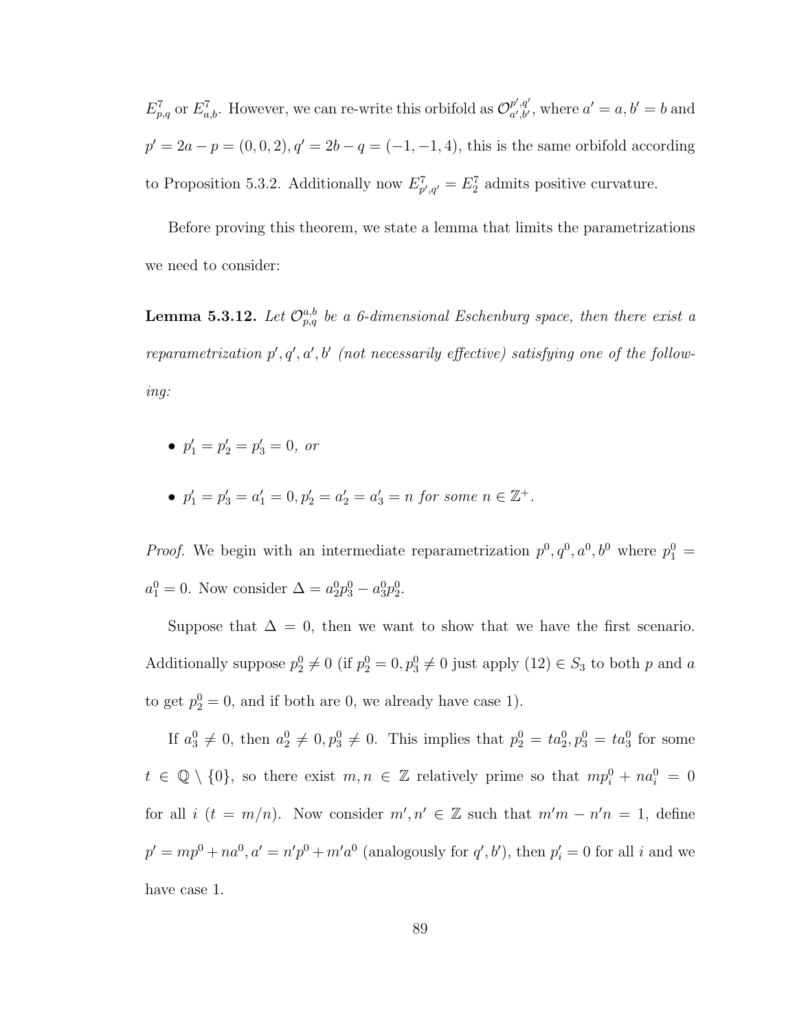$E^7_{p,q}$ or $E^7_{a,b}$. However, we can re-write this orbifold as $\mathcal{O}^{p',q'}_{a',b'}$, where $a' = a, b' = b$ and $p' = 2a - p = (0,0,2), q' = 2b - q = (-1,-1,4)$, this is the same orbifold according to Proposition 5.3.2. Additionally now $E^7_{p',q'} = E^7_2$ admits positive curvature.

Before proving this theorem, we state a lemma that limits the parametrizations we need to consider:

**Lemma 5.3.12.** *Let $\mathcal{O}^{a,b}_{p,q}$ be a 6-dimensional Eschenburg space, then there exist a reparametrization $p', q', a', b'$ (not necessarily effective) satisfying one of the following:*

- $p'_1 = p'_2 = p'_3 = 0$, *or*
- $p'_1 = p'_3 = a'_1 = 0, p'_2 = a'_2 = a'_3 = n$ *for some* $n \in \mathbb{Z}^+$.

*Proof.* We begin with an intermediate reparametrization $p^0, q^0, a^0, b^0$ where $p^0_1 = a^0_1 = 0$. Now consider $\Delta = a^0_2 p^0_3 - a^0_3 p^0_2$.

Suppose that $\Delta = 0$, then we want to show that we have the first scenario. Additionally suppose $p^0_2 \neq 0$ (if $p^0_2 = 0, p^0_3 \neq 0$ just apply $(12) \in S_3$ to both $p$ and $a$ to get $p^0_2 = 0$, and if both are 0, we already have case 1).

If $a^0_3 \neq 0$, then $a^0_2 \neq 0, p^0_3 \neq 0$. This implies that $p^0_2 = t a^0_2, p^0_3 = t a^0_3$ for some $t \in \mathbb{Q} \setminus \{0\}$, so there exist $m, n \in \mathbb{Z}$ relatively prime so that $m p^0_i + n a^0_i = 0$ for all $i$ ($t = m/n$). Now consider $m', n' \in \mathbb{Z}$ such that $m'm - n'n = 1$, define $p' = m p^0 + n a^0, a' = n' p^0 + m' a^0$ (analogously for $q', b'$), then $p'_i = 0$ for all $i$ and we have case 1.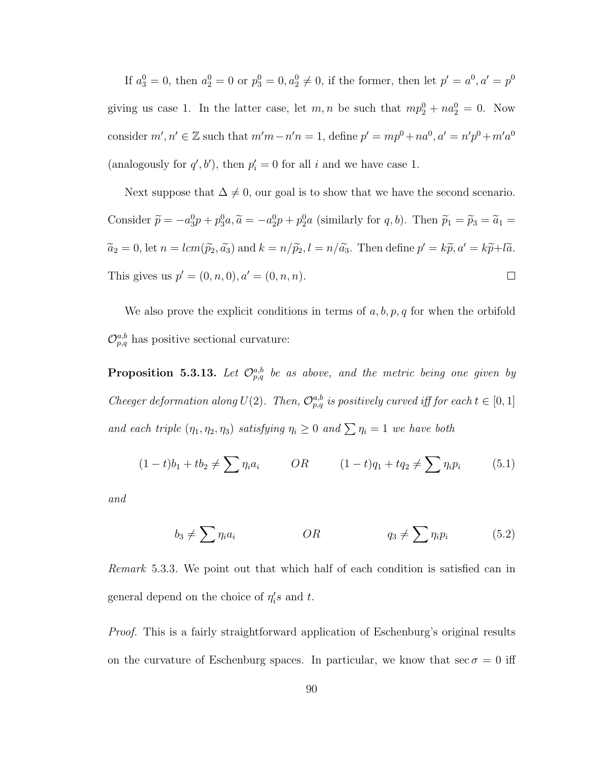If $a_3^0 = 0$, then $a_2^0 = 0$ or $p_3^0 = 0, a_2^0 \neq 0$, if the former, then let $p' = a^0, a' = p^0$ giving us case 1. In the latter case, let $m, n$ be such that $mp_2^0 + na_2^0 = 0$. Now consider $m', n' \in \mathbb{Z}$ such that $m'm - n'n = 1$, define $p' = mp^0 + na^0, a' = n'p^0 + m'a^0$ (analogously for $q', b'$), then $p'_i = 0$ for all $i$ and we have case 1.

Next suppose that $\Delta \neq 0$, our goal is to show that we have the second scenario. Consider $\widetilde{p} = -a_3^0 p + p_3^0 a, \widetilde{a} = -a_2^0 p + p_2^0 a$ (similarly for $q, b$). Then $\widetilde{p}_1 = \widetilde{p}_3 = \widetilde{a}_1 = \widetilde{a}_2 = 0$, let $n = lcm(\widetilde{p}_2, \widetilde{a}_3)$ and $k = n/\widetilde{p}_2, l = n/\widetilde{a}_3$. Then define $p' = k\widetilde{p}, a' = k\widetilde{p} + l\widetilde{a}$. This gives us $p' = (0, n, 0), a' = (0, n, n)$. ∎

We also prove the explicit conditions in terms of $a, b, p, q$ for when the orbifold $\mathcal{O}_{p,q}^{a,b}$ has positive sectional curvature:

**Proposition 5.3.13.** *Let $\mathcal{O}_{p,q}^{a,b}$ be as above, and the metric being one given by Cheeger deformation along $U(2)$. Then, $\mathcal{O}_{p,q}^{a,b}$ is positively curved iff for each $t \in [0,1]$ and each triple $(\eta_1, \eta_2, \eta_3)$ satisfying $\eta_i \geq 0$ and $\sum \eta_i = 1$ we have both*

$$(1-t)b_1 + tb_2 \neq \sum \eta_i a_i \qquad OR \qquad (1-t)q_1 + tq_2 \neq \sum \eta_i p_i \tag{5.1}$$

*and*

$$b_3 \neq \sum \eta_i a_i \qquad OR \qquad q_3 \neq \sum \eta_i p_i \tag{5.2}$$

*Remark* 5.3.3. We point out that which half of each condition is satisfied can in general depend on the choice of $\eta_i'$s and $t$.

*Proof.* This is a fairly straightforward application of Eschenburg's original results on the curvature of Eschenburg spaces. In particular, we know that $\sec \sigma = 0$ iff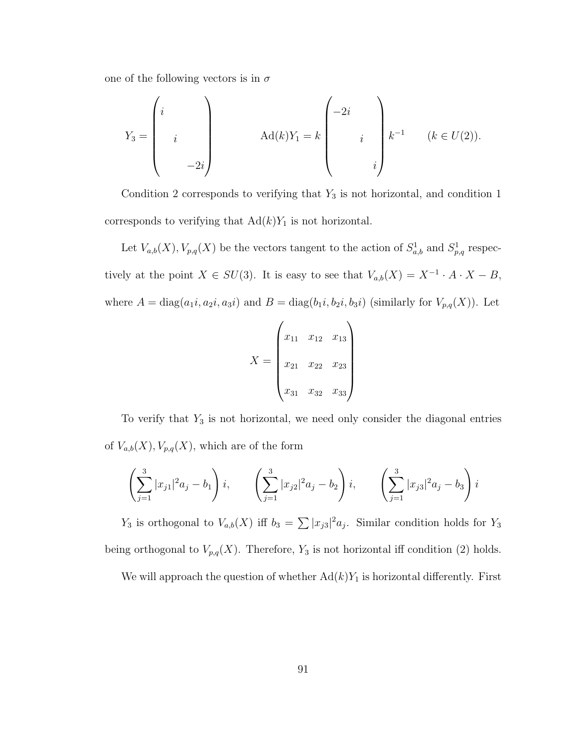one of the following vectors is in $\sigma$

$$Y_3 = \begin{pmatrix} i & & \\ & i & \\ & & -2i \end{pmatrix} \qquad \mathrm{Ad}(k)Y_1 = k \begin{pmatrix} -2i & & \\ & i & \\ & & i \end{pmatrix} k^{-1} \qquad (k \in U(2)).$$

Condition 2 corresponds to verifying that $Y_3$ is not horizontal, and condition 1 corresponds to verifying that $\mathrm{Ad}(k)Y_1$ is not horizontal.

Let $V_{a,b}(X), V_{p,q}(X)$ be the vectors tangent to the action of $S^1_{a,b}$ and $S^1_{p,q}$ respectively at the point $X \in SU(3)$. It is easy to see that $V_{a,b}(X) = X^{-1} \cdot A \cdot X - B$, where $A = \mathrm{diag}(a_1 i, a_2 i, a_3 i)$ and $B = \mathrm{diag}(b_1 i, b_2 i, b_3 i)$ (similarly for $V_{p,q}(X)$). Let

$$X = \begin{pmatrix} x_{11} & x_{12} & x_{13} \\ x_{21} & x_{22} & x_{23} \\ x_{31} & x_{32} & x_{33} \end{pmatrix}$$

To verify that $Y_3$ is not horizontal, we need only consider the diagonal entries of $V_{a,b}(X), V_{p,q}(X)$, which are of the form

$$\left(\sum_{j=1}^{3} |x_{j1}|^2 a_j - b_1\right) i, \qquad \left(\sum_{j=1}^{3} |x_{j2}|^2 a_j - b_2\right) i, \qquad \left(\sum_{j=1}^{3} |x_{j3}|^2 a_j - b_3\right) i$$

$Y_3$ is orthogonal to $V_{a,b}(X)$ iff $b_3 = \sum |x_{j3}|^2 a_j$. Similar condition holds for $Y_3$ being orthogonal to $V_{p,q}(X)$. Therefore, $Y_3$ is not horizontal iff condition (2) holds.

We will approach the question of whether $\mathrm{Ad}(k)Y_1$ is horizontal differently. First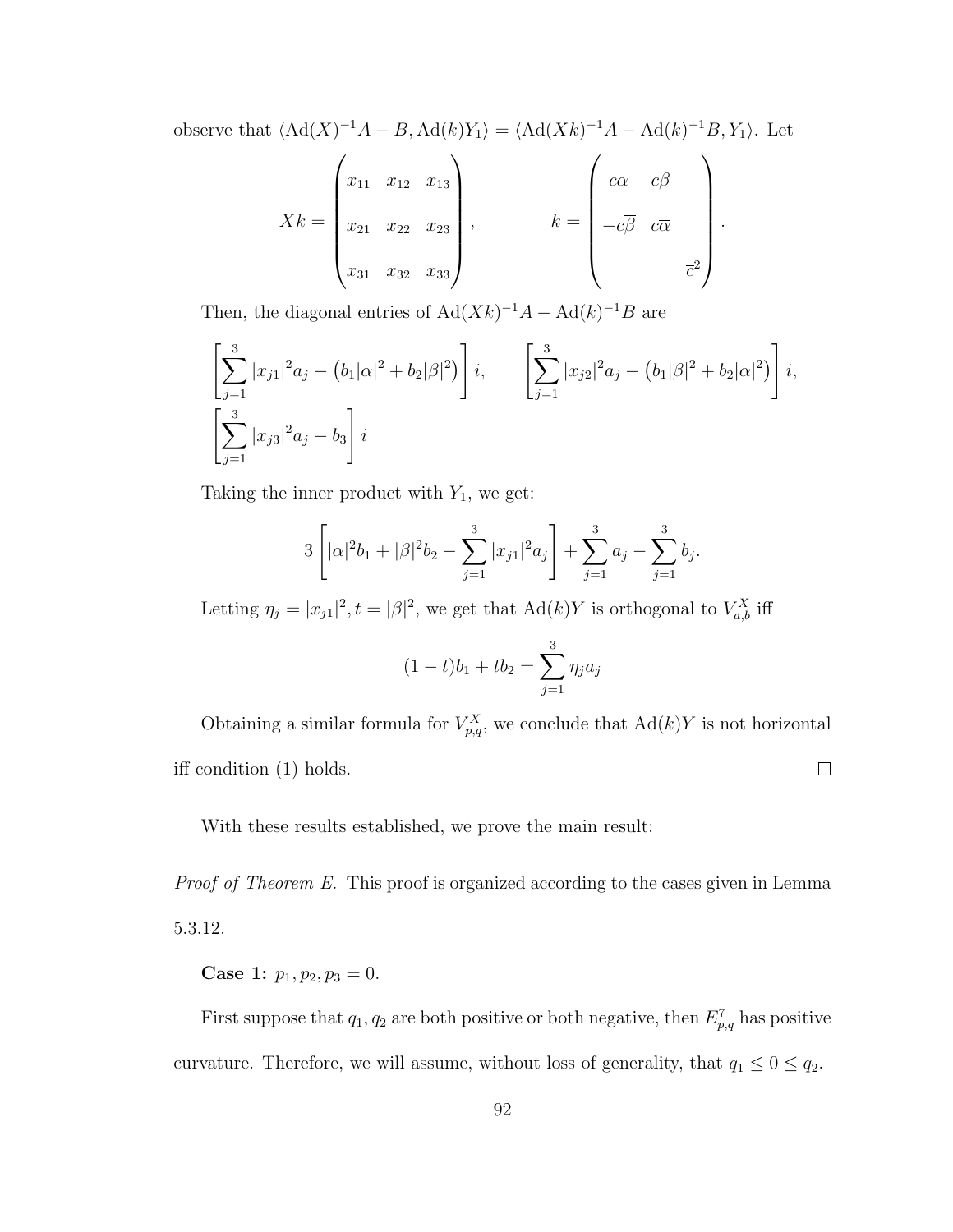observe that $\langle \mathrm{Ad}(X)^{-1}A - B, \mathrm{Ad}(k)Y_1\rangle = \langle \mathrm{Ad}(Xk)^{-1}A - \mathrm{Ad}(k)^{-1}B, Y_1\rangle$. Let

$$
Xk = \begin{pmatrix} x_{11} & x_{12} & x_{13} \\ x_{21} & x_{22} & x_{23} \\ x_{31} & x_{32} & x_{33} \end{pmatrix}, \qquad k = \begin{pmatrix} c\alpha & c\beta & \\ -c\overline{\beta} & c\overline{\alpha} & \\ & & \overline{c}^2 \end{pmatrix}.
$$

Then, the diagonal entries of $\mathrm{Ad}(Xk)^{-1}A - \mathrm{Ad}(k)^{-1}B$ are

$$
\left[\sum_{j=1}^{3} |x_{j1}|^2 a_j - \left(b_1|\alpha|^2 + b_2|\beta|^2\right)\right] i, \qquad \left[\sum_{j=1}^{3} |x_{j2}|^2 a_j - \left(b_1|\beta|^2 + b_2|\alpha|^2\right)\right] i,
$$
$$
\left[\sum_{j=1}^{3} |x_{j3}|^2 a_j - b_3\right] i
$$

Taking the inner product with $Y_1$, we get:

$$
3\left[|\alpha|^2 b_1 + |\beta|^2 b_2 - \sum_{j=1}^{3} |x_{j1}|^2 a_j\right] + \sum_{j=1}^{3} a_j - \sum_{j=1}^{3} b_j.
$$

Letting $\eta_j = |x_{j1}|^2, t = |\beta|^2$, we get that $\mathrm{Ad}(k)Y$ is orthogonal to $V_{a,b}^X$ iff

$$
(1-t)b_1 + tb_2 = \sum_{j=1}^{3} \eta_j a_j
$$

Obtaining a similar formula for $V_{p,q}^X$, we conclude that $\mathrm{Ad}(k)Y$ is not horizontal iff condition (1) holds. ☐

With these results established, we prove the main result:

*Proof of Theorem E.* This proof is organized according to the cases given in Lemma 5.3.12.

**Case 1:** $p_1, p_2, p_3 = 0$.

First suppose that $q_1, q_2$ are both positive or both negative, then $E_{p,q}^7$ has positive curvature. Therefore, we will assume, without loss of generality, that $q_1 \le 0 \le q_2$.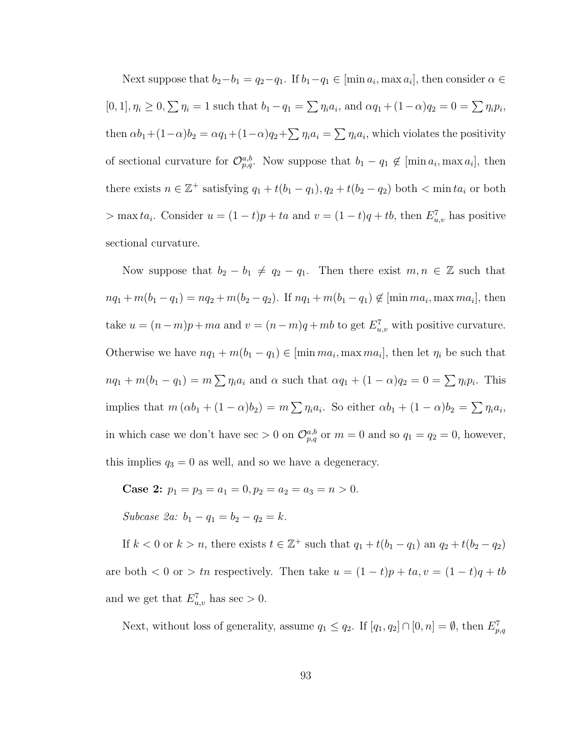Next suppose that $b_2 - b_1 = q_2 - q_1$. If $b_1 - q_1 \in [\min a_i, \max a_i]$, then consider $\alpha \in [0,1], \eta_i \geq 0, \sum \eta_i = 1$ such that $b_1 - q_1 = \sum \eta_i a_i$, and $\alpha q_1 + (1-\alpha) q_2 = 0 = \sum \eta_i p_i$, then $\alpha b_1 + (1-\alpha) b_2 = \alpha q_1 + (1-\alpha) q_2 + \sum \eta_i a_i = \sum \eta_i a_i$, which violates the positivity of sectional curvature for $\mathcal{O}^{a,b}_{p,q}$. Now suppose that $b_1 - q_1 \notin [\min a_i, \max a_i]$, then there exists $n \in \mathbb{Z}^+$ satisfying $q_1 + t(b_1 - q_1), q_2 + t(b_2 - q_2)$ both $< \min ta_i$ or both $> \max ta_i$. Consider $u = (1-t)p + ta$ and $v = (1-t)q + tb$, then $E^7_{u,v}$ has positive sectional curvature.

Now suppose that $b_2 - b_1 \neq q_2 - q_1$. Then there exist $m, n \in \mathbb{Z}$ such that $nq_1 + m(b_1 - q_1) = nq_2 + m(b_2 - q_2)$. If $nq_1 + m(b_1 - q_1) \notin [\min ma_i, \max ma_i]$, then take $u = (n-m)p + ma$ and $v = (n-m)q + mb$ to get $E^7_{u,v}$ with positive curvature. Otherwise we have $nq_1 + m(b_1 - q_1) \in [\min ma_i, \max ma_i]$, then let $\eta_i$ be such that $nq_1 + m(b_1 - q_1) = m \sum \eta_i a_i$ and $\alpha$ such that $\alpha q_1 + (1-\alpha) q_2 = 0 = \sum \eta_i p_i$. This implies that $m\left(\alpha b_1 + (1-\alpha) b_2\right) = m \sum \eta_i a_i$. So either $\alpha b_1 + (1-\alpha) b_2 = \sum \eta_i a_i$, in which case we don't have $\sec > 0$ on $\mathcal{O}^{a,b}_{p,q}$ or $m = 0$ and so $q_1 = q_2 = 0$, however, this implies $q_3 = 0$ as well, and so we have a degeneracy.

**Case 2:** $p_1 = p_3 = a_1 = 0, p_2 = a_2 = a_3 = n > 0$.

*Subcase 2a:* $b_1 - q_1 = b_2 - q_2 = k$.

If $k < 0$ or $k > n$, there exists $t \in \mathbb{Z}^+$ such that $q_1 + t(b_1 - q_1)$ an $q_2 + t(b_2 - q_2)$ are both $< 0$ or $> tn$ respectively. Then take $u = (1-t)p + ta, v = (1-t)q + tb$ and we get that $E^7_{u,v}$ has $\sec > 0$.

Next, without loss of generality, assume $q_1 \leq q_2$. If $[q_1, q_2] \cap [0, n] = \emptyset$, then $E^7_{p,q}$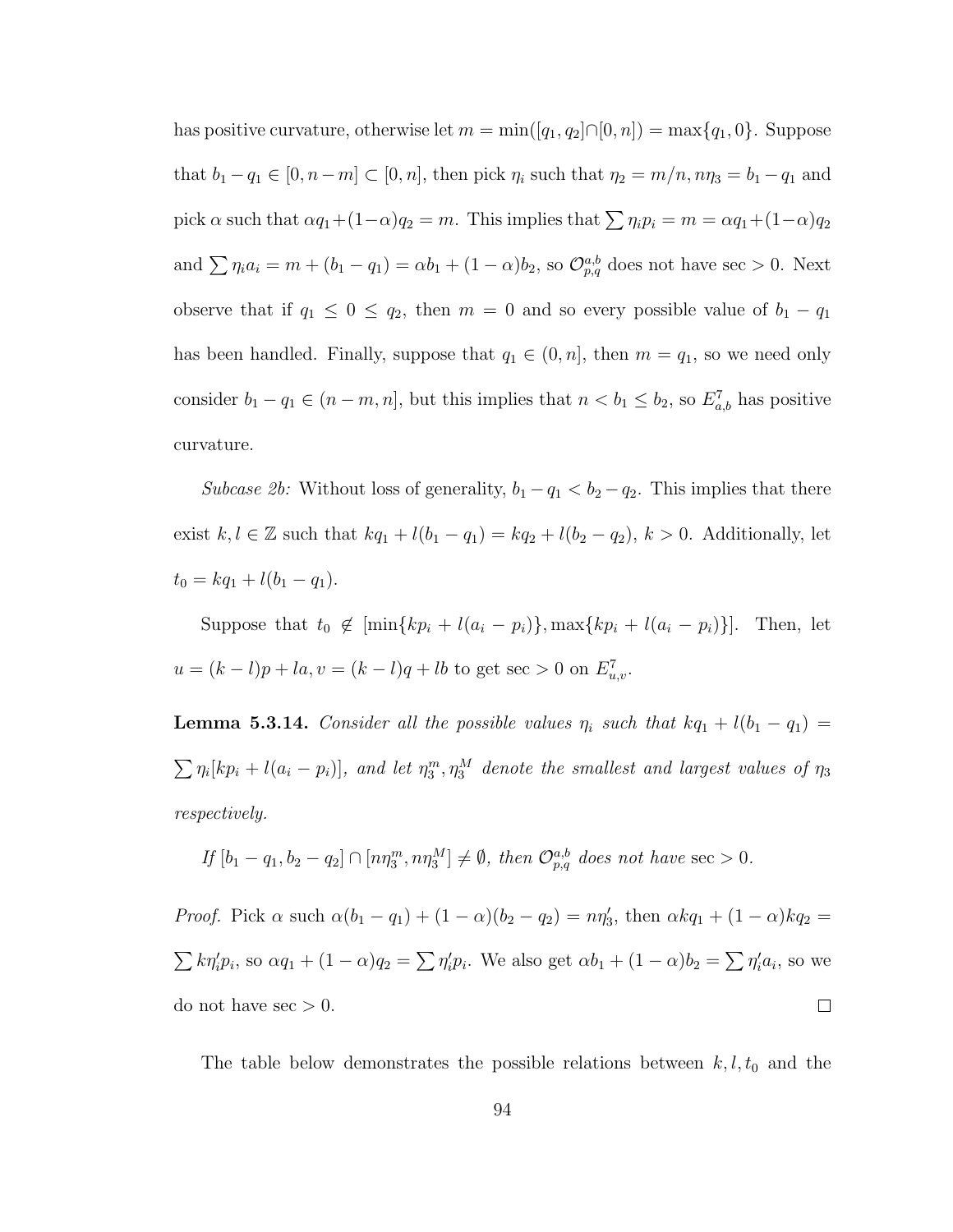has positive curvature, otherwise let $m = \min([q_1, q_2] \cap [0, n]) = \max\{q_1, 0\}$. Suppose that $b_1 - q_1 \in [0, n - m] \subset [0, n]$, then pick $\eta_i$ such that $\eta_2 = m/n$, $n\eta_3 = b_1 - q_1$ and pick $\alpha$ such that $\alpha q_1 + (1-\alpha)q_2 = m$. This implies that $\sum \eta_i p_i = m = \alpha q_1 + (1-\alpha)q_2$ and $\sum \eta_i a_i = m + (b_1 - q_1) = \alpha b_1 + (1-\alpha)b_2$, so $\mathcal{O}^{a,b}_{p,q}$ does not have $\sec > 0$. Next observe that if $q_1 \le 0 \le q_2$, then $m = 0$ and so every possible value of $b_1 - q_1$ has been handled. Finally, suppose that $q_1 \in (0, n]$, then $m = q_1$, so we need only consider $b_1 - q_1 \in (n - m, n]$, but this implies that $n < b_1 \le b_2$, so $E^7_{a,b}$ has positive curvature.

*Subcase 2b:* Without loss of generality, $b_1 - q_1 < b_2 - q_2$. This implies that there exist $k, l \in \mathbb{Z}$ such that $kq_1 + l(b_1 - q_1) = kq_2 + l(b_2 - q_2)$, $k > 0$. Additionally, let $t_0 = kq_1 + l(b_1 - q_1)$.

Suppose that $t_0 \notin [\min\{kp_i + l(a_i - p_i)\}, \max\{kp_i + l(a_i - p_i)\}]$. Then, let $u = (k - l)p + la$, $v = (k - l)q + lb$ to get $\sec > 0$ on $E^7_{u,v}$.

**Lemma 5.3.14.** *Consider all the possible values $\eta_i$ such that $kq_1 + l(b_1 - q_1) = \sum \eta_i [kp_i + l(a_i - p_i)]$, and let $\eta_3^m, \eta_3^M$ denote the smallest and largest values of $\eta_3$ respectively.*

*If $[b_1 - q_1, b_2 - q_2] \cap [n\eta_3^m, n\eta_3^M] \neq \emptyset$, then $\mathcal{O}^{a,b}_{p,q}$ does not have* $\sec > 0$.

*Proof.* Pick $\alpha$ such $\alpha(b_1 - q_1) + (1-\alpha)(b_2 - q_2) = n\eta_3'$, then $\alpha k q_1 + (1-\alpha)kq_2 = \sum k\eta_i' p_i$, so $\alpha q_1 + (1-\alpha)q_2 = \sum \eta_i' p_i$. We also get $\alpha b_1 + (1-\alpha)b_2 = \sum \eta_i' a_i$, so we do not have $\sec > 0$. □

The table below demonstrates the possible relations between $k, l, t_0$ and the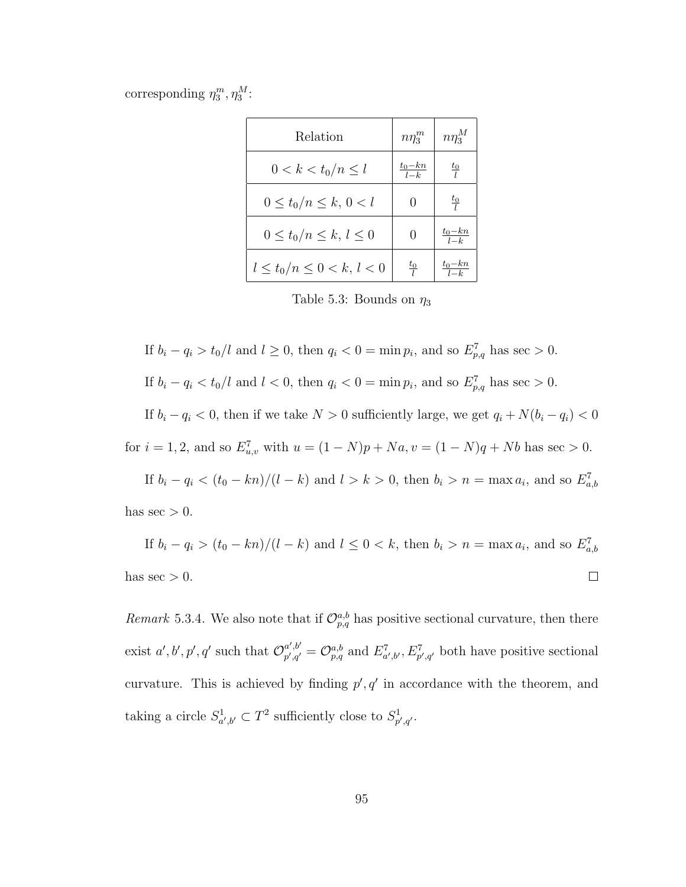corresponding $\eta_3^m, \eta_3^M$:

| Relation | $n\eta_3^m$ | $n\eta_3^M$ |
|---|---|---|
| $0 < k < t_0/n \le l$ | $\frac{t_0 - kn}{l-k}$ | $\frac{t_0}{l}$ |
| $0 \le t_0/n \le k,\ 0 < l$ | $0$ | $\frac{t_0}{l}$ |
| $0 \le t_0/n \le k,\ l \le 0$ | $0$ | $\frac{t_0 - kn}{l-k}$ |
| $l \le t_0/n \le 0 < k,\ l < 0$ | $\frac{t_0}{l}$ | $\frac{t_0 - kn}{l-k}$ |

Table 5.3: Bounds on $\eta_3$

If $b_i - q_i > t_0/l$ and $l \ge 0$, then $q_i < 0 = \min p_i$, and so $E^7_{p,q}$ has sec $> 0$.

If $b_i - q_i < t_0/l$ and $l < 0$, then $q_i < 0 = \min p_i$, and so $E^7_{p,q}$ has sec $> 0$.

If $b_i - q_i < 0$, then if we take $N > 0$ sufficiently large, we get $q_i + N(b_i - q_i) < 0$ for $i = 1, 2$, and so $E^7_{u,v}$ with $u = (1-N)p + Na, v = (1-N)q + Nb$ has sec $> 0$.

If $b_i - q_i < (t_0 - kn)/(l-k)$ and $l > k > 0$, then $b_i > n = \max a_i$, and so $E^7_{a,b}$ has sec $> 0$.

If $b_i - q_i > (t_0 - kn)/(l-k)$ and $l \le 0 < k$, then $b_i > n = \max a_i$, and so $E^7_{a,b}$ has sec $> 0$. □

*Remark* 5.3.4. We also note that if $\mathcal{O}^{a,b}_{p,q}$ has positive sectional curvature, then there exist $a', b', p', q'$ such that $\mathcal{O}^{a',b'}_{p',q'} = \mathcal{O}^{a,b}_{p,q}$ and $E^7_{a',b'}, E^7_{p',q'}$ both have positive sectional curvature. This is achieved by finding $p', q'$ in accordance with the theorem, and taking a circle $S^1_{a',b'} \subset T^2$ sufficiently close to $S^1_{p',q'}$.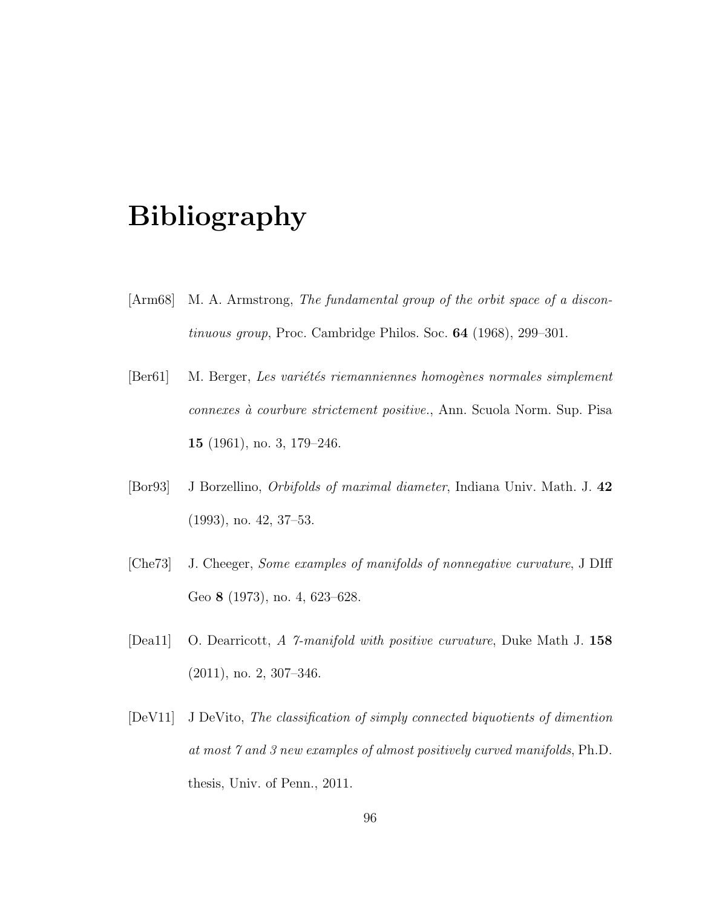# Bibliography

[Arm68] M. A. Armstrong, *The fundamental group of the orbit space of a discontinuous group*, Proc. Cambridge Philos. Soc. **64** (1968), 299–301.

[Ber61] M. Berger, *Les variétés riemanniennes homogènes normales simplement connexes à courbure strictement positive.*, Ann. Scuola Norm. Sup. Pisa **15** (1961), no. 3, 179–246.

[Bor93] J Borzellino, *Orbifolds of maximal diameter*, Indiana Univ. Math. J. **42** (1993), no. 42, 37–53.

[Che73] J. Cheeger, *Some examples of manifolds of nonnegative curvature*, J DIff Geo **8** (1973), no. 4, 623–628.

[Dea11] O. Dearricott, *A 7-manifold with positive curvature*, Duke Math J. **158** (2011), no. 2, 307–346.

[DeV11] J DeVito, *The classification of simply connected biquotients of dimention at most 7 and 3 new examples of almost positively curved manifolds*, Ph.D. thesis, Univ. of Penn., 2011.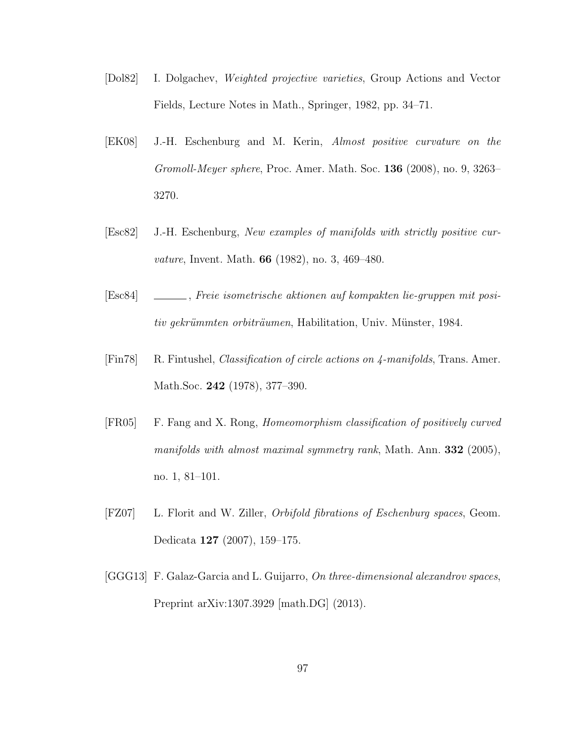[Dol82] I. Dolgachev, *Weighted projective varieties*, Group Actions and Vector Fields, Lecture Notes in Math., Springer, 1982, pp. 34–71.

[EK08] J.-H. Eschenburg and M. Kerin, *Almost positive curvature on the Gromoll-Meyer sphere*, Proc. Amer. Math. Soc. **136** (2008), no. 9, 3263–3270.

[Esc82] J.-H. Eschenburg, *New examples of manifolds with strictly positive curvature*, Invent. Math. **66** (1982), no. 3, 469–480.

[Esc84] ———, *Freie isometrische aktionen auf kompakten lie-gruppen mit positiv gekrümmten orbiträumen*, Habilitation, Univ. Münster, 1984.

[Fin78] R. Fintushel, *Classification of circle actions on 4-manifolds*, Trans. Amer. Math.Soc. **242** (1978), 377–390.

[FR05] F. Fang and X. Rong, *Homeomorphism classification of positively curved manifolds with almost maximal symmetry rank*, Math. Ann. **332** (2005), no. 1, 81–101.

[FZ07] L. Florit and W. Ziller, *Orbifold fibrations of Eschenburg spaces*, Geom. Dedicata **127** (2007), 159–175.

[GGG13] F. Galaz-Garcia and L. Guijarro, *On three-dimensional alexandrov spaces*, Preprint arXiv:1307.3929 [math.DG] (2013).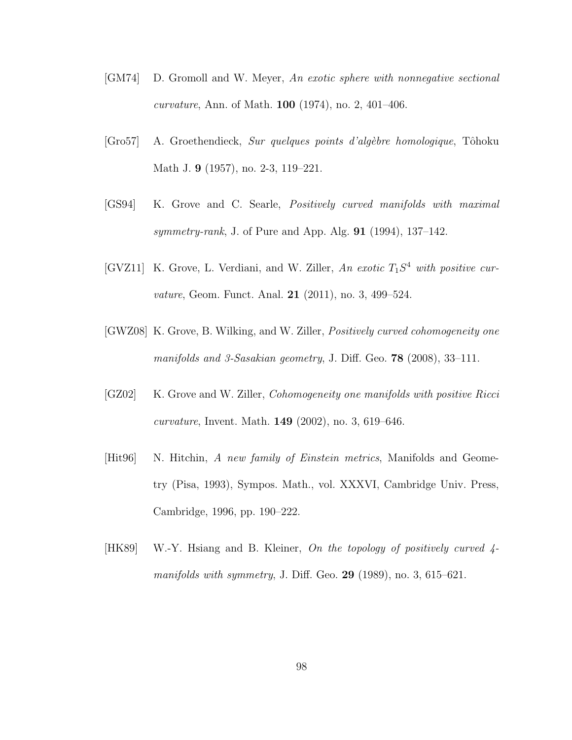[GM74] D. Gromoll and W. Meyer, *An exotic sphere with nonnegative sectional curvature*, Ann. of Math. **100** (1974), no. 2, 401–406.

[Gro57] A. Groethendieck, *Sur quelques points d'algèbre homologique*, Tôhoku Math J. **9** (1957), no. 2-3, 119–221.

[GS94] K. Grove and C. Searle, *Positively curved manifolds with maximal symmetry-rank*, J. of Pure and App. Alg. **91** (1994), 137–142.

[GVZ11] K. Grove, L. Verdiani, and W. Ziller, *An exotic $T_1S^4$ with positive curvature*, Geom. Funct. Anal. **21** (2011), no. 3, 499–524.

[GWZ08] K. Grove, B. Wilking, and W. Ziller, *Positively curved cohomogeneity one manifolds and 3-Sasakian geometry*, J. Diff. Geo. **78** (2008), 33–111.

[GZ02] K. Grove and W. Ziller, *Cohomogeneity one manifolds with positive Ricci curvature*, Invent. Math. **149** (2002), no. 3, 619–646.

[Hit96] N. Hitchin, *A new family of Einstein metrics*, Manifolds and Geometry (Pisa, 1993), Sympos. Math., vol. XXXVI, Cambridge Univ. Press, Cambridge, 1996, pp. 190–222.

[HK89] W.-Y. Hsiang and B. Kleiner, *On the topology of positively curved 4-manifolds with symmetry*, J. Diff. Geo. **29** (1989), no. 3, 615–621.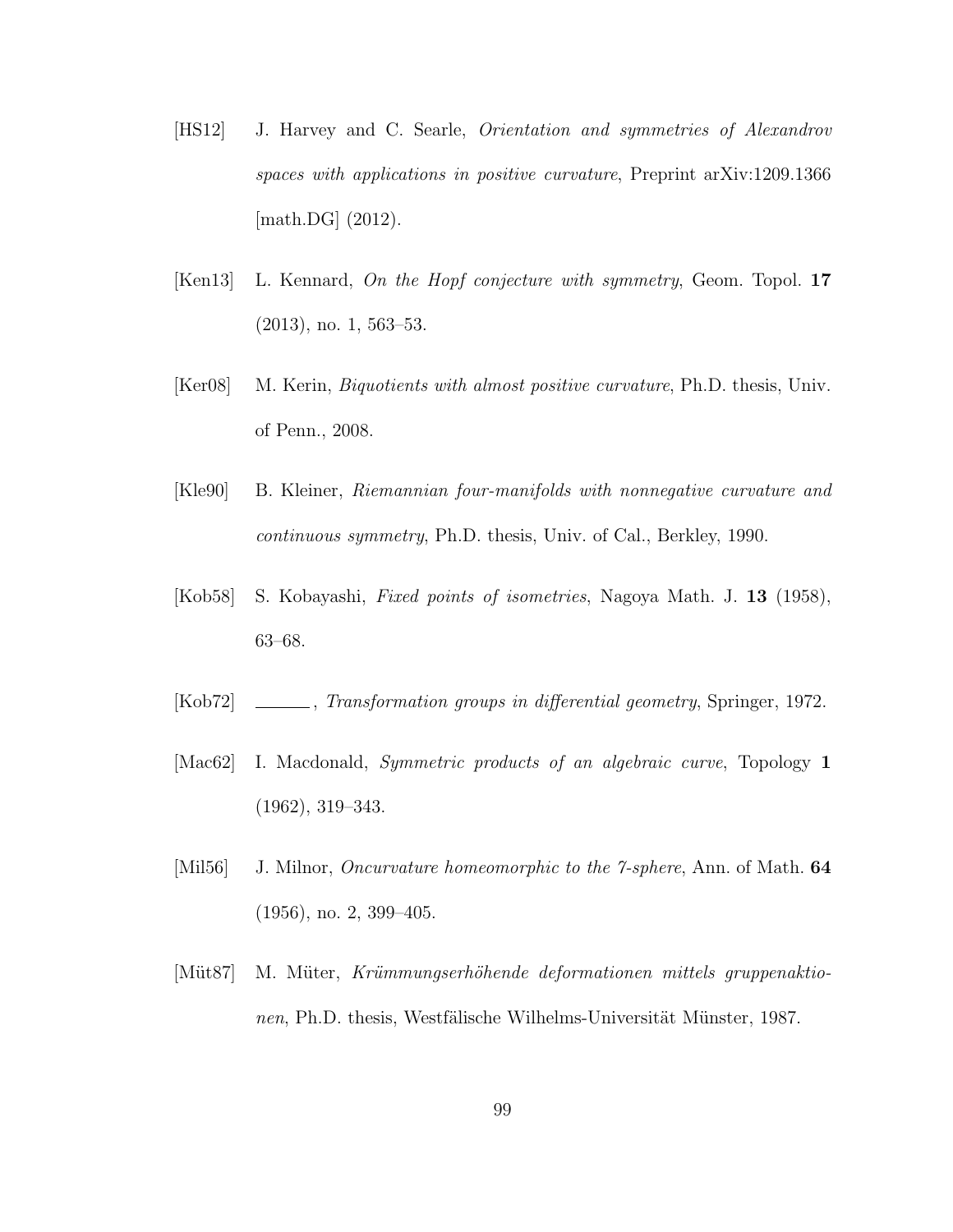[HS12] J. Harvey and C. Searle, *Orientation and symmetries of Alexandrov spaces with applications in positive curvature*, Preprint arXiv:1209.1366 [math.DG] (2012).

[Ken13] L. Kennard, *On the Hopf conjecture with symmetry*, Geom. Topol. **17** (2013), no. 1, 563–53.

[Ker08] M. Kerin, *Biquotients with almost positive curvature*, Ph.D. thesis, Univ. of Penn., 2008.

[Kle90] B. Kleiner, *Riemannian four-manifolds with nonnegative curvature and continuous symmetry*, Ph.D. thesis, Univ. of Cal., Berkley, 1990.

[Kob58] S. Kobayashi, *Fixed points of isometries*, Nagoya Math. J. **13** (1958), 63–68.

[Kob72] ______, *Transformation groups in differential geometry*, Springer, 1972.

[Mac62] I. Macdonald, *Symmetric products of an algebraic curve*, Topology **1** (1962), 319–343.

[Mil56] J. Milnor, *Oncurvature homeomorphic to the 7-sphere*, Ann. of Math. **64** (1956), no. 2, 399–405.

[Müt87] M. Müter, *Krümmungserhöhende deformationen mittels gruppenaktionen*, Ph.D. thesis, Westfälische Wilhelms-Universität Münster, 1987.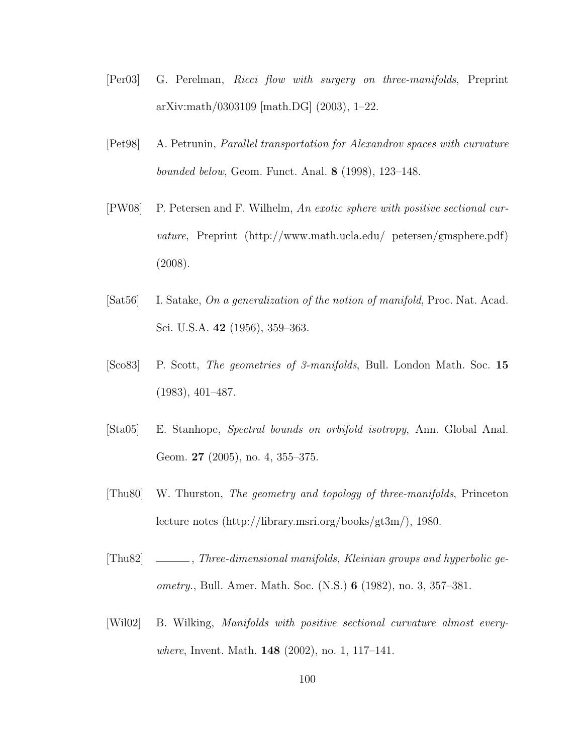[Per03] G. Perelman, *Ricci flow with surgery on three-manifolds*, Preprint arXiv:math/0303109 [math.DG] (2003), 1–22.

[Pet98] A. Petrunin, *Parallel transportation for Alexandrov spaces with curvature bounded below*, Geom. Funct. Anal. **8** (1998), 123–148.

[PW08] P. Petersen and F. Wilhelm, *An exotic sphere with positive sectional curvature*, Preprint (http://www.math.ucla.edu/ petersen/gmsphere.pdf) (2008).

[Sat56] I. Satake, *On a generalization of the notion of manifold*, Proc. Nat. Acad. Sci. U.S.A. **42** (1956), 359–363.

[Sco83] P. Scott, *The geometries of 3-manifolds*, Bull. London Math. Soc. **15** (1983), 401–487.

[Sta05] E. Stanhope, *Spectral bounds on orbifold isotropy*, Ann. Global Anal. Geom. **27** (2005), no. 4, 355–375.

[Thu80] W. Thurston, *The geometry and topology of three-manifolds*, Princeton lecture notes (http://library.msri.org/books/gt3m/), 1980.

[Thu82] ______, *Three-dimensional manifolds, Kleinian groups and hyperbolic geometry.*, Bull. Amer. Math. Soc. (N.S.) **6** (1982), no. 3, 357–381.

[Wil02] B. Wilking, *Manifolds with positive sectional curvature almost everywhere*, Invent. Math. **148** (2002), no. 1, 117–141.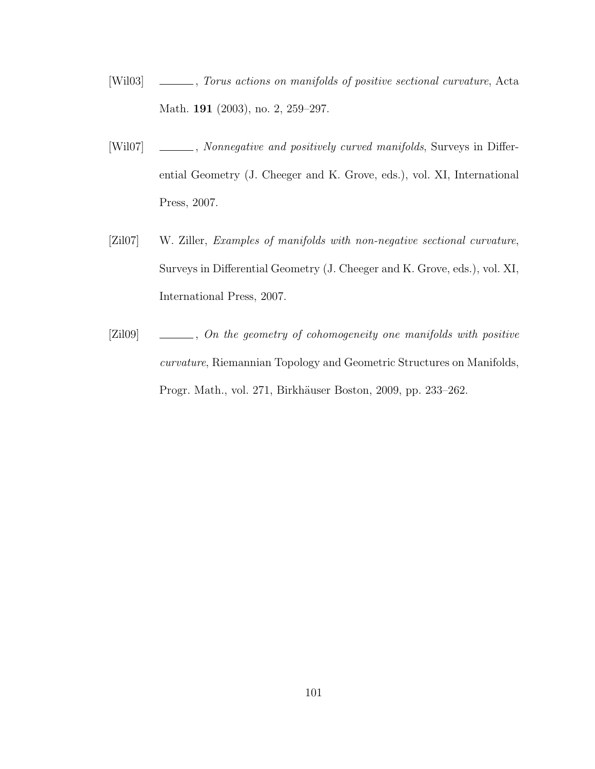[Wil03] ———, *Torus actions on manifolds of positive sectional curvature*, Acta Math. **191** (2003), no. 2, 259–297.

[Wil07] ———, *Nonnegative and positively curved manifolds*, Surveys in Differential Geometry (J. Cheeger and K. Grove, eds.), vol. XI, International Press, 2007.

[Zil07] W. Ziller, *Examples of manifolds with non-negative sectional curvature*, Surveys in Differential Geometry (J. Cheeger and K. Grove, eds.), vol. XI, International Press, 2007.

[Zil09] ———, *On the geometry of cohomogeneity one manifolds with positive curvature*, Riemannian Topology and Geometric Structures on Manifolds, Progr. Math., vol. 271, Birkhäuser Boston, 2009, pp. 233–262.